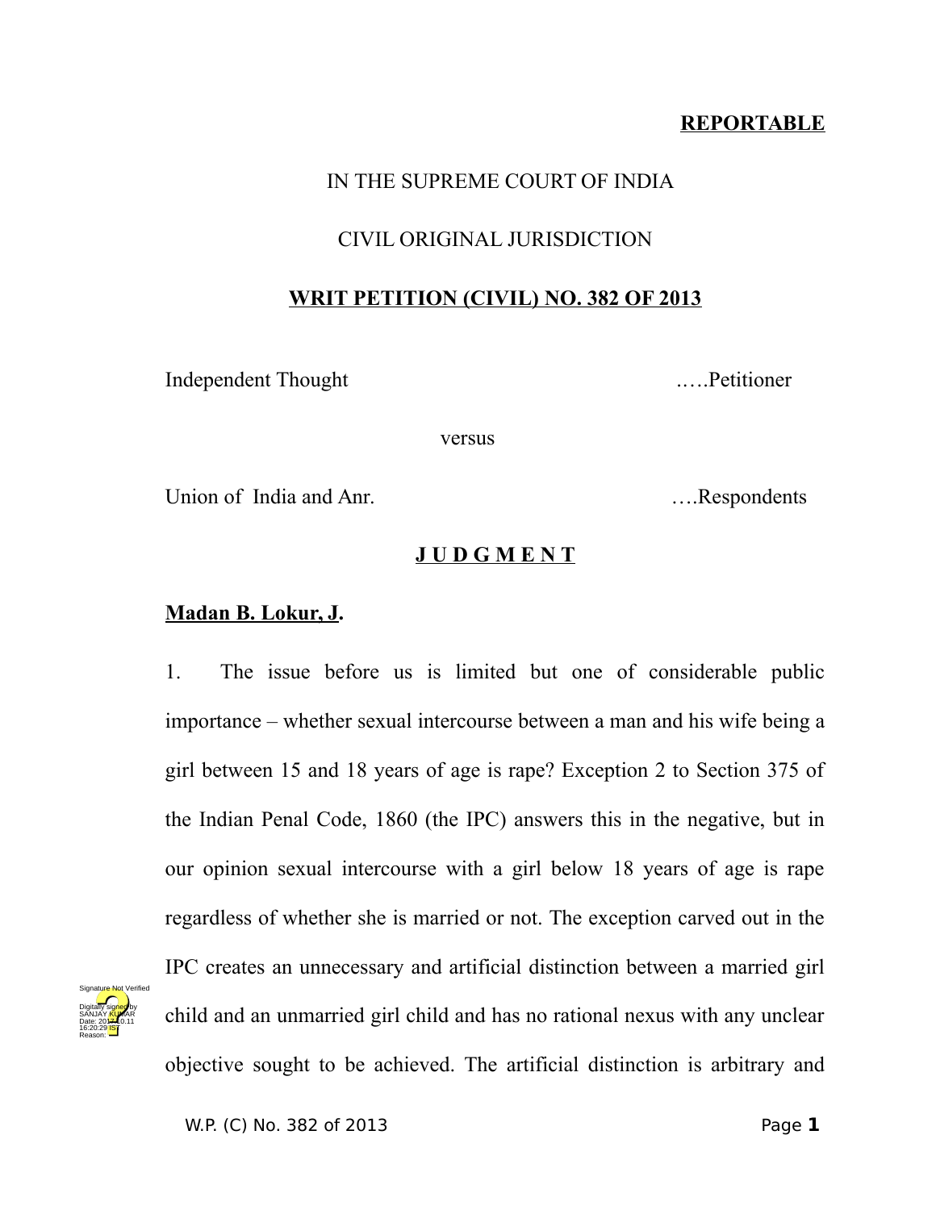**REPORTABLE**

IN THE SUPREME COURT OF INDIA

CIVIL ORIGINAL JURISDICTION

**WRIT PETITION (CIVIL) NO. 382 OF 2013**

Independent Thought ..….Petitioner

versus

Union of India and Anr. ….Respondents

**J U D G M E N T**

**Madan B. Lokur, J.**

1. The issue before us is limited but one of considerable public importance – whether sexual intercourse between a man and his wife being a girl between 15 and 18 years of age is rape? Exception 2 to Section 375 of the Indian Penal Code, 1860 (the IPC) answers this in the negative, but in our opinion sexual intercourse with a girl below 18 years of age is rape regardless of whether she is married or not. The exception carved out in the IPC creates an unnecessary and artificial distinction between a married girl child and an unmarried girl child and has no rational nexus with any unclear objective sought to be achieved. The artificial distinction is arbitrary and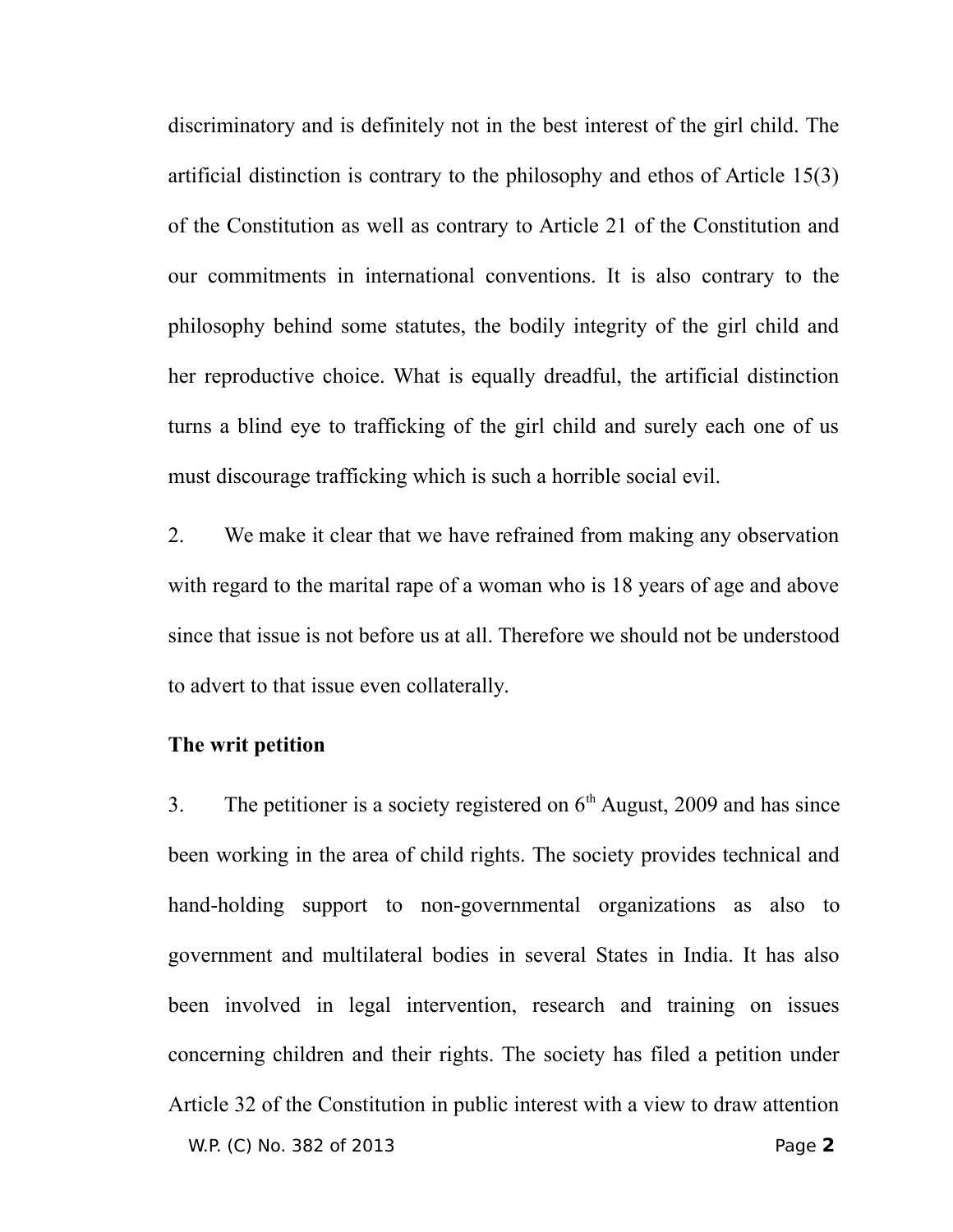discriminatory and is definitely not in the best interest of the girl child. The artificial distinction is contrary to the philosophy and ethos of Article 15(3) of the Constitution as well as contrary to Article 21 of the Constitution and our commitments in international conventions. It is also contrary to the philosophy behind some statutes, the bodily integrity of the girl child and her reproductive choice. What is equally dreadful, the artificial distinction turns a blind eye to trafficking of the girl child and surely each one of us must discourage trafficking which is such a horrible social evil.

2. We make it clear that we have refrained from making any observation with regard to the marital rape of a woman who is 18 years of age and above since that issue is not before us at all. Therefore we should not be understood to advert to that issue even collaterally.

**The writ petition**

3. The petitioner is a society registered on 6th August, 2009 and has since been working in the area of child rights. The society provides technical and hand-holding support to non-governmental organizations as also to government and multilateral bodies in several States in India. It has also been involved in legal intervention, research and training on issues concerning children and their rights. The society has filed a petition under Article 32 of the Constitution in public interest with a view to draw attention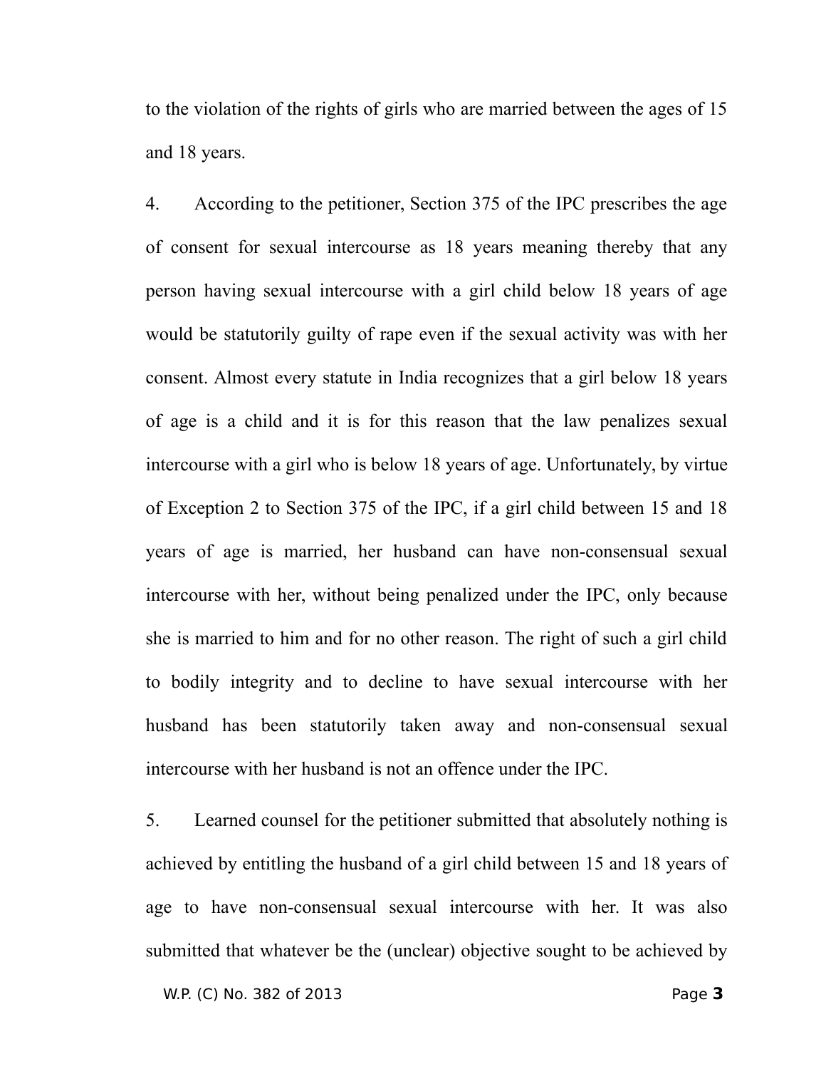to the violation of the rights of girls who are married between the ages of 15 and 18 years.

4. According to the petitioner, Section 375 of the IPC prescribes the age of consent for sexual intercourse as 18 years meaning thereby that any person having sexual intercourse with a girl child below 18 years of age would be statutorily guilty of rape even if the sexual activity was with her consent. Almost every statute in India recognizes that a girl below 18 years of age is a child and it is for this reason that the law penalizes sexual intercourse with a girl who is below 18 years of age. Unfortunately, by virtue of Exception 2 to Section 375 of the IPC, if a girl child between 15 and 18 years of age is married, her husband can have non-consensual sexual intercourse with her, without being penalized under the IPC, only because she is married to him and for no other reason. The right of such a girl child to bodily integrity and to decline to have sexual intercourse with her husband has been statutorily taken away and non-consensual sexual intercourse with her husband is not an offence under the IPC.

5. Learned counsel for the petitioner submitted that absolutely nothing is achieved by entitling the husband of a girl child between 15 and 18 years of age to have non-consensual sexual intercourse with her. It was also submitted that whatever be the (unclear) objective sought to be achieved by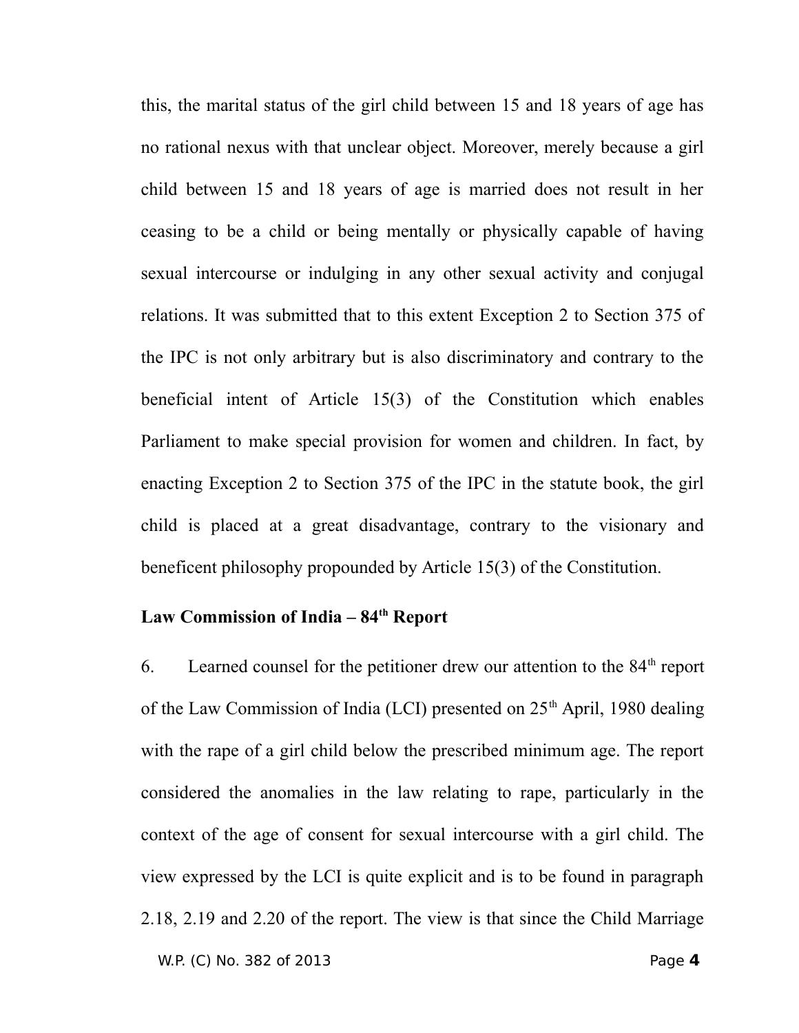this, the marital status of the girl child between 15 and 18 years of age has no rational nexus with that unclear object. Moreover, merely because a girl child between 15 and 18 years of age is married does not result in her ceasing to be a child or being mentally or physically capable of having sexual intercourse or indulging in any other sexual activity and conjugal relations. It was submitted that to this extent Exception 2 to Section 375 of the IPC is not only arbitrary but is also discriminatory and contrary to the beneficial intent of Article 15(3) of the Constitution which enables Parliament to make special provision for women and children. In fact, by enacting Exception 2 to Section 375 of the IPC in the statute book, the girl child is placed at a great disadvantage, contrary to the visionary and beneficent philosophy propounded by Article 15(3) of the Constitution.

**Law Commission of India – 84th Report**

6. Learned counsel for the petitioner drew our attention to the 84th report of the Law Commission of India (LCI) presented on 25th April, 1980 dealing with the rape of a girl child below the prescribed minimum age. The report considered the anomalies in the law relating to rape, particularly in the context of the age of consent for sexual intercourse with a girl child. The view expressed by the LCI is quite explicit and is to be found in paragraph 2.18, 2.19 and 2.20 of the report. The view is that since the Child Marriage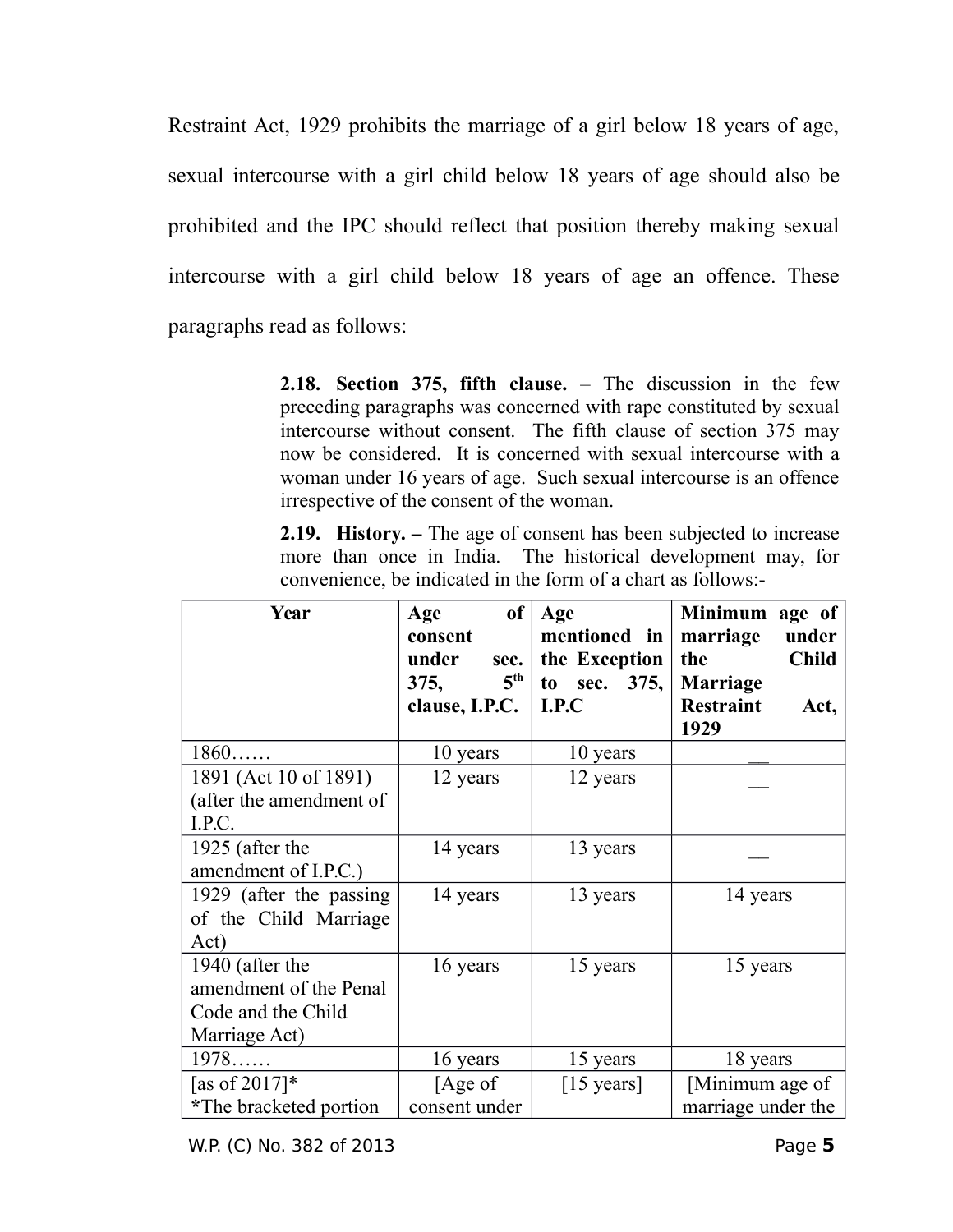Restraint Act, 1929 prohibits the marriage of a girl below 18 years of age, sexual intercourse with a girl child below 18 years of age should also be prohibited and the IPC should reflect that position thereby making sexual intercourse with a girl child below 18 years of age an offence. These paragraphs read as follows:

> **2.18. Section 375, fifth clause.** – The discussion in the few preceding paragraphs was concerned with rape constituted by sexual intercourse without consent. The fifth clause of section 375 may now be considered. It is concerned with sexual intercourse with a woman under 16 years of age. Such sexual intercourse is an offence irrespective of the consent of the woman.
>
> **2.19. History. –** The age of consent has been subjected to increase more than once in India. The historical development may, for convenience, be indicated in the form of a chart as follows:-

| Year | Age of consent under sec. 375, 5th clause, I.P.C. | Age mentioned in the Exception to sec. 375, I.P.C | Minimum age of marriage under the Child Marriage Restraint Act, 1929 |
|---|---|---|---|
| 1860…… | 10 years | 10 years | __ |
| 1891 (Act 10 of 1891) (after the amendment of I.P.C. | 12 years | 12 years | __ |
| 1925 (after the amendment of I.P.C.) | 14 years | 13 years | __ |
| 1929 (after the passing of the Child Marriage Act) | 14 years | 13 years | 14 years |
| 1940 (after the amendment of the Penal Code and the Child Marriage Act) | 16 years | 15 years | 15 years |
| 1978…… | 16 years | 15 years | 18 years |
| [as of 2017]* *The bracketed portion | [Age of consent under | [15 years] | [Minimum age of marriage under the |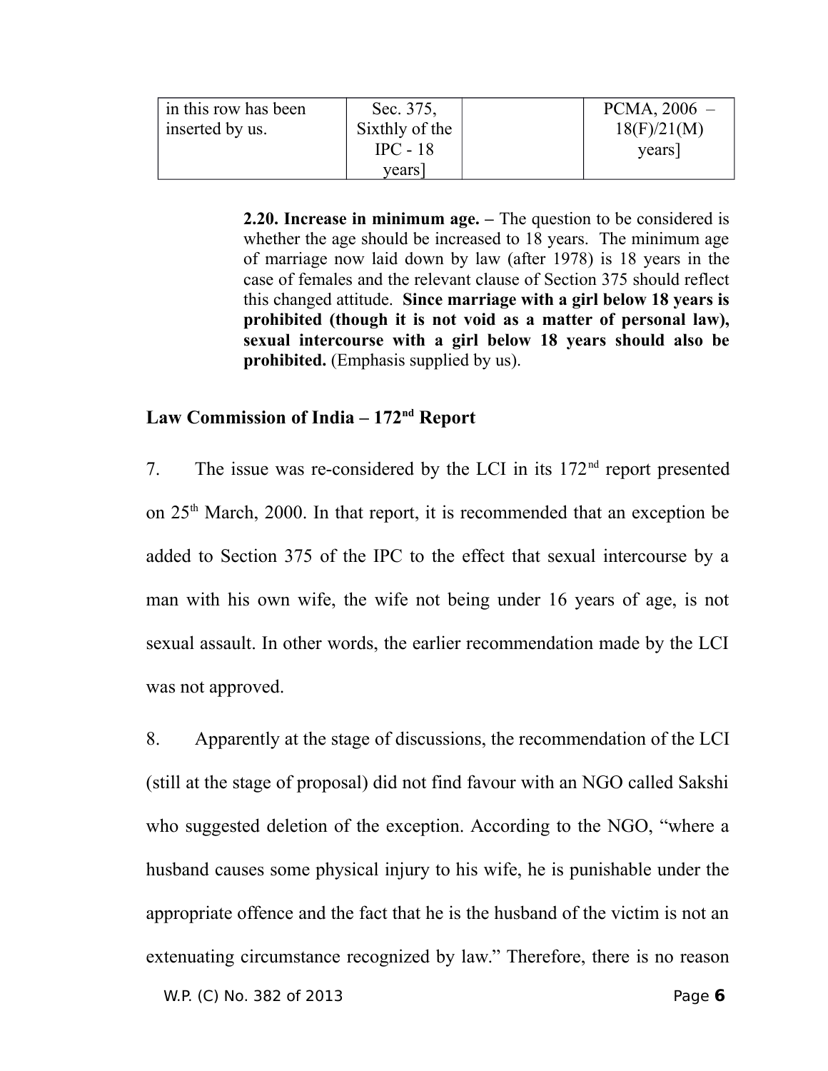| in this row has been inserted by us. | Sec. 375, Sixthly of the IPC - 18 years] | | PCMA, 2006 – 18(F)/21(M) years] |
|---|---|---|---|

> **2.20. Increase in minimum age. –** The question to be considered is whether the age should be increased to 18 years. The minimum age of marriage now laid down by law (after 1978) is 18 years in the case of females and the relevant clause of Section 375 should reflect this changed attitude. **Since marriage with a girl below 18 years is prohibited (though it is not void as a matter of personal law), sexual intercourse with a girl below 18 years should also be prohibited.** (Emphasis supplied by us).

## Law Commission of India – 172nd Report

7. The issue was re-considered by the LCI in its 172nd report presented on 25th March, 2000. In that report, it is recommended that an exception be added to Section 375 of the IPC to the effect that sexual intercourse by a man with his own wife, the wife not being under 16 years of age, is not sexual assault. In other words, the earlier recommendation made by the LCI was not approved.

8. Apparently at the stage of discussions, the recommendation of the LCI (still at the stage of proposal) did not find favour with an NGO called Sakshi who suggested deletion of the exception. According to the NGO, "where a husband causes some physical injury to his wife, he is punishable under the appropriate offence and the fact that he is the husband of the victim is not an extenuating circumstance recognized by law." Therefore, there is no reason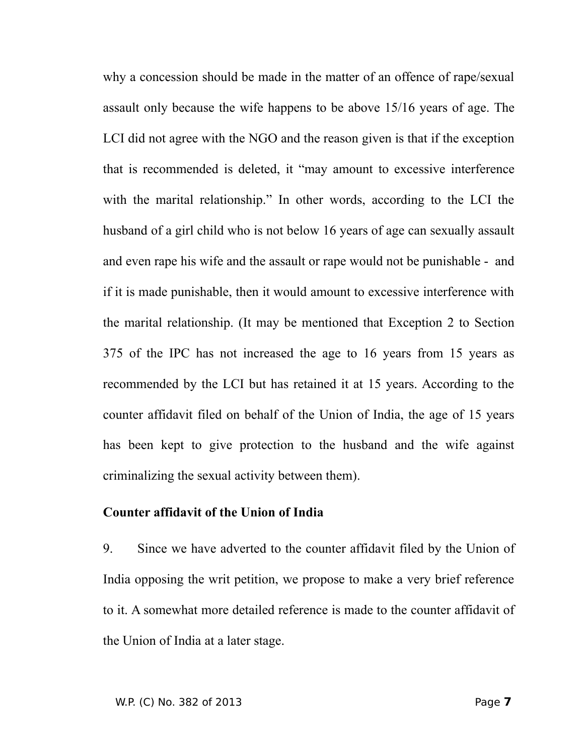why a concession should be made in the matter of an offence of rape/sexual assault only because the wife happens to be above 15/16 years of age. The LCI did not agree with the NGO and the reason given is that if the exception that is recommended is deleted, it "may amount to excessive interference with the marital relationship." In other words, according to the LCI the husband of a girl child who is not below 16 years of age can sexually assault and even rape his wife and the assault or rape would not be punishable - and if it is made punishable, then it would amount to excessive interference with the marital relationship. (It may be mentioned that Exception 2 to Section 375 of the IPC has not increased the age to 16 years from 15 years as recommended by the LCI but has retained it at 15 years. According to the counter affidavit filed on behalf of the Union of India, the age of 15 years has been kept to give protection to the husband and the wife against criminalizing the sexual activity between them).

**Counter affidavit of the Union of India**

9. Since we have adverted to the counter affidavit filed by the Union of India opposing the writ petition, we propose to make a very brief reference to it. A somewhat more detailed reference is made to the counter affidavit of the Union of India at a later stage.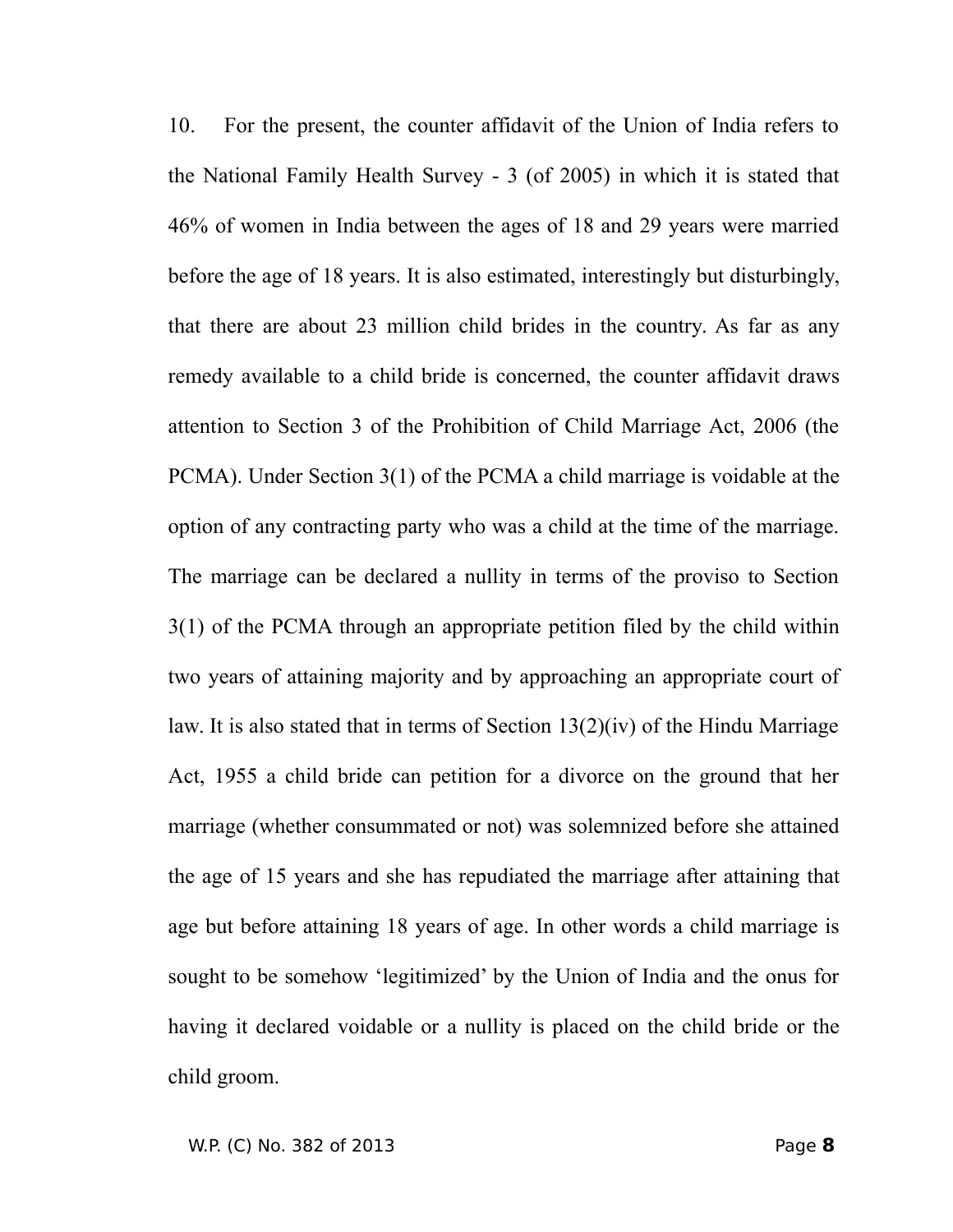10. For the present, the counter affidavit of the Union of India refers to the National Family Health Survey - 3 (of 2005) in which it is stated that 46% of women in India between the ages of 18 and 29 years were married before the age of 18 years. It is also estimated, interestingly but disturbingly, that there are about 23 million child brides in the country. As far as any remedy available to a child bride is concerned, the counter affidavit draws attention to Section 3 of the Prohibition of Child Marriage Act, 2006 (the PCMA). Under Section 3(1) of the PCMA a child marriage is voidable at the option of any contracting party who was a child at the time of the marriage. The marriage can be declared a nullity in terms of the proviso to Section 3(1) of the PCMA through an appropriate petition filed by the child within two years of attaining majority and by approaching an appropriate court of law. It is also stated that in terms of Section 13(2)(iv) of the Hindu Marriage Act, 1955 a child bride can petition for a divorce on the ground that her marriage (whether consummated or not) was solemnized before she attained the age of 15 years and she has repudiated the marriage after attaining that age but before attaining 18 years of age. In other words a child marriage is sought to be somehow 'legitimized' by the Union of India and the onus for having it declared voidable or a nullity is placed on the child bride or the child groom.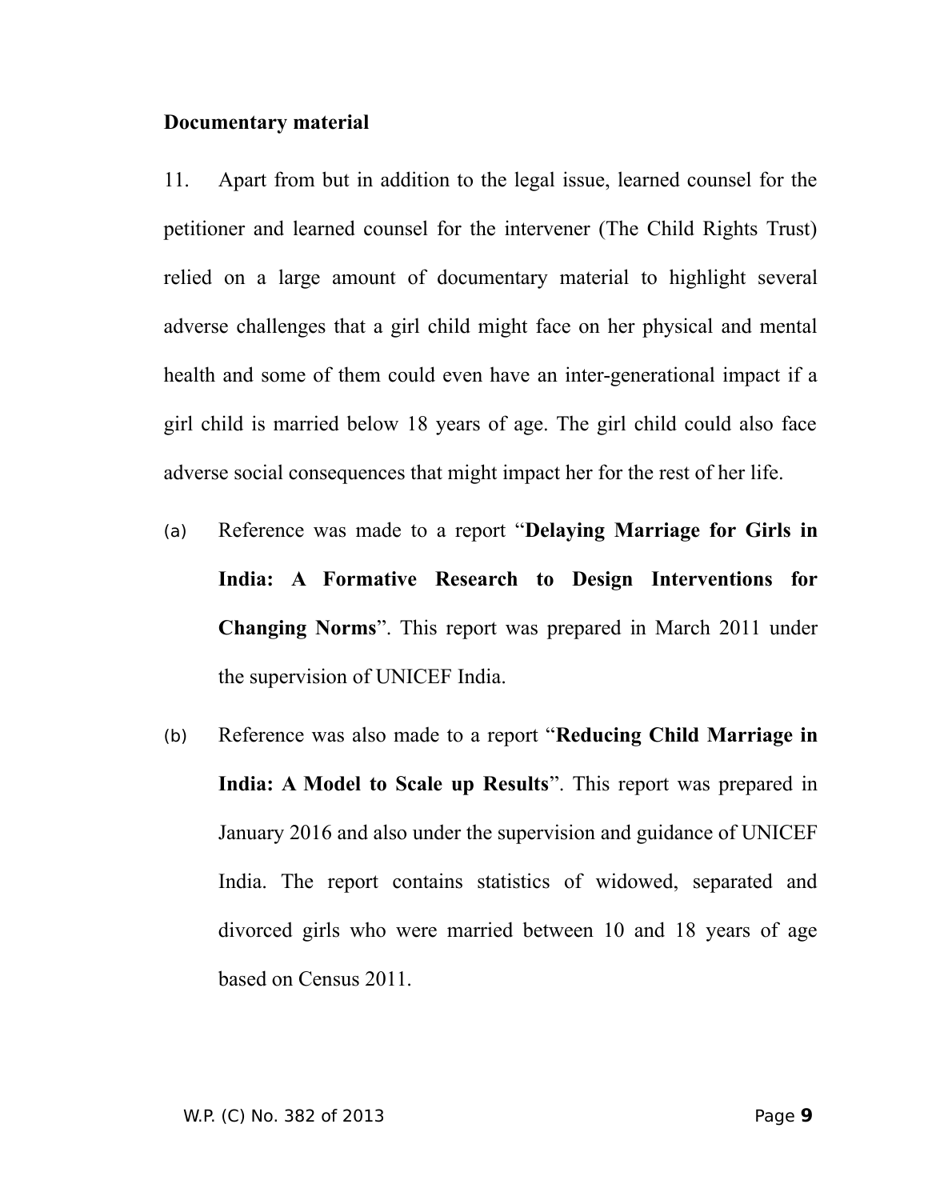**Documentary material**

11. Apart from but in addition to the legal issue, learned counsel for the petitioner and learned counsel for the intervener (The Child Rights Trust) relied on a large amount of documentary material to highlight several adverse challenges that a girl child might face on her physical and mental health and some of them could even have an inter-generational impact if a girl child is married below 18 years of age. The girl child could also face adverse social consequences that might impact her for the rest of her life.

(a) Reference was made to a report "**Delaying Marriage for Girls in India: A Formative Research to Design Interventions for Changing Norms**". This report was prepared in March 2011 under the supervision of UNICEF India.

(b) Reference was also made to a report "**Reducing Child Marriage in India: A Model to Scale up Results**". This report was prepared in January 2016 and also under the supervision and guidance of UNICEF India. The report contains statistics of widowed, separated and divorced girls who were married between 10 and 18 years of age based on Census 2011.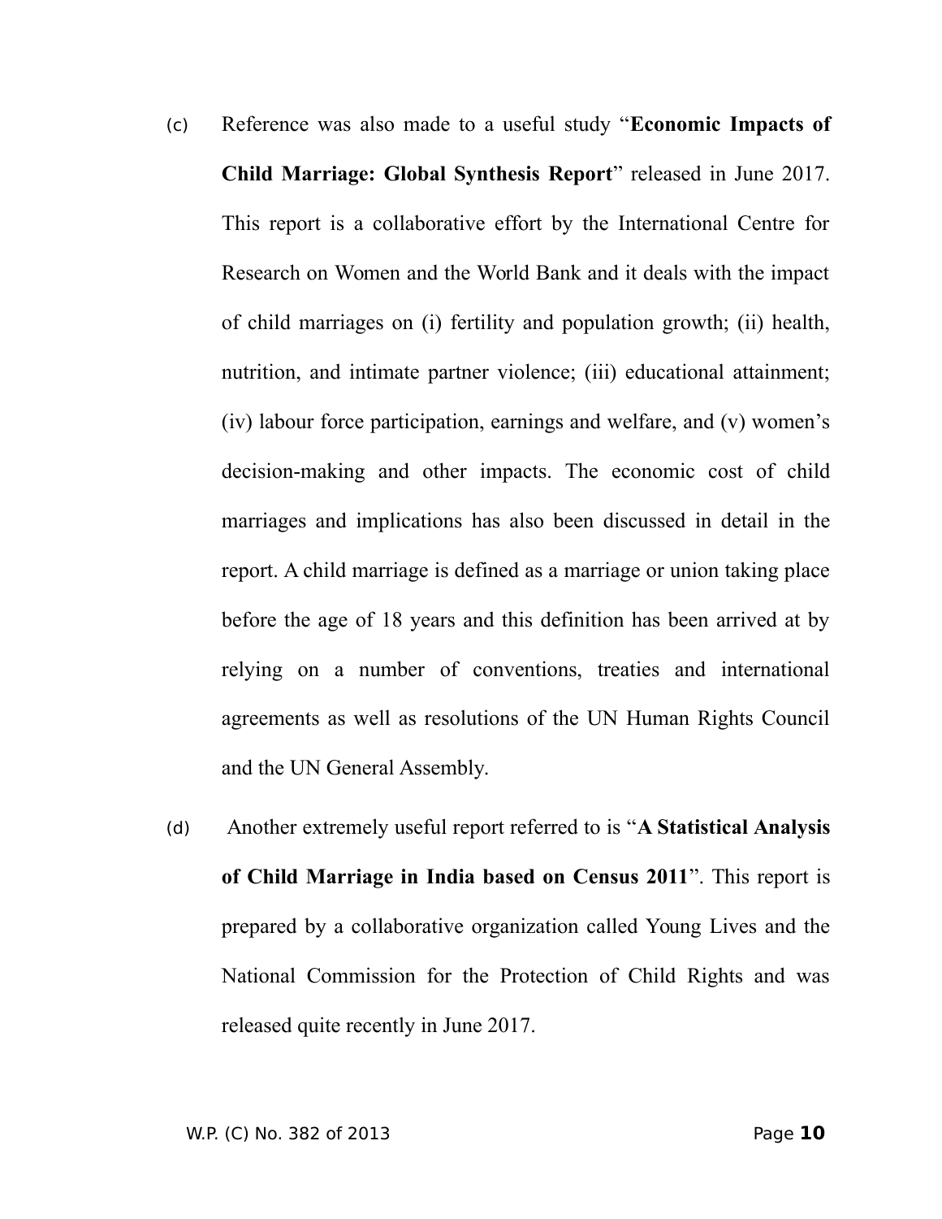(c) Reference was also made to a useful study "**Economic Impacts of Child Marriage: Global Synthesis Report**" released in June 2017. This report is a collaborative effort by the International Centre for Research on Women and the World Bank and it deals with the impact of child marriages on (i) fertility and population growth; (ii) health, nutrition, and intimate partner violence; (iii) educational attainment; (iv) labour force participation, earnings and welfare, and (v) women's decision-making and other impacts. The economic cost of child marriages and implications has also been discussed in detail in the report. A child marriage is defined as a marriage or union taking place before the age of 18 years and this definition has been arrived at by relying on a number of conventions, treaties and international agreements as well as resolutions of the UN Human Rights Council and the UN General Assembly.

(d) Another extremely useful report referred to is "**A Statistical Analysis of Child Marriage in India based on Census 2011**". This report is prepared by a collaborative organization called Young Lives and the National Commission for the Protection of Child Rights and was released quite recently in June 2017.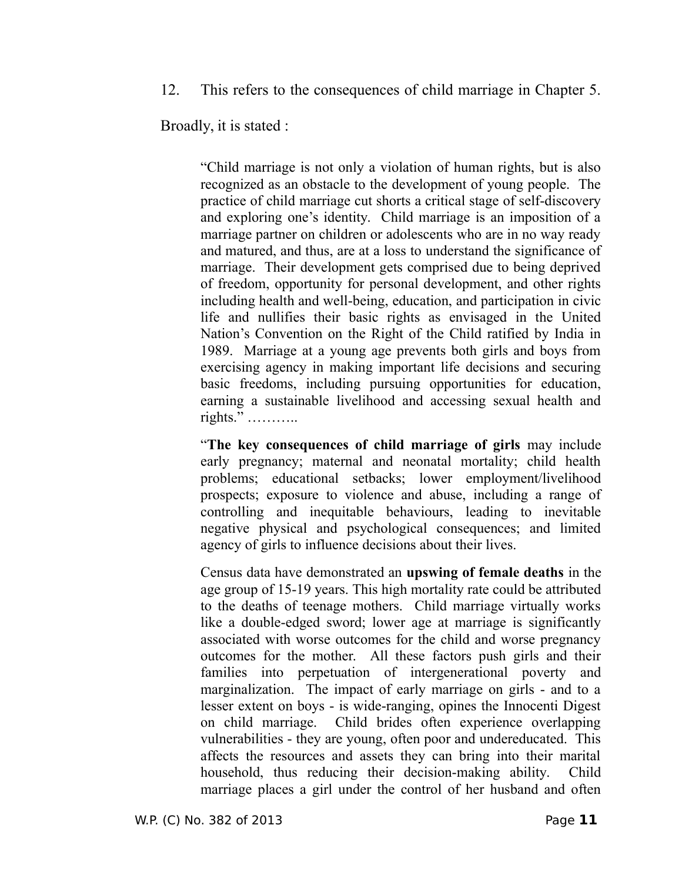12. This refers to the consequences of child marriage in Chapter 5.

Broadly, it is stated :

> "Child marriage is not only a violation of human rights, but is also recognized as an obstacle to the development of young people. The practice of child marriage cut shorts a critical stage of self-discovery and exploring one's identity. Child marriage is an imposition of a marriage partner on children or adolescents who are in no way ready and matured, and thus, are at a loss to understand the significance of marriage. Their development gets comprised due to being deprived of freedom, opportunity for personal development, and other rights including health and well-being, education, and participation in civic life and nullifies their basic rights as envisaged in the United Nation's Convention on the Right of the Child ratified by India in 1989. Marriage at a young age prevents both girls and boys from exercising agency in making important life decisions and securing basic freedoms, including pursuing opportunities for education, earning a sustainable livelihood and accessing sexual health and rights." ………..
>
> "**The key consequences of child marriage of girls** may include early pregnancy; maternal and neonatal mortality; child health problems; educational setbacks; lower employment/livelihood prospects; exposure to violence and abuse, including a range of controlling and inequitable behaviours, leading to inevitable negative physical and psychological consequences; and limited agency of girls to influence decisions about their lives.
>
> Census data have demonstrated an **upswing of female deaths** in the age group of 15-19 years. This high mortality rate could be attributed to the deaths of teenage mothers. Child marriage virtually works like a double-edged sword; lower age at marriage is significantly associated with worse outcomes for the child and worse pregnancy outcomes for the mother. All these factors push girls and their families into perpetuation of intergenerational poverty and marginalization. The impact of early marriage on girls - and to a lesser extent on boys - is wide-ranging, opines the Innocenti Digest on child marriage. Child brides often experience overlapping vulnerabilities - they are young, often poor and undereducated. This affects the resources and assets they can bring into their marital household, thus reducing their decision-making ability. Child marriage places a girl under the control of her husband and often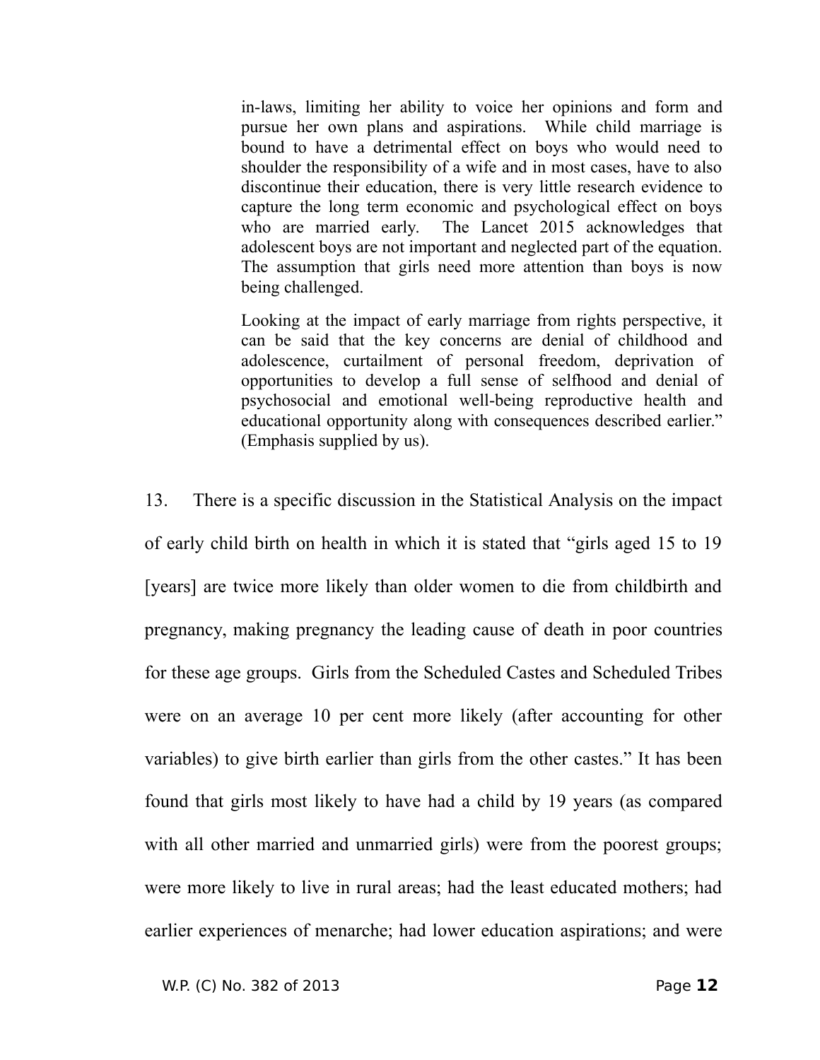> in-laws, limiting her ability to voice her opinions and form and pursue her own plans and aspirations. While child marriage is bound to have a detrimental effect on boys who would need to shoulder the responsibility of a wife and in most cases, have to also discontinue their education, there is very little research evidence to capture the long term economic and psychological effect on boys who are married early. The Lancet 2015 acknowledges that adolescent boys are not important and neglected part of the equation. The assumption that girls need more attention than boys is now being challenged.
>
> Looking at the impact of early marriage from rights perspective, it can be said that the key concerns are denial of childhood and adolescence, curtailment of personal freedom, deprivation of opportunities to develop a full sense of selfhood and denial of psychosocial and emotional well-being reproductive health and educational opportunity along with consequences described earlier." (Emphasis supplied by us).

13. There is a specific discussion in the Statistical Analysis on the impact of early child birth on health in which it is stated that "girls aged 15 to 19 [years] are twice more likely than older women to die from childbirth and pregnancy, making pregnancy the leading cause of death in poor countries for these age groups. Girls from the Scheduled Castes and Scheduled Tribes were on an average 10 per cent more likely (after accounting for other variables) to give birth earlier than girls from the other castes." It has been found that girls most likely to have had a child by 19 years (as compared with all other married and unmarried girls) were from the poorest groups; were more likely to live in rural areas; had the least educated mothers; had earlier experiences of menarche; had lower education aspirations; and were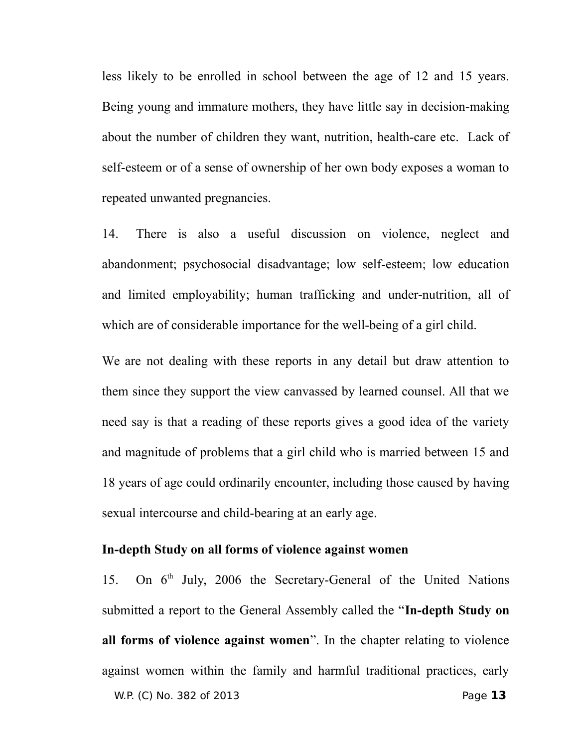less likely to be enrolled in school between the age of 12 and 15 years. Being young and immature mothers, they have little say in decision-making about the number of children they want, nutrition, health-care etc. Lack of self-esteem or of a sense of ownership of her own body exposes a woman to repeated unwanted pregnancies.

14. There is also a useful discussion on violence, neglect and abandonment; psychosocial disadvantage; low self-esteem; low education and limited employability; human trafficking and under-nutrition, all of which are of considerable importance for the well-being of a girl child.

We are not dealing with these reports in any detail but draw attention to them since they support the view canvassed by learned counsel. All that we need say is that a reading of these reports gives a good idea of the variety and magnitude of problems that a girl child who is married between 15 and 18 years of age could ordinarily encounter, including those caused by having sexual intercourse and child-bearing at an early age.

**In-depth Study on all forms of violence against women**

15. On 6th July, 2006 the Secretary-General of the United Nations submitted a report to the General Assembly called the "**In-depth Study on all forms of violence against women**". In the chapter relating to violence against women within the family and harmful traditional practices, early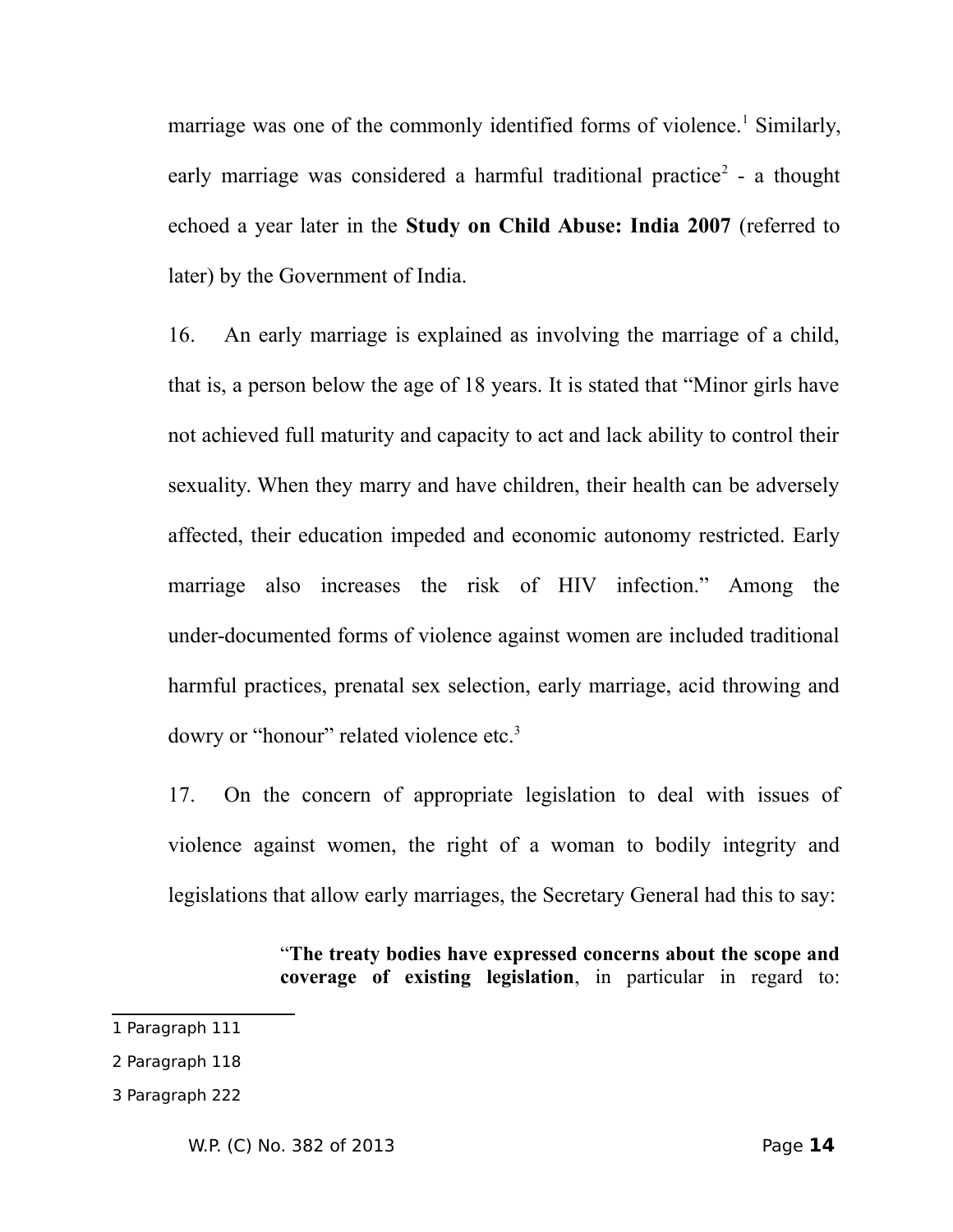marriage was one of the commonly identified forms of violence.[1] Similarly, early marriage was considered a harmful traditional practice[2] - a thought echoed a year later in the **Study on Child Abuse: India 2007** (referred to later) by the Government of India.

16. An early marriage is explained as involving the marriage of a child, that is, a person below the age of 18 years. It is stated that "Minor girls have not achieved full maturity and capacity to act and lack ability to control their sexuality. When they marry and have children, their health can be adversely affected, their education impeded and economic autonomy restricted. Early marriage also increases the risk of HIV infection." Among the under-documented forms of violence against women are included traditional harmful practices, prenatal sex selection, early marriage, acid throwing and dowry or "honour" related violence etc.[3]

17. On the concern of appropriate legislation to deal with issues of violence against women, the right of a woman to bodily integrity and legislations that allow early marriages, the Secretary General had this to say:

> "**The treaty bodies have expressed concerns about the scope and coverage of existing legislation**, in particular in regard to:

---

1 Paragraph 111

2 Paragraph 118

3 Paragraph 222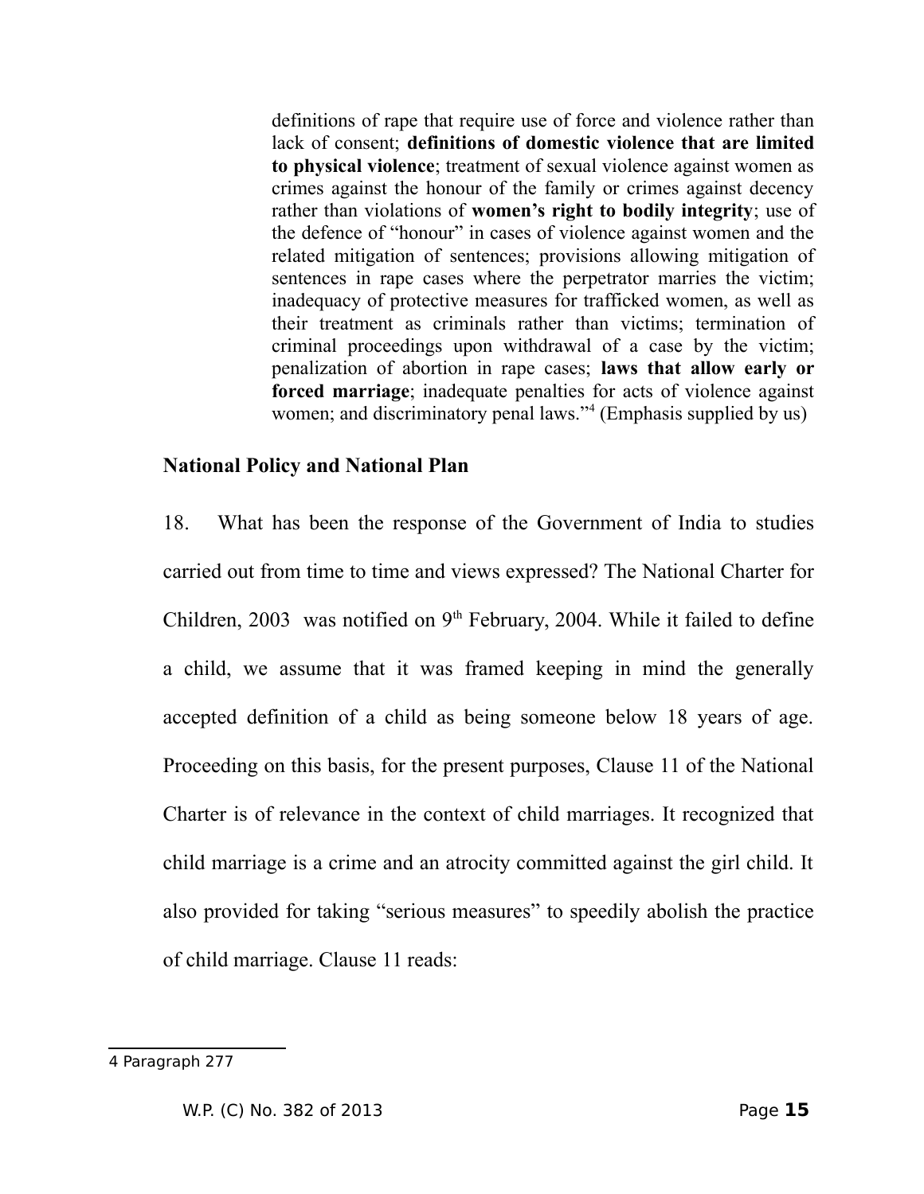> definitions of rape that require use of force and violence rather than lack of consent; **definitions of domestic violence that are limited to physical violence**; treatment of sexual violence against women as crimes against the honour of the family or crimes against decency rather than violations of **women's right to bodily integrity**; use of the defence of "honour" in cases of violence against women and the related mitigation of sentences; provisions allowing mitigation of sentences in rape cases where the perpetrator marries the victim; inadequacy of protective measures for trafficked women, as well as their treatment as criminals rather than victims; termination of criminal proceedings upon withdrawal of a case by the victim; penalization of abortion in rape cases; **laws that allow early or forced marriage**; inadequate penalties for acts of violence against women; and discriminatory penal laws."[4] (Emphasis supplied by us)

**National Policy and National Plan**

18. What has been the response of the Government of India to studies carried out from time to time and views expressed? The National Charter for Children, 2003 was notified on 9th February, 2004. While it failed to define a child, we assume that it was framed keeping in mind the generally accepted definition of a child as being someone below 18 years of age. Proceeding on this basis, for the present purposes, Clause 11 of the National Charter is of relevance in the context of child marriages. It recognized that child marriage is a crime and an atrocity committed against the girl child. It also provided for taking "serious measures" to speedily abolish the practice of child marriage. Clause 11 reads:

---

4 Paragraph 277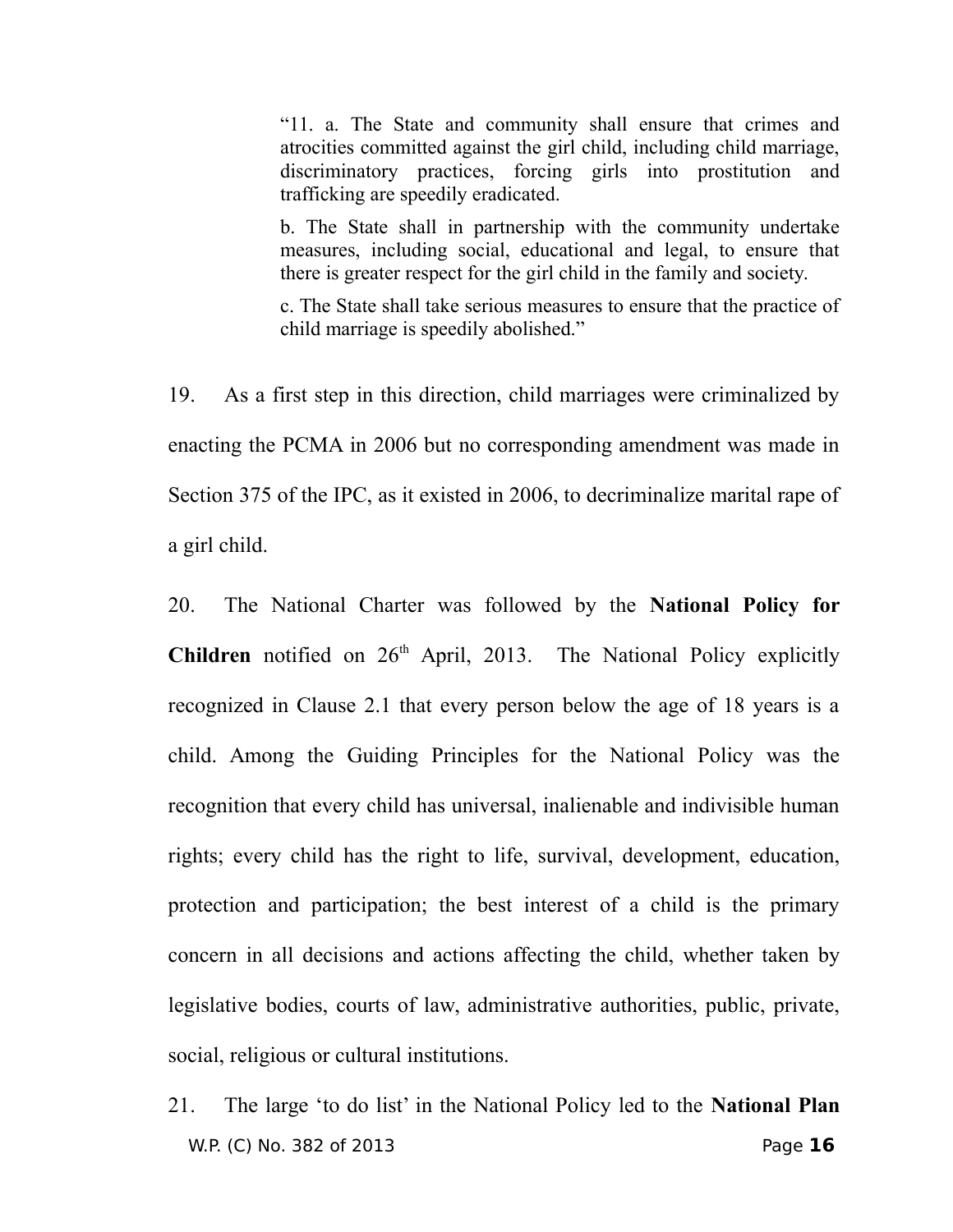> "11. a. The State and community shall ensure that crimes and atrocities committed against the girl child, including child marriage, discriminatory practices, forcing girls into prostitution and trafficking are speedily eradicated.
>
> b. The State shall in partnership with the community undertake measures, including social, educational and legal, to ensure that there is greater respect for the girl child in the family and society.
>
> c. The State shall take serious measures to ensure that the practice of child marriage is speedily abolished."

19. As a first step in this direction, child marriages were criminalized by enacting the PCMA in 2006 but no corresponding amendment was made in Section 375 of the IPC, as it existed in 2006, to decriminalize marital rape of a girl child.

20. The National Charter was followed by the **National Policy for Children** notified on 26th April, 2013. The National Policy explicitly recognized in Clause 2.1 that every person below the age of 18 years is a child. Among the Guiding Principles for the National Policy was the recognition that every child has universal, inalienable and indivisible human rights; every child has the right to life, survival, development, education, protection and participation; the best interest of a child is the primary concern in all decisions and actions affecting the child, whether taken by legislative bodies, courts of law, administrative authorities, public, private, social, religious or cultural institutions.

21. The large 'to do list' in the National Policy led to the **National Plan**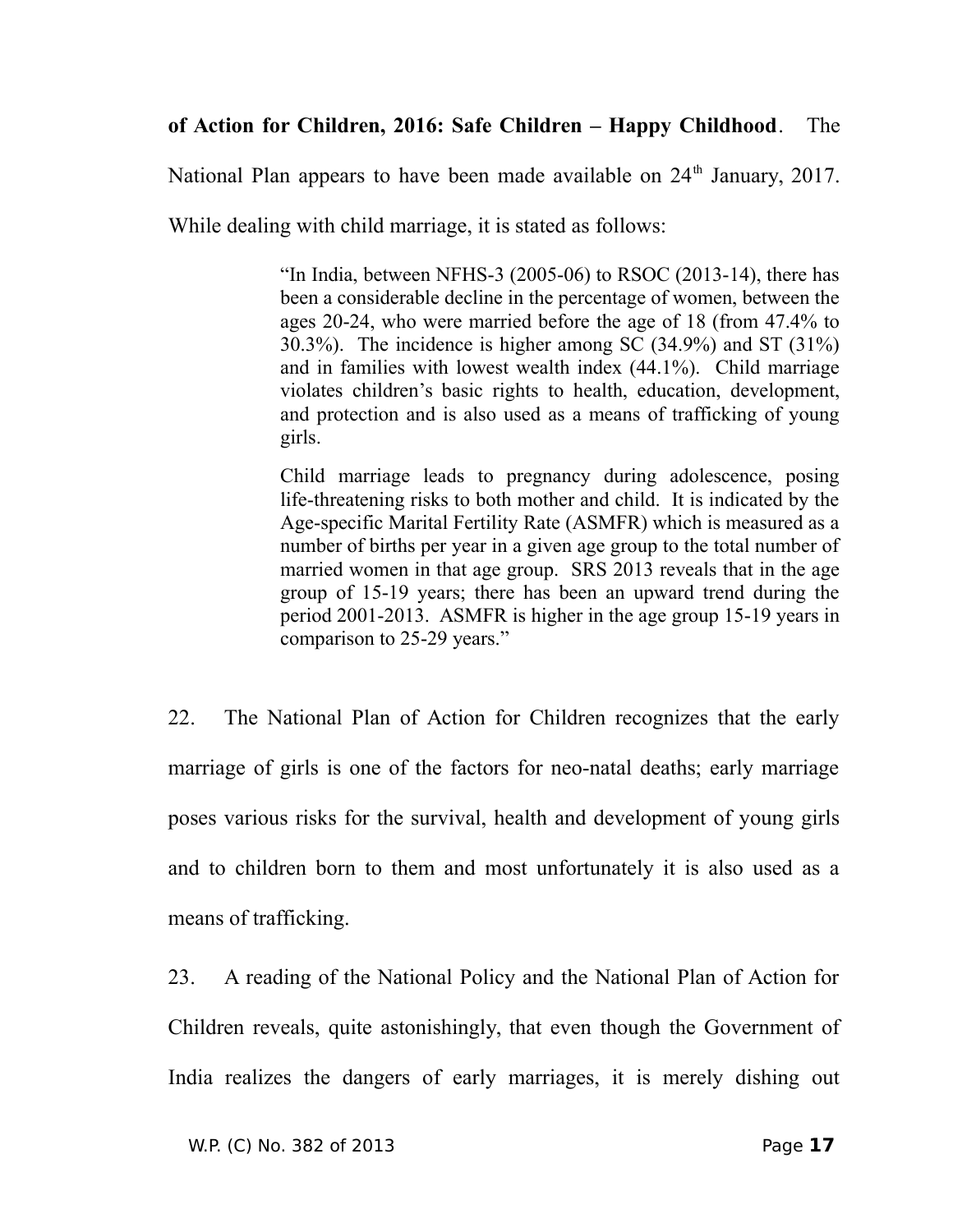**of Action for Children, 2016: Safe Children – Happy Childhood**. The National Plan appears to have been made available on 24th January, 2017. While dealing with child marriage, it is stated as follows:

> "In India, between NFHS-3 (2005-06) to RSOC (2013-14), there has been a considerable decline in the percentage of women, between the ages 20-24, who were married before the age of 18 (from 47.4% to 30.3%). The incidence is higher among SC (34.9%) and ST (31%) and in families with lowest wealth index (44.1%). Child marriage violates children's basic rights to health, education, development, and protection and is also used as a means of trafficking of young girls.
>
> Child marriage leads to pregnancy during adolescence, posing life-threatening risks to both mother and child. It is indicated by the Age-specific Marital Fertility Rate (ASMFR) which is measured as a number of births per year in a given age group to the total number of married women in that age group. SRS 2013 reveals that in the age group of 15-19 years; there has been an upward trend during the period 2001-2013. ASMFR is higher in the age group 15-19 years in comparison to 25-29 years."

22. The National Plan of Action for Children recognizes that the early marriage of girls is one of the factors for neo-natal deaths; early marriage poses various risks for the survival, health and development of young girls and to children born to them and most unfortunately it is also used as a means of trafficking.

23. A reading of the National Policy and the National Plan of Action for Children reveals, quite astonishingly, that even though the Government of India realizes the dangers of early marriages, it is merely dishing out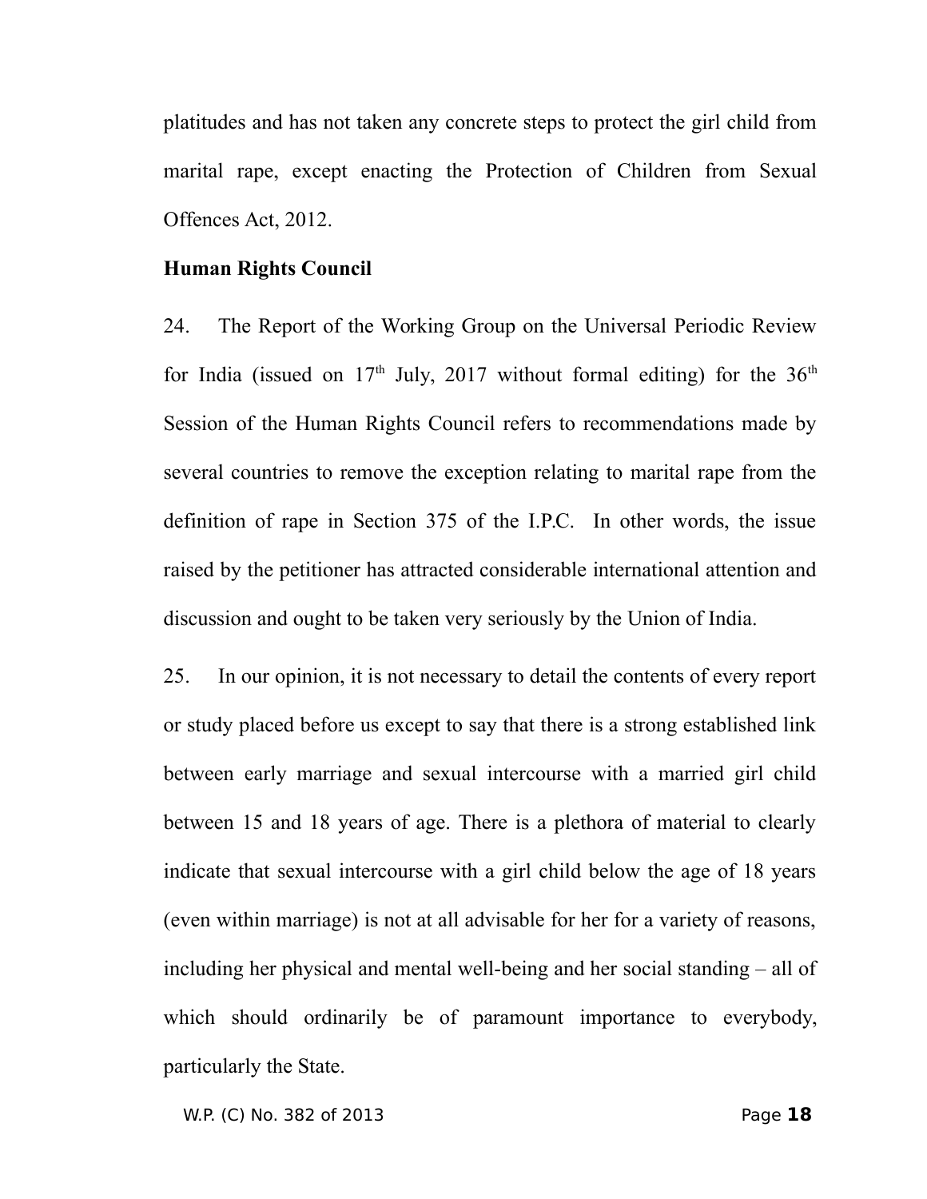platitudes and has not taken any concrete steps to protect the girl child from marital rape, except enacting the Protection of Children from Sexual Offences Act, 2012.

**Human Rights Council**

24. The Report of the Working Group on the Universal Periodic Review for India (issued on 17th July, 2017 without formal editing) for the 36th Session of the Human Rights Council refers to recommendations made by several countries to remove the exception relating to marital rape from the definition of rape in Section 375 of the I.P.C. In other words, the issue raised by the petitioner has attracted considerable international attention and discussion and ought to be taken very seriously by the Union of India.

25. In our opinion, it is not necessary to detail the contents of every report or study placed before us except to say that there is a strong established link between early marriage and sexual intercourse with a married girl child between 15 and 18 years of age. There is a plethora of material to clearly indicate that sexual intercourse with a girl child below the age of 18 years (even within marriage) is not at all advisable for her for a variety of reasons, including her physical and mental well-being and her social standing – all of which should ordinarily be of paramount importance to everybody, particularly the State.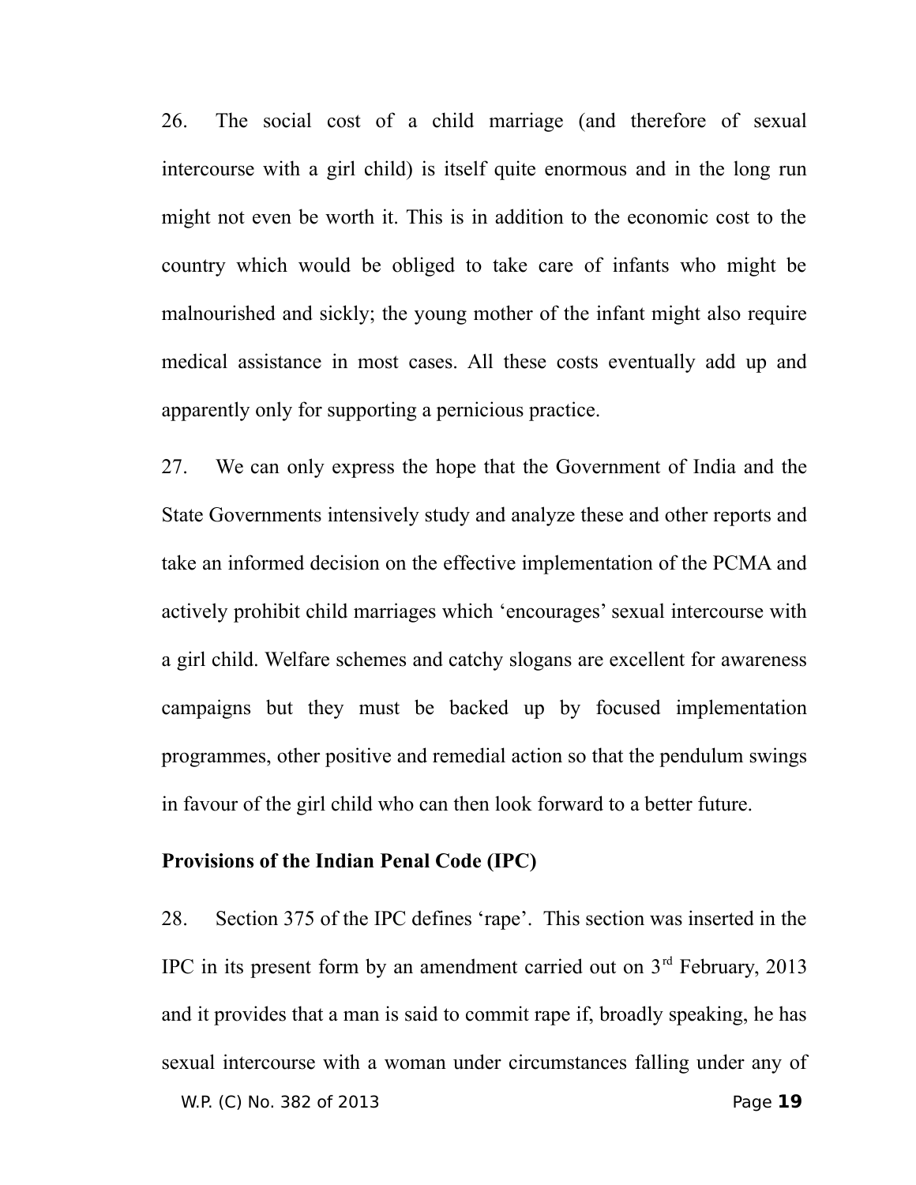26. The social cost of a child marriage (and therefore of sexual intercourse with a girl child) is itself quite enormous and in the long run might not even be worth it. This is in addition to the economic cost to the country which would be obliged to take care of infants who might be malnourished and sickly; the young mother of the infant might also require medical assistance in most cases. All these costs eventually add up and apparently only for supporting a pernicious practice.

27. We can only express the hope that the Government of India and the State Governments intensively study and analyze these and other reports and take an informed decision on the effective implementation of the PCMA and actively prohibit child marriages which 'encourages' sexual intercourse with a girl child. Welfare schemes and catchy slogans are excellent for awareness campaigns but they must be backed up by focused implementation programmes, other positive and remedial action so that the pendulum swings in favour of the girl child who can then look forward to a better future.

**Provisions of the Indian Penal Code (IPC)**

28. Section 375 of the IPC defines 'rape'. This section was inserted in the IPC in its present form by an amendment carried out on 3rd February, 2013 and it provides that a man is said to commit rape if, broadly speaking, he has sexual intercourse with a woman under circumstances falling under any of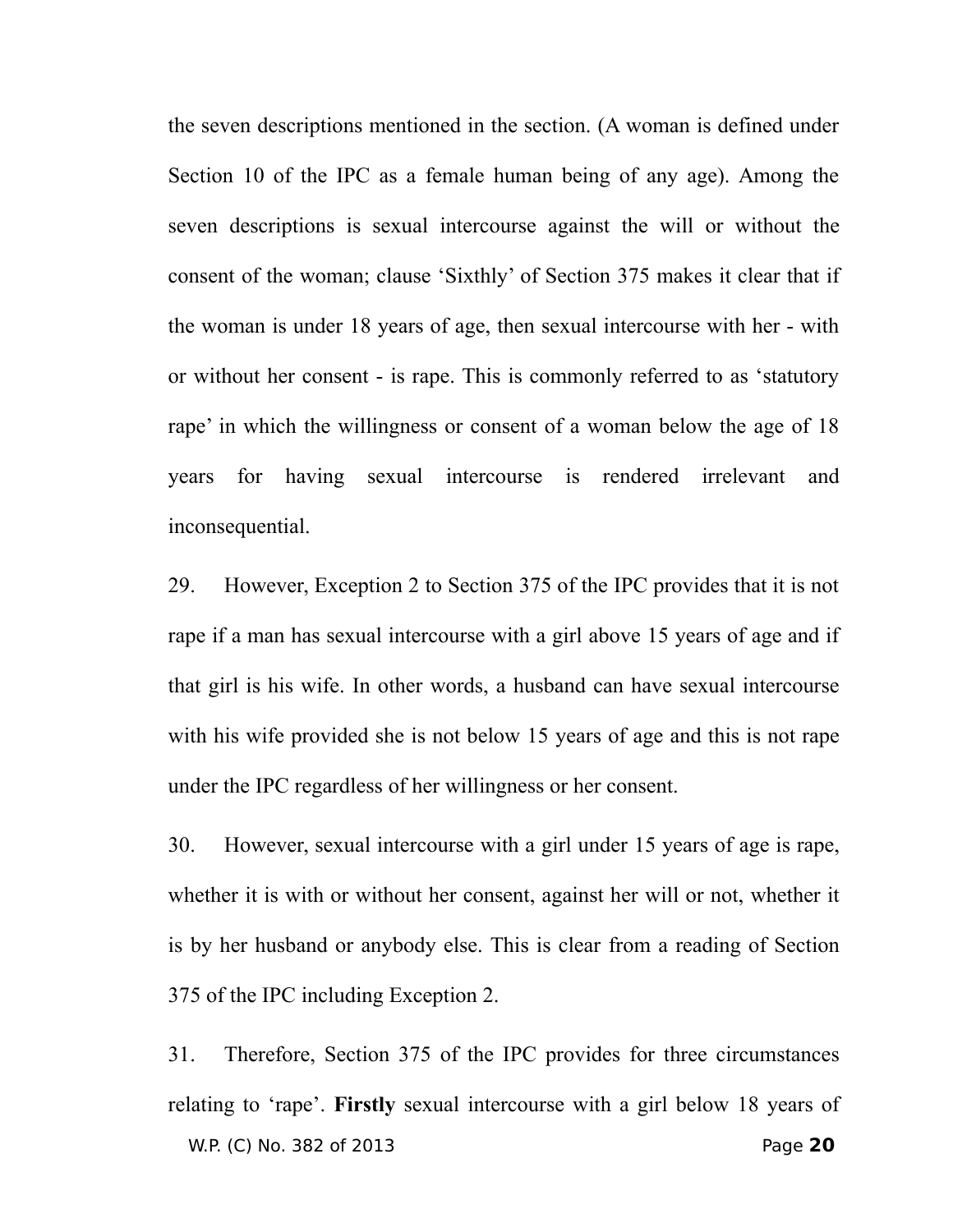the seven descriptions mentioned in the section. (A woman is defined under Section 10 of the IPC as a female human being of any age). Among the seven descriptions is sexual intercourse against the will or without the consent of the woman; clause 'Sixthly' of Section 375 makes it clear that if the woman is under 18 years of age, then sexual intercourse with her - with or without her consent - is rape. This is commonly referred to as 'statutory rape' in which the willingness or consent of a woman below the age of 18 years for having sexual intercourse is rendered irrelevant and inconsequential.

29. However, Exception 2 to Section 375 of the IPC provides that it is not rape if a man has sexual intercourse with a girl above 15 years of age and if that girl is his wife. In other words, a husband can have sexual intercourse with his wife provided she is not below 15 years of age and this is not rape under the IPC regardless of her willingness or her consent.

30. However, sexual intercourse with a girl under 15 years of age is rape, whether it is with or without her consent, against her will or not, whether it is by her husband or anybody else. This is clear from a reading of Section 375 of the IPC including Exception 2.

31. Therefore, Section 375 of the IPC provides for three circumstances relating to 'rape'. **Firstly** sexual intercourse with a girl below 18 years of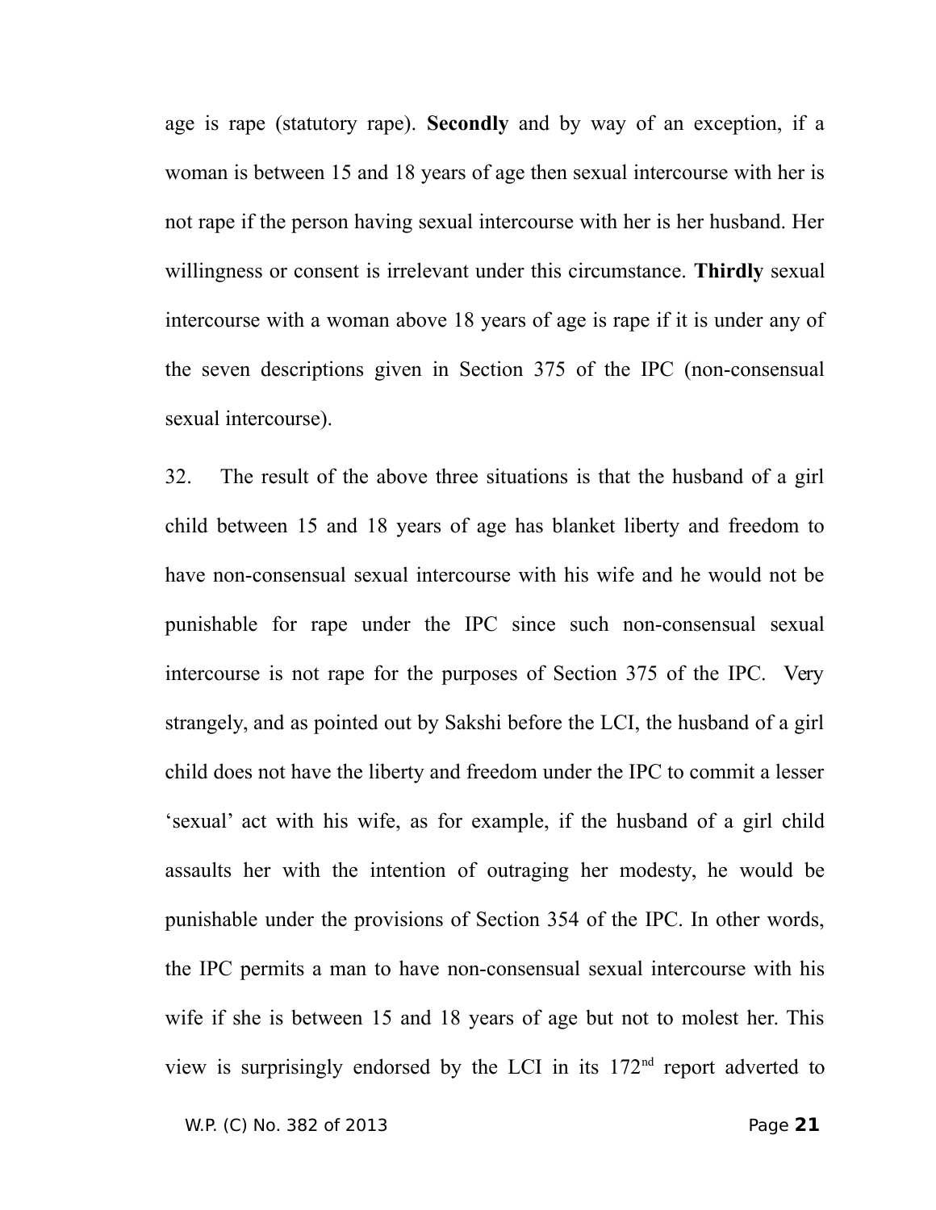age is rape (statutory rape). **Secondly** and by way of an exception, if a woman is between 15 and 18 years of age then sexual intercourse with her is not rape if the person having sexual intercourse with her is her husband. Her willingness or consent is irrelevant under this circumstance. **Thirdly** sexual intercourse with a woman above 18 years of age is rape if it is under any of the seven descriptions given in Section 375 of the IPC (non-consensual sexual intercourse).

32. The result of the above three situations is that the husband of a girl child between 15 and 18 years of age has blanket liberty and freedom to have non-consensual sexual intercourse with his wife and he would not be punishable for rape under the IPC since such non-consensual sexual intercourse is not rape for the purposes of Section 375 of the IPC. Very strangely, and as pointed out by Sakshi before the LCI, the husband of a girl child does not have the liberty and freedom under the IPC to commit a lesser 'sexual' act with his wife, as for example, if the husband of a girl child assaults her with the intention of outraging her modesty, he would be punishable under the provisions of Section 354 of the IPC. In other words, the IPC permits a man to have non-consensual sexual intercourse with his wife if she is between 15 and 18 years of age but not to molest her. This view is surprisingly endorsed by the LCI in its 172nd report adverted to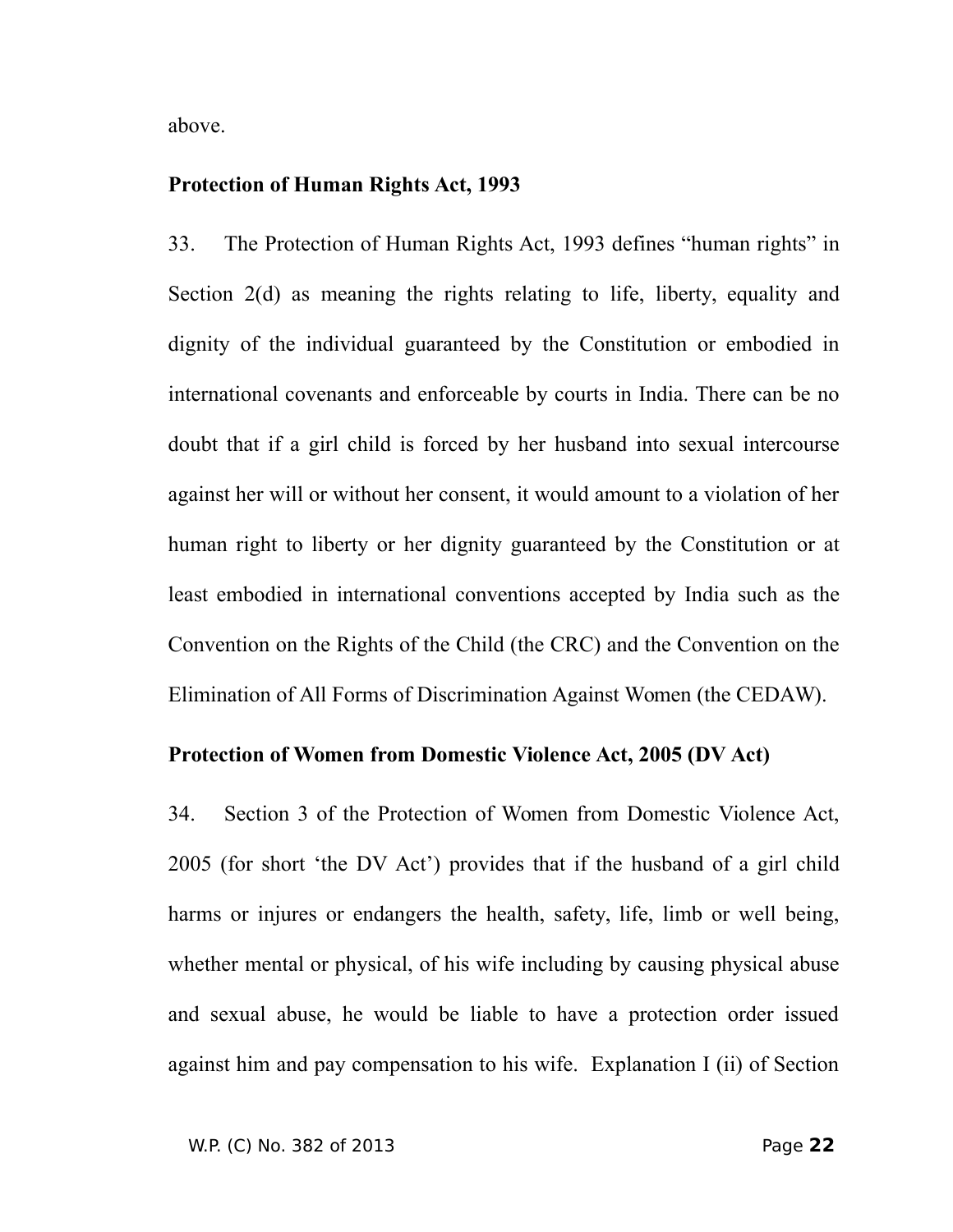above.

**Protection of Human Rights Act, 1993**

33. The Protection of Human Rights Act, 1993 defines "human rights" in Section 2(d) as meaning the rights relating to life, liberty, equality and dignity of the individual guaranteed by the Constitution or embodied in international covenants and enforceable by courts in India. There can be no doubt that if a girl child is forced by her husband into sexual intercourse against her will or without her consent, it would amount to a violation of her human right to liberty or her dignity guaranteed by the Constitution or at least embodied in international conventions accepted by India such as the Convention on the Rights of the Child (the CRC) and the Convention on the Elimination of All Forms of Discrimination Against Women (the CEDAW).

**Protection of Women from Domestic Violence Act, 2005 (DV Act)**

34. Section 3 of the Protection of Women from Domestic Violence Act, 2005 (for short 'the DV Act') provides that if the husband of a girl child harms or injures or endangers the health, safety, life, limb or well being, whether mental or physical, of his wife including by causing physical abuse and sexual abuse, he would be liable to have a protection order issued against him and pay compensation to his wife. Explanation I (ii) of Section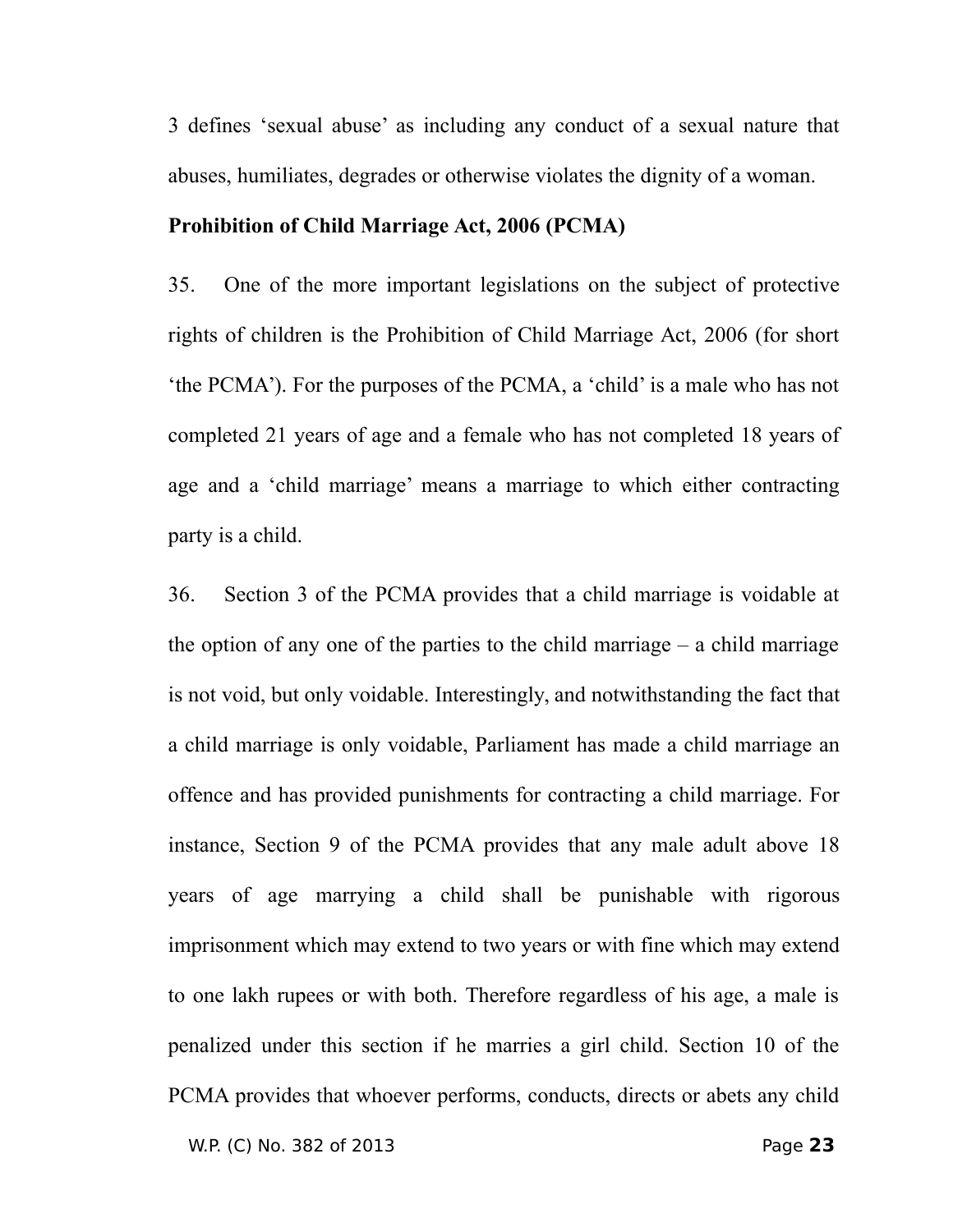3 defines ‘sexual abuse’ as including any conduct of a sexual nature that abuses, humiliates, degrades or otherwise violates the dignity of a woman.

**Prohibition of Child Marriage Act, 2006 (PCMA)**

35. One of the more important legislations on the subject of protective rights of children is the Prohibition of Child Marriage Act, 2006 (for short ‘the PCMA’). For the purposes of the PCMA, a ‘child’ is a male who has not completed 21 years of age and a female who has not completed 18 years of age and a ‘child marriage’ means a marriage to which either contracting party is a child.

36. Section 3 of the PCMA provides that a child marriage is voidable at the option of any one of the parties to the child marriage – a child marriage is not void, but only voidable. Interestingly, and notwithstanding the fact that a child marriage is only voidable, Parliament has made a child marriage an offence and has provided punishments for contracting a child marriage. For instance, Section 9 of the PCMA provides that any male adult above 18 years of age marrying a child shall be punishable with rigorous imprisonment which may extend to two years or with fine which may extend to one lakh rupees or with both. Therefore regardless of his age, a male is penalized under this section if he marries a girl child. Section 10 of the PCMA provides that whoever performs, conducts, directs or abets any child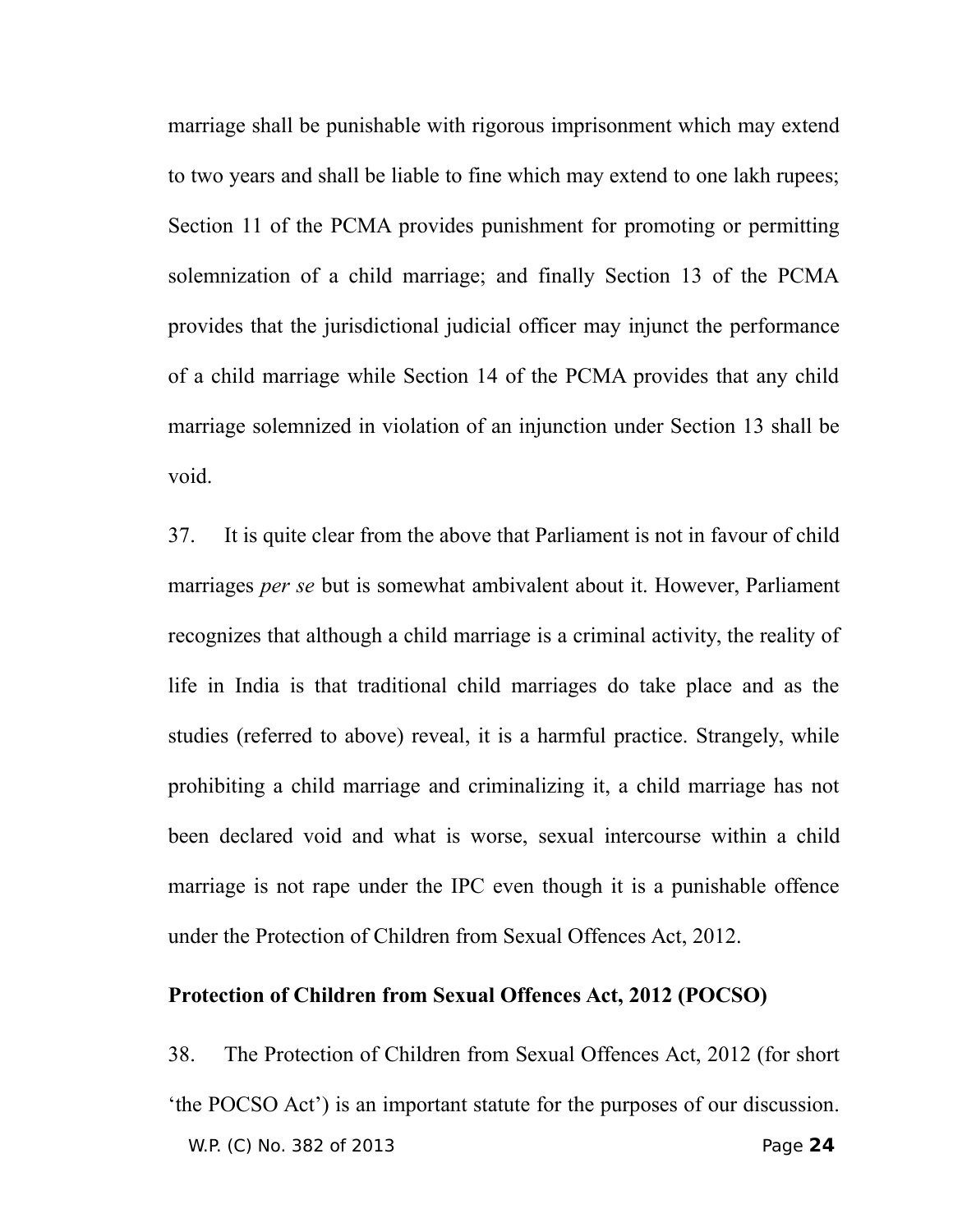marriage shall be punishable with rigorous imprisonment which may extend to two years and shall be liable to fine which may extend to one lakh rupees; Section 11 of the PCMA provides punishment for promoting or permitting solemnization of a child marriage; and finally Section 13 of the PCMA provides that the jurisdictional judicial officer may injunct the performance of a child marriage while Section 14 of the PCMA provides that any child marriage solemnized in violation of an injunction under Section 13 shall be void.

37. It is quite clear from the above that Parliament is not in favour of child marriages *per se* but is somewhat ambivalent about it. However, Parliament recognizes that although a child marriage is a criminal activity, the reality of life in India is that traditional child marriages do take place and as the studies (referred to above) reveal, it is a harmful practice. Strangely, while prohibiting a child marriage and criminalizing it, a child marriage has not been declared void and what is worse, sexual intercourse within a child marriage is not rape under the IPC even though it is a punishable offence under the Protection of Children from Sexual Offences Act, 2012.

**Protection of Children from Sexual Offences Act, 2012 (POCSO)**

38. The Protection of Children from Sexual Offences Act, 2012 (for short 'the POCSO Act') is an important statute for the purposes of our discussion.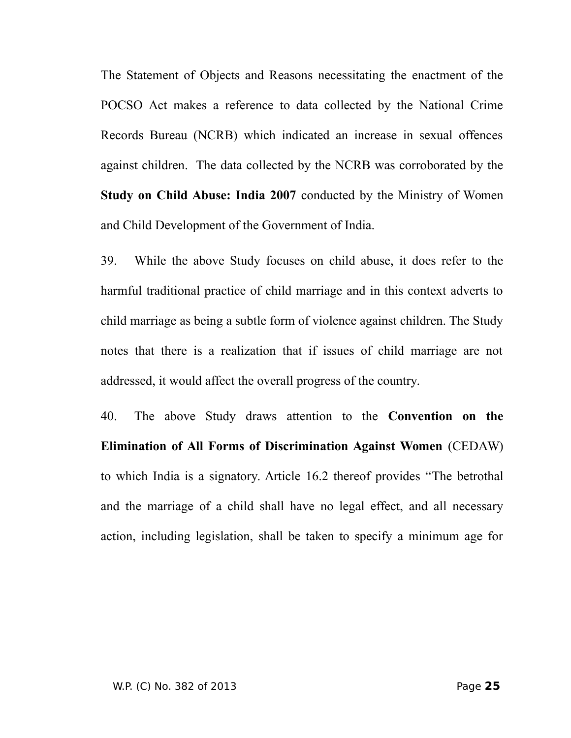The Statement of Objects and Reasons necessitating the enactment of the POCSO Act makes a reference to data collected by the National Crime Records Bureau (NCRB) which indicated an increase in sexual offences against children. The data collected by the NCRB was corroborated by the **Study on Child Abuse: India 2007** conducted by the Ministry of Women and Child Development of the Government of India.

39. While the above Study focuses on child abuse, it does refer to the harmful traditional practice of child marriage and in this context adverts to child marriage as being a subtle form of violence against children. The Study notes that there is a realization that if issues of child marriage are not addressed, it would affect the overall progress of the country.

40. The above Study draws attention to the **Convention on the Elimination of All Forms of Discrimination Against Women** (CEDAW) to which India is a signatory. Article 16.2 thereof provides "The betrothal and the marriage of a child shall have no legal effect, and all necessary action, including legislation, shall be taken to specify a minimum age for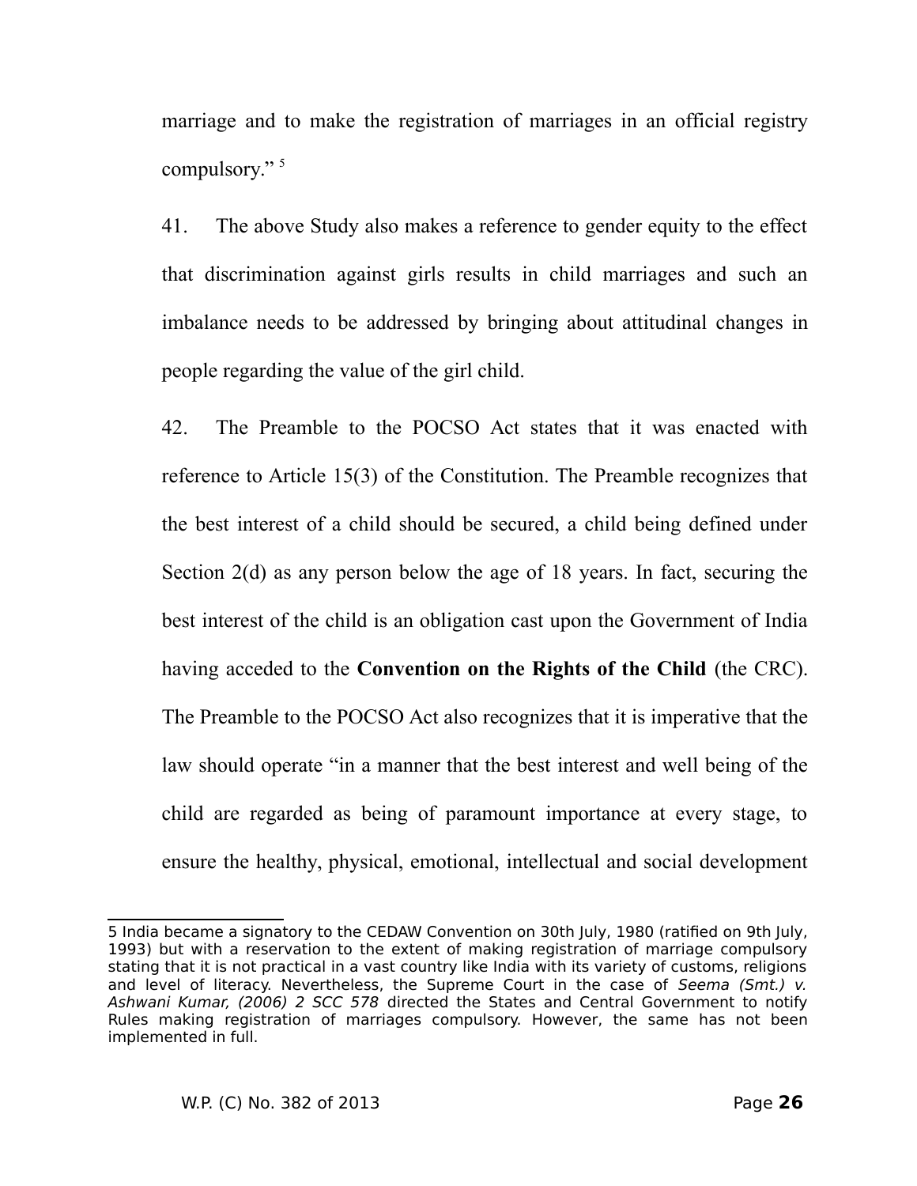marriage and to make the registration of marriages in an official registry compulsory." [5]

41. The above Study also makes a reference to gender equity to the effect that discrimination against girls results in child marriages and such an imbalance needs to be addressed by bringing about attitudinal changes in people regarding the value of the girl child.

42. The Preamble to the POCSO Act states that it was enacted with reference to Article 15(3) of the Constitution. The Preamble recognizes that the best interest of a child should be secured, a child being defined under Section 2(d) as any person below the age of 18 years. In fact, securing the best interest of the child is an obligation cast upon the Government of India having acceded to the **Convention on the Rights of the Child** (the CRC). The Preamble to the POCSO Act also recognizes that it is imperative that the law should operate "in a manner that the best interest and well being of the child are regarded as being of paramount importance at every stage, to ensure the healthy, physical, emotional, intellectual and social development

---

5 India became a signatory to the CEDAW Convention on 30th July, 1980 (ratified on 9th July, 1993) but with a reservation to the extent of making registration of marriage compulsory stating that it is not practical in a vast country like India with its variety of customs, religions and level of literacy. Nevertheless, the Supreme Court in the case of *Seema (Smt.) v. Ashwani Kumar, (2006) 2 SCC 578* directed the States and Central Government to notify Rules making registration of marriages compulsory. However, the same has not been implemented in full.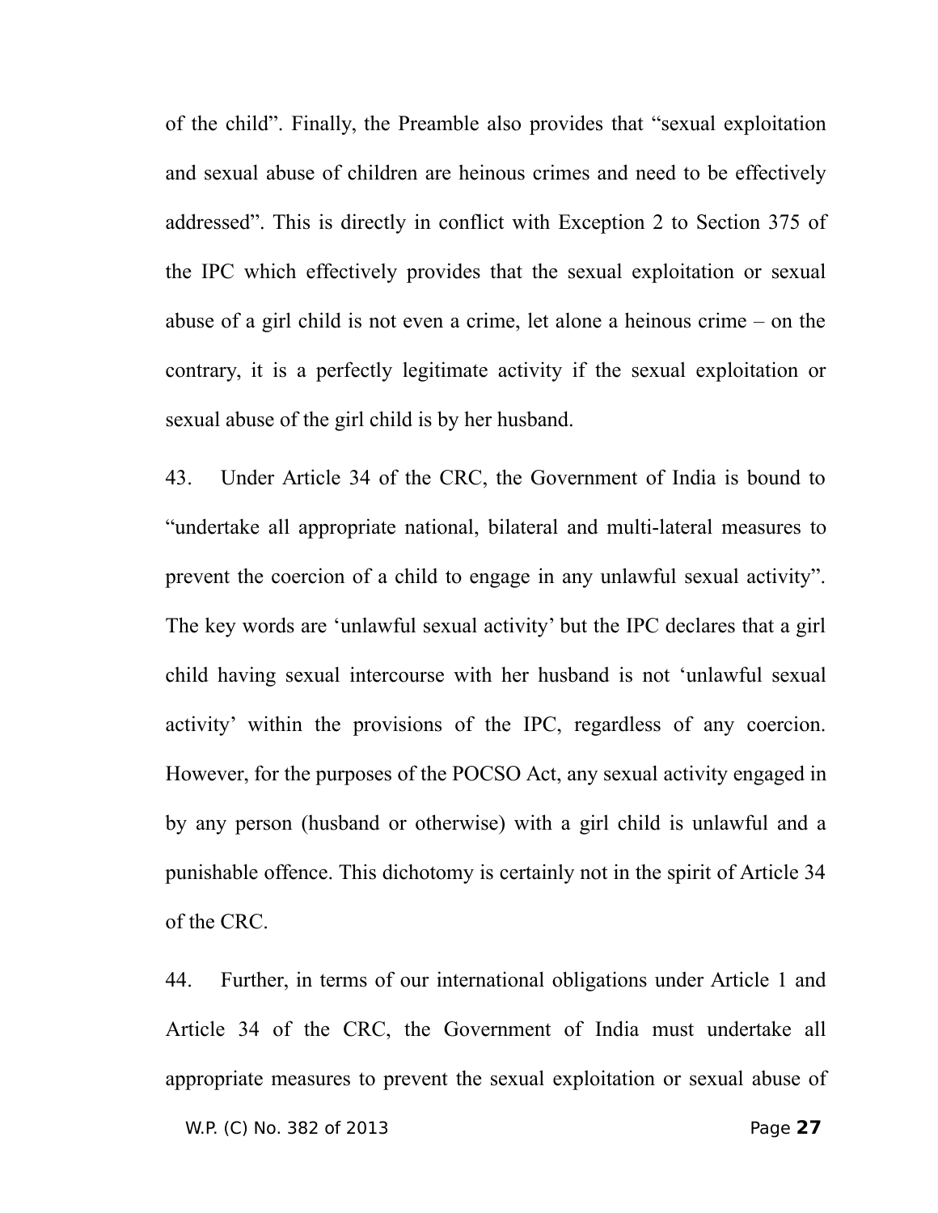of the child". Finally, the Preamble also provides that "sexual exploitation and sexual abuse of children are heinous crimes and need to be effectively addressed". This is directly in conflict with Exception 2 to Section 375 of the IPC which effectively provides that the sexual exploitation or sexual abuse of a girl child is not even a crime, let alone a heinous crime – on the contrary, it is a perfectly legitimate activity if the sexual exploitation or sexual abuse of the girl child is by her husband.

43. Under Article 34 of the CRC, the Government of India is bound to "undertake all appropriate national, bilateral and multi-lateral measures to prevent the coercion of a child to engage in any unlawful sexual activity". The key words are 'unlawful sexual activity' but the IPC declares that a girl child having sexual intercourse with her husband is not 'unlawful sexual activity' within the provisions of the IPC, regardless of any coercion. However, for the purposes of the POCSO Act, any sexual activity engaged in by any person (husband or otherwise) with a girl child is unlawful and a punishable offence. This dichotomy is certainly not in the spirit of Article 34 of the CRC.

44. Further, in terms of our international obligations under Article 1 and Article 34 of the CRC, the Government of India must undertake all appropriate measures to prevent the sexual exploitation or sexual abuse of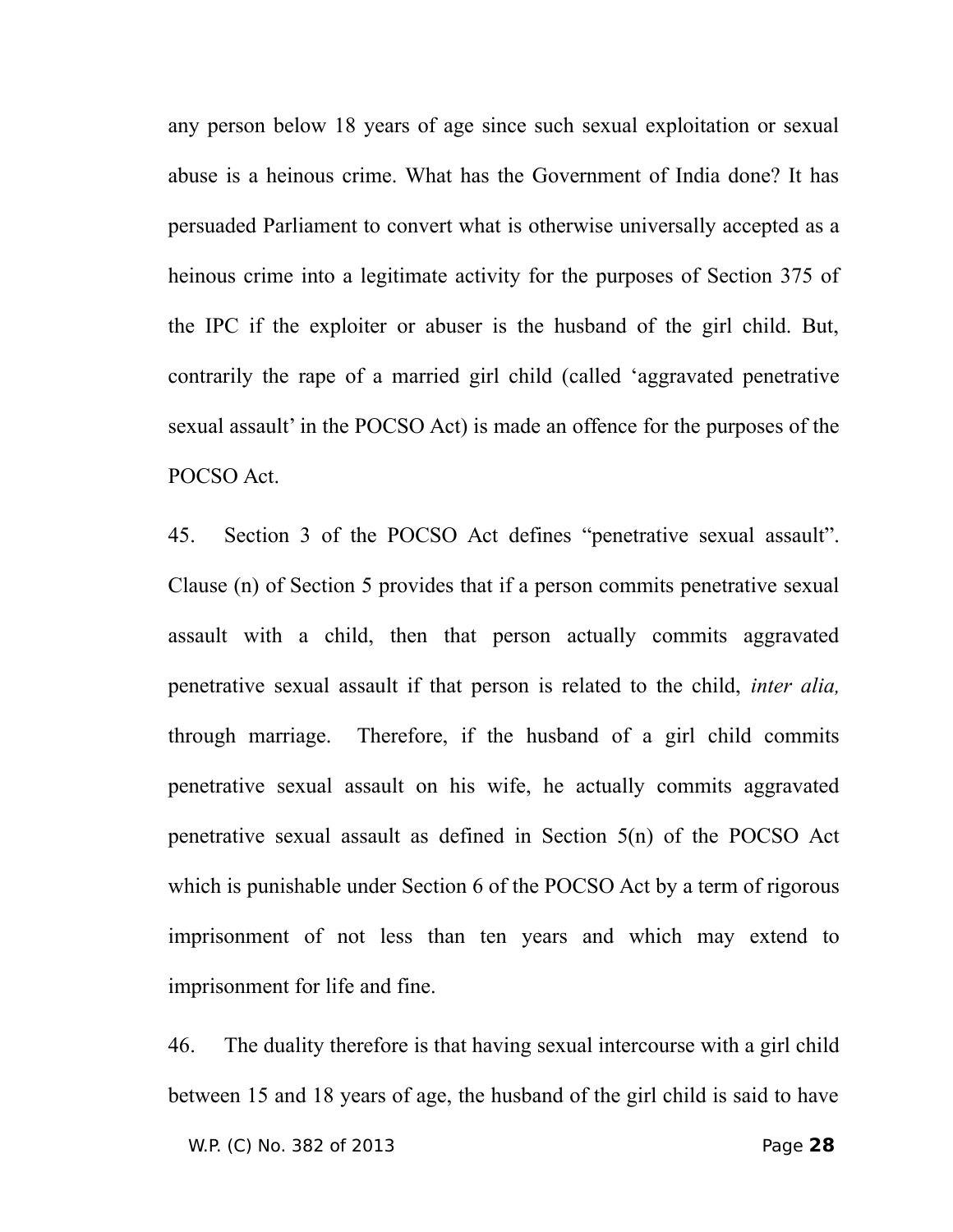any person below 18 years of age since such sexual exploitation or sexual abuse is a heinous crime. What has the Government of India done? It has persuaded Parliament to convert what is otherwise universally accepted as a heinous crime into a legitimate activity for the purposes of Section 375 of the IPC if the exploiter or abuser is the husband of the girl child. But, contrarily the rape of a married girl child (called 'aggravated penetrative sexual assault' in the POCSO Act) is made an offence for the purposes of the POCSO Act.

45. Section 3 of the POCSO Act defines "penetrative sexual assault". Clause (n) of Section 5 provides that if a person commits penetrative sexual assault with a child, then that person actually commits aggravated penetrative sexual assault if that person is related to the child, *inter alia,* through marriage. Therefore, if the husband of a girl child commits penetrative sexual assault on his wife, he actually commits aggravated penetrative sexual assault as defined in Section 5(n) of the POCSO Act which is punishable under Section 6 of the POCSO Act by a term of rigorous imprisonment of not less than ten years and which may extend to imprisonment for life and fine.

46. The duality therefore is that having sexual intercourse with a girl child between 15 and 18 years of age, the husband of the girl child is said to have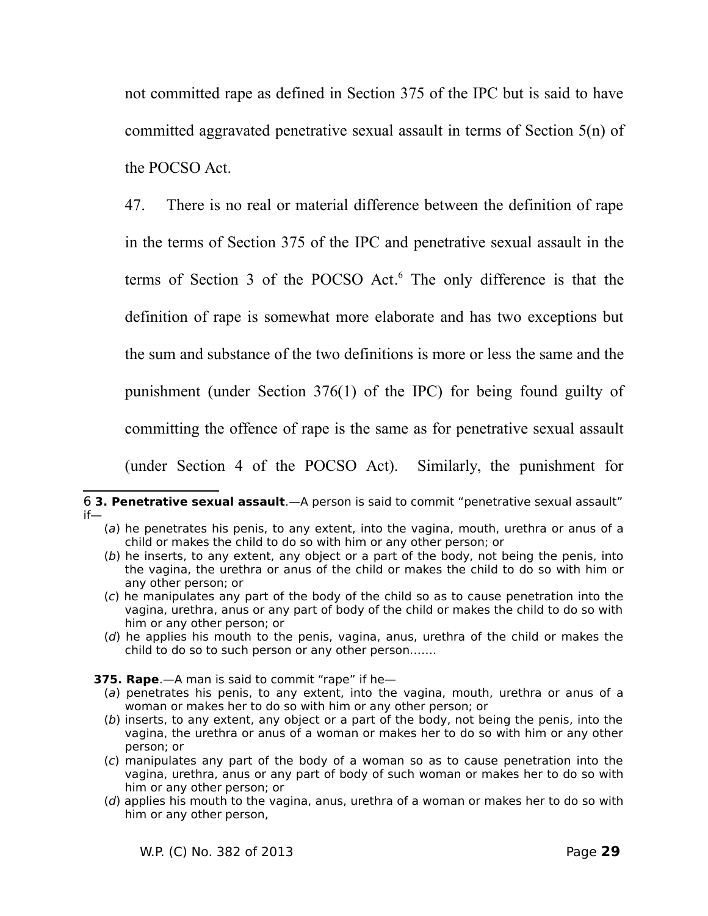not committed rape as defined in Section 375 of the IPC but is said to have committed aggravated penetrative sexual assault in terms of Section 5(n) of the POCSO Act.

47. There is no real or material difference between the definition of rape in the terms of Section 375 of the IPC and penetrative sexual assault in the terms of Section 3 of the POCSO Act.[6] The only difference is that the definition of rape is somewhat more elaborate and has two exceptions but the sum and substance of the two definitions is more or less the same and the punishment (under Section 376(1) of the IPC) for being found guilty of committing the offence of rape is the same as for penetrative sexual assault (under Section 4 of the POCSO Act). Similarly, the punishment for

---

6 **3. Penetrative sexual assault**.—A person is said to commit "penetrative sexual assault" if—

(*a*) he penetrates his penis, to any extent, into the vagina, mouth, urethra or anus of a child or makes the child to do so with him or any other person; or

(*b*) he inserts, to any extent, any object or a part of the body, not being the penis, into the vagina, the urethra or anus of the child or makes the child to do so with him or any other person; or

(*c*) he manipulates any part of the body of the child so as to cause penetration into the vagina, urethra, anus or any part of body of the child or makes the child to do so with him or any other person; or

(*d*) he applies his mouth to the penis, vagina, anus, urethra of the child or makes the child to do so to such person or any other person.......

**375. Rape**.—A man is said to commit "rape" if he—

(*a*) penetrates his penis, to any extent, into the vagina, mouth, urethra or anus of a woman or makes her to do so with him or any other person; or

(*b*) inserts, to any extent, any object or a part of the body, not being the penis, into the vagina, the urethra or anus of a woman or makes her to do so with him or any other person; or

(*c*) manipulates any part of the body of a woman so as to cause penetration into the vagina, urethra, anus or any part of body of such woman or makes her to do so with him or any other person; or

(*d*) applies his mouth to the vagina, anus, urethra of a woman or makes her to do so with him or any other person,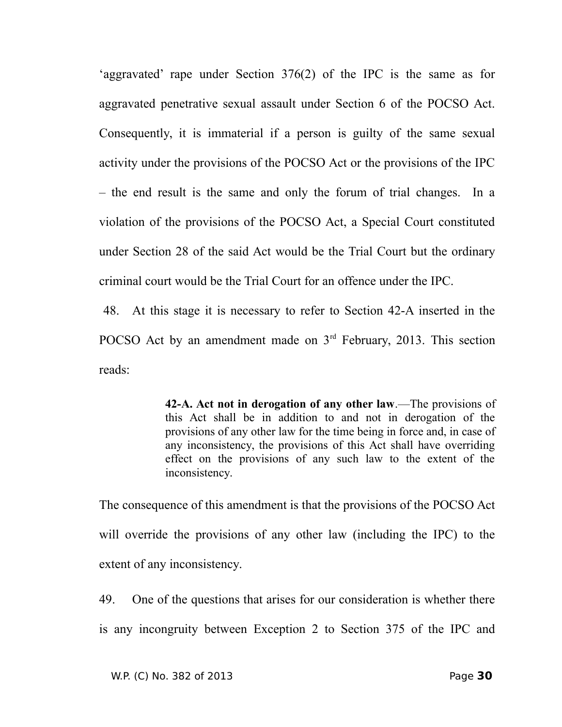'aggravated' rape under Section 376(2) of the IPC is the same as for aggravated penetrative sexual assault under Section 6 of the POCSO Act. Consequently, it is immaterial if a person is guilty of the same sexual activity under the provisions of the POCSO Act or the provisions of the IPC – the end result is the same and only the forum of trial changes. In a violation of the provisions of the POCSO Act, a Special Court constituted under Section 28 of the said Act would be the Trial Court but the ordinary criminal court would be the Trial Court for an offence under the IPC.

48. At this stage it is necessary to refer to Section 42-A inserted in the POCSO Act by an amendment made on 3rd February, 2013. This section reads:

> **42-A. Act not in derogation of any other law**.—The provisions of this Act shall be in addition to and not in derogation of the provisions of any other law for the time being in force and, in case of any inconsistency, the provisions of this Act shall have overriding effect on the provisions of any such law to the extent of the inconsistency.

The consequence of this amendment is that the provisions of the POCSO Act will override the provisions of any other law (including the IPC) to the extent of any inconsistency.

49. One of the questions that arises for our consideration is whether there is any incongruity between Exception 2 to Section 375 of the IPC and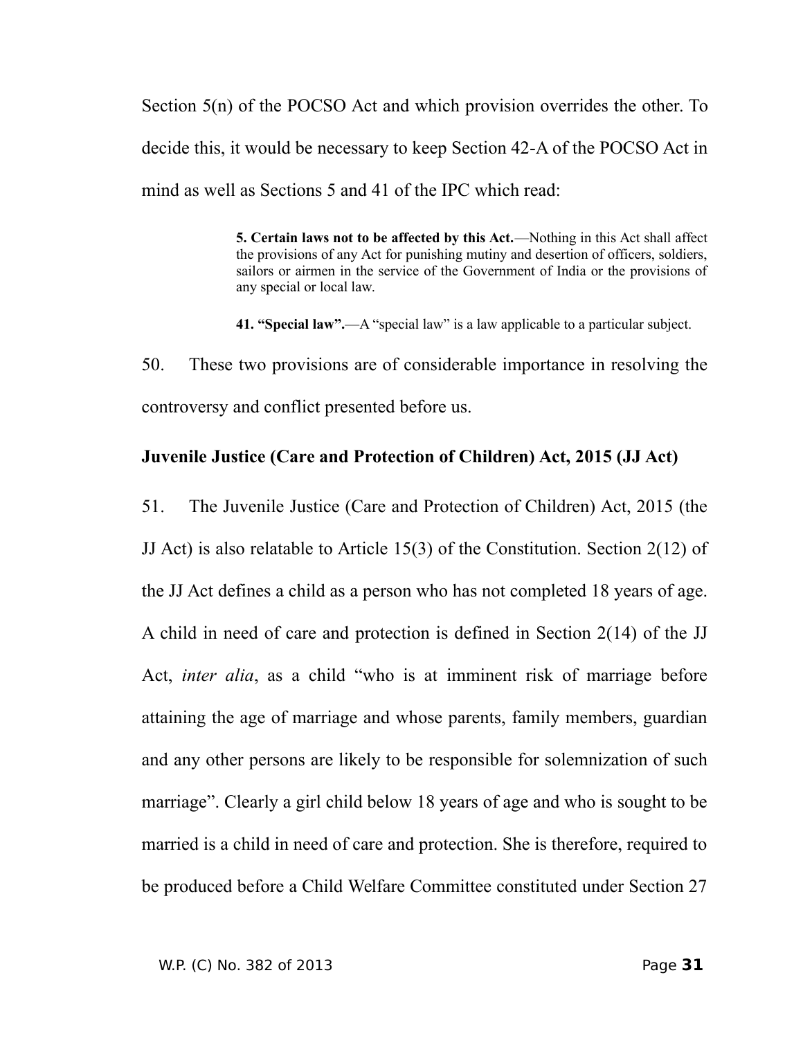Section 5(n) of the POCSO Act and which provision overrides the other. To decide this, it would be necessary to keep Section 42-A of the POCSO Act in mind as well as Sections 5 and 41 of the IPC which read:

> **5. Certain laws not to be affected by this Act.**—Nothing in this Act shall affect the provisions of any Act for punishing mutiny and desertion of officers, soldiers, sailors or airmen in the service of the Government of India or the provisions of any special or local law.
>
> **41. "Special law".**—A "special law" is a law applicable to a particular subject.

50. These two provisions are of considerable importance in resolving the controversy and conflict presented before us.

**Juvenile Justice (Care and Protection of Children) Act, 2015 (JJ Act)**

51. The Juvenile Justice (Care and Protection of Children) Act, 2015 (the JJ Act) is also relatable to Article 15(3) of the Constitution. Section 2(12) of the JJ Act defines a child as a person who has not completed 18 years of age. A child in need of care and protection is defined in Section 2(14) of the JJ Act, *inter alia*, as a child "who is at imminent risk of marriage before attaining the age of marriage and whose parents, family members, guardian and any other persons are likely to be responsible for solemnization of such marriage". Clearly a girl child below 18 years of age and who is sought to be married is a child in need of care and protection. She is therefore, required to be produced before a Child Welfare Committee constituted under Section 27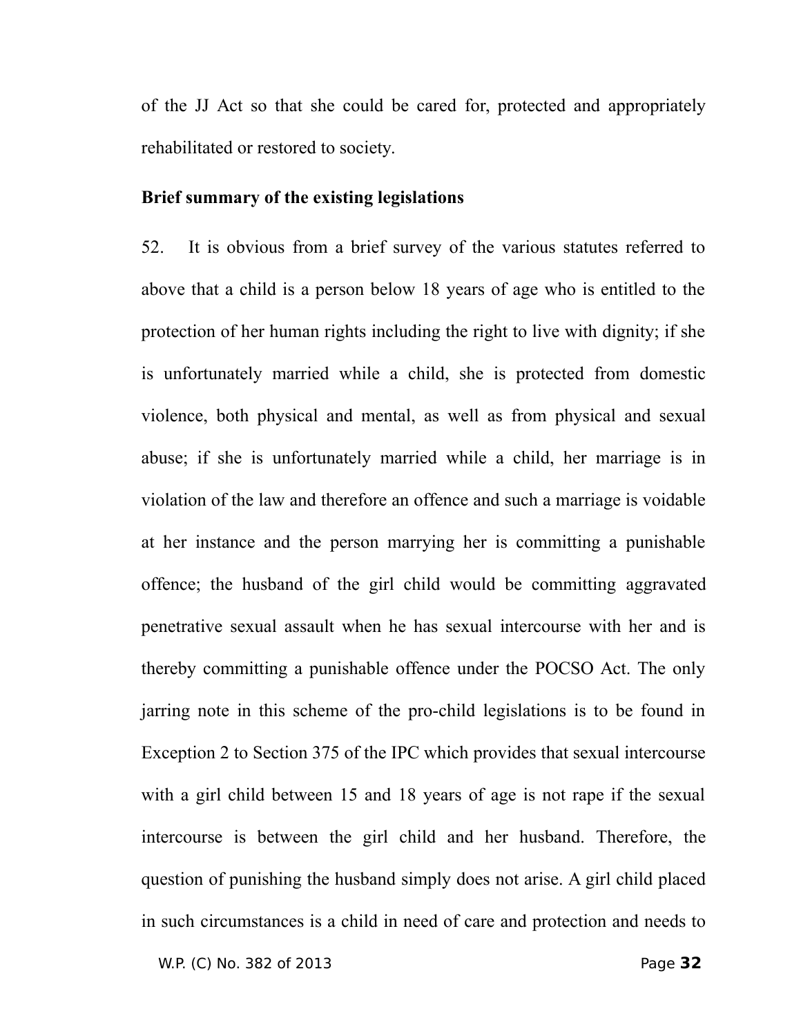of the JJ Act so that she could be cared for, protected and appropriately rehabilitated or restored to society.

**Brief summary of the existing legislations**

52. It is obvious from a brief survey of the various statutes referred to above that a child is a person below 18 years of age who is entitled to the protection of her human rights including the right to live with dignity; if she is unfortunately married while a child, she is protected from domestic violence, both physical and mental, as well as from physical and sexual abuse; if she is unfortunately married while a child, her marriage is in violation of the law and therefore an offence and such a marriage is voidable at her instance and the person marrying her is committing a punishable offence; the husband of the girl child would be committing aggravated penetrative sexual assault when he has sexual intercourse with her and is thereby committing a punishable offence under the POCSO Act. The only jarring note in this scheme of the pro-child legislations is to be found in Exception 2 to Section 375 of the IPC which provides that sexual intercourse with a girl child between 15 and 18 years of age is not rape if the sexual intercourse is between the girl child and her husband. Therefore, the question of punishing the husband simply does not arise. A girl child placed in such circumstances is a child in need of care and protection and needs to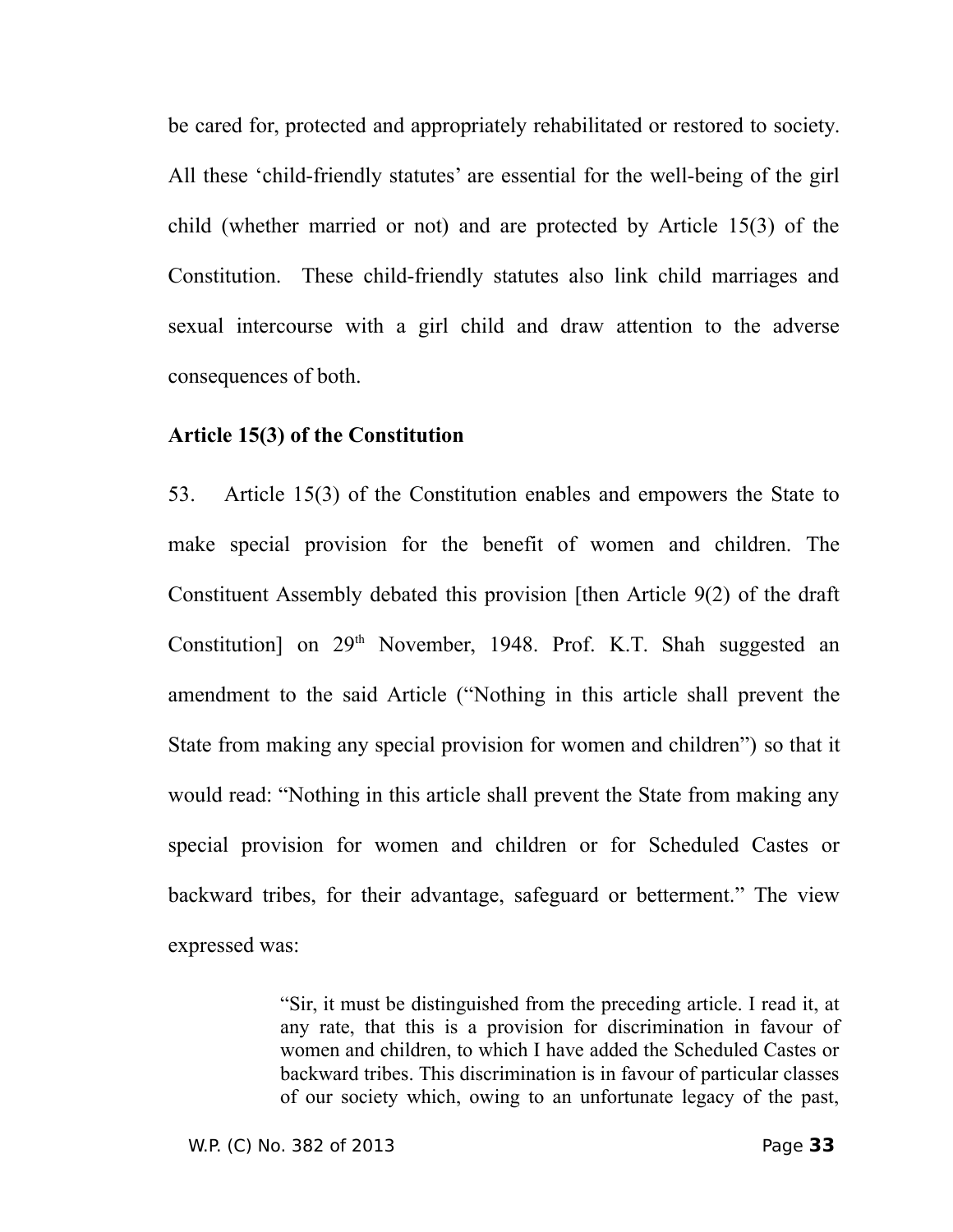be cared for, protected and appropriately rehabilitated or restored to society. All these 'child-friendly statutes' are essential for the well-being of the girl child (whether married or not) and are protected by Article 15(3) of the Constitution. These child-friendly statutes also link child marriages and sexual intercourse with a girl child and draw attention to the adverse consequences of both.

**Article 15(3) of the Constitution**

53. Article 15(3) of the Constitution enables and empowers the State to make special provision for the benefit of women and children. The Constituent Assembly debated this provision [then Article 9(2) of the draft Constitution] on 29th November, 1948. Prof. K.T. Shah suggested an amendment to the said Article ("Nothing in this article shall prevent the State from making any special provision for women and children") so that it would read: "Nothing in this article shall prevent the State from making any special provision for women and children or for Scheduled Castes or backward tribes, for their advantage, safeguard or betterment." The view expressed was:

> "Sir, it must be distinguished from the preceding article. I read it, at any rate, that this is a provision for discrimination in favour of women and children, to which I have added the Scheduled Castes or backward tribes. This discrimination is in favour of particular classes of our society which, owing to an unfortunate legacy of the past,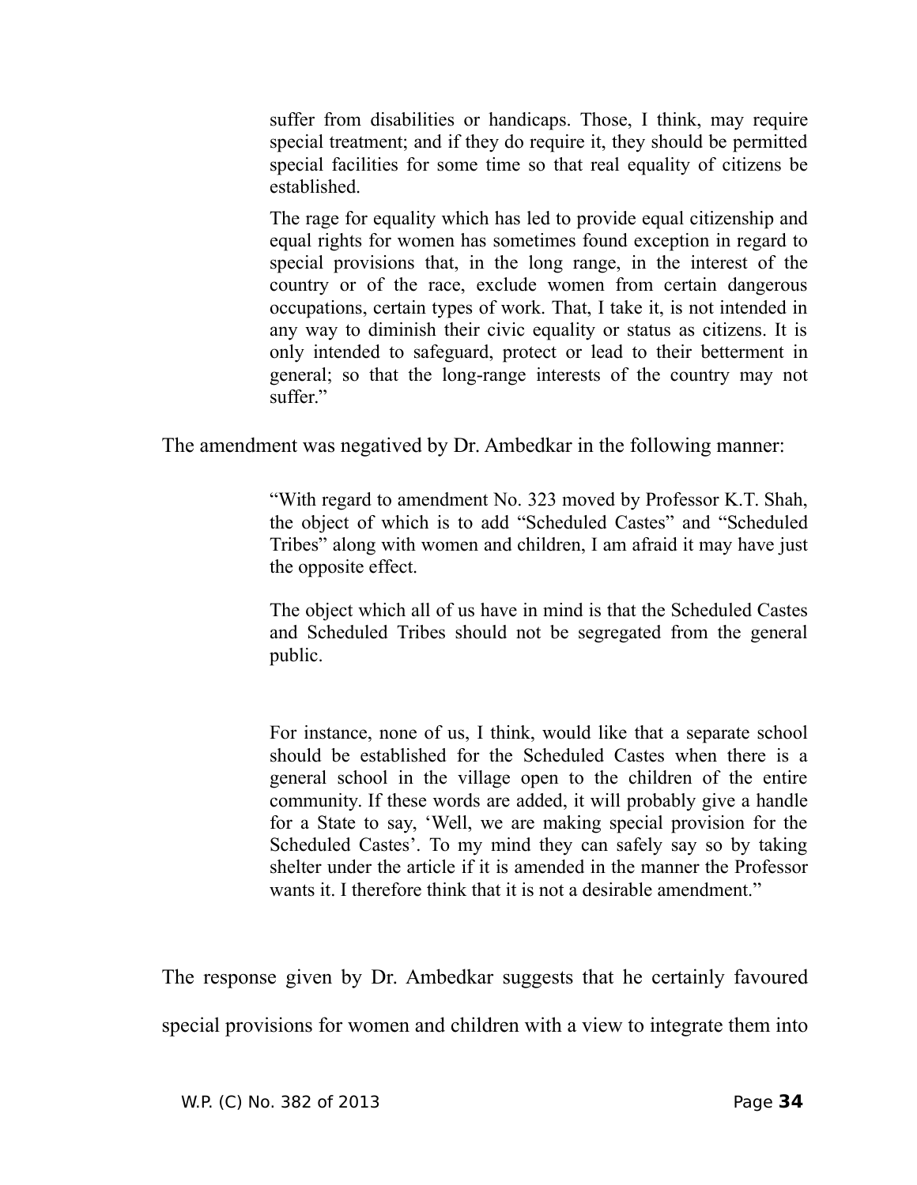> suffer from disabilities or handicaps. Those, I think, may require special treatment; and if they do require it, they should be permitted special facilities for some time so that real equality of citizens be established.
>
> The rage for equality which has led to provide equal citizenship and equal rights for women has sometimes found exception in regard to special provisions that, in the long range, in the interest of the country or of the race, exclude women from certain dangerous occupations, certain types of work. That, I take it, is not intended in any way to diminish their civic equality or status as citizens. It is only intended to safeguard, protect or lead to their betterment in general; so that the long-range interests of the country may not suffer."

The amendment was negatived by Dr. Ambedkar in the following manner:

> "With regard to amendment No. 323 moved by Professor K.T. Shah, the object of which is to add "Scheduled Castes" and "Scheduled Tribes" along with women and children, I am afraid it may have just the opposite effect.
>
> The object which all of us have in mind is that the Scheduled Castes and Scheduled Tribes should not be segregated from the general public.
>
> For instance, none of us, I think, would like that a separate school should be established for the Scheduled Castes when there is a general school in the village open to the children of the entire community. If these words are added, it will probably give a handle for a State to say, 'Well, we are making special provision for the Scheduled Castes'. To my mind they can safely say so by taking shelter under the article if it is amended in the manner the Professor wants it. I therefore think that it is not a desirable amendment."

The response given by Dr. Ambedkar suggests that he certainly favoured special provisions for women and children with a view to integrate them into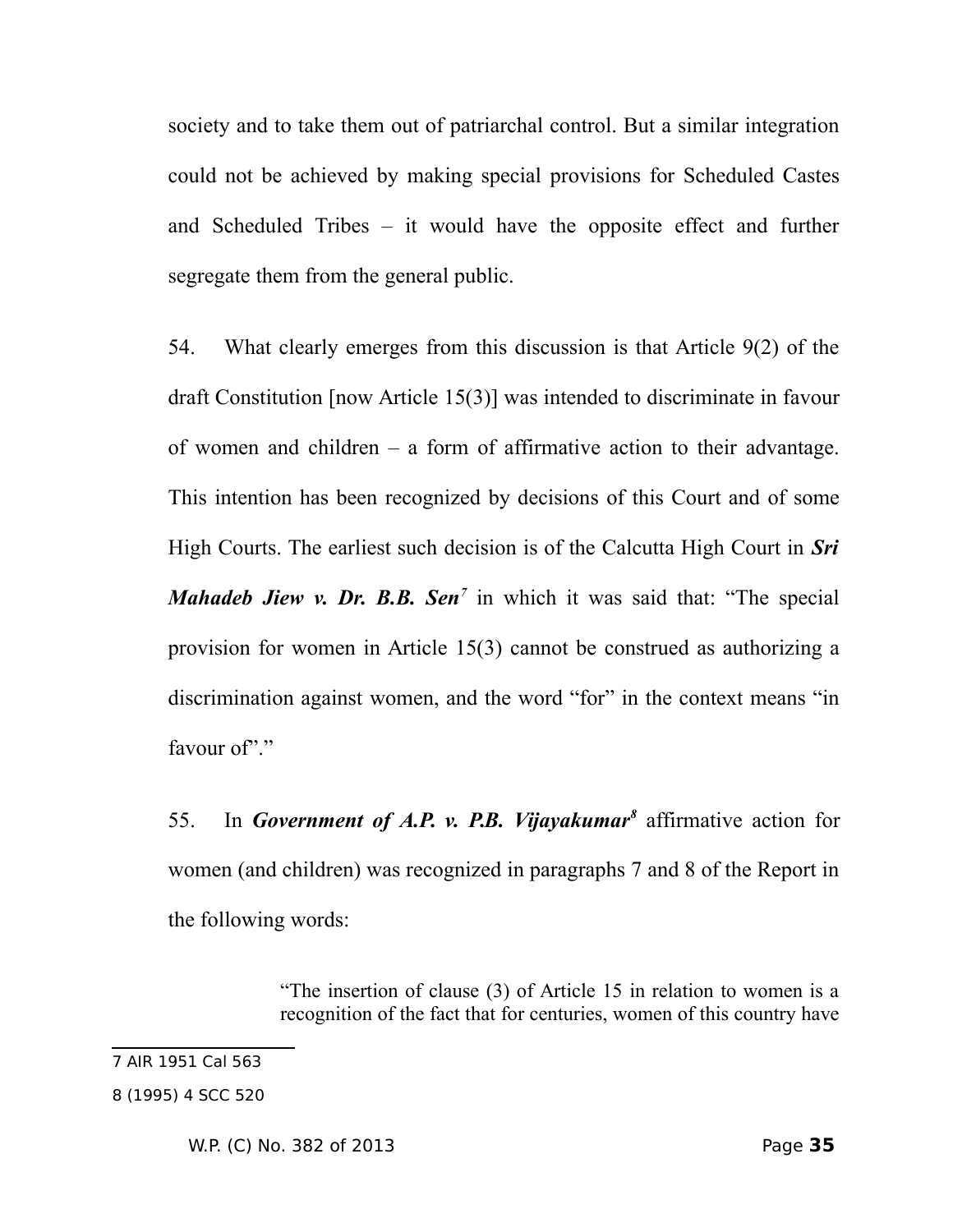society and to take them out of patriarchal control. But a similar integration could not be achieved by making special provisions for Scheduled Castes and Scheduled Tribes – it would have the opposite effect and further segregate them from the general public.

54. What clearly emerges from this discussion is that Article 9(2) of the draft Constitution [now Article 15(3)] was intended to discriminate in favour of women and children – a form of affirmative action to their advantage. This intention has been recognized by decisions of this Court and of some High Courts. The earliest such decision is of the Calcutta High Court in ***Sri Mahadeb Jiew v. Dr. B.B. Sen***[7] in which it was said that: "The special provision for women in Article 15(3) cannot be construed as authorizing a discrimination against women, and the word "for" in the context means "in favour of"."

55. In ***Government of A.P. v. P.B. Vijayakumar***[8] affirmative action for women (and children) was recognized in paragraphs 7 and 8 of the Report in the following words:

> "The insertion of clause (3) of Article 15 in relation to women is a recognition of the fact that for centuries, women of this country have

---

7 AIR 1951 Cal 563

8 (1995) 4 SCC 520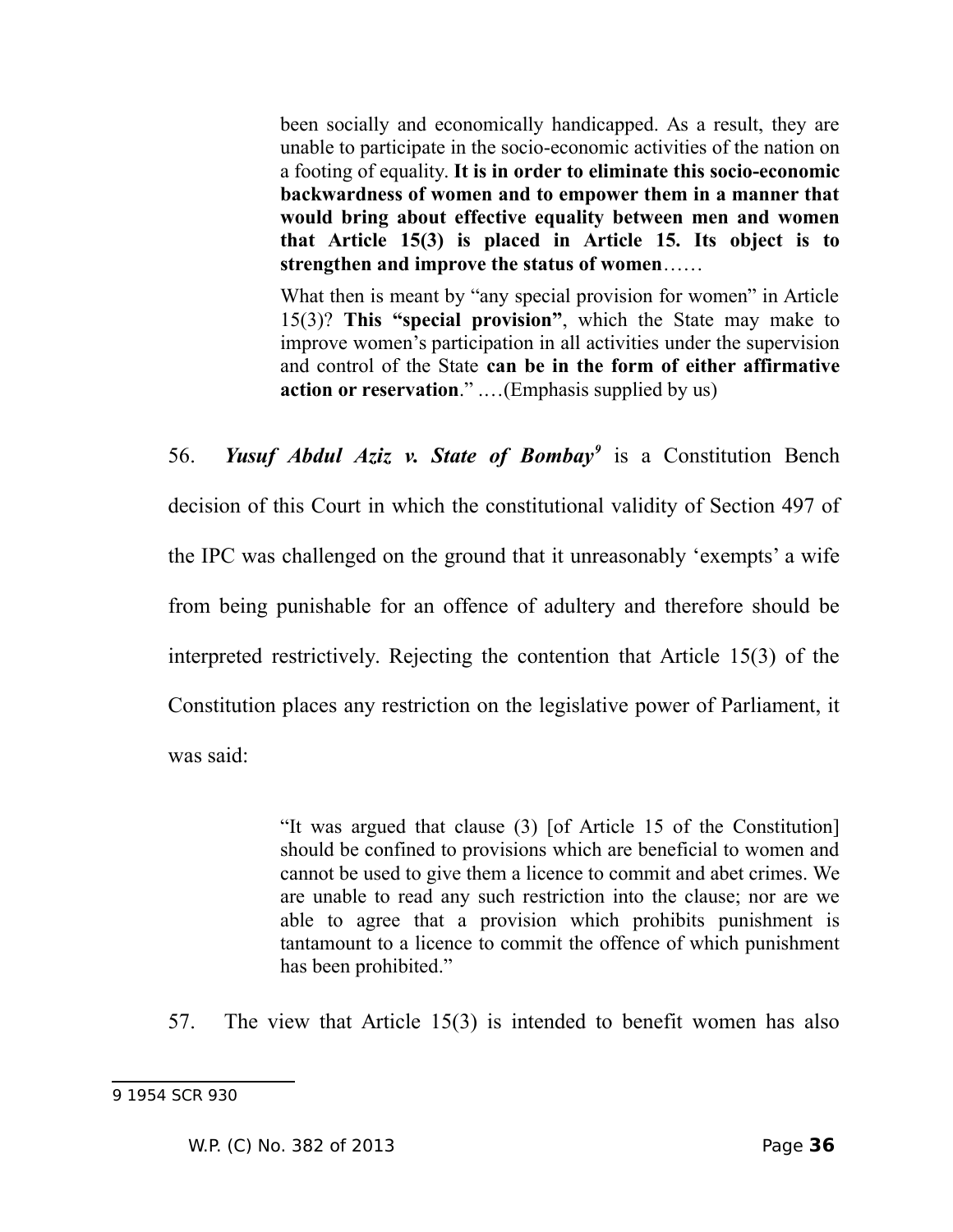> been socially and economically handicapped. As a result, they are unable to participate in the socio-economic activities of the nation on a footing of equality. **It is in order to eliminate this socio-economic backwardness of women and to empower them in a manner that would bring about effective equality between men and women that Article 15(3) is placed in Article 15. Its object is to strengthen and improve the status of women**……
>
> What then is meant by "any special provision for women" in Article 15(3)? **This "special provision"**, which the State may make to improve women's participation in all activities under the supervision and control of the State **can be in the form of either affirmative action or reservation**." ….(Emphasis supplied by us)

56. ***Yusuf Abdul Aziz v. State of Bombay***[9] is a Constitution Bench decision of this Court in which the constitutional validity of Section 497 of the IPC was challenged on the ground that it unreasonably 'exempts' a wife from being punishable for an offence of adultery and therefore should be interpreted restrictively. Rejecting the contention that Article 15(3) of the Constitution places any restriction on the legislative power of Parliament, it was said:

> "It was argued that clause (3) [of Article 15 of the Constitution] should be confined to provisions which are beneficial to women and cannot be used to give them a licence to commit and abet crimes. We are unable to read any such restriction into the clause; nor are we able to agree that a provision which prohibits punishment is tantamount to a licence to commit the offence of which punishment has been prohibited."

57. The view that Article 15(3) is intended to benefit women has also

---

9 1954 SCR 930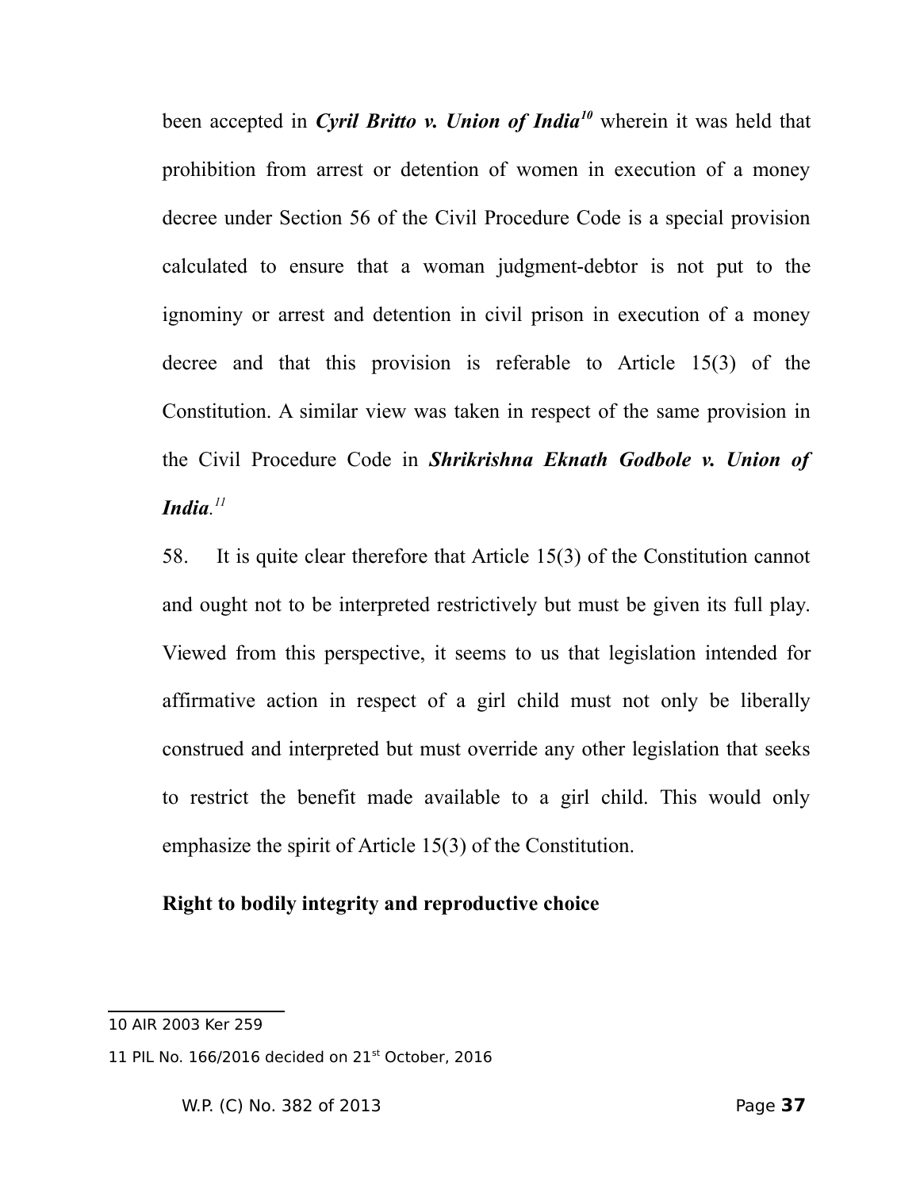been accepted in ***Cyril Britto v. Union of India***[10] wherein it was held that prohibition from arrest or detention of women in execution of a money decree under Section 56 of the Civil Procedure Code is a special provision calculated to ensure that a woman judgment-debtor is not put to the ignominy or arrest and detention in civil prison in execution of a money decree and that this provision is referable to Article 15(3) of the Constitution. A similar view was taken in respect of the same provision in the Civil Procedure Code in ***Shrikrishna Eknath Godbole v. Union of India***.[11]

58. It is quite clear therefore that Article 15(3) of the Constitution cannot and ought not to be interpreted restrictively but must be given its full play. Viewed from this perspective, it seems to us that legislation intended for affirmative action in respect of a girl child must not only be liberally construed and interpreted but must override any other legislation that seeks to restrict the benefit made available to a girl child. This would only emphasize the spirit of Article 15(3) of the Constitution.

**Right to bodily integrity and reproductive choice**

---

10 AIR 2003 Ker 259

11 PIL No. 166/2016 decided on 21st October, 2016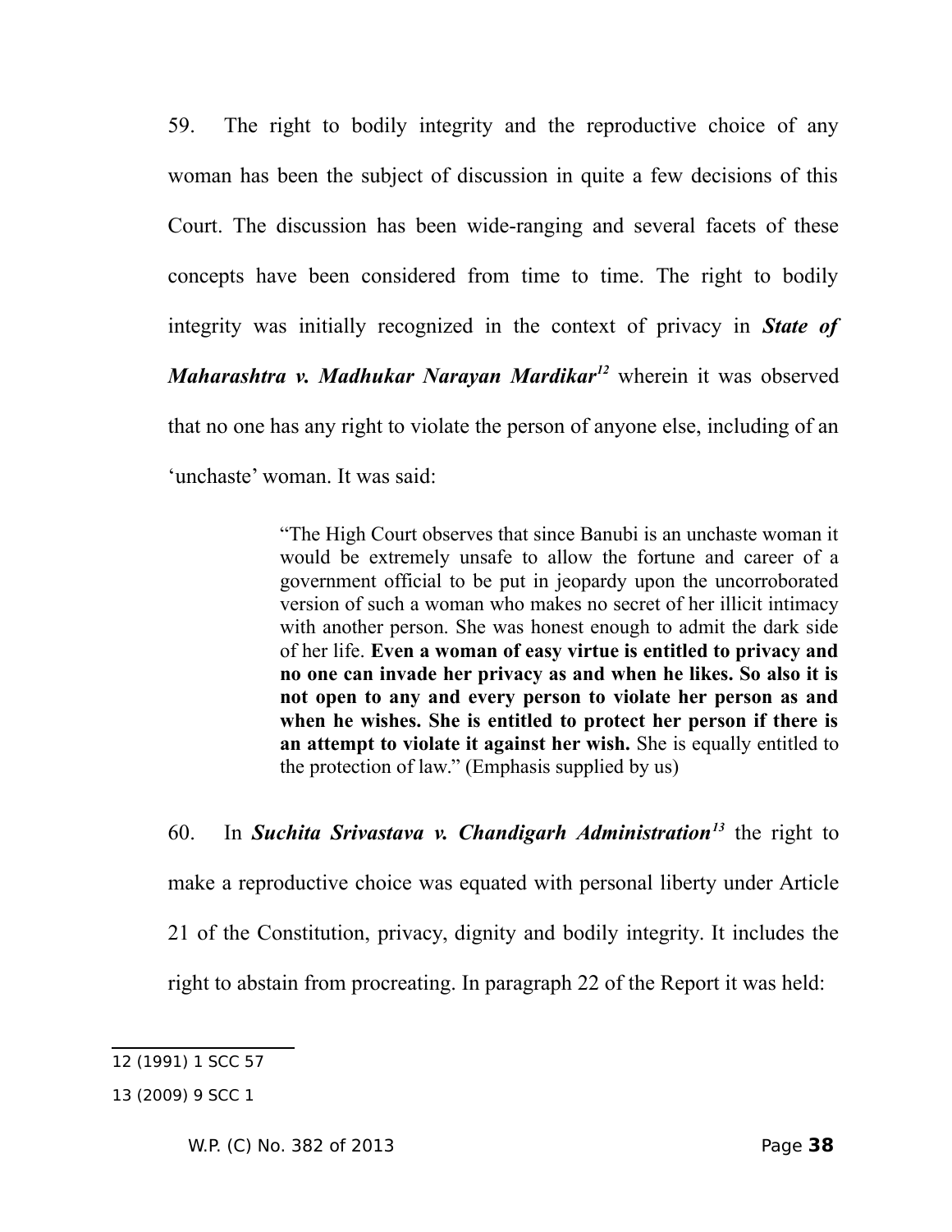59. The right to bodily integrity and the reproductive choice of any woman has been the subject of discussion in quite a few decisions of this Court. The discussion has been wide-ranging and several facets of these concepts have been considered from time to time. The right to bodily integrity was initially recognized in the context of privacy in ***State of Maharashtra v. Madhukar Narayan Mardikar***[12] wherein it was observed that no one has any right to violate the person of anyone else, including of an 'unchaste' woman. It was said:

> "The High Court observes that since Banubi is an unchaste woman it would be extremely unsafe to allow the fortune and career of a government official to be put in jeopardy upon the uncorroborated version of such a woman who makes no secret of her illicit intimacy with another person. She was honest enough to admit the dark side of her life. **Even a woman of easy virtue is entitled to privacy and no one can invade her privacy as and when he likes. So also it is not open to any and every person to violate her person as and when he wishes. She is entitled to protect her person if there is an attempt to violate it against her wish.** She is equally entitled to the protection of law." (Emphasis supplied by us)

60. In ***Suchita Srivastava v. Chandigarh Administration***[13] the right to make a reproductive choice was equated with personal liberty under Article 21 of the Constitution, privacy, dignity and bodily integrity. It includes the right to abstain from procreating. In paragraph 22 of the Report it was held:

---

12 (1991) 1 SCC 57

13 (2009) 9 SCC 1

W.P. (C) No. 382 of 2013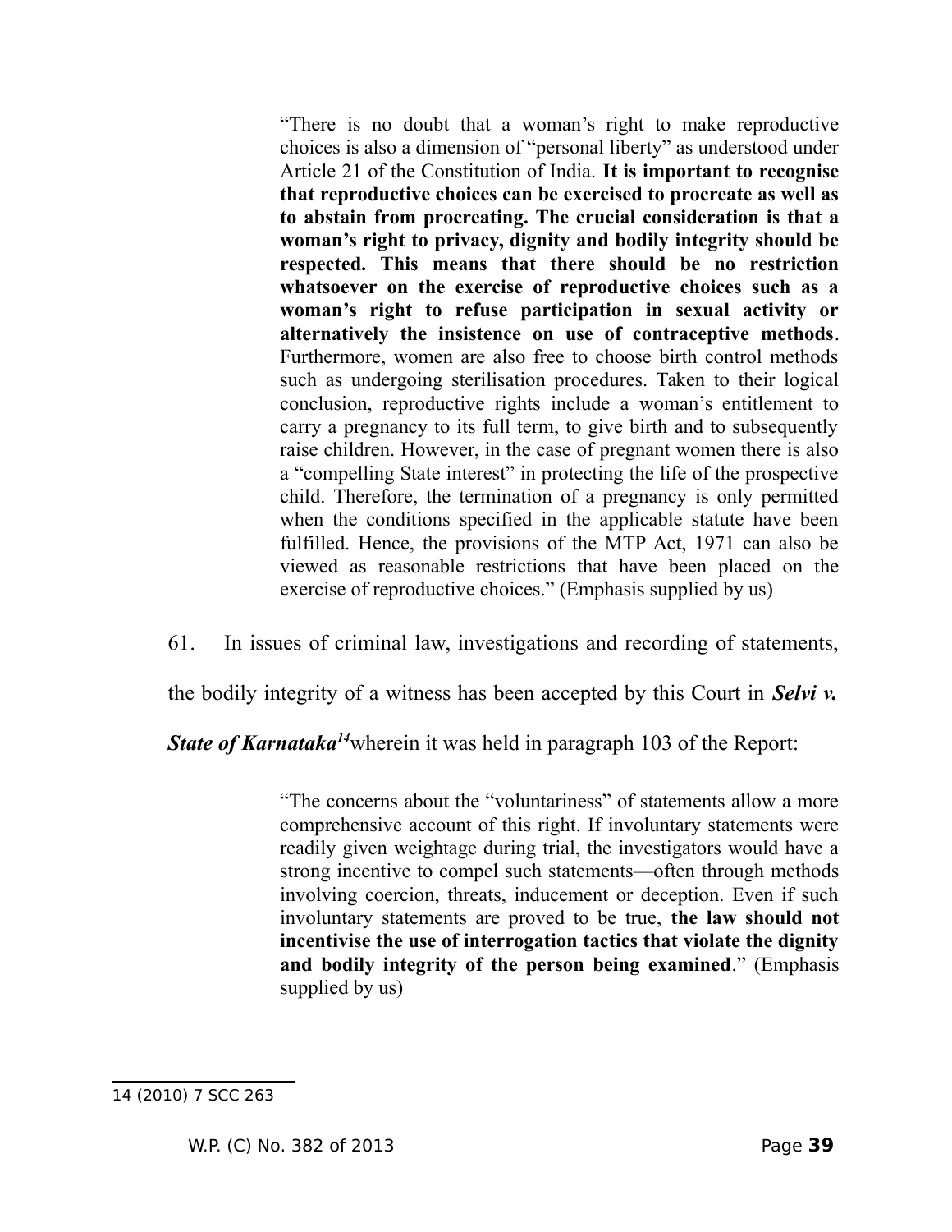> "There is no doubt that a woman's right to make reproductive choices is also a dimension of "personal liberty" as understood under Article 21 of the Constitution of India. **It is important to recognise that reproductive choices can be exercised to procreate as well as to abstain from procreating. The crucial consideration is that a woman's right to privacy, dignity and bodily integrity should be respected. This means that there should be no restriction whatsoever on the exercise of reproductive choices such as a woman's right to refuse participation in sexual activity or alternatively the insistence on use of contraceptive methods**. Furthermore, women are also free to choose birth control methods such as undergoing sterilisation procedures. Taken to their logical conclusion, reproductive rights include a woman's entitlement to carry a pregnancy to its full term, to give birth and to subsequently raise children. However, in the case of pregnant women there is also a "compelling State interest" in protecting the life of the prospective child. Therefore, the termination of a pregnancy is only permitted when the conditions specified in the applicable statute have been fulfilled. Hence, the provisions of the MTP Act, 1971 can also be viewed as reasonable restrictions that have been placed on the exercise of reproductive choices." (Emphasis supplied by us)

61. In issues of criminal law, investigations and recording of statements, the bodily integrity of a witness has been accepted by this Court in ***Selvi v. State of Karnataka***[14] wherein it was held in paragraph 103 of the Report:

> "The concerns about the "voluntariness" of statements allow a more comprehensive account of this right. If involuntary statements were readily given weightage during trial, the investigators would have a strong incentive to compel such statements—often through methods involving coercion, threats, inducement or deception. Even if such involuntary statements are proved to be true, **the law should not incentivise the use of interrogation tactics that violate the dignity and bodily integrity of the person being examined**." (Emphasis supplied by us)

---

14 (2010) 7 SCC 263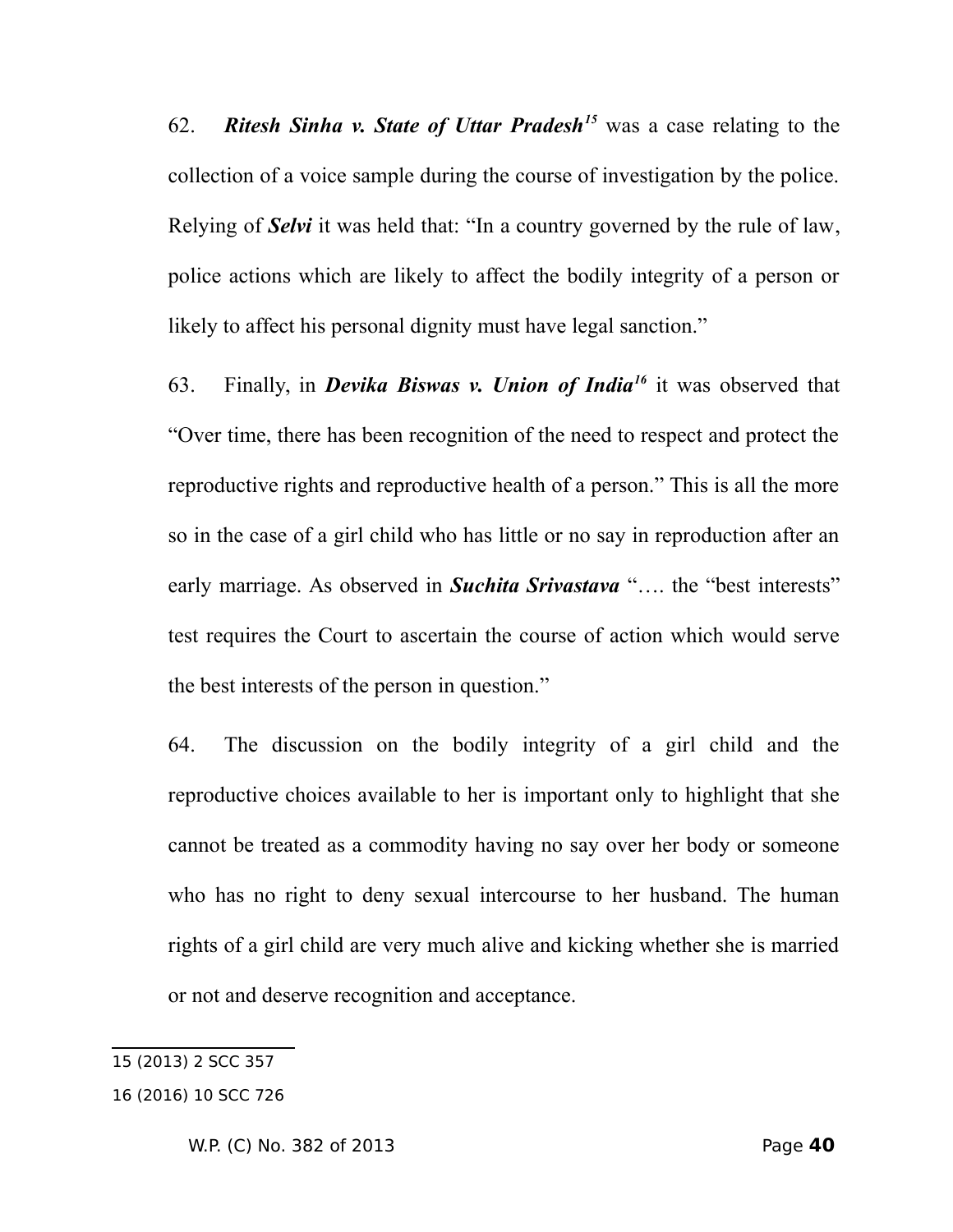62. ***Ritesh Sinha v. State of Uttar Pradesh***[15] was a case relating to the collection of a voice sample during the course of investigation by the police. Relying of ***Selvi*** it was held that: "In a country governed by the rule of law, police actions which are likely to affect the bodily integrity of a person or likely to affect his personal dignity must have legal sanction."

63. Finally, in ***Devika Biswas v. Union of India***[16] it was observed that "Over time, there has been recognition of the need to respect and protect the reproductive rights and reproductive health of a person." This is all the more so in the case of a girl child who has little or no say in reproduction after an early marriage. As observed in ***Suchita Srivastava*** "…. the "best interests" test requires the Court to ascertain the course of action which would serve the best interests of the person in question."

64. The discussion on the bodily integrity of a girl child and the reproductive choices available to her is important only to highlight that she cannot be treated as a commodity having no say over her body or someone who has no right to deny sexual intercourse to her husband. The human rights of a girl child are very much alive and kicking whether she is married or not and deserve recognition and acceptance.

---

15 (2013) 2 SCC 357

16 (2016) 10 SCC 726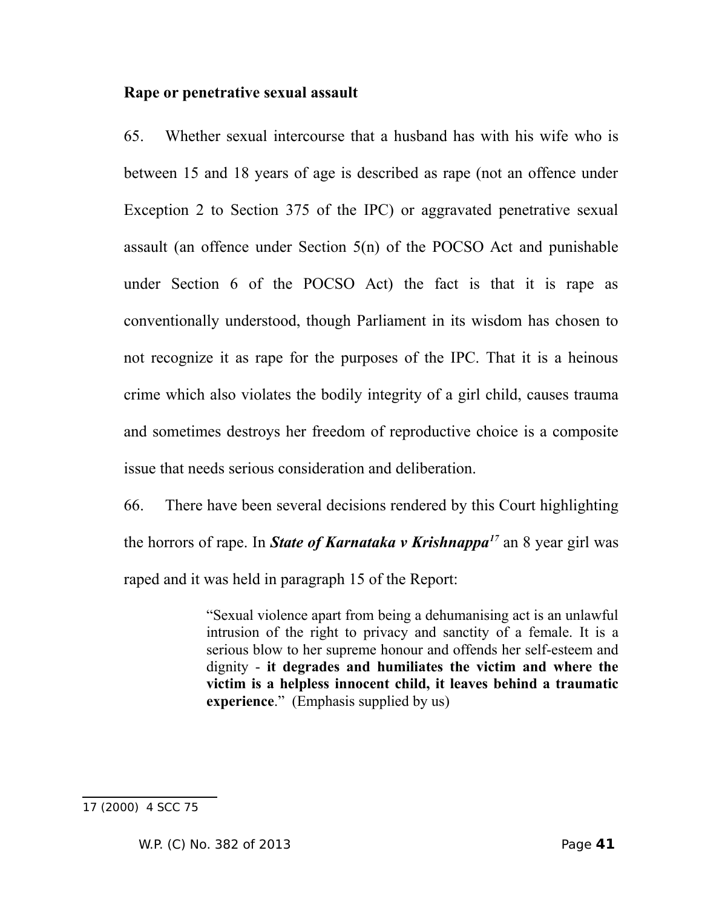**Rape or penetrative sexual assault**

65. Whether sexual intercourse that a husband has with his wife who is between 15 and 18 years of age is described as rape (not an offence under Exception 2 to Section 375 of the IPC) or aggravated penetrative sexual assault (an offence under Section 5(n) of the POCSO Act and punishable under Section 6 of the POCSO Act) the fact is that it is rape as conventionally understood, though Parliament in its wisdom has chosen to not recognize it as rape for the purposes of the IPC. That it is a heinous crime which also violates the bodily integrity of a girl child, causes trauma and sometimes destroys her freedom of reproductive choice is a composite issue that needs serious consideration and deliberation.

66. There have been several decisions rendered by this Court highlighting the horrors of rape. In ***State of Karnataka v Krishnappa***[17] an 8 year girl was raped and it was held in paragraph 15 of the Report:

> "Sexual violence apart from being a dehumanising act is an unlawful intrusion of the right to privacy and sanctity of a female. It is a serious blow to her supreme honour and offends her self-esteem and dignity - **it degrades and humiliates the victim and where the victim is a helpless innocent child, it leaves behind a traumatic experience**." (Emphasis supplied by us)

---

17 (2000) 4 SCC 75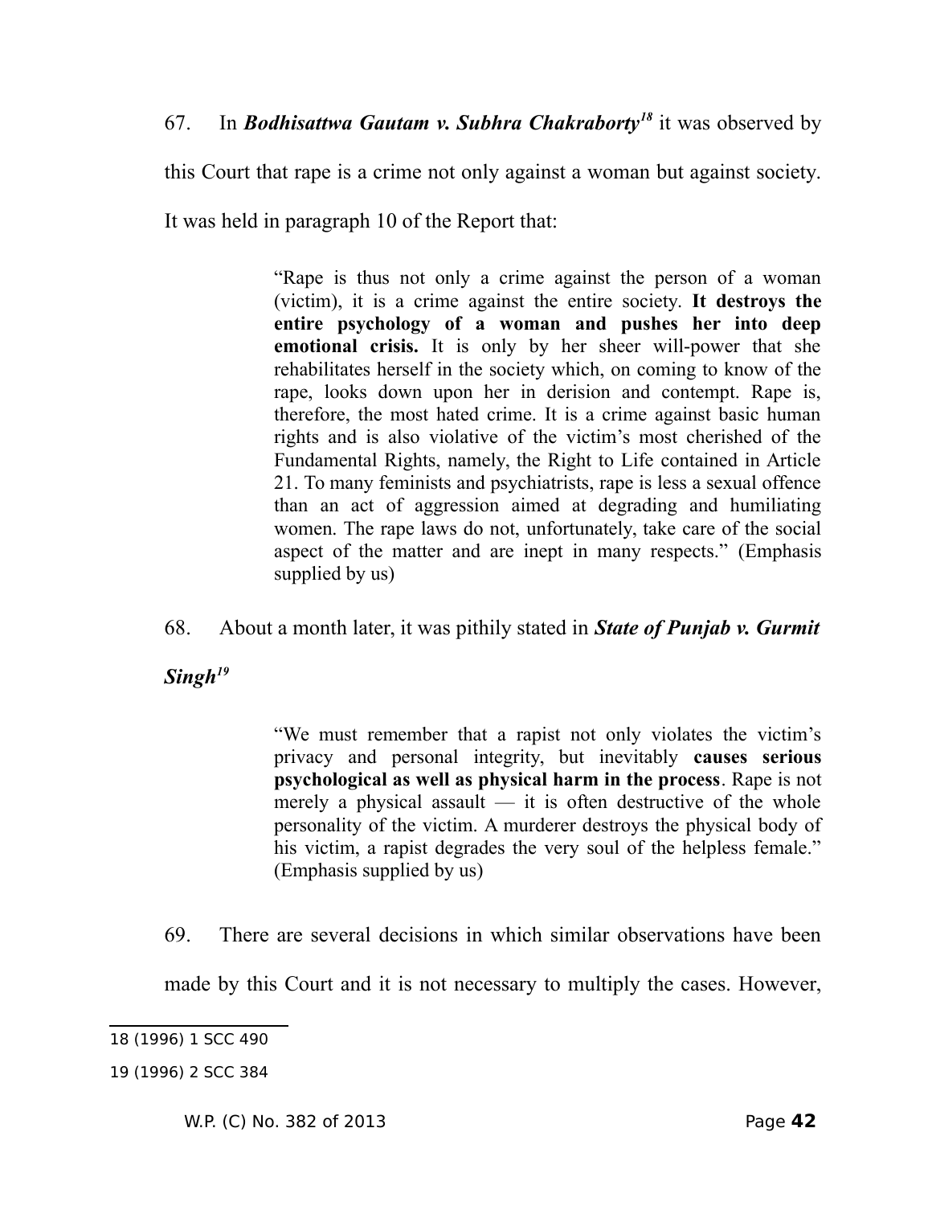67. In ***Bodhisattwa Gautam v. Subhra Chakraborty***[18] it was observed by this Court that rape is a crime not only against a woman but against society. It was held in paragraph 10 of the Report that:

> "Rape is thus not only a crime against the person of a woman (victim), it is a crime against the entire society. **It destroys the entire psychology of a woman and pushes her into deep emotional crisis.** It is only by her sheer will-power that she rehabilitates herself in the society which, on coming to know of the rape, looks down upon her in derision and contempt. Rape is, therefore, the most hated crime. It is a crime against basic human rights and is also violative of the victim's most cherished of the Fundamental Rights, namely, the Right to Life contained in Article 21. To many feminists and psychiatrists, rape is less a sexual offence than an act of aggression aimed at degrading and humiliating women. The rape laws do not, unfortunately, take care of the social aspect of the matter and are inept in many respects." (Emphasis supplied by us)

68. About a month later, it was pithily stated in ***State of Punjab v. Gurmit Singh***[19]

> "We must remember that a rapist not only violates the victim's privacy and personal integrity, but inevitably **causes serious psychological as well as physical harm in the process**. Rape is not merely a physical assault — it is often destructive of the whole personality of the victim. A murderer destroys the physical body of his victim, a rapist degrades the very soul of the helpless female." (Emphasis supplied by us)

69. There are several decisions in which similar observations have been made by this Court and it is not necessary to multiply the cases. However,

---

18 (1996) 1 SCC 490

19 (1996) 2 SCC 384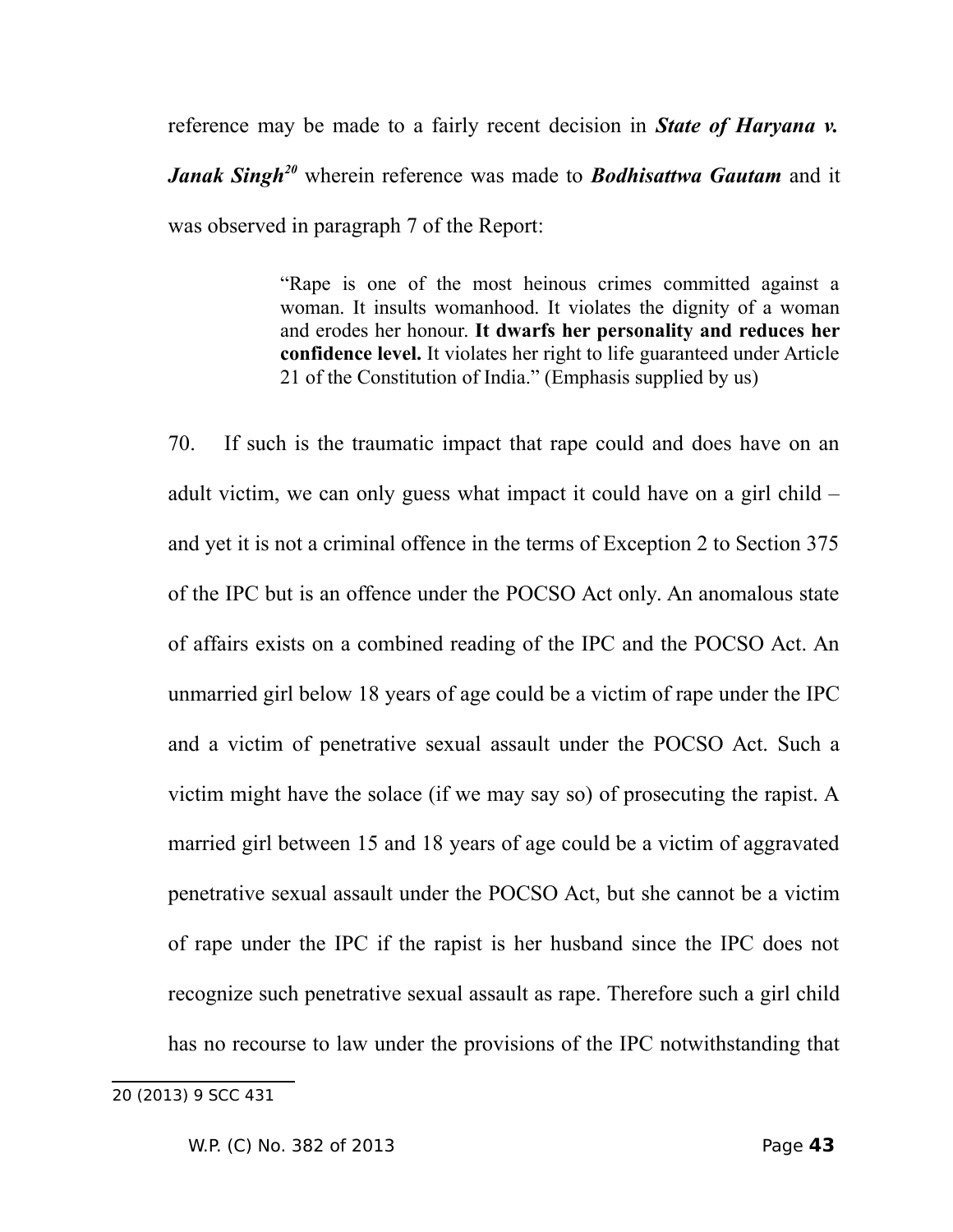reference may be made to a fairly recent decision in ***State of Haryana v. Janak Singh***[20] wherein reference was made to ***Bodhisattwa Gautam*** and it was observed in paragraph 7 of the Report:

> "Rape is one of the most heinous crimes committed against a woman. It insults womanhood. It violates the dignity of a woman and erodes her honour. **It dwarfs her personality and reduces her confidence level.** It violates her right to life guaranteed under Article 21 of the Constitution of India." (Emphasis supplied by us)

70. If such is the traumatic impact that rape could and does have on an adult victim, we can only guess what impact it could have on a girl child – and yet it is not a criminal offence in the terms of Exception 2 to Section 375 of the IPC but is an offence under the POCSO Act only. An anomalous state of affairs exists on a combined reading of the IPC and the POCSO Act. An unmarried girl below 18 years of age could be a victim of rape under the IPC and a victim of penetrative sexual assault under the POCSO Act. Such a victim might have the solace (if we may say so) of prosecuting the rapist. A married girl between 15 and 18 years of age could be a victim of aggravated penetrative sexual assault under the POCSO Act, but she cannot be a victim of rape under the IPC if the rapist is her husband since the IPC does not recognize such penetrative sexual assault as rape. Therefore such a girl child has no recourse to law under the provisions of the IPC notwithstanding that

---

20 (2013) 9 SCC 431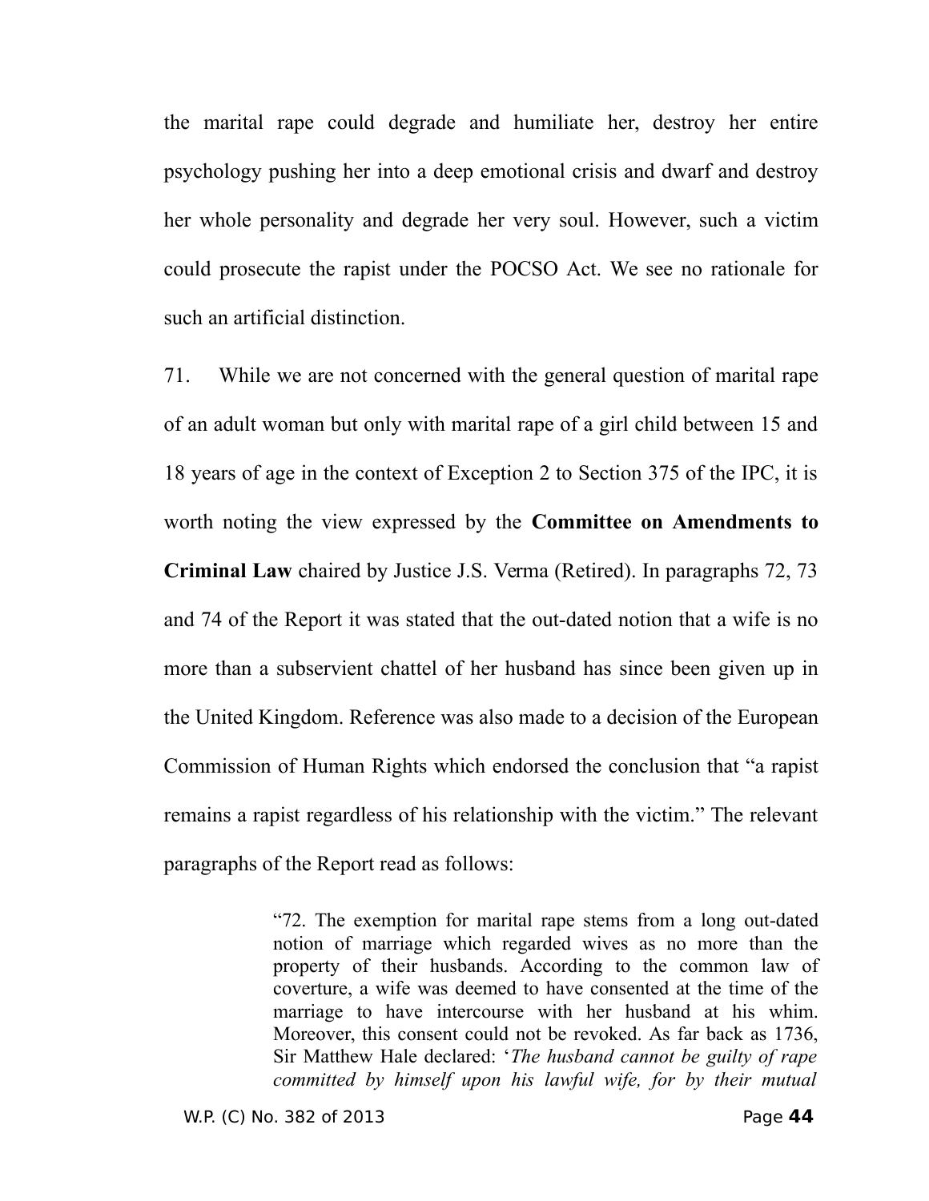the marital rape could degrade and humiliate her, destroy her entire psychology pushing her into a deep emotional crisis and dwarf and destroy her whole personality and degrade her very soul. However, such a victim could prosecute the rapist under the POCSO Act. We see no rationale for such an artificial distinction.

71. While we are not concerned with the general question of marital rape of an adult woman but only with marital rape of a girl child between 15 and 18 years of age in the context of Exception 2 to Section 375 of the IPC, it is worth noting the view expressed by the **Committee on Amendments to Criminal Law** chaired by Justice J.S. Verma (Retired). In paragraphs 72, 73 and 74 of the Report it was stated that the out-dated notion that a wife is no more than a subservient chattel of her husband has since been given up in the United Kingdom. Reference was also made to a decision of the European Commission of Human Rights which endorsed the conclusion that "a rapist remains a rapist regardless of his relationship with the victim." The relevant paragraphs of the Report read as follows:

> "72. The exemption for marital rape stems from a long out-dated notion of marriage which regarded wives as no more than the property of their husbands. According to the common law of coverture, a wife was deemed to have consented at the time of the marriage to have intercourse with her husband at his whim. Moreover, this consent could not be revoked. As far back as 1736, Sir Matthew Hale declared: '*The husband cannot be guilty of rape committed by himself upon his lawful wife, for by their mutual*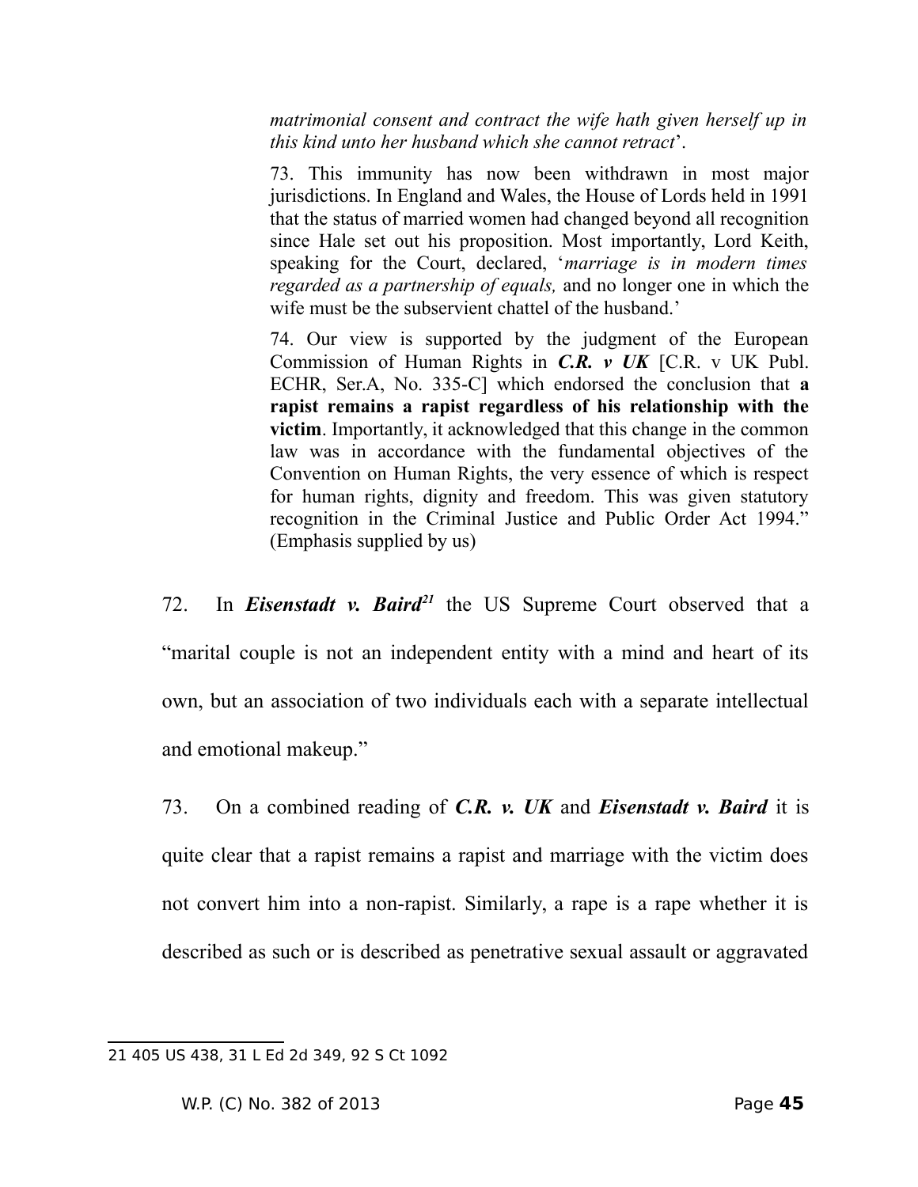> *matrimonial consent and contract the wife hath given herself up in this kind unto her husband which she cannot retract*'.
>
> 73. This immunity has now been withdrawn in most major jurisdictions. In England and Wales, the House of Lords held in 1991 that the status of married women had changed beyond all recognition since Hale set out his proposition. Most importantly, Lord Keith, speaking for the Court, declared, '*marriage is in modern times regarded as a partnership of equals,* and no longer one in which the wife must be the subservient chattel of the husband.'
>
> 74. Our view is supported by the judgment of the European Commission of Human Rights in ***C.R. v UK*** [C.R. v UK Publ. ECHR, Ser.A, No. 335-C] which endorsed the conclusion that **a rapist remains a rapist regardless of his relationship with the victim**. Importantly, it acknowledged that this change in the common law was in accordance with the fundamental objectives of the Convention on Human Rights, the very essence of which is respect for human rights, dignity and freedom. This was given statutory recognition in the Criminal Justice and Public Order Act 1994." (Emphasis supplied by us)

72. In ***Eisenstadt v. Baird***[21] the US Supreme Court observed that a "marital couple is not an independent entity with a mind and heart of its own, but an association of two individuals each with a separate intellectual and emotional makeup."

73. On a combined reading of ***C.R. v. UK*** and ***Eisenstadt v. Baird*** it is quite clear that a rapist remains a rapist and marriage with the victim does not convert him into a non-rapist. Similarly, a rape is a rape whether it is described as such or is described as penetrative sexual assault or aggravated

---

21 405 US 438, 31 L Ed 2d 349, 92 S Ct 1092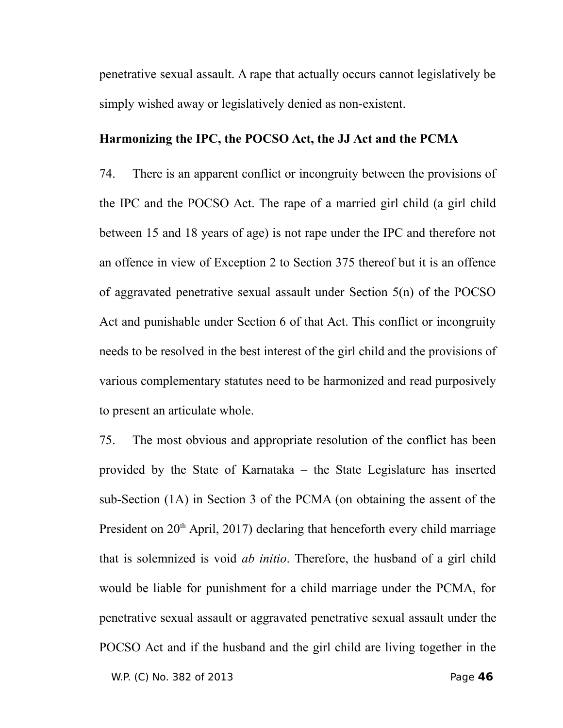penetrative sexual assault. A rape that actually occurs cannot legislatively be simply wished away or legislatively denied as non-existent.

**Harmonizing the IPC, the POCSO Act, the JJ Act and the PCMA**

74. There is an apparent conflict or incongruity between the provisions of the IPC and the POCSO Act. The rape of a married girl child (a girl child between 15 and 18 years of age) is not rape under the IPC and therefore not an offence in view of Exception 2 to Section 375 thereof but it is an offence of aggravated penetrative sexual assault under Section 5(n) of the POCSO Act and punishable under Section 6 of that Act. This conflict or incongruity needs to be resolved in the best interest of the girl child and the provisions of various complementary statutes need to be harmonized and read purposively to present an articulate whole.

75. The most obvious and appropriate resolution of the conflict has been provided by the State of Karnataka – the State Legislature has inserted sub-Section (1A) in Section 3 of the PCMA (on obtaining the assent of the President on 20th April, 2017) declaring that henceforth every child marriage that is solemnized is void *ab initio*. Therefore, the husband of a girl child would be liable for punishment for a child marriage under the PCMA, for penetrative sexual assault or aggravated penetrative sexual assault under the POCSO Act and if the husband and the girl child are living together in the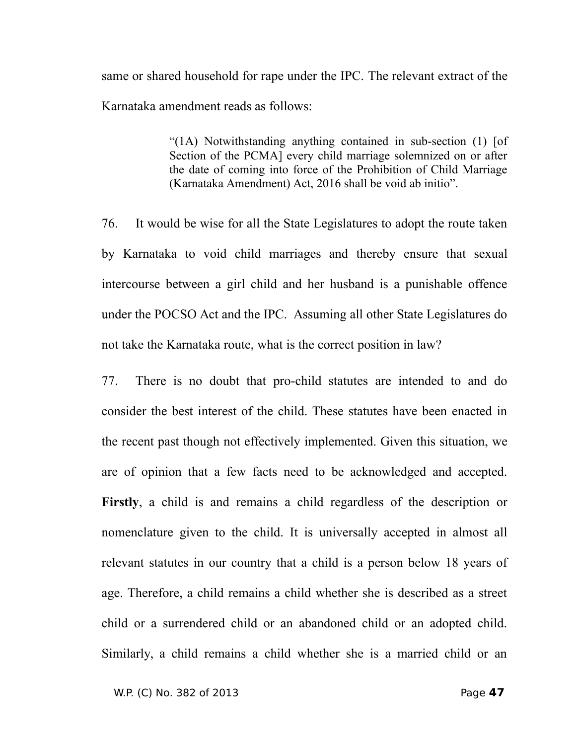same or shared household for rape under the IPC. The relevant extract of the Karnataka amendment reads as follows:

> "(1A) Notwithstanding anything contained in sub-section (1) [of Section of the PCMA] every child marriage solemnized on or after the date of coming into force of the Prohibition of Child Marriage (Karnataka Amendment) Act, 2016 shall be void ab initio".

76. It would be wise for all the State Legislatures to adopt the route taken by Karnataka to void child marriages and thereby ensure that sexual intercourse between a girl child and her husband is a punishable offence under the POCSO Act and the IPC. Assuming all other State Legislatures do not take the Karnataka route, what is the correct position in law?

77. There is no doubt that pro-child statutes are intended to and do consider the best interest of the child. These statutes have been enacted in the recent past though not effectively implemented. Given this situation, we are of opinion that a few facts need to be acknowledged and accepted. **Firstly**, a child is and remains a child regardless of the description or nomenclature given to the child. It is universally accepted in almost all relevant statutes in our country that a child is a person below 18 years of age. Therefore, a child remains a child whether she is described as a street child or a surrendered child or an abandoned child or an adopted child. Similarly, a child remains a child whether she is a married child or an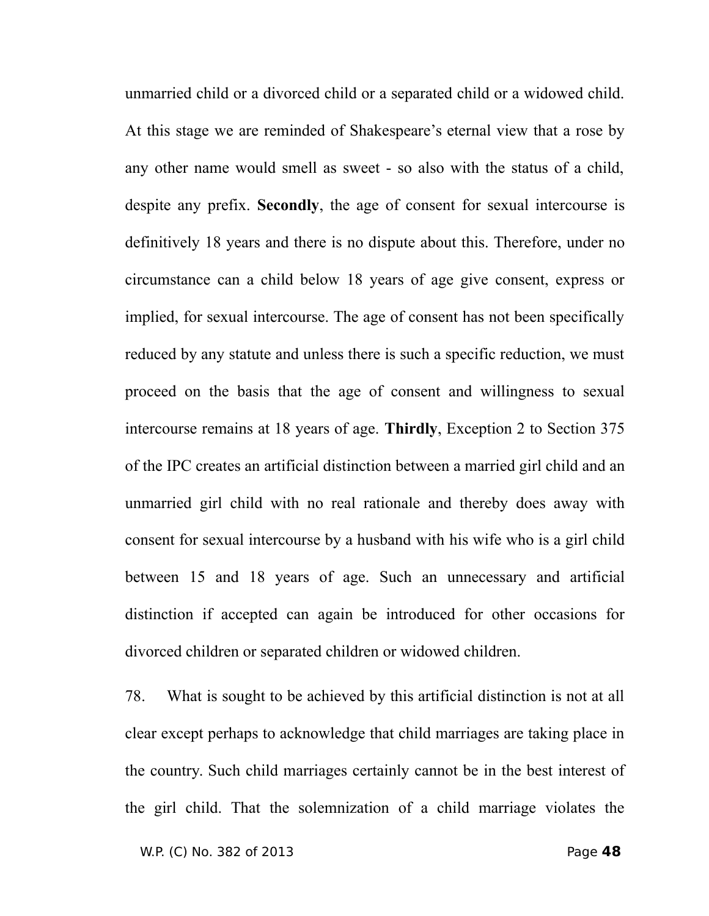unmarried child or a divorced child or a separated child or a widowed child. At this stage we are reminded of Shakespeare's eternal view that a rose by any other name would smell as sweet - so also with the status of a child, despite any prefix. **Secondly**, the age of consent for sexual intercourse is definitively 18 years and there is no dispute about this. Therefore, under no circumstance can a child below 18 years of age give consent, express or implied, for sexual intercourse. The age of consent has not been specifically reduced by any statute and unless there is such a specific reduction, we must proceed on the basis that the age of consent and willingness to sexual intercourse remains at 18 years of age. **Thirdly**, Exception 2 to Section 375 of the IPC creates an artificial distinction between a married girl child and an unmarried girl child with no real rationale and thereby does away with consent for sexual intercourse by a husband with his wife who is a girl child between 15 and 18 years of age. Such an unnecessary and artificial distinction if accepted can again be introduced for other occasions for divorced children or separated children or widowed children.

78. What is sought to be achieved by this artificial distinction is not at all clear except perhaps to acknowledge that child marriages are taking place in the country. Such child marriages certainly cannot be in the best interest of the girl child. That the solemnization of a child marriage violates the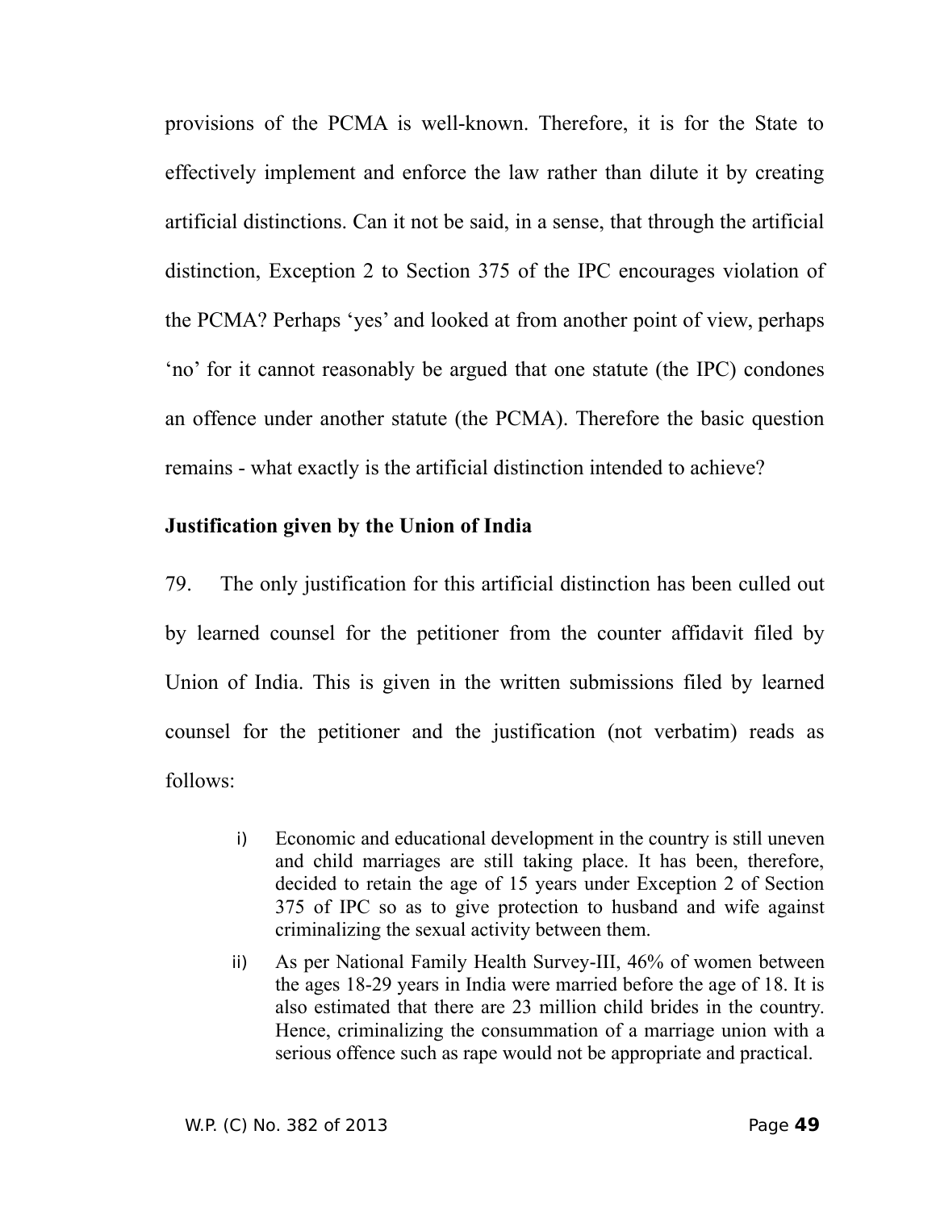provisions of the PCMA is well-known. Therefore, it is for the State to effectively implement and enforce the law rather than dilute it by creating artificial distinctions. Can it not be said, in a sense, that through the artificial distinction, Exception 2 to Section 375 of the IPC encourages violation of the PCMA? Perhaps 'yes' and looked at from another point of view, perhaps 'no' for it cannot reasonably be argued that one statute (the IPC) condones an offence under another statute (the PCMA). Therefore the basic question remains - what exactly is the artificial distinction intended to achieve?

**Justification given by the Union of India**

79. The only justification for this artificial distinction has been culled out by learned counsel for the petitioner from the counter affidavit filed by Union of India. This is given in the written submissions filed by learned counsel for the petitioner and the justification (not verbatim) reads as follows:

> i) Economic and educational development in the country is still uneven and child marriages are still taking place. It has been, therefore, decided to retain the age of 15 years under Exception 2 of Section 375 of IPC so as to give protection to husband and wife against criminalizing the sexual activity between them.
>
> ii) As per National Family Health Survey-III, 46% of women between the ages 18-29 years in India were married before the age of 18. It is also estimated that there are 23 million child brides in the country. Hence, criminalizing the consummation of a marriage union with a serious offence such as rape would not be appropriate and practical.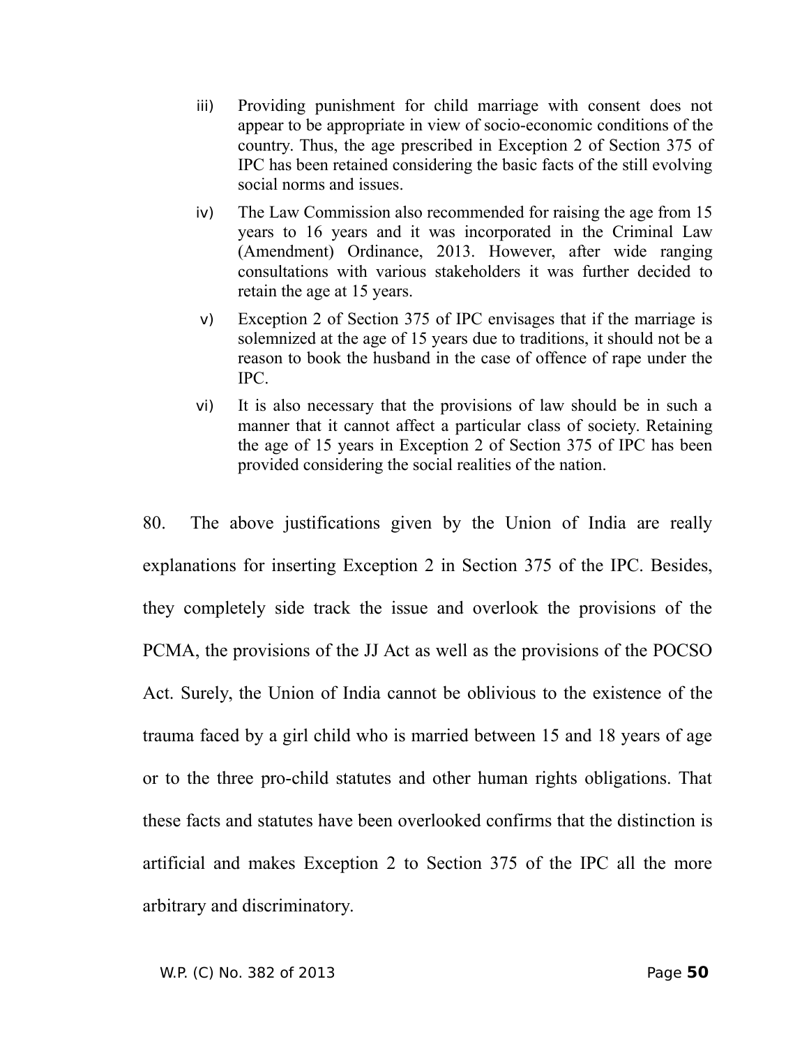iii) Providing punishment for child marriage with consent does not appear to be appropriate in view of socio-economic conditions of the country. Thus, the age prescribed in Exception 2 of Section 375 of IPC has been retained considering the basic facts of the still evolving social norms and issues.

iv) The Law Commission also recommended for raising the age from 15 years to 16 years and it was incorporated in the Criminal Law (Amendment) Ordinance, 2013. However, after wide ranging consultations with various stakeholders it was further decided to retain the age at 15 years.

v) Exception 2 of Section 375 of IPC envisages that if the marriage is solemnized at the age of 15 years due to traditions, it should not be a reason to book the husband in the case of offence of rape under the IPC.

vi) It is also necessary that the provisions of law should be in such a manner that it cannot affect a particular class of society. Retaining the age of 15 years in Exception 2 of Section 375 of IPC has been provided considering the social realities of the nation.

80. The above justifications given by the Union of India are really explanations for inserting Exception 2 in Section 375 of the IPC. Besides, they completely side track the issue and overlook the provisions of the PCMA, the provisions of the JJ Act as well as the provisions of the POCSO Act. Surely, the Union of India cannot be oblivious to the existence of the trauma faced by a girl child who is married between 15 and 18 years of age or to the three pro-child statutes and other human rights obligations. That these facts and statutes have been overlooked confirms that the distinction is artificial and makes Exception 2 to Section 375 of the IPC all the more arbitrary and discriminatory.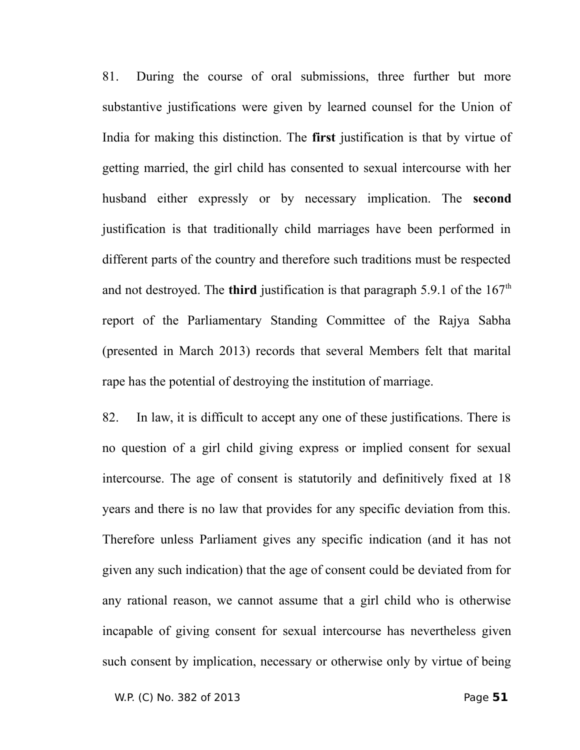81. During the course of oral submissions, three further but more substantive justifications were given by learned counsel for the Union of India for making this distinction. The **first** justification is that by virtue of getting married, the girl child has consented to sexual intercourse with her husband either expressly or by necessary implication. The **second** justification is that traditionally child marriages have been performed in different parts of the country and therefore such traditions must be respected and not destroyed. The **third** justification is that paragraph 5.9.1 of the 167th report of the Parliamentary Standing Committee of the Rajya Sabha (presented in March 2013) records that several Members felt that marital rape has the potential of destroying the institution of marriage.

82. In law, it is difficult to accept any one of these justifications. There is no question of a girl child giving express or implied consent for sexual intercourse. The age of consent is statutorily and definitively fixed at 18 years and there is no law that provides for any specific deviation from this. Therefore unless Parliament gives any specific indication (and it has not given any such indication) that the age of consent could be deviated from for any rational reason, we cannot assume that a girl child who is otherwise incapable of giving consent for sexual intercourse has nevertheless given such consent by implication, necessary or otherwise only by virtue of being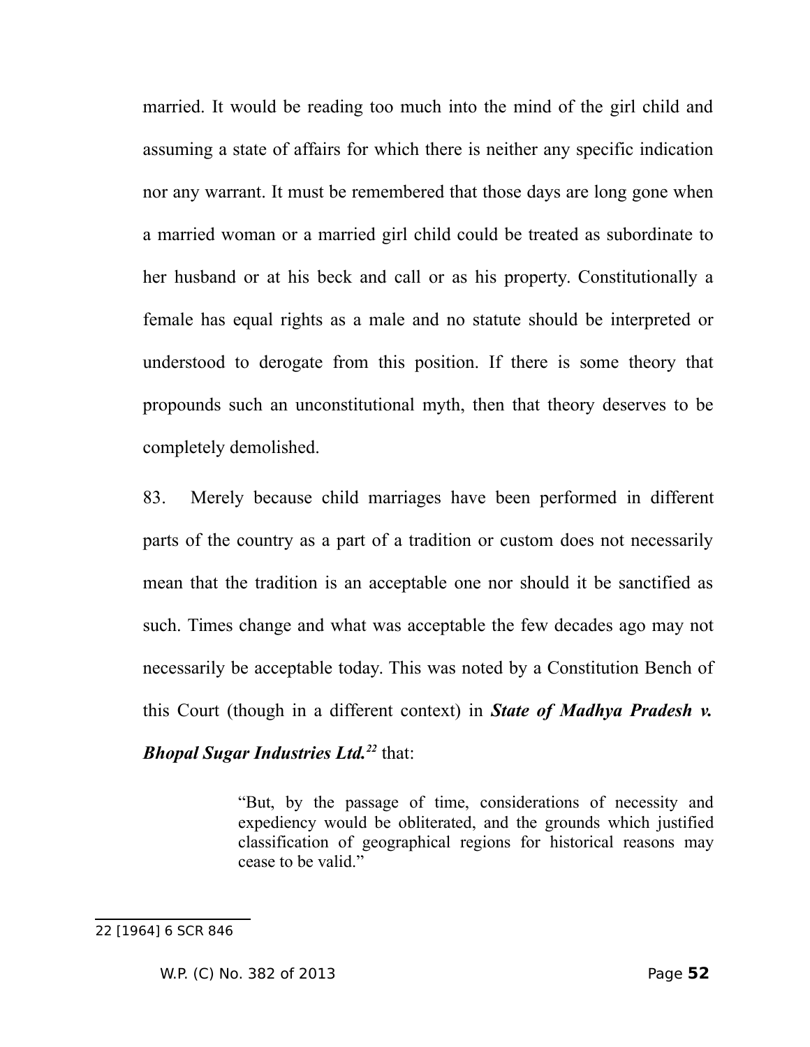married. It would be reading too much into the mind of the girl child and assuming a state of affairs for which there is neither any specific indication nor any warrant. It must be remembered that those days are long gone when a married woman or a married girl child could be treated as subordinate to her husband or at his beck and call or as his property. Constitutionally a female has equal rights as a male and no statute should be interpreted or understood to derogate from this position. If there is some theory that propounds such an unconstitutional myth, then that theory deserves to be completely demolished.

83. Merely because child marriages have been performed in different parts of the country as a part of a tradition or custom does not necessarily mean that the tradition is an acceptable one nor should it be sanctified as such. Times change and what was acceptable the few decades ago may not necessarily be acceptable today. This was noted by a Constitution Bench of this Court (though in a different context) in ***State of Madhya Pradesh v. Bhopal Sugar Industries Ltd.***[22] that:

> "But, by the passage of time, considerations of necessity and expediency would be obliterated, and the grounds which justified classification of geographical regions for historical reasons may cease to be valid."

---

22 [1964] 6 SCR 846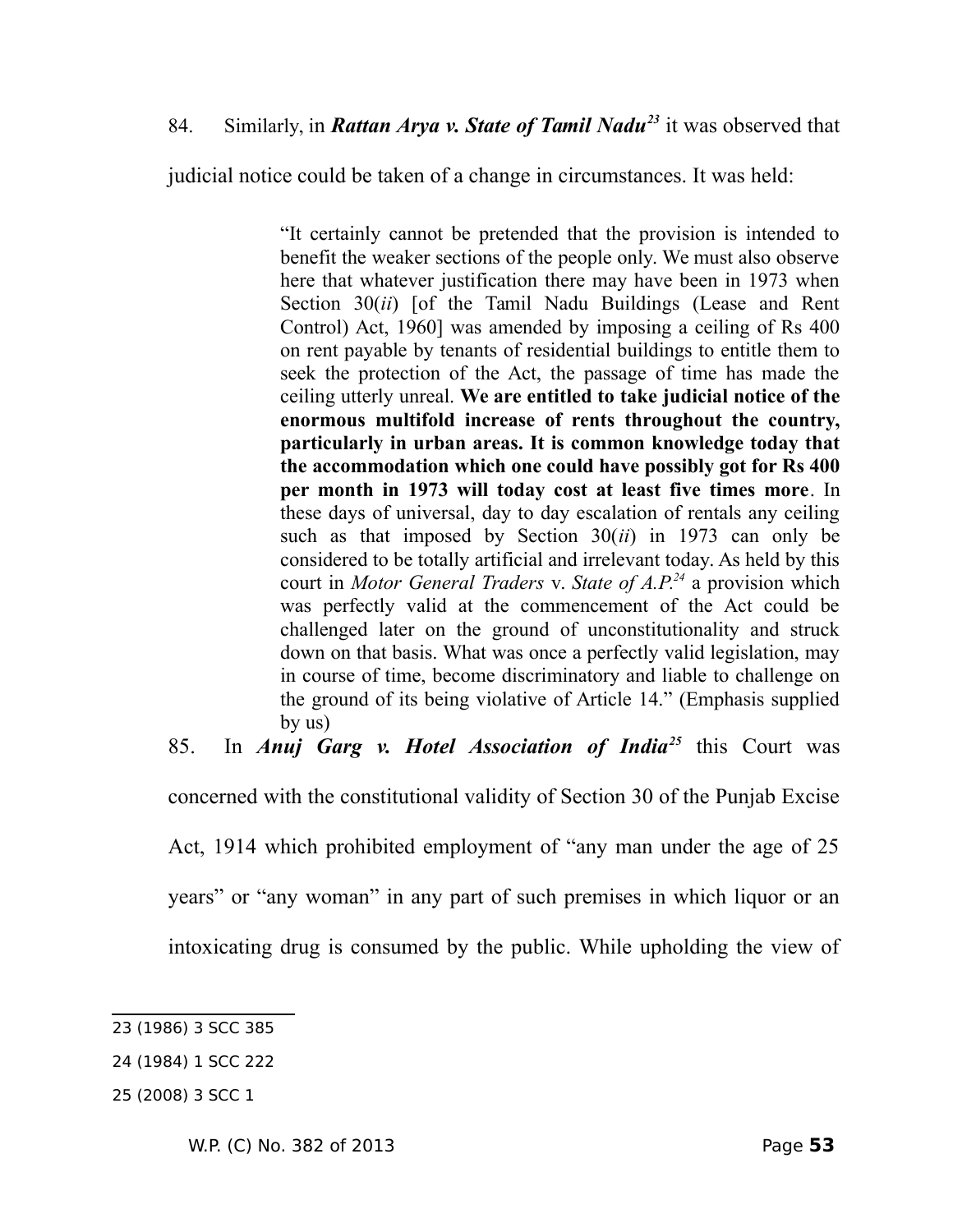84. Similarly, in ***Rattan Arya v. State of Tamil Nadu***[23] it was observed that judicial notice could be taken of a change in circumstances. It was held:

> "It certainly cannot be pretended that the provision is intended to benefit the weaker sections of the people only. We must also observe here that whatever justification there may have been in 1973 when Section 30(*ii*) [of the Tamil Nadu Buildings (Lease and Rent Control) Act, 1960] was amended by imposing a ceiling of Rs 400 on rent payable by tenants of residential buildings to entitle them to seek the protection of the Act, the passage of time has made the ceiling utterly unreal. **We are entitled to take judicial notice of the enormous multifold increase of rents throughout the country, particularly in urban areas. It is common knowledge today that the accommodation which one could have possibly got for Rs 400 per month in 1973 will today cost at least five times more**. In these days of universal, day to day escalation of rentals any ceiling such as that imposed by Section 30(*ii*) in 1973 can only be considered to be totally artificial and irrelevant today. As held by this court in *Motor General Traders* v. *State of A.P.*[24] a provision which was perfectly valid at the commencement of the Act could be challenged later on the ground of unconstitutionality and struck down on that basis. What was once a perfectly valid legislation, may in course of time, become discriminatory and liable to challenge on the ground of its being violative of Article 14." (Emphasis supplied by us)

85. In ***Anuj Garg v. Hotel Association of India***[25] this Court was concerned with the constitutional validity of Section 30 of the Punjab Excise Act, 1914 which prohibited employment of "any man under the age of 25 years" or "any woman" in any part of such premises in which liquor or an intoxicating drug is consumed by the public. While upholding the view of

---

23 (1986) 3 SCC 385

24 (1984) 1 SCC 222

25 (2008) 3 SCC 1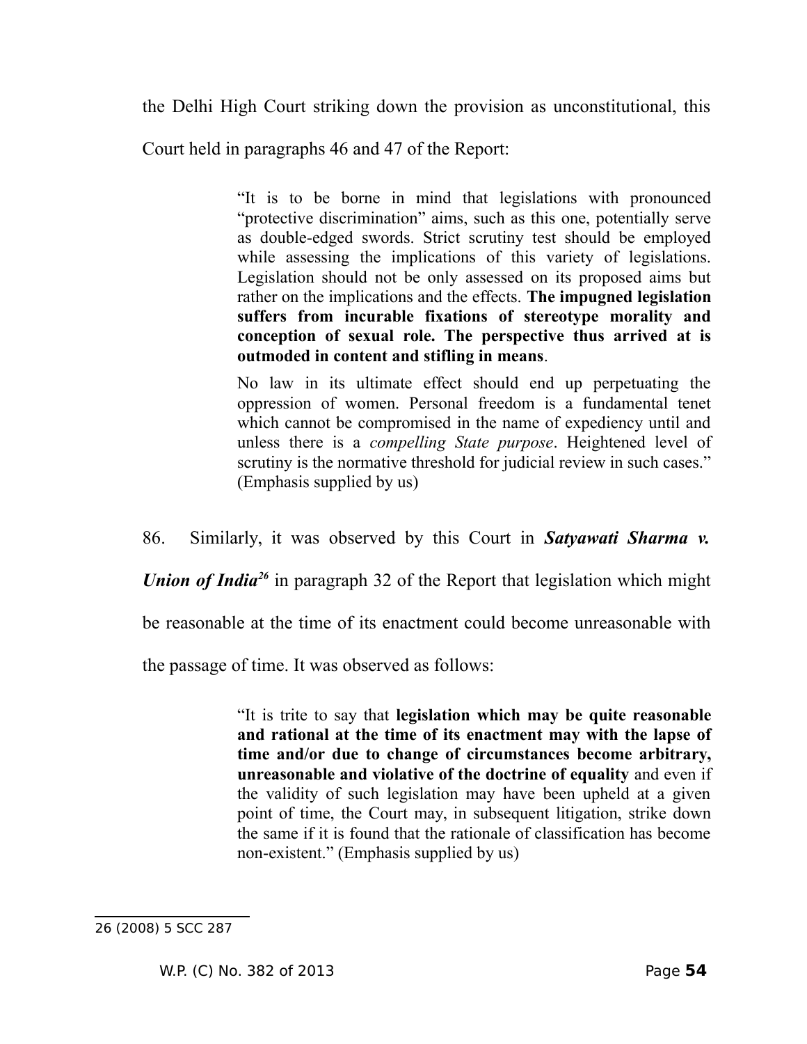the Delhi High Court striking down the provision as unconstitutional, this Court held in paragraphs 46 and 47 of the Report:

> "It is to be borne in mind that legislations with pronounced "protective discrimination" aims, such as this one, potentially serve as double-edged swords. Strict scrutiny test should be employed while assessing the implications of this variety of legislations. Legislation should not be only assessed on its proposed aims but rather on the implications and the effects. **The impugned legislation suffers from incurable fixations of stereotype morality and conception of sexual role. The perspective thus arrived at is outmoded in content and stifling in means**.
>
> No law in its ultimate effect should end up perpetuating the oppression of women. Personal freedom is a fundamental tenet which cannot be compromised in the name of expediency until and unless there is a *compelling State purpose*. Heightened level of scrutiny is the normative threshold for judicial review in such cases." (Emphasis supplied by us)

86. Similarly, it was observed by this Court in ***Satyawati Sharma v. Union of India***[26] in paragraph 32 of the Report that legislation which might be reasonable at the time of its enactment could become unreasonable with the passage of time. It was observed as follows:

> "It is trite to say that **legislation which may be quite reasonable and rational at the time of its enactment may with the lapse of time and/or due to change of circumstances become arbitrary, unreasonable and violative of the doctrine of equality** and even if the validity of such legislation may have been upheld at a given point of time, the Court may, in subsequent litigation, strike down the same if it is found that the rationale of classification has become non-existent." (Emphasis supplied by us)

---

26 (2008) 5 SCC 287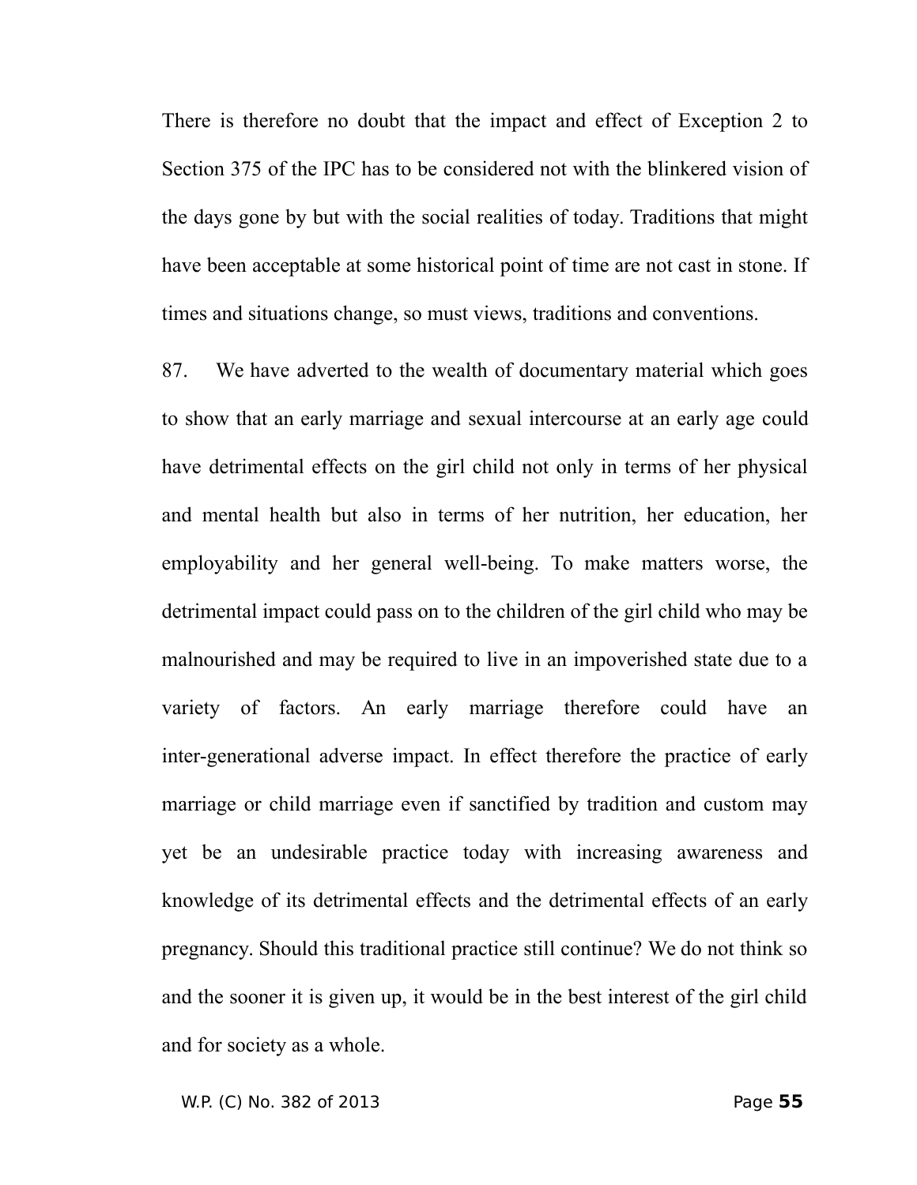There is therefore no doubt that the impact and effect of Exception 2 to Section 375 of the IPC has to be considered not with the blinkered vision of the days gone by but with the social realities of today. Traditions that might have been acceptable at some historical point of time are not cast in stone. If times and situations change, so must views, traditions and conventions.

87. We have adverted to the wealth of documentary material which goes to show that an early marriage and sexual intercourse at an early age could have detrimental effects on the girl child not only in terms of her physical and mental health but also in terms of her nutrition, her education, her employability and her general well-being. To make matters worse, the detrimental impact could pass on to the children of the girl child who may be malnourished and may be required to live in an impoverished state due to a variety of factors. An early marriage therefore could have an inter-generational adverse impact. In effect therefore the practice of early marriage or child marriage even if sanctified by tradition and custom may yet be an undesirable practice today with increasing awareness and knowledge of its detrimental effects and the detrimental effects of an early pregnancy. Should this traditional practice still continue? We do not think so and the sooner it is given up, it would be in the best interest of the girl child and for society as a whole.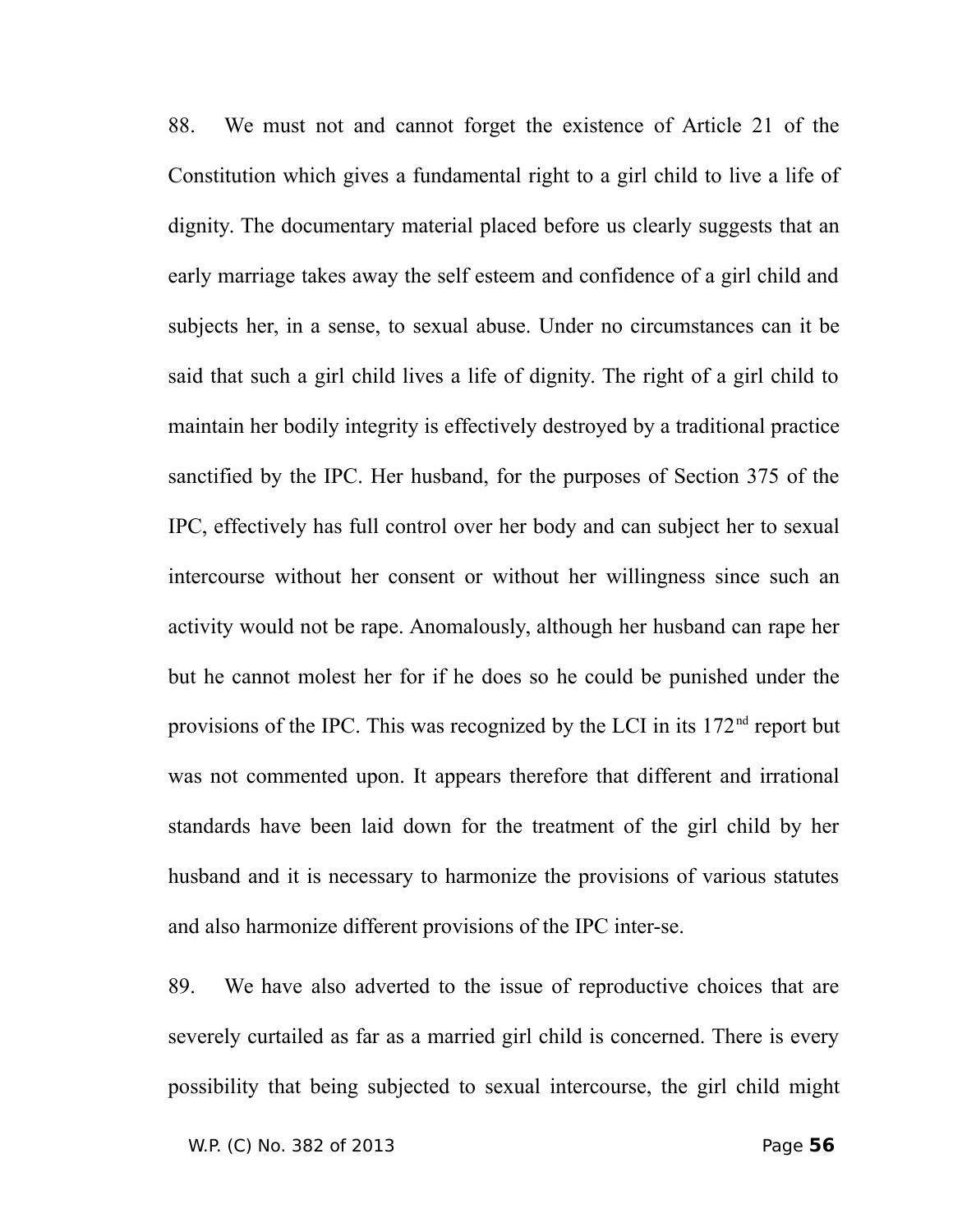88. We must not and cannot forget the existence of Article 21 of the Constitution which gives a fundamental right to a girl child to live a life of dignity. The documentary material placed before us clearly suggests that an early marriage takes away the self esteem and confidence of a girl child and subjects her, in a sense, to sexual abuse. Under no circumstances can it be said that such a girl child lives a life of dignity. The right of a girl child to maintain her bodily integrity is effectively destroyed by a traditional practice sanctified by the IPC. Her husband, for the purposes of Section 375 of the IPC, effectively has full control over her body and can subject her to sexual intercourse without her consent or without her willingness since such an activity would not be rape. Anomalously, although her husband can rape her but he cannot molest her for if he does so he could be punished under the provisions of the IPC. This was recognized by the LCI in its 172nd report but was not commented upon. It appears therefore that different and irrational standards have been laid down for the treatment of the girl child by her husband and it is necessary to harmonize the provisions of various statutes and also harmonize different provisions of the IPC inter-se.

89. We have also adverted to the issue of reproductive choices that are severely curtailed as far as a married girl child is concerned. There is every possibility that being subjected to sexual intercourse, the girl child might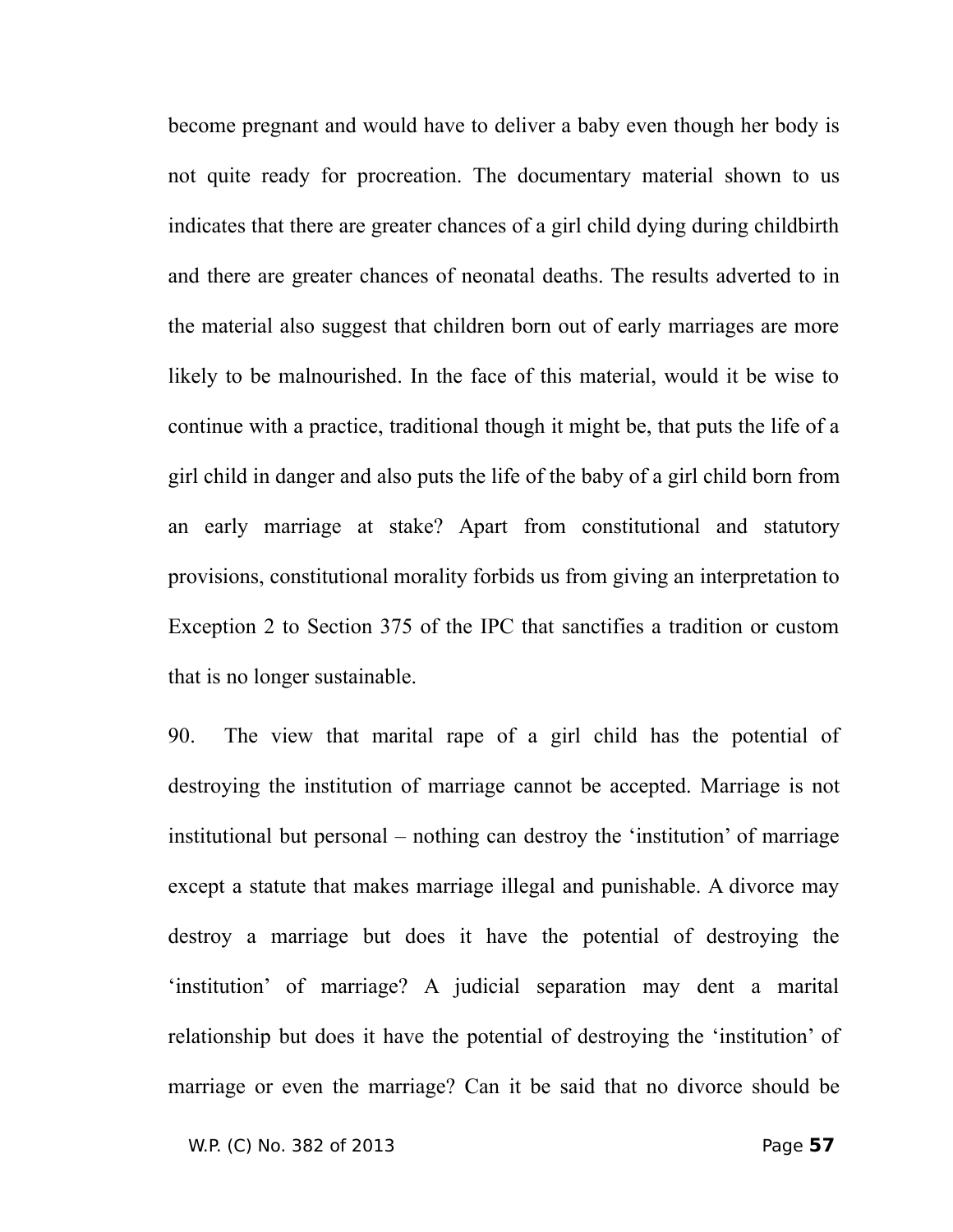become pregnant and would have to deliver a baby even though her body is not quite ready for procreation. The documentary material shown to us indicates that there are greater chances of a girl child dying during childbirth and there are greater chances of neonatal deaths. The results adverted to in the material also suggest that children born out of early marriages are more likely to be malnourished. In the face of this material, would it be wise to continue with a practice, traditional though it might be, that puts the life of a girl child in danger and also puts the life of the baby of a girl child born from an early marriage at stake? Apart from constitutional and statutory provisions, constitutional morality forbids us from giving an interpretation to Exception 2 to Section 375 of the IPC that sanctifies a tradition or custom that is no longer sustainable.

90. The view that marital rape of a girl child has the potential of destroying the institution of marriage cannot be accepted. Marriage is not institutional but personal – nothing can destroy the 'institution' of marriage except a statute that makes marriage illegal and punishable. A divorce may destroy a marriage but does it have the potential of destroying the 'institution' of marriage? A judicial separation may dent a marital relationship but does it have the potential of destroying the 'institution' of marriage or even the marriage? Can it be said that no divorce should be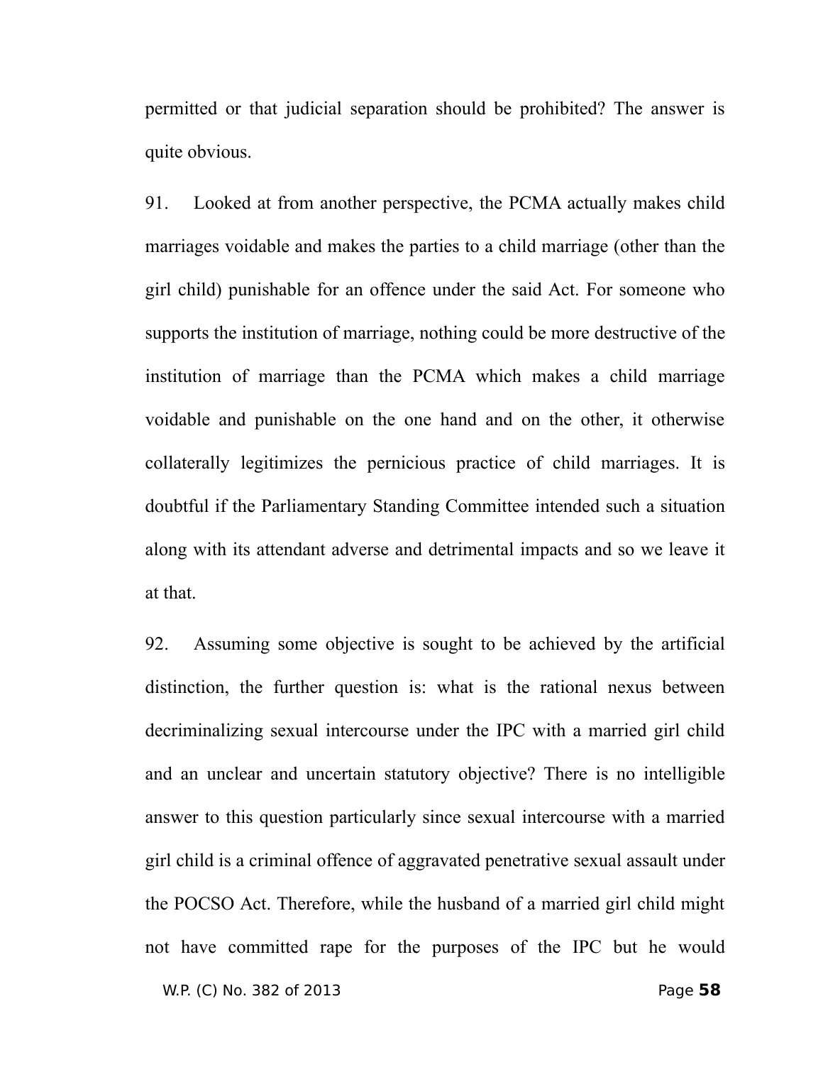permitted or that judicial separation should be prohibited? The answer is quite obvious.

91. Looked at from another perspective, the PCMA actually makes child marriages voidable and makes the parties to a child marriage (other than the girl child) punishable for an offence under the said Act. For someone who supports the institution of marriage, nothing could be more destructive of the institution of marriage than the PCMA which makes a child marriage voidable and punishable on the one hand and on the other, it otherwise collaterally legitimizes the pernicious practice of child marriages. It is doubtful if the Parliamentary Standing Committee intended such a situation along with its attendant adverse and detrimental impacts and so we leave it at that.

92. Assuming some objective is sought to be achieved by the artificial distinction, the further question is: what is the rational nexus between decriminalizing sexual intercourse under the IPC with a married girl child and an unclear and uncertain statutory objective? There is no intelligible answer to this question particularly since sexual intercourse with a married girl child is a criminal offence of aggravated penetrative sexual assault under the POCSO Act. Therefore, while the husband of a married girl child might not have committed rape for the purposes of the IPC but he would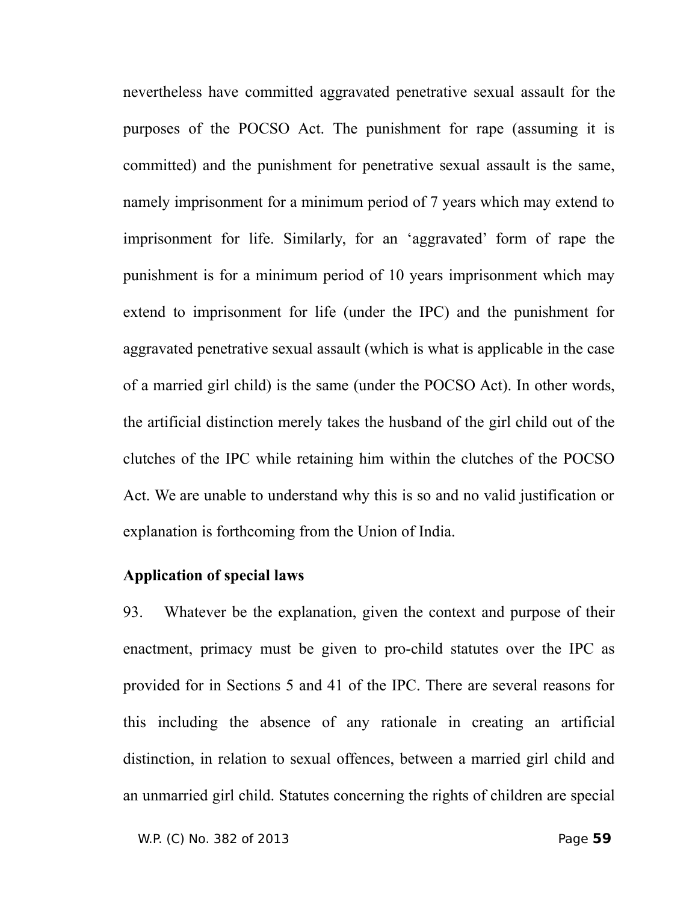nevertheless have committed aggravated penetrative sexual assault for the purposes of the POCSO Act. The punishment for rape (assuming it is committed) and the punishment for penetrative sexual assault is the same, namely imprisonment for a minimum period of 7 years which may extend to imprisonment for life. Similarly, for an 'aggravated' form of rape the punishment is for a minimum period of 10 years imprisonment which may extend to imprisonment for life (under the IPC) and the punishment for aggravated penetrative sexual assault (which is what is applicable in the case of a married girl child) is the same (under the POCSO Act). In other words, the artificial distinction merely takes the husband of the girl child out of the clutches of the IPC while retaining him within the clutches of the POCSO Act. We are unable to understand why this is so and no valid justification or explanation is forthcoming from the Union of India.

**Application of special laws**

93. Whatever be the explanation, given the context and purpose of their enactment, primacy must be given to pro-child statutes over the IPC as provided for in Sections 5 and 41 of the IPC. There are several reasons for this including the absence of any rationale in creating an artificial distinction, in relation to sexual offences, between a married girl child and an unmarried girl child. Statutes concerning the rights of children are special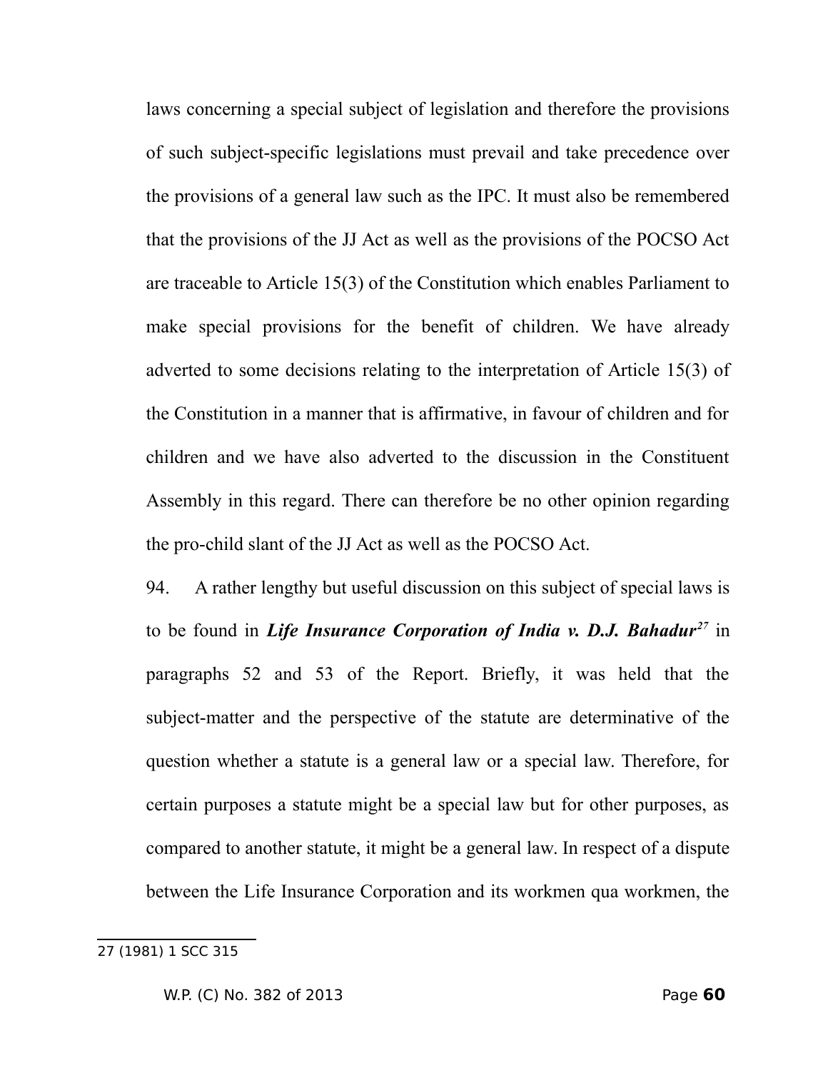laws concerning a special subject of legislation and therefore the provisions of such subject-specific legislations must prevail and take precedence over the provisions of a general law such as the IPC. It must also be remembered that the provisions of the JJ Act as well as the provisions of the POCSO Act are traceable to Article 15(3) of the Constitution which enables Parliament to make special provisions for the benefit of children. We have already adverted to some decisions relating to the interpretation of Article 15(3) of the Constitution in a manner that is affirmative, in favour of children and for children and we have also adverted to the discussion in the Constituent Assembly in this regard. There can therefore be no other opinion regarding the pro-child slant of the JJ Act as well as the POCSO Act.

94. A rather lengthy but useful discussion on this subject of special laws is to be found in ***Life Insurance Corporation of India v. D.J. Bahadur***[27] in paragraphs 52 and 53 of the Report. Briefly, it was held that the subject-matter and the perspective of the statute are determinative of the question whether a statute is a general law or a special law. Therefore, for certain purposes a statute might be a special law but for other purposes, as compared to another statute, it might be a general law. In respect of a dispute between the Life Insurance Corporation and its workmen qua workmen, the

---

27 (1981) 1 SCC 315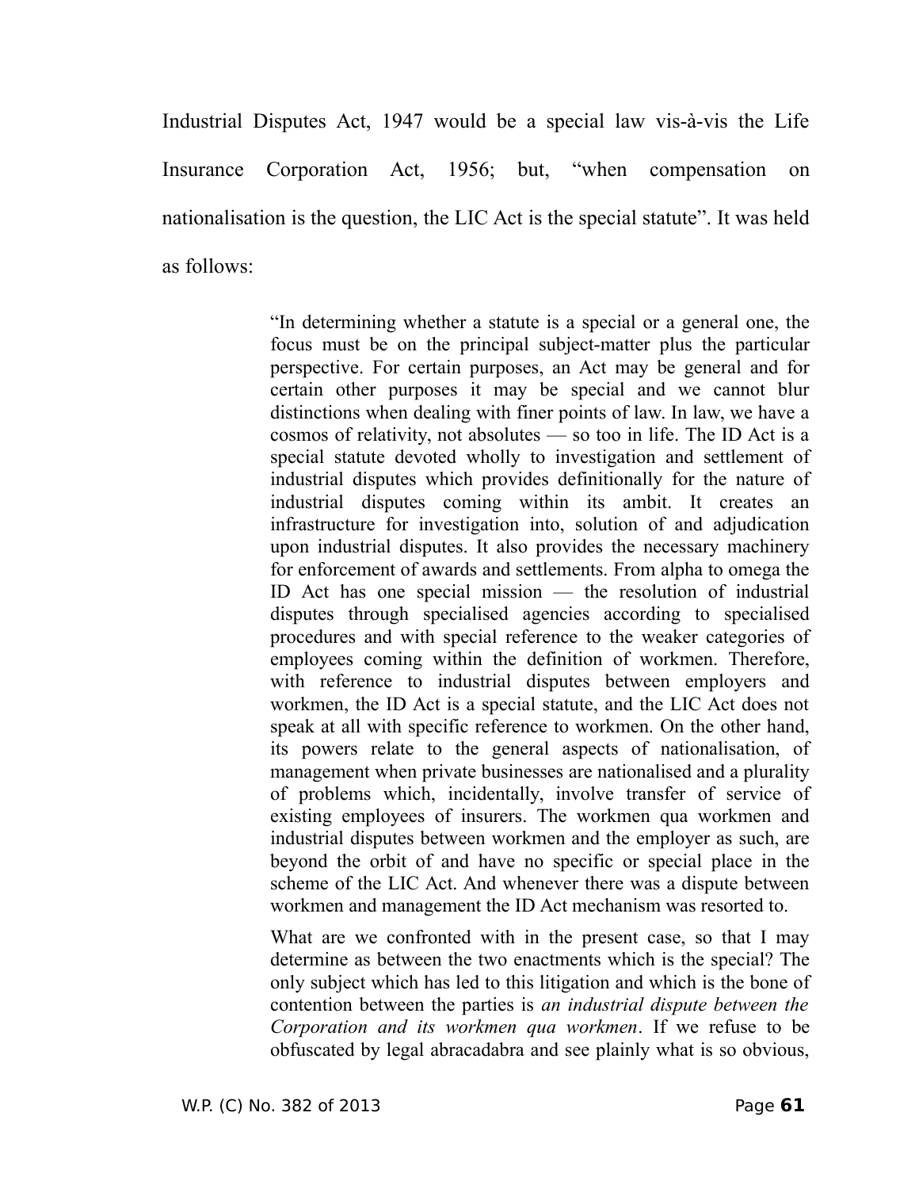Industrial Disputes Act, 1947 would be a special law vis-à-vis the Life Insurance Corporation Act, 1956; but, "when compensation on nationalisation is the question, the LIC Act is the special statute". It was held as follows:

> "In determining whether a statute is a special or a general one, the focus must be on the principal subject-matter plus the particular perspective. For certain purposes, an Act may be general and for certain other purposes it may be special and we cannot blur distinctions when dealing with finer points of law. In law, we have a cosmos of relativity, not absolutes — so too in life. The ID Act is a special statute devoted wholly to investigation and settlement of industrial disputes which provides definitionally for the nature of industrial disputes coming within its ambit. It creates an infrastructure for investigation into, solution of and adjudication upon industrial disputes. It also provides the necessary machinery for enforcement of awards and settlements. From alpha to omega the ID Act has one special mission — the resolution of industrial disputes through specialised agencies according to specialised procedures and with special reference to the weaker categories of employees coming within the definition of workmen. Therefore, with reference to industrial disputes between employers and workmen, the ID Act is a special statute, and the LIC Act does not speak at all with specific reference to workmen. On the other hand, its powers relate to the general aspects of nationalisation, of management when private businesses are nationalised and a plurality of problems which, incidentally, involve transfer of service of existing employees of insurers. The workmen qua workmen and industrial disputes between workmen and the employer as such, are beyond the orbit of and have no specific or special place in the scheme of the LIC Act. And whenever there was a dispute between workmen and management the ID Act mechanism was resorted to.
>
> What are we confronted with in the present case, so that I may determine as between the two enactments which is the special? The only subject which has led to this litigation and which is the bone of contention between the parties is *an industrial dispute between the Corporation and its workmen qua workmen*. If we refuse to be obfuscated by legal abracadabra and see plainly what is so obvious,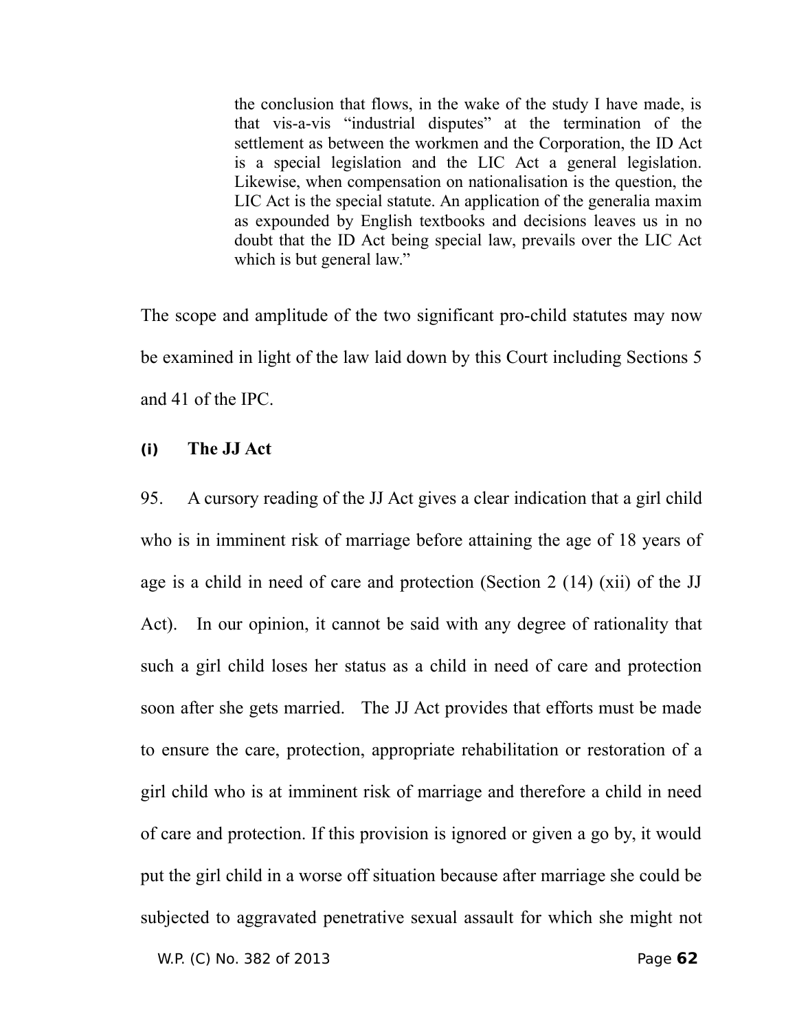> the conclusion that flows, in the wake of the study I have made, is that vis-a-vis "industrial disputes" at the termination of the settlement as between the workmen and the Corporation, the ID Act is a special legislation and the LIC Act a general legislation. Likewise, when compensation on nationalisation is the question, the LIC Act is the special statute. An application of the generalia maxim as expounded by English textbooks and decisions leaves us in no doubt that the ID Act being special law, prevails over the LIC Act which is but general law."

The scope and amplitude of the two significant pro-child statutes may now be examined in light of the law laid down by this Court including Sections 5 and 41 of the IPC.

### (i) The JJ Act

95. A cursory reading of the JJ Act gives a clear indication that a girl child who is in imminent risk of marriage before attaining the age of 18 years of age is a child in need of care and protection (Section 2 (14) (xii) of the JJ Act). In our opinion, it cannot be said with any degree of rationality that such a girl child loses her status as a child in need of care and protection soon after she gets married. The JJ Act provides that efforts must be made to ensure the care, protection, appropriate rehabilitation or restoration of a girl child who is at imminent risk of marriage and therefore a child in need of care and protection. If this provision is ignored or given a go by, it would put the girl child in a worse off situation because after marriage she could be subjected to aggravated penetrative sexual assault for which she might not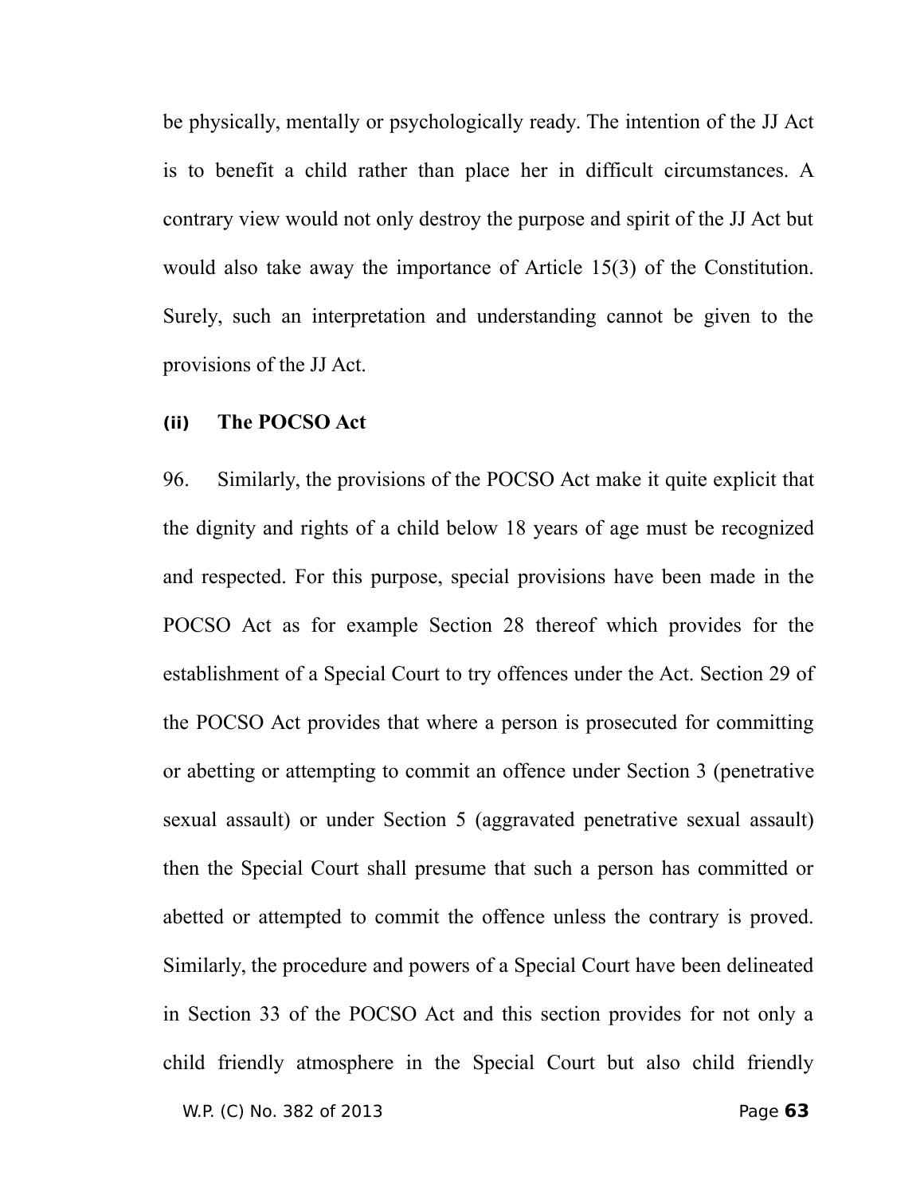be physically, mentally or psychologically ready. The intention of the JJ Act is to benefit a child rather than place her in difficult circumstances. A contrary view would not only destroy the purpose and spirit of the JJ Act but would also take away the importance of Article 15(3) of the Constitution. Surely, such an interpretation and understanding cannot be given to the provisions of the JJ Act.

**(ii) The POCSO Act**

96. Similarly, the provisions of the POCSO Act make it quite explicit that the dignity and rights of a child below 18 years of age must be recognized and respected. For this purpose, special provisions have been made in the POCSO Act as for example Section 28 thereof which provides for the establishment of a Special Court to try offences under the Act. Section 29 of the POCSO Act provides that where a person is prosecuted for committing or abetting or attempting to commit an offence under Section 3 (penetrative sexual assault) or under Section 5 (aggravated penetrative sexual assault) then the Special Court shall presume that such a person has committed or abetted or attempted to commit the offence unless the contrary is proved. Similarly, the procedure and powers of a Special Court have been delineated in Section 33 of the POCSO Act and this section provides for not only a child friendly atmosphere in the Special Court but also child friendly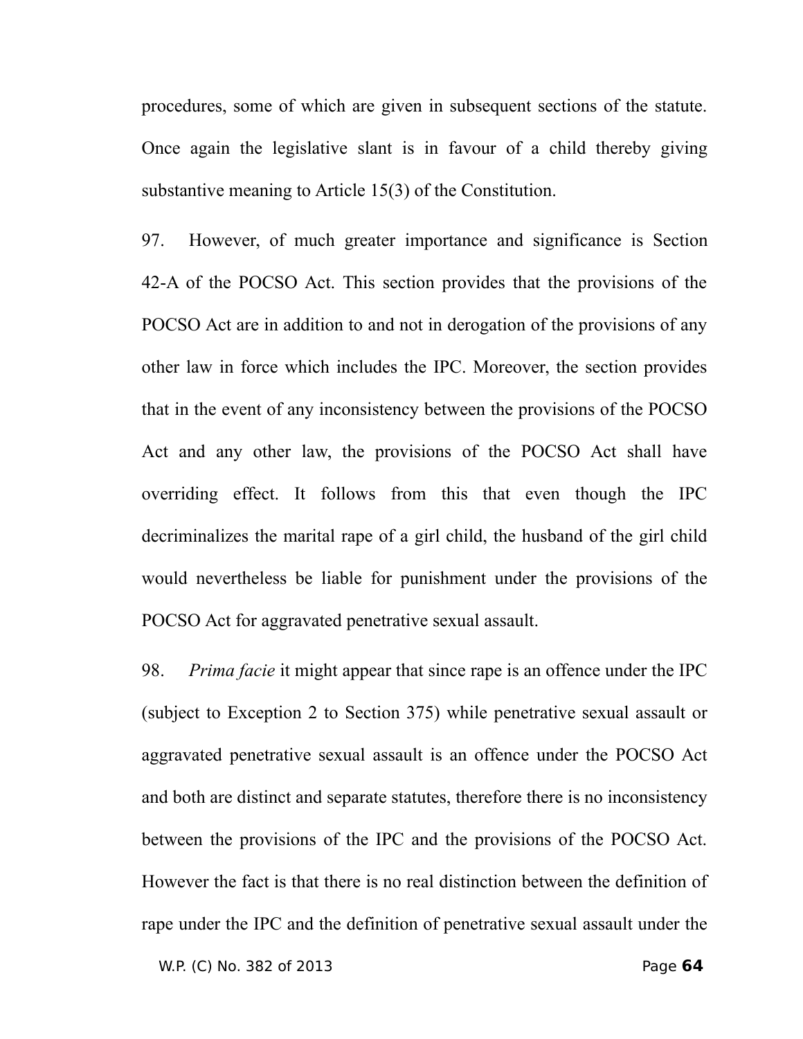procedures, some of which are given in subsequent sections of the statute. Once again the legislative slant is in favour of a child thereby giving substantive meaning to Article 15(3) of the Constitution.

97. However, of much greater importance and significance is Section 42-A of the POCSO Act. This section provides that the provisions of the POCSO Act are in addition to and not in derogation of the provisions of any other law in force which includes the IPC. Moreover, the section provides that in the event of any inconsistency between the provisions of the POCSO Act and any other law, the provisions of the POCSO Act shall have overriding effect. It follows from this that even though the IPC decriminalizes the marital rape of a girl child, the husband of the girl child would nevertheless be liable for punishment under the provisions of the POCSO Act for aggravated penetrative sexual assault.

98. *Prima facie* it might appear that since rape is an offence under the IPC (subject to Exception 2 to Section 375) while penetrative sexual assault or aggravated penetrative sexual assault is an offence under the POCSO Act and both are distinct and separate statutes, therefore there is no inconsistency between the provisions of the IPC and the provisions of the POCSO Act. However the fact is that there is no real distinction between the definition of rape under the IPC and the definition of penetrative sexual assault under the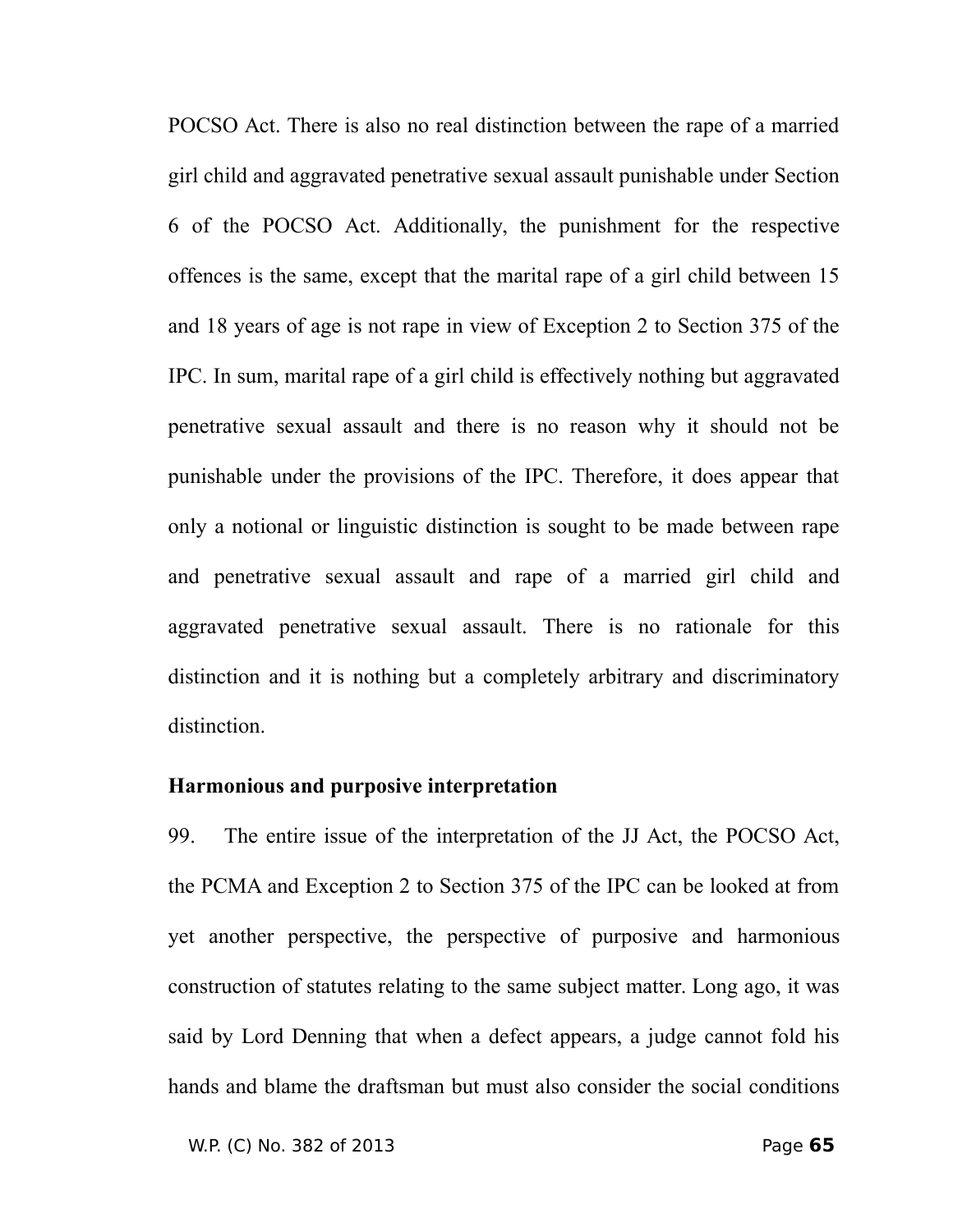POCSO Act. There is also no real distinction between the rape of a married girl child and aggravated penetrative sexual assault punishable under Section 6 of the POCSO Act. Additionally, the punishment for the respective offences is the same, except that the marital rape of a girl child between 15 and 18 years of age is not rape in view of Exception 2 to Section 375 of the IPC. In sum, marital rape of a girl child is effectively nothing but aggravated penetrative sexual assault and there is no reason why it should not be punishable under the provisions of the IPC. Therefore, it does appear that only a notional or linguistic distinction is sought to be made between rape and penetrative sexual assault and rape of a married girl child and aggravated penetrative sexual assault. There is no rationale for this distinction and it is nothing but a completely arbitrary and discriminatory distinction.

**Harmonious and purposive interpretation**

99. The entire issue of the interpretation of the JJ Act, the POCSO Act, the PCMA and Exception 2 to Section 375 of the IPC can be looked at from yet another perspective, the perspective of purposive and harmonious construction of statutes relating to the same subject matter. Long ago, it was said by Lord Denning that when a defect appears, a judge cannot fold his hands and blame the draftsman but must also consider the social conditions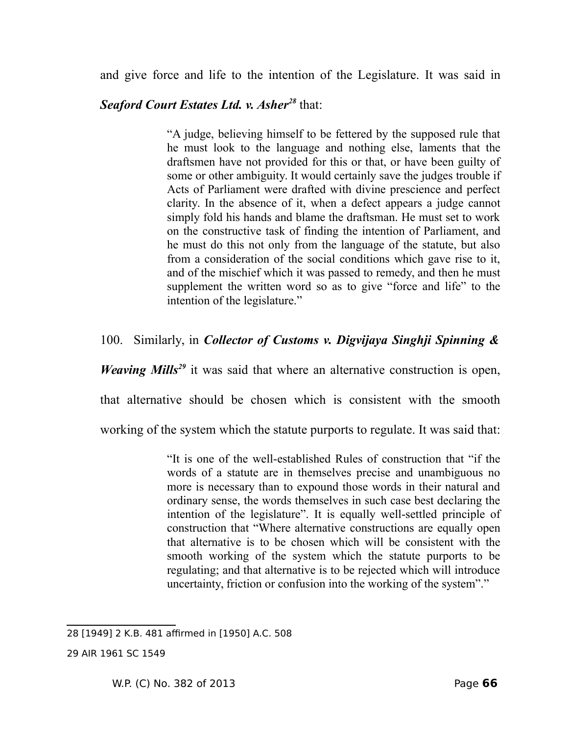and give force and life to the intention of the Legislature. It was said in ***Seaford Court Estates Ltd. v. Asher***[28] that:

> "A judge, believing himself to be fettered by the supposed rule that he must look to the language and nothing else, laments that the draftsmen have not provided for this or that, or have been guilty of some or other ambiguity. It would certainly save the judges trouble if Acts of Parliament were drafted with divine prescience and perfect clarity. In the absence of it, when a defect appears a judge cannot simply fold his hands and blame the draftsman. He must set to work on the constructive task of finding the intention of Parliament, and he must do this not only from the language of the statute, but also from a consideration of the social conditions which gave rise to it, and of the mischief which it was passed to remedy, and then he must supplement the written word so as to give "force and life" to the intention of the legislature."

100. Similarly, in ***Collector of Customs v. Digvijaya Singhji Spinning & Weaving Mills***[29] it was said that where an alternative construction is open, that alternative should be chosen which is consistent with the smooth working of the system which the statute purports to regulate. It was said that:

> "It is one of the well-established Rules of construction that "if the words of a statute are in themselves precise and unambiguous no more is necessary than to expound those words in their natural and ordinary sense, the words themselves in such case best declaring the intention of the legislature". It is equally well-settled principle of construction that "Where alternative constructions are equally open that alternative is to be chosen which will be consistent with the smooth working of the system which the statute purports to be regulating; and that alternative is to be rejected which will introduce uncertainty, friction or confusion into the working of the system"."

---

28 [1949] 2 K.B. 481 affirmed in [1950] A.C. 508

29 AIR 1961 SC 1549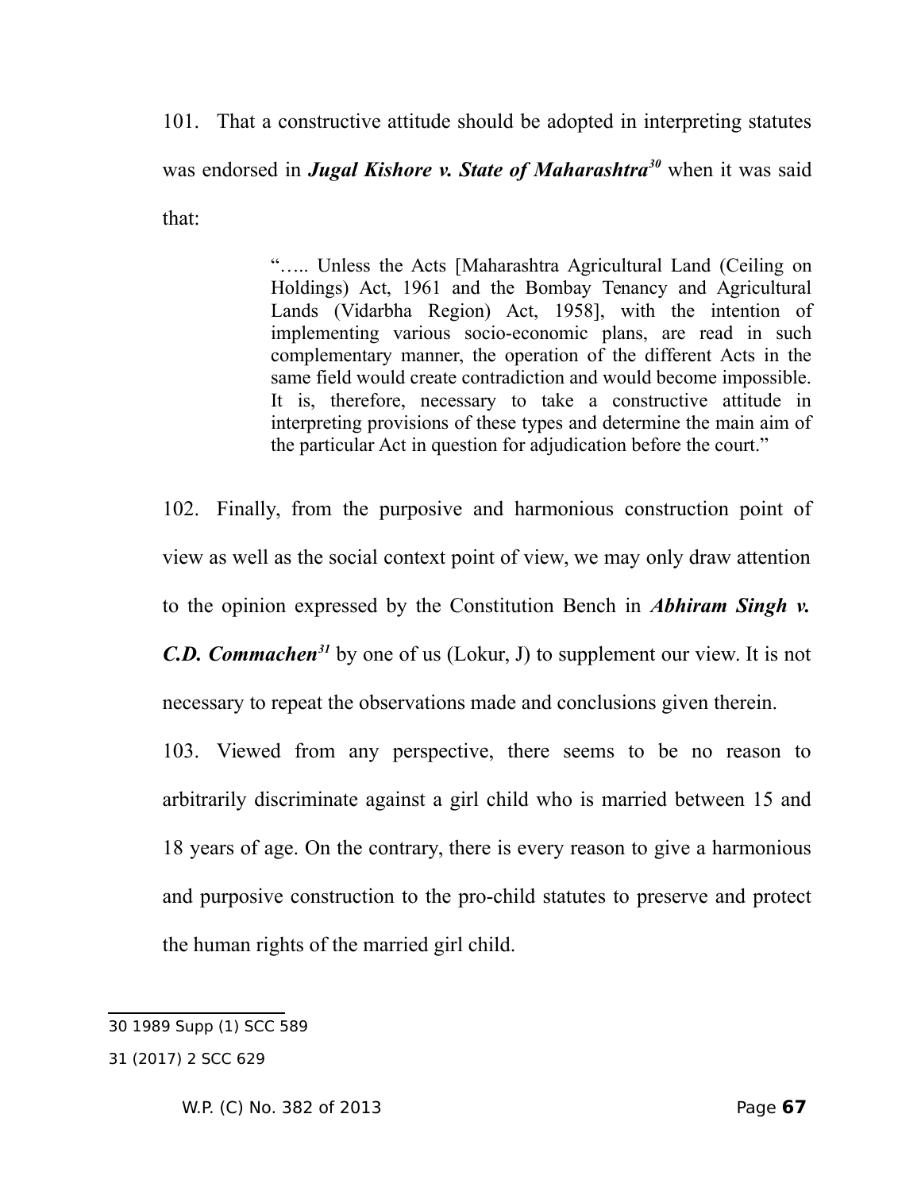101. That a constructive attitude should be adopted in interpreting statutes was endorsed in ***Jugal Kishore v. State of Maharashtra***[30] when it was said that:

> "….. Unless the Acts [Maharashtra Agricultural Land (Ceiling on Holdings) Act, 1961 and the Bombay Tenancy and Agricultural Lands (Vidarbha Region) Act, 1958], with the intention of implementing various socio-economic plans, are read in such complementary manner, the operation of the different Acts in the same field would create contradiction and would become impossible. It is, therefore, necessary to take a constructive attitude in interpreting provisions of these types and determine the main aim of the particular Act in question for adjudication before the court."

102. Finally, from the purposive and harmonious construction point of view as well as the social context point of view, we may only draw attention to the opinion expressed by the Constitution Bench in ***Abhiram Singh v. C.D. Commachen***[31] by one of us (Lokur, J) to supplement our view. It is not necessary to repeat the observations made and conclusions given therein.

103. Viewed from any perspective, there seems to be no reason to arbitrarily discriminate against a girl child who is married between 15 and 18 years of age. On the contrary, there is every reason to give a harmonious and purposive construction to the pro-child statutes to preserve and protect the human rights of the married girl child.

---

30 1989 Supp (1) SCC 589

31 (2017) 2 SCC 629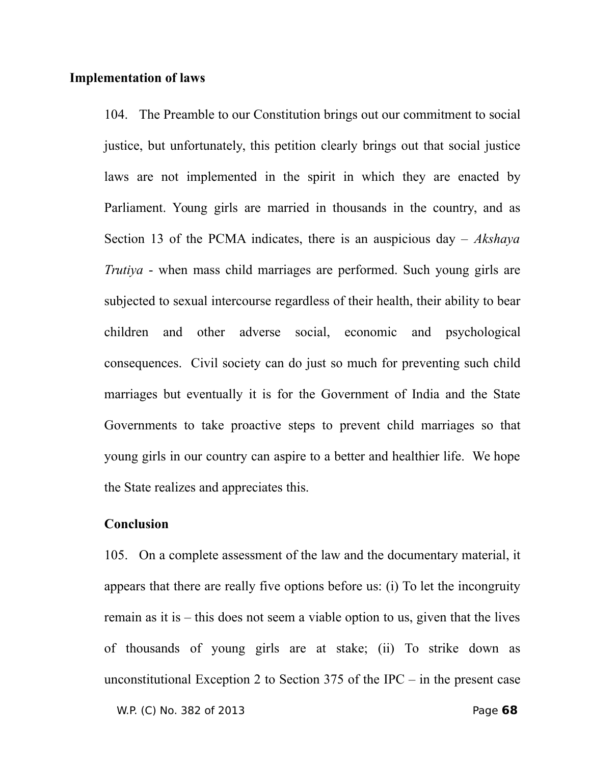**Implementation of laws**

104. The Preamble to our Constitution brings out our commitment to social justice, but unfortunately, this petition clearly brings out that social justice laws are not implemented in the spirit in which they are enacted by Parliament. Young girls are married in thousands in the country, and as Section 13 of the PCMA indicates, there is an auspicious day – *Akshaya Trutiya* - when mass child marriages are performed. Such young girls are subjected to sexual intercourse regardless of their health, their ability to bear children and other adverse social, economic and psychological consequences. Civil society can do just so much for preventing such child marriages but eventually it is for the Government of India and the State Governments to take proactive steps to prevent child marriages so that young girls in our country can aspire to a better and healthier life. We hope the State realizes and appreciates this.

**Conclusion**

105. On a complete assessment of the law and the documentary material, it appears that there are really five options before us: (i) To let the incongruity remain as it is – this does not seem a viable option to us, given that the lives of thousands of young girls are at stake; (ii) To strike down as unconstitutional Exception 2 to Section 375 of the IPC – in the present case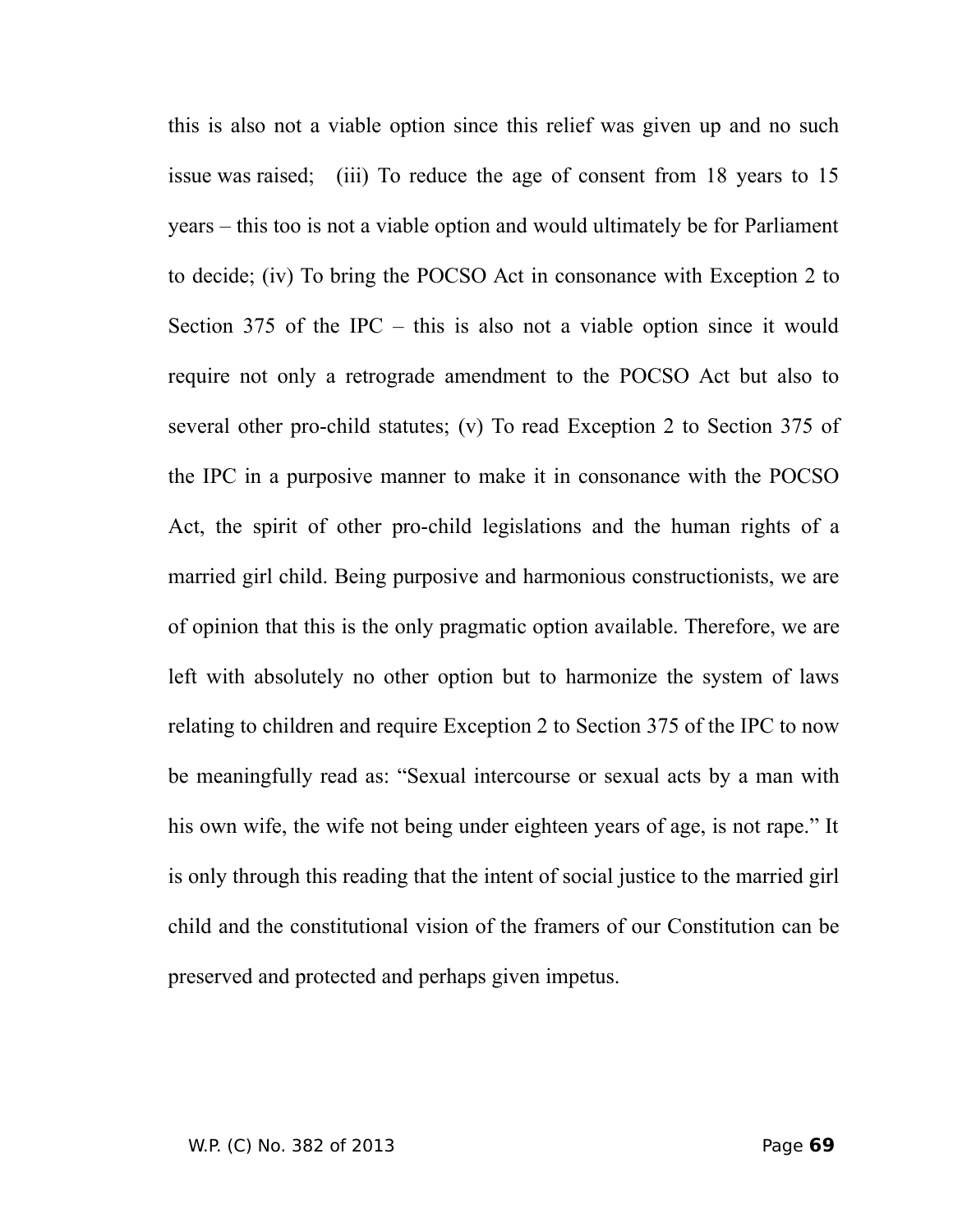this is also not a viable option since this relief was given up and no such issue was raised; (iii) To reduce the age of consent from 18 years to 15 years – this too is not a viable option and would ultimately be for Parliament to decide; (iv) To bring the POCSO Act in consonance with Exception 2 to Section 375 of the IPC – this is also not a viable option since it would require not only a retrograde amendment to the POCSO Act but also to several other pro-child statutes; (v) To read Exception 2 to Section 375 of the IPC in a purposive manner to make it in consonance with the POCSO Act, the spirit of other pro-child legislations and the human rights of a married girl child. Being purposive and harmonious constructionists, we are of opinion that this is the only pragmatic option available. Therefore, we are left with absolutely no other option but to harmonize the system of laws relating to children and require Exception 2 to Section 375 of the IPC to now be meaningfully read as: "Sexual intercourse or sexual acts by a man with his own wife, the wife not being under eighteen years of age, is not rape." It is only through this reading that the intent of social justice to the married girl child and the constitutional vision of the framers of our Constitution can be preserved and protected and perhaps given impetus.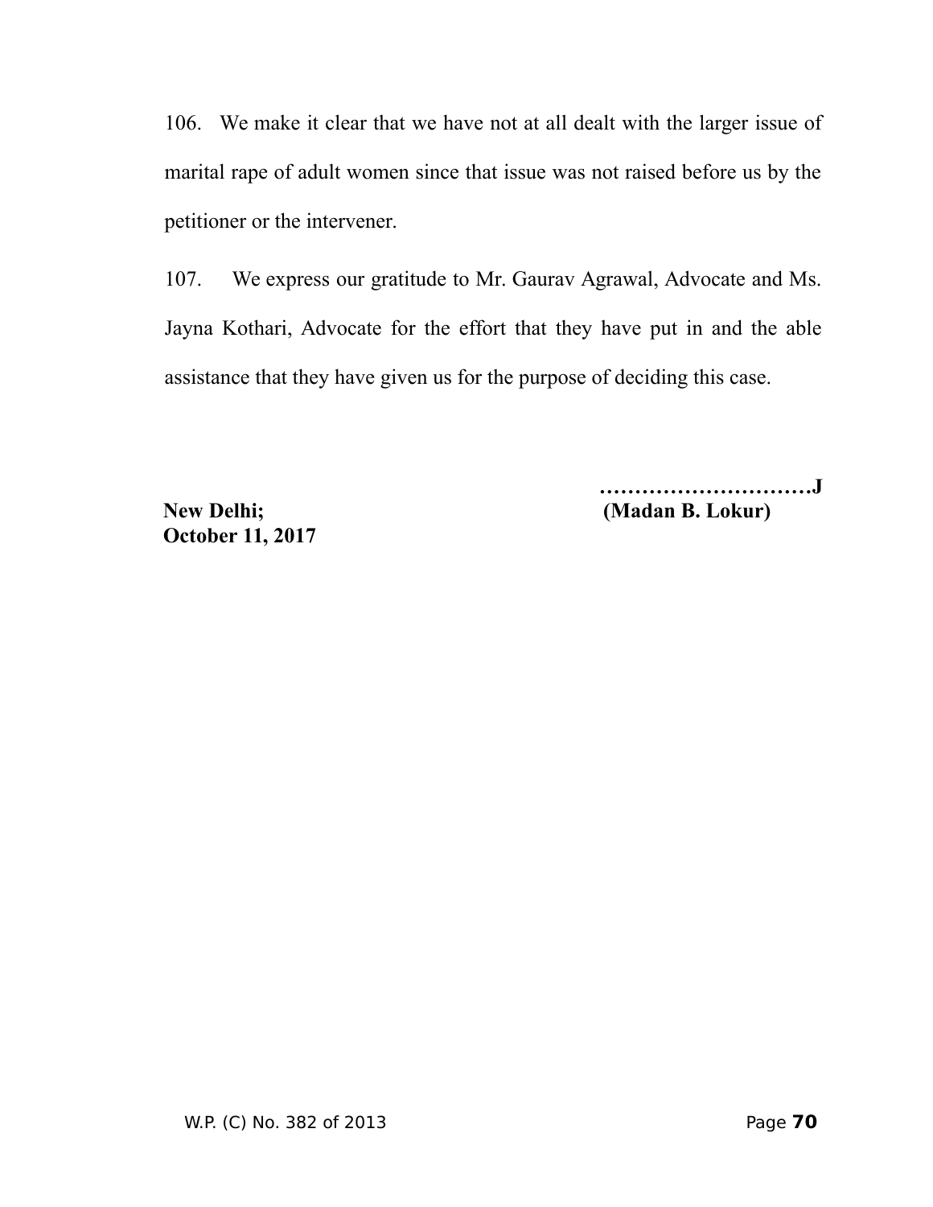106. We make it clear that we have not at all dealt with the larger issue of marital rape of adult women since that issue was not raised before us by the petitioner or the intervener.

107. We express our gratitude to Mr. Gaurav Agrawal, Advocate and Ms. Jayna Kothari, Advocate for the effort that they have put in and the able assistance that they have given us for the purpose of deciding this case.

**………………………….J**
**(Madan B. Lokur)**

**New Delhi;**
**October 11, 2017**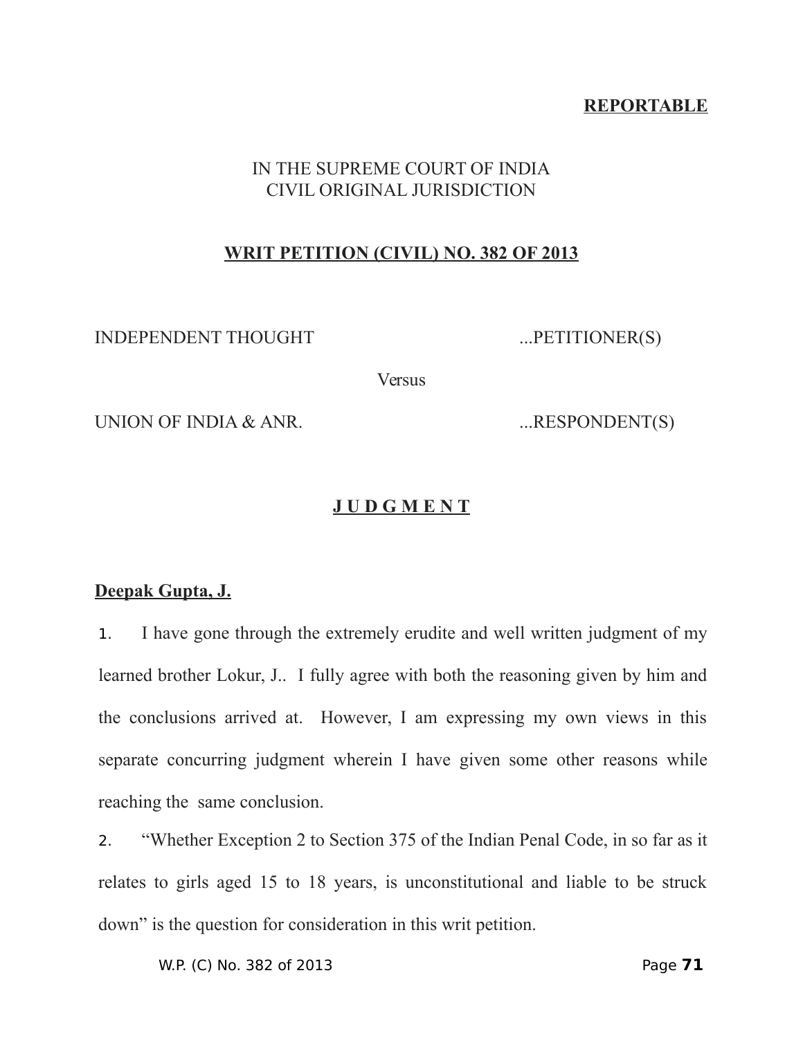**REPORTABLE**

IN THE SUPREME COURT OF INDIA
CIVIL ORIGINAL JURISDICTION

**WRIT PETITION (CIVIL) NO. 382 OF 2013**

INDEPENDENT THOUGHT ...PETITIONER(S)

Versus

UNION OF INDIA & ANR. ...RESPONDENT(S)

**J U D G M E N T**

**Deepak Gupta, J.**

1. I have gone through the extremely erudite and well written judgment of my learned brother Lokur, J.. I fully agree with both the reasoning given by him and the conclusions arrived at. However, I am expressing my own views in this separate concurring judgment wherein I have given some other reasons while reaching the same conclusion.

2. "Whether Exception 2 to Section 375 of the Indian Penal Code, in so far as it relates to girls aged 15 to 18 years, is unconstitutional and liable to be struck down" is the question for consideration in this writ petition.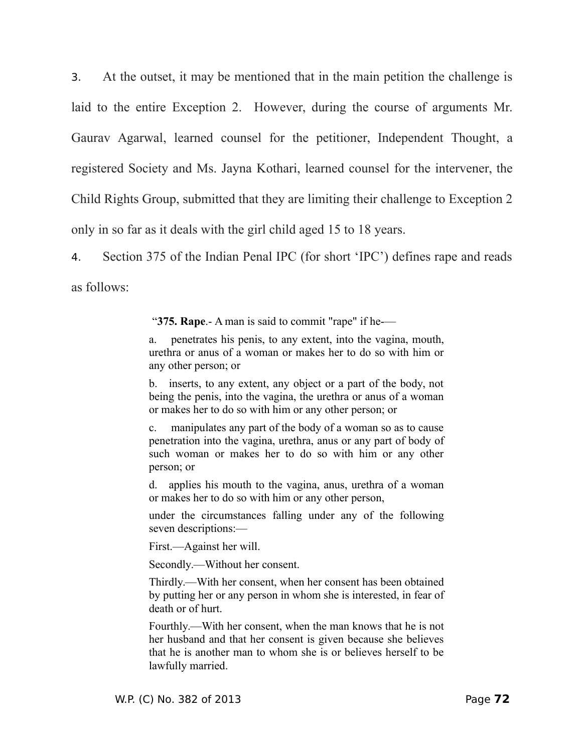3. At the outset, it may be mentioned that in the main petition the challenge is laid to the entire Exception 2. However, during the course of arguments Mr. Gaurav Agarwal, learned counsel for the petitioner, Independent Thought, a registered Society and Ms. Jayna Kothari, learned counsel for the intervener, the Child Rights Group, submitted that they are limiting their challenge to Exception 2 only in so far as it deals with the girl child aged 15 to 18 years.

4. Section 375 of the Indian Penal IPC (for short 'IPC') defines rape and reads as follows:

> "**375. Rape**.- A man is said to commit "rape" if he-—
>
> a. penetrates his penis, to any extent, into the vagina, mouth, urethra or anus of a woman or makes her to do so with him or any other person; or
>
> b. inserts, to any extent, any object or a part of the body, not being the penis, into the vagina, the urethra or anus of a woman or makes her to do so with him or any other person; or
>
> c. manipulates any part of the body of a woman so as to cause penetration into the vagina, urethra, anus or any part of body of such woman or makes her to do so with him or any other person; or
>
> d. applies his mouth to the vagina, anus, urethra of a woman or makes her to do so with him or any other person,
>
> under the circumstances falling under any of the following seven descriptions:—
>
> First.—Against her will.
>
> Secondly.—Without her consent.
>
> Thirdly.—With her consent, when her consent has been obtained by putting her or any person in whom she is interested, in fear of death or of hurt.
>
> Fourthly.—With her consent, when the man knows that he is not her husband and that her consent is given because she believes that he is another man to whom she is or believes herself to be lawfully married.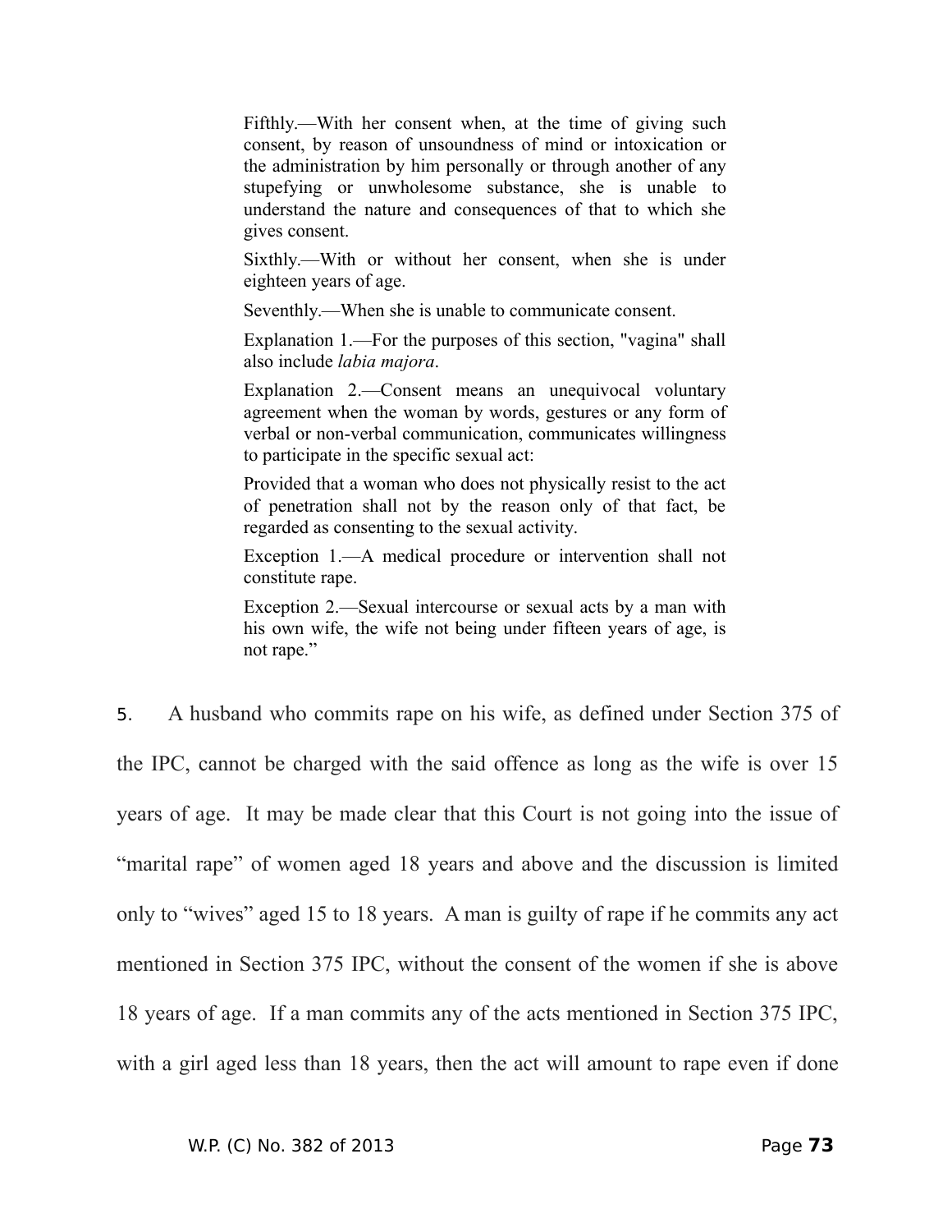> Fifthly.—With her consent when, at the time of giving such consent, by reason of unsoundness of mind or intoxication or the administration by him personally or through another of any stupefying or unwholesome substance, she is unable to understand the nature and consequences of that to which she gives consent.
>
> Sixthly.—With or without her consent, when she is under eighteen years of age.
>
> Seventhly.—When she is unable to communicate consent.
>
> Explanation 1.—For the purposes of this section, "vagina" shall also include *labia majora*.
>
> Explanation 2.—Consent means an unequivocal voluntary agreement when the woman by words, gestures or any form of verbal or non-verbal communication, communicates willingness to participate in the specific sexual act:
>
> Provided that a woman who does not physically resist to the act of penetration shall not by the reason only of that fact, be regarded as consenting to the sexual activity.
>
> Exception 1.—A medical procedure or intervention shall not constitute rape.
>
> Exception 2.—Sexual intercourse or sexual acts by a man with his own wife, the wife not being under fifteen years of age, is not rape."

5. A husband who commits rape on his wife, as defined under Section 375 of the IPC, cannot be charged with the said offence as long as the wife is over 15 years of age. It may be made clear that this Court is not going into the issue of "marital rape" of women aged 18 years and above and the discussion is limited only to "wives" aged 15 to 18 years. A man is guilty of rape if he commits any act mentioned in Section 375 IPC, without the consent of the women if she is above 18 years of age. If a man commits any of the acts mentioned in Section 375 IPC, with a girl aged less than 18 years, then the act will amount to rape even if done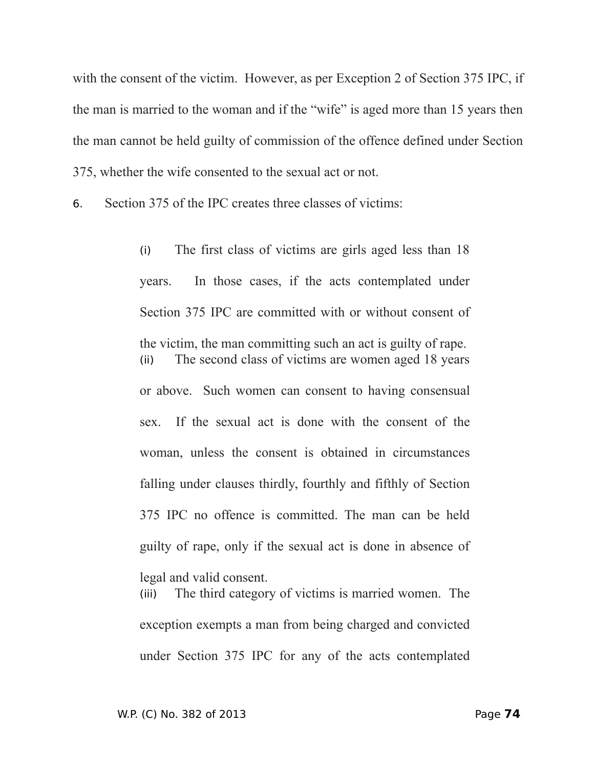with the consent of the victim. However, as per Exception 2 of Section 375 IPC, if the man is married to the woman and if the "wife" is aged more than 15 years then the man cannot be held guilty of commission of the offence defined under Section 375, whether the wife consented to the sexual act or not.

6. Section 375 of the IPC creates three classes of victims:

> (i) The first class of victims are girls aged less than 18 years. In those cases, if the acts contemplated under Section 375 IPC are committed with or without consent of the victim, the man committing such an act is guilty of rape.
>
> (ii) The second class of victims are women aged 18 years or above. Such women can consent to having consensual sex. If the sexual act is done with the consent of the woman, unless the consent is obtained in circumstances falling under clauses thirdly, fourthly and fifthly of Section 375 IPC no offence is committed. The man can be held guilty of rape, only if the sexual act is done in absence of legal and valid consent.
>
> (iii) The third category of victims is married women. The exception exempts a man from being charged and convicted under Section 375 IPC for any of the acts contemplated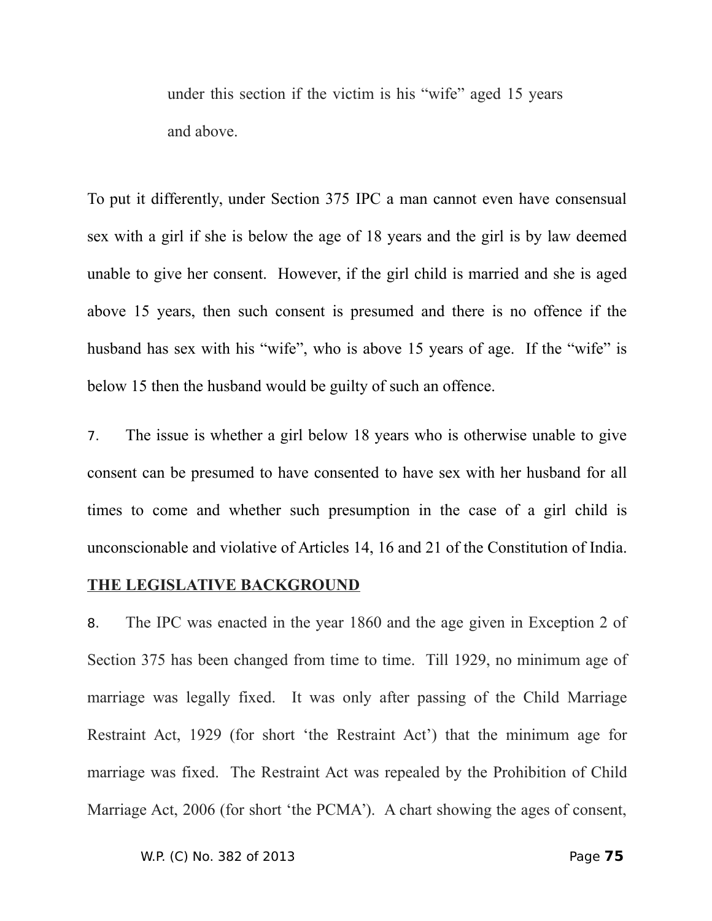under this section if the victim is his "wife" aged 15 years and above.

To put it differently, under Section 375 IPC a man cannot even have consensual sex with a girl if she is below the age of 18 years and the girl is by law deemed unable to give her consent. However, if the girl child is married and she is aged above 15 years, then such consent is presumed and there is no offence if the husband has sex with his "wife", who is above 15 years of age. If the "wife" is below 15 then the husband would be guilty of such an offence.

7. The issue is whether a girl below 18 years who is otherwise unable to give consent can be presumed to have consented to have sex with her husband for all times to come and whether such presumption in the case of a girl child is unconscionable and violative of Articles 14, 16 and 21 of the Constitution of India.

**THE LEGISLATIVE BACKGROUND**

8. The IPC was enacted in the year 1860 and the age given in Exception 2 of Section 375 has been changed from time to time. Till 1929, no minimum age of marriage was legally fixed. It was only after passing of the Child Marriage Restraint Act, 1929 (for short 'the Restraint Act') that the minimum age for marriage was fixed. The Restraint Act was repealed by the Prohibition of Child Marriage Act, 2006 (for short 'the PCMA'). A chart showing the ages of consent,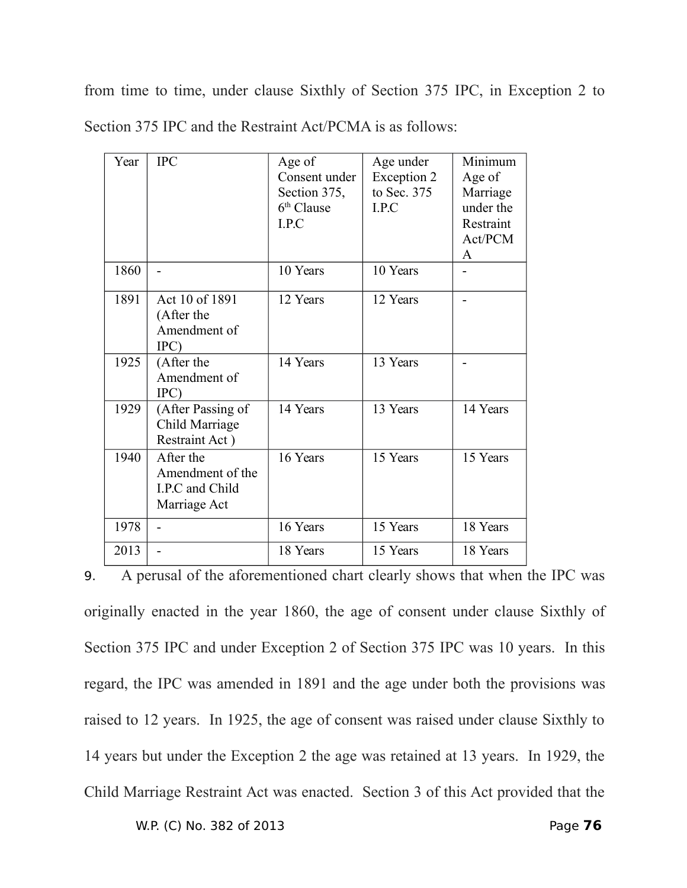from time to time, under clause Sixthly of Section 375 IPC, in Exception 2 to Section 375 IPC and the Restraint Act/PCMA is as follows:

| Year | IPC | Age of Consent under Section 375, 6th Clause I.P.C | Age under Exception 2 to Sec. 375 I.P.C | Minimum Age of Marriage under the Restraint Act/PCMA |
|---|---|---|---|---|
| 1860 | - | 10 Years | 10 Years | - |
| 1891 | Act 10 of 1891 (After the Amendment of IPC) | 12 Years | 12 Years | - |
| 1925 | (After the Amendment of IPC) | 14 Years | 13 Years | - |
| 1929 | (After Passing of Child Marriage Restraint Act ) | 14 Years | 13 Years | 14 Years |
| 1940 | After the Amendment of the I.P.C and Child Marriage Act | 16 Years | 15 Years | 15 Years |
| 1978 | - | 16 Years | 15 Years | 18 Years |
| 2013 | - | 18 Years | 15 Years | 18 Years |

9. A perusal of the aforementioned chart clearly shows that when the IPC was originally enacted in the year 1860, the age of consent under clause Sixthly of Section 375 IPC and under Exception 2 of Section 375 IPC was 10 years. In this regard, the IPC was amended in 1891 and the age under both the provisions was raised to 12 years. In 1925, the age of consent was raised under clause Sixthly to 14 years but under the Exception 2 the age was retained at 13 years. In 1929, the Child Marriage Restraint Act was enacted. Section 3 of this Act provided that the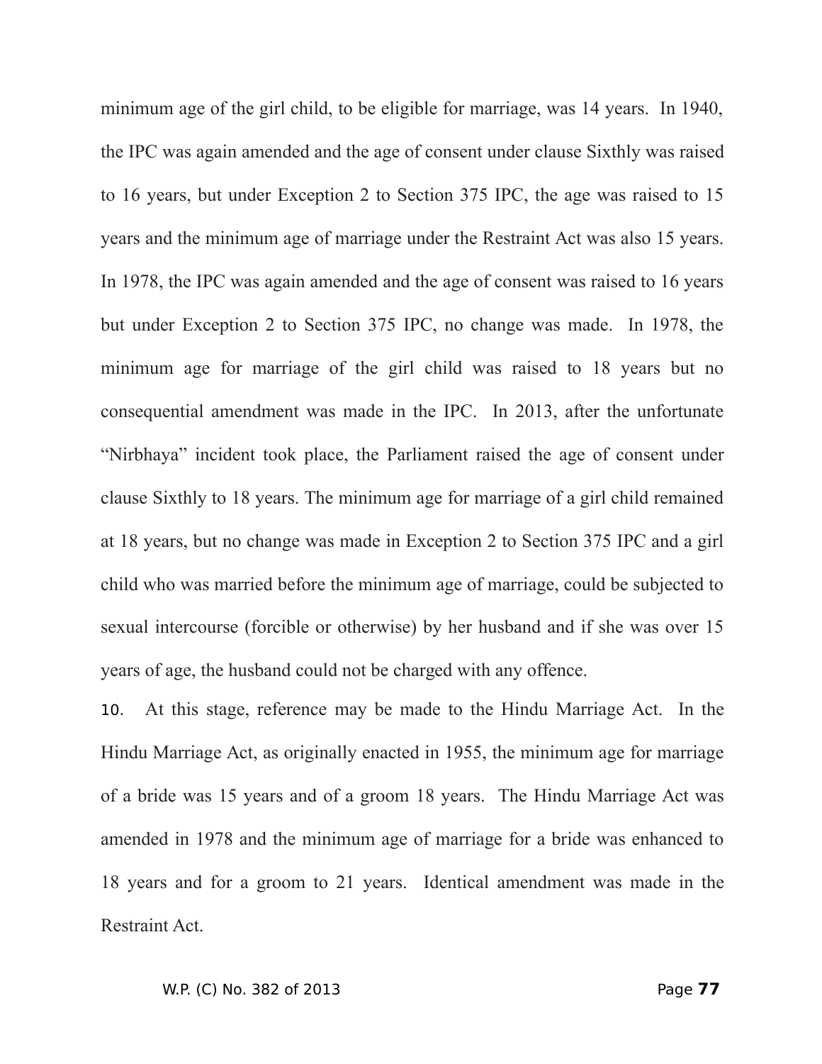minimum age of the girl child, to be eligible for marriage, was 14 years. In 1940, the IPC was again amended and the age of consent under clause Sixthly was raised to 16 years, but under Exception 2 to Section 375 IPC, the age was raised to 15 years and the minimum age of marriage under the Restraint Act was also 15 years. In 1978, the IPC was again amended and the age of consent was raised to 16 years but under Exception 2 to Section 375 IPC, no change was made. In 1978, the minimum age for marriage of the girl child was raised to 18 years but no consequential amendment was made in the IPC. In 2013, after the unfortunate "Nirbhaya" incident took place, the Parliament raised the age of consent under clause Sixthly to 18 years. The minimum age for marriage of a girl child remained at 18 years, but no change was made in Exception 2 to Section 375 IPC and a girl child who was married before the minimum age of marriage, could be subjected to sexual intercourse (forcible or otherwise) by her husband and if she was over 15 years of age, the husband could not be charged with any offence.

10. At this stage, reference may be made to the Hindu Marriage Act. In the Hindu Marriage Act, as originally enacted in 1955, the minimum age for marriage of a bride was 15 years and of a groom 18 years. The Hindu Marriage Act was amended in 1978 and the minimum age of marriage for a bride was enhanced to 18 years and for a groom to 21 years. Identical amendment was made in the Restraint Act.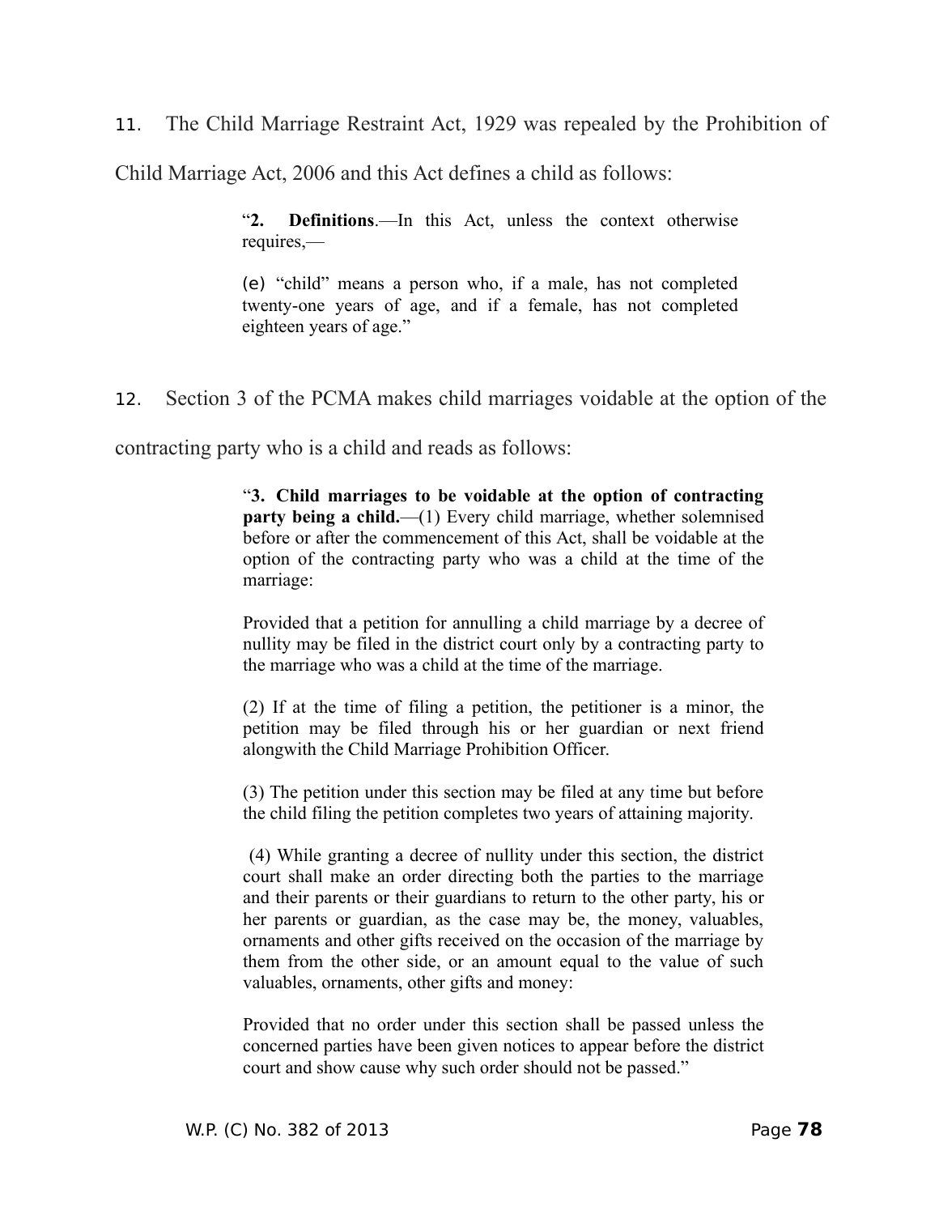11. The Child Marriage Restraint Act, 1929 was repealed by the Prohibition of Child Marriage Act, 2006 and this Act defines a child as follows:

> "**2. Definitions**.—In this Act, unless the context otherwise requires,—
>
> (e) "child" means a person who, if a male, has not completed twenty-one years of age, and if a female, has not completed eighteen years of age."

12. Section 3 of the PCMA makes child marriages voidable at the option of the contracting party who is a child and reads as follows:

> "**3. Child marriages to be voidable at the option of contracting party being a child.**—(1) Every child marriage, whether solemnised before or after the commencement of this Act, shall be voidable at the option of the contracting party who was a child at the time of the marriage:
>
> Provided that a petition for annulling a child marriage by a decree of nullity may be filed in the district court only by a contracting party to the marriage who was a child at the time of the marriage.
>
> (2) If at the time of filing a petition, the petitioner is a minor, the petition may be filed through his or her guardian or next friend alongwith the Child Marriage Prohibition Officer.
>
> (3) The petition under this section may be filed at any time but before the child filing the petition completes two years of attaining majority.
>
> (4) While granting a decree of nullity under this section, the district court shall make an order directing both the parties to the marriage and their parents or their guardians to return to the other party, his or her parents or guardian, as the case may be, the money, valuables, ornaments and other gifts received on the occasion of the marriage by them from the other side, or an amount equal to the value of such valuables, ornaments, other gifts and money:
>
> Provided that no order under this section shall be passed unless the concerned parties have been given notices to appear before the district court and show cause why such order should not be passed."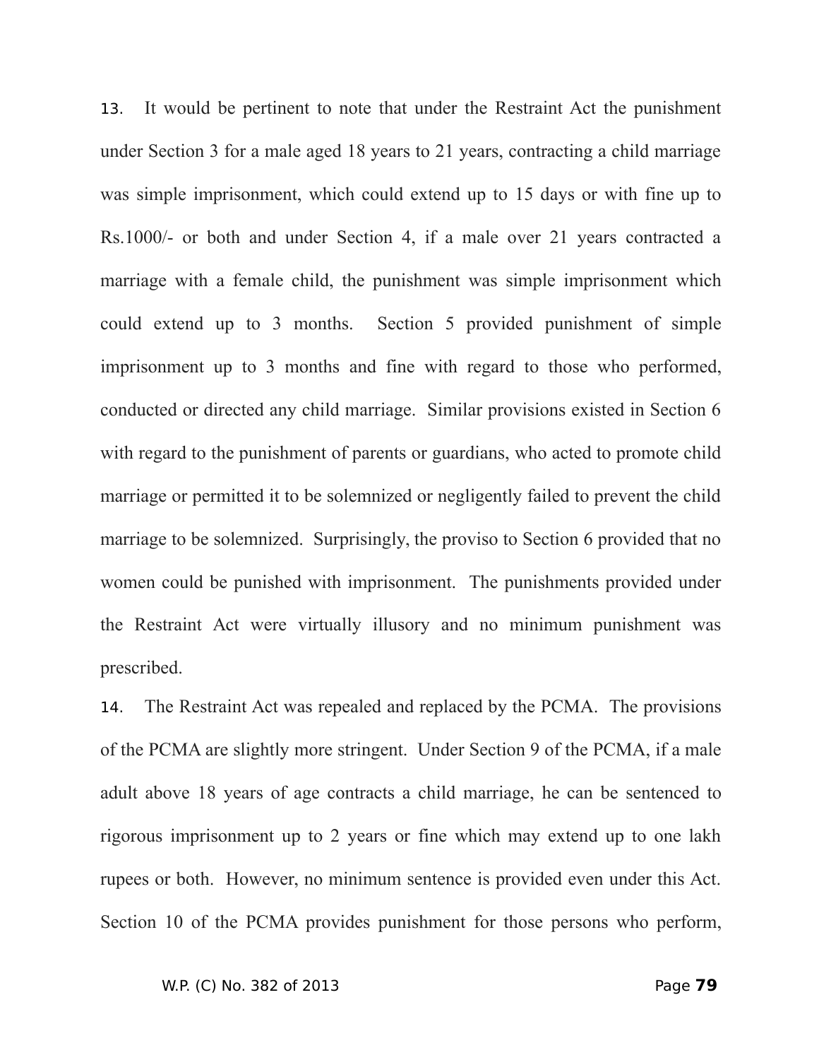13. It would be pertinent to note that under the Restraint Act the punishment under Section 3 for a male aged 18 years to 21 years, contracting a child marriage was simple imprisonment, which could extend up to 15 days or with fine up to Rs.1000/- or both and under Section 4, if a male over 21 years contracted a marriage with a female child, the punishment was simple imprisonment which could extend up to 3 months. Section 5 provided punishment of simple imprisonment up to 3 months and fine with regard to those who performed, conducted or directed any child marriage. Similar provisions existed in Section 6 with regard to the punishment of parents or guardians, who acted to promote child marriage or permitted it to be solemnized or negligently failed to prevent the child marriage to be solemnized. Surprisingly, the proviso to Section 6 provided that no women could be punished with imprisonment. The punishments provided under the Restraint Act were virtually illusory and no minimum punishment was prescribed.

14. The Restraint Act was repealed and replaced by the PCMA. The provisions of the PCMA are slightly more stringent. Under Section 9 of the PCMA, if a male adult above 18 years of age contracts a child marriage, he can be sentenced to rigorous imprisonment up to 2 years or fine which may extend up to one lakh rupees or both. However, no minimum sentence is provided even under this Act. Section 10 of the PCMA provides punishment for those persons who perform,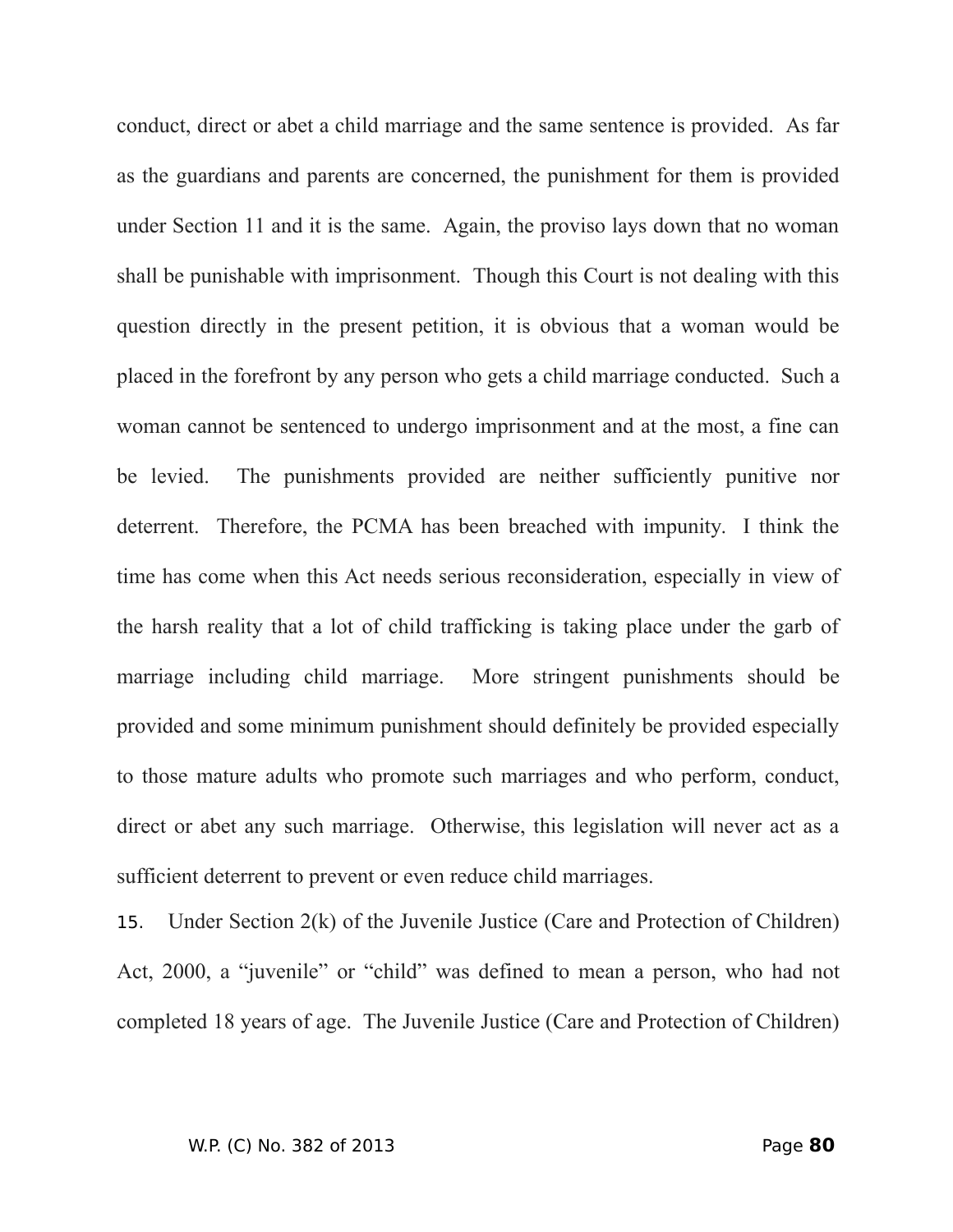conduct, direct or abet a child marriage and the same sentence is provided. As far as the guardians and parents are concerned, the punishment for them is provided under Section 11 and it is the same. Again, the proviso lays down that no woman shall be punishable with imprisonment. Though this Court is not dealing with this question directly in the present petition, it is obvious that a woman would be placed in the forefront by any person who gets a child marriage conducted. Such a woman cannot be sentenced to undergo imprisonment and at the most, a fine can be levied. The punishments provided are neither sufficiently punitive nor deterrent. Therefore, the PCMA has been breached with impunity. I think the time has come when this Act needs serious reconsideration, especially in view of the harsh reality that a lot of child trafficking is taking place under the garb of marriage including child marriage. More stringent punishments should be provided and some minimum punishment should definitely be provided especially to those mature adults who promote such marriages and who perform, conduct, direct or abet any such marriage. Otherwise, this legislation will never act as a sufficient deterrent to prevent or even reduce child marriages.

15. Under Section 2(k) of the Juvenile Justice (Care and Protection of Children) Act, 2000, a "juvenile" or "child" was defined to mean a person, who had not completed 18 years of age. The Juvenile Justice (Care and Protection of Children)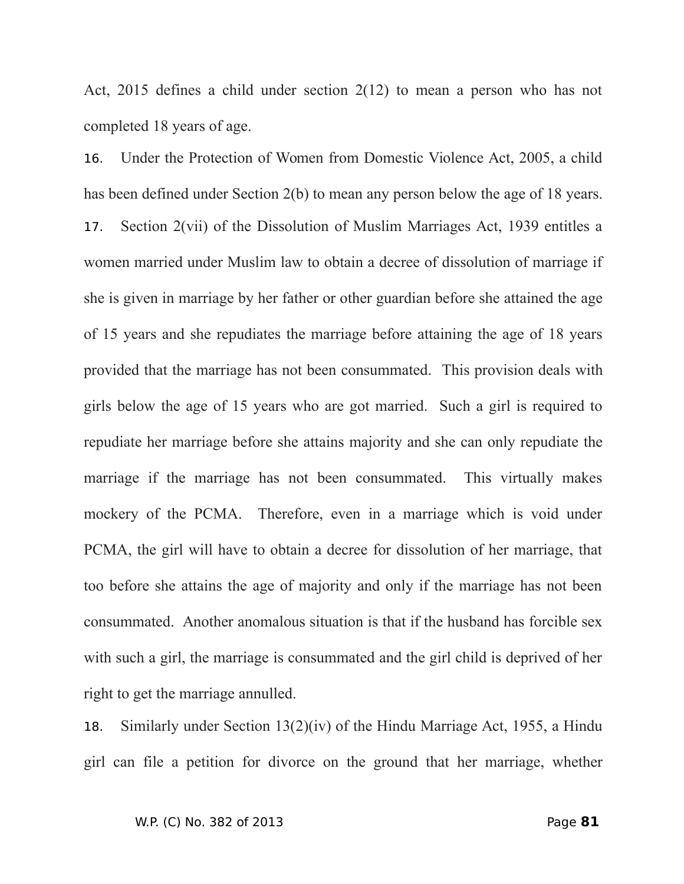Act, 2015 defines a child under section 2(12) to mean a person who has not completed 18 years of age.

16. Under the Protection of Women from Domestic Violence Act, 2005, a child has been defined under Section 2(b) to mean any person below the age of 18 years.

17. Section 2(vii) of the Dissolution of Muslim Marriages Act, 1939 entitles a women married under Muslim law to obtain a decree of dissolution of marriage if she is given in marriage by her father or other guardian before she attained the age of 15 years and she repudiates the marriage before attaining the age of 18 years provided that the marriage has not been consummated. This provision deals with girls below the age of 15 years who are got married. Such a girl is required to repudiate her marriage before she attains majority and she can only repudiate the marriage if the marriage has not been consummated. This virtually makes mockery of the PCMA. Therefore, even in a marriage which is void under PCMA, the girl will have to obtain a decree for dissolution of her marriage, that too before she attains the age of majority and only if the marriage has not been consummated. Another anomalous situation is that if the husband has forcible sex with such a girl, the marriage is consummated and the girl child is deprived of her right to get the marriage annulled.

18. Similarly under Section 13(2)(iv) of the Hindu Marriage Act, 1955, a Hindu girl can file a petition for divorce on the ground that her marriage, whether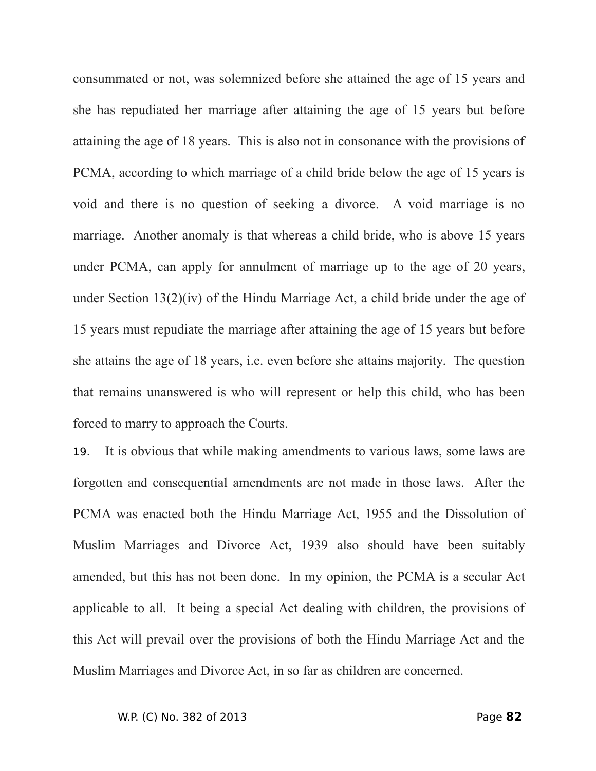consummated or not, was solemnized before she attained the age of 15 years and she has repudiated her marriage after attaining the age of 15 years but before attaining the age of 18 years. This is also not in consonance with the provisions of PCMA, according to which marriage of a child bride below the age of 15 years is void and there is no question of seeking a divorce. A void marriage is no marriage. Another anomaly is that whereas a child bride, who is above 15 years under PCMA, can apply for annulment of marriage up to the age of 20 years, under Section 13(2)(iv) of the Hindu Marriage Act, a child bride under the age of 15 years must repudiate the marriage after attaining the age of 15 years but before she attains the age of 18 years, i.e. even before she attains majority. The question that remains unanswered is who will represent or help this child, who has been forced to marry to approach the Courts.

19. It is obvious that while making amendments to various laws, some laws are forgotten and consequential amendments are not made in those laws. After the PCMA was enacted both the Hindu Marriage Act, 1955 and the Dissolution of Muslim Marriages and Divorce Act, 1939 also should have been suitably amended, but this has not been done. In my opinion, the PCMA is a secular Act applicable to all. It being a special Act dealing with children, the provisions of this Act will prevail over the provisions of both the Hindu Marriage Act and the Muslim Marriages and Divorce Act, in so far as children are concerned.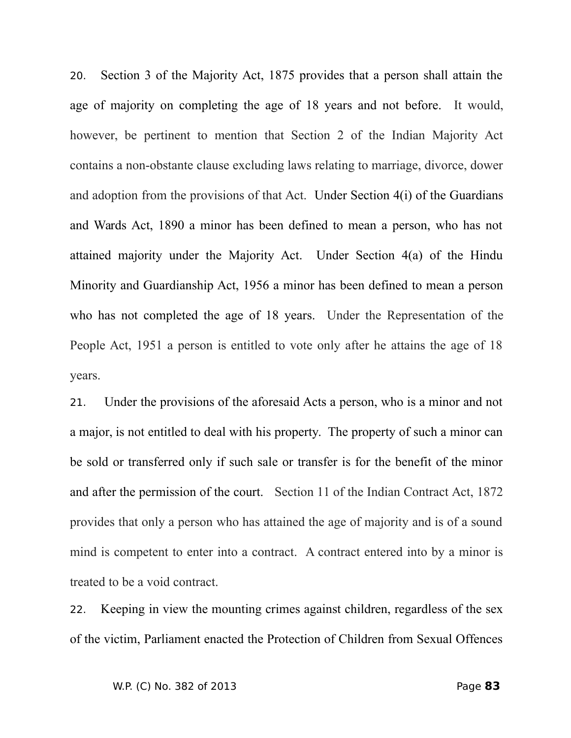20. Section 3 of the Majority Act, 1875 provides that a person shall attain the age of majority on completing the age of 18 years and not before. It would, however, be pertinent to mention that Section 2 of the Indian Majority Act contains a non-obstante clause excluding laws relating to marriage, divorce, dower and adoption from the provisions of that Act. Under Section 4(i) of the Guardians and Wards Act, 1890 a minor has been defined to mean a person, who has not attained majority under the Majority Act. Under Section 4(a) of the Hindu Minority and Guardianship Act, 1956 a minor has been defined to mean a person who has not completed the age of 18 years. Under the Representation of the People Act, 1951 a person is entitled to vote only after he attains the age of 18 years.

21. Under the provisions of the aforesaid Acts a person, who is a minor and not a major, is not entitled to deal with his property. The property of such a minor can be sold or transferred only if such sale or transfer is for the benefit of the minor and after the permission of the court. Section 11 of the Indian Contract Act, 1872 provides that only a person who has attained the age of majority and is of a sound mind is competent to enter into a contract. A contract entered into by a minor is treated to be a void contract.

22. Keeping in view the mounting crimes against children, regardless of the sex of the victim, Parliament enacted the Protection of Children from Sexual Offences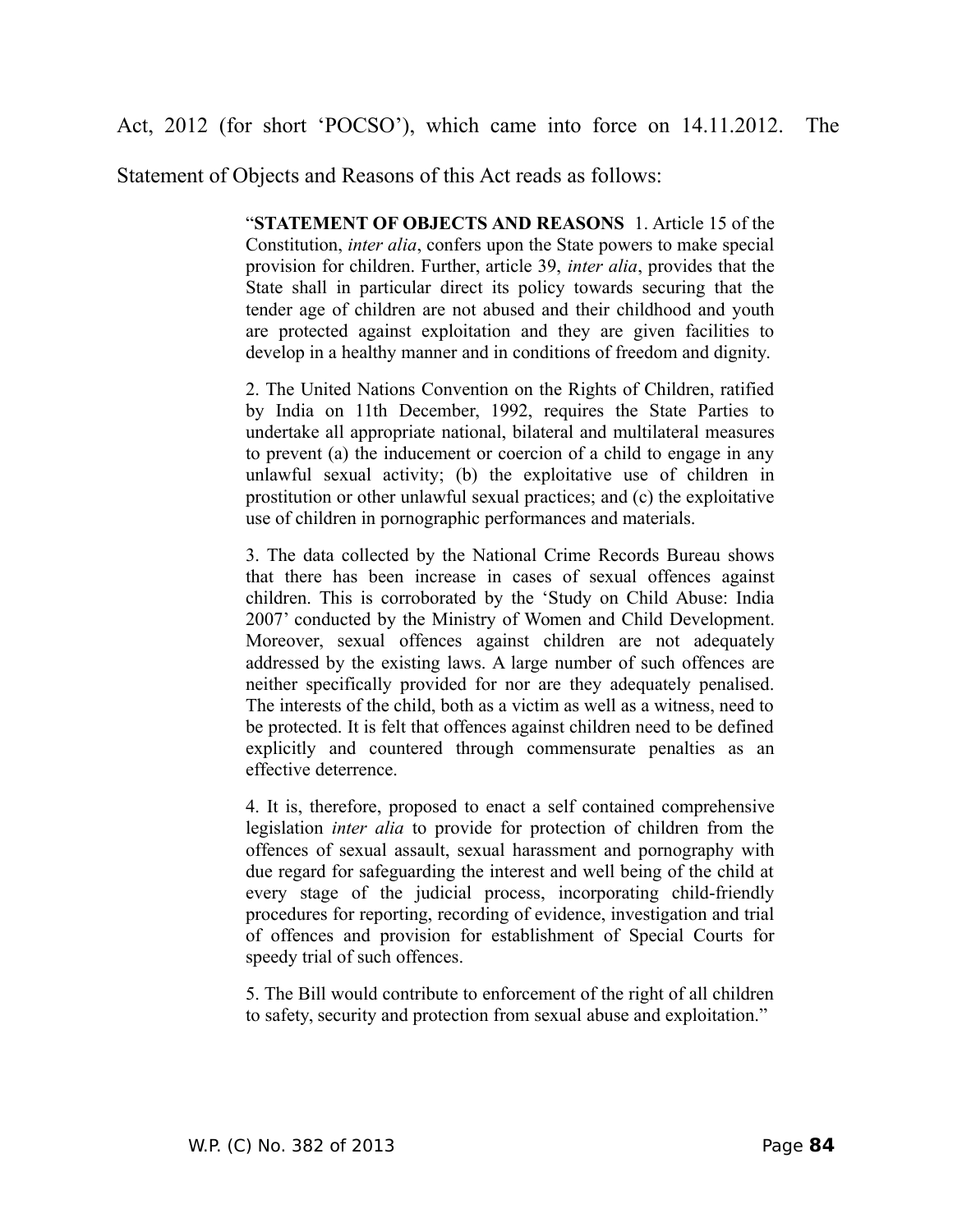Act, 2012 (for short 'POCSO'), which came into force on 14.11.2012. The Statement of Objects and Reasons of this Act reads as follows:

> "**STATEMENT OF OBJECTS AND REASONS** 1. Article 15 of the Constitution, *inter alia*, confers upon the State powers to make special provision for children. Further, article 39, *inter alia*, provides that the State shall in particular direct its policy towards securing that the tender age of children are not abused and their childhood and youth are protected against exploitation and they are given facilities to develop in a healthy manner and in conditions of freedom and dignity.
>
> 2. The United Nations Convention on the Rights of Children, ratified by India on 11th December, 1992, requires the State Parties to undertake all appropriate national, bilateral and multilateral measures to prevent (a) the inducement or coercion of a child to engage in any unlawful sexual activity; (b) the exploitative use of children in prostitution or other unlawful sexual practices; and (c) the exploitative use of children in pornographic performances and materials.
>
> 3. The data collected by the National Crime Records Bureau shows that there has been increase in cases of sexual offences against children. This is corroborated by the 'Study on Child Abuse: India 2007' conducted by the Ministry of Women and Child Development. Moreover, sexual offences against children are not adequately addressed by the existing laws. A large number of such offences are neither specifically provided for nor are they adequately penalised. The interests of the child, both as a victim as well as a witness, need to be protected. It is felt that offences against children need to be defined explicitly and countered through commensurate penalties as an effective deterrence.
>
> 4. It is, therefore, proposed to enact a self contained comprehensive legislation *inter alia* to provide for protection of children from the offences of sexual assault, sexual harassment and pornography with due regard for safeguarding the interest and well being of the child at every stage of the judicial process, incorporating child-friendly procedures for reporting, recording of evidence, investigation and trial of offences and provision for establishment of Special Courts for speedy trial of such offences.
>
> 5. The Bill would contribute to enforcement of the right of all children to safety, security and protection from sexual abuse and exploitation."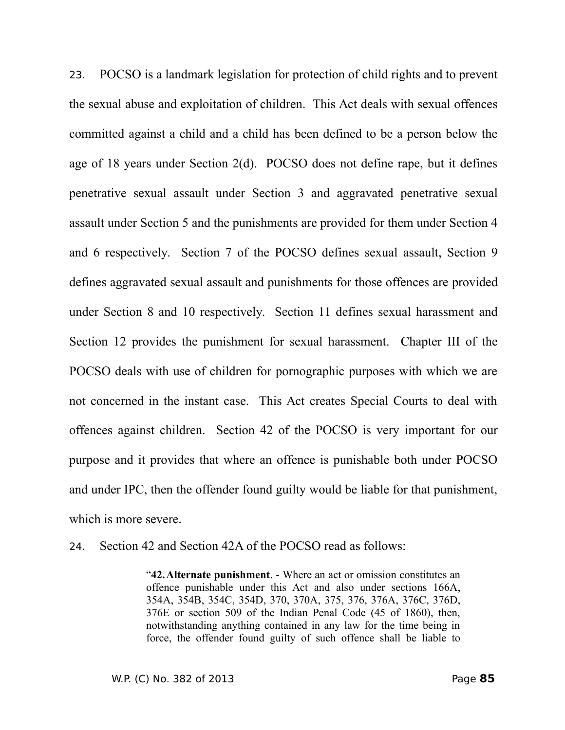23. POCSO is a landmark legislation for protection of child rights and to prevent the sexual abuse and exploitation of children. This Act deals with sexual offences committed against a child and a child has been defined to be a person below the age of 18 years under Section 2(d). POCSO does not define rape, but it defines penetrative sexual assault under Section 3 and aggravated penetrative sexual assault under Section 5 and the punishments are provided for them under Section 4 and 6 respectively. Section 7 of the POCSO defines sexual assault, Section 9 defines aggravated sexual assault and punishments for those offences are provided under Section 8 and 10 respectively. Section 11 defines sexual harassment and Section 12 provides the punishment for sexual harassment. Chapter III of the POCSO deals with use of children for pornographic purposes with which we are not concerned in the instant case. This Act creates Special Courts to deal with offences against children. Section 42 of the POCSO is very important for our purpose and it provides that where an offence is punishable both under POCSO and under IPC, then the offender found guilty would be liable for that punishment, which is more severe.

24. Section 42 and Section 42A of the POCSO read as follows:

> "**42. Alternate punishment**. - Where an act or omission constitutes an offence punishable under this Act and also under sections 166A, 354A, 354B, 354C, 354D, 370, 370A, 375, 376, 376A, 376C, 376D, 376E or section 509 of the Indian Penal Code (45 of 1860), then, notwithstanding anything contained in any law for the time being in force, the offender found guilty of such offence shall be liable to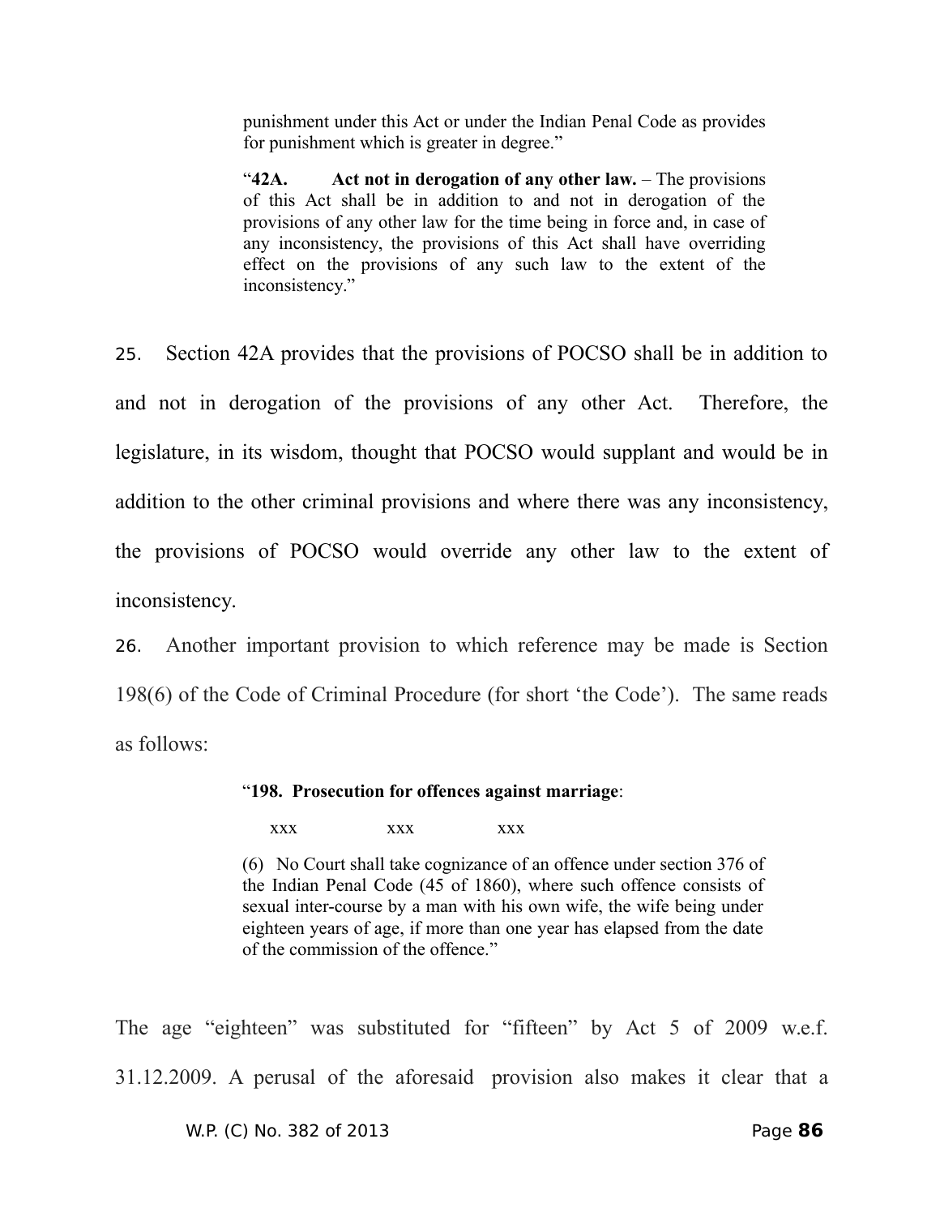> punishment under this Act or under the Indian Penal Code as provides for punishment which is greater in degree."
>
> "**42A. Act not in derogation of any other law.** – The provisions of this Act shall be in addition to and not in derogation of the provisions of any other law for the time being in force and, in case of any inconsistency, the provisions of this Act shall have overriding effect on the provisions of any such law to the extent of the inconsistency."

25. Section 42A provides that the provisions of POCSO shall be in addition to and not in derogation of the provisions of any other Act. Therefore, the legislature, in its wisdom, thought that POCSO would supplant and would be in addition to the other criminal provisions and where there was any inconsistency, the provisions of POCSO would override any other law to the extent of inconsistency.

26. Another important provision to which reference may be made is Section 198(6) of the Code of Criminal Procedure (for short 'the Code'). The same reads as follows:

> "**198. Prosecution for offences against marriage**:
>
> xxx xxx xxx
>
> (6) No Court shall take cognizance of an offence under section 376 of the Indian Penal Code (45 of 1860), where such offence consists of sexual inter-course by a man with his own wife, the wife being under eighteen years of age, if more than one year has elapsed from the date of the commission of the offence."

The age "eighteen" was substituted for "fifteen" by Act 5 of 2009 w.e.f. 31.12.2009. A perusal of the aforesaid provision also makes it clear that a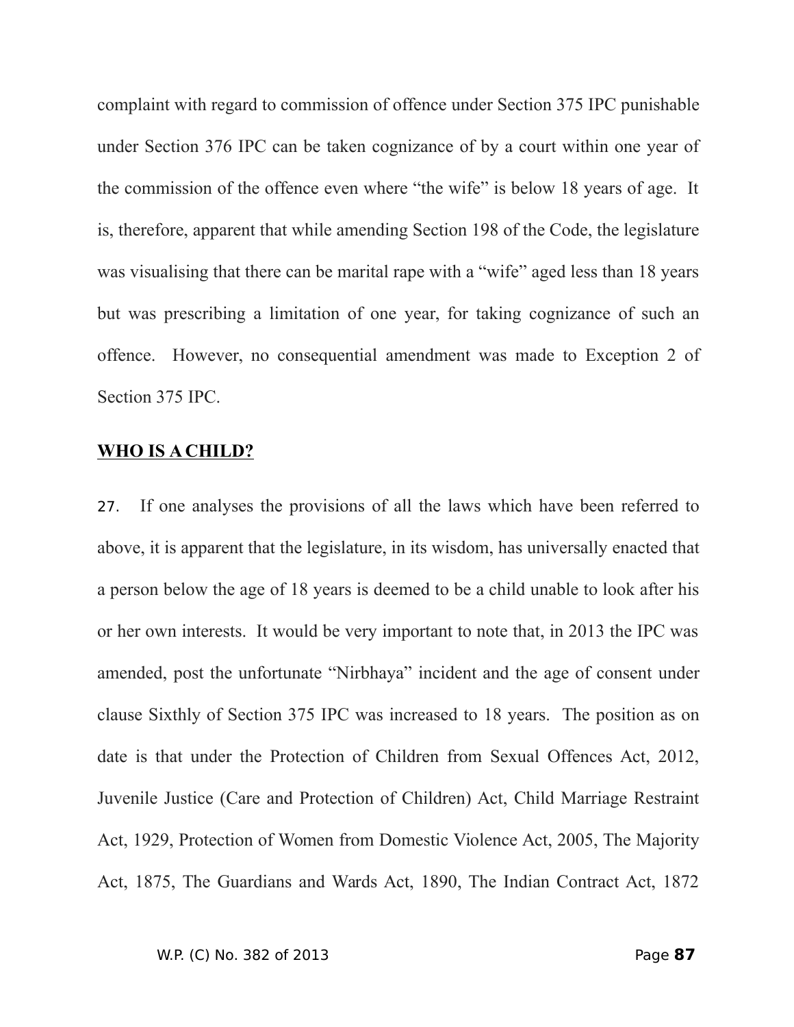complaint with regard to commission of offence under Section 375 IPC punishable under Section 376 IPC can be taken cognizance of by a court within one year of the commission of the offence even where "the wife" is below 18 years of age. It is, therefore, apparent that while amending Section 198 of the Code, the legislature was visualising that there can be marital rape with a "wife" aged less than 18 years but was prescribing a limitation of one year, for taking cognizance of such an offence. However, no consequential amendment was made to Exception 2 of Section 375 IPC.

**<u>WHO IS A CHILD?</u>**

27. If one analyses the provisions of all the laws which have been referred to above, it is apparent that the legislature, in its wisdom, has universally enacted that a person below the age of 18 years is deemed to be a child unable to look after his or her own interests. It would be very important to note that, in 2013 the IPC was amended, post the unfortunate "Nirbhaya" incident and the age of consent under clause Sixthly of Section 375 IPC was increased to 18 years. The position as on date is that under the Protection of Children from Sexual Offences Act, 2012, Juvenile Justice (Care and Protection of Children) Act, Child Marriage Restraint Act, 1929, Protection of Women from Domestic Violence Act, 2005, The Majority Act, 1875, The Guardians and Wards Act, 1890, The Indian Contract Act, 1872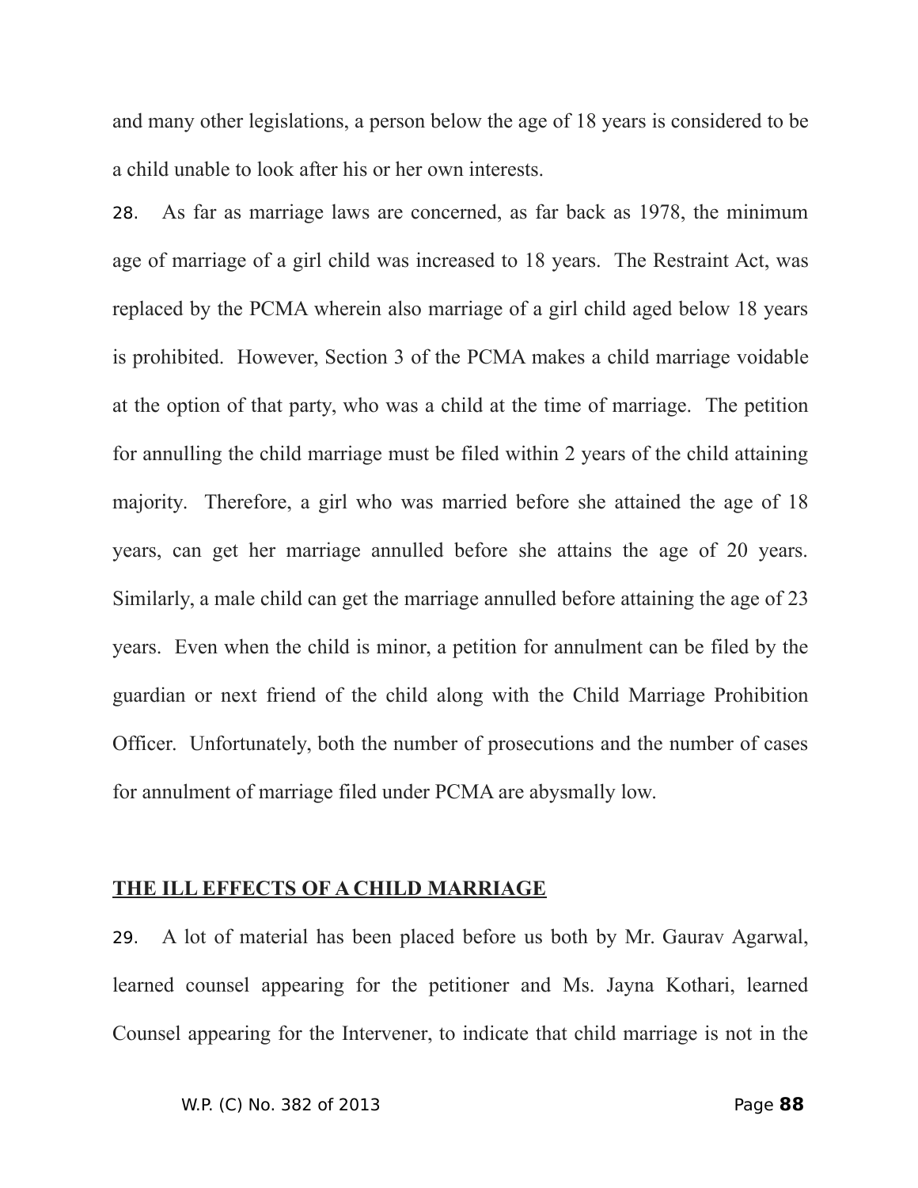and many other legislations, a person below the age of 18 years is considered to be a child unable to look after his or her own interests.

28. As far as marriage laws are concerned, as far back as 1978, the minimum age of marriage of a girl child was increased to 18 years. The Restraint Act, was replaced by the PCMA wherein also marriage of a girl child aged below 18 years is prohibited. However, Section 3 of the PCMA makes a child marriage voidable at the option of that party, who was a child at the time of marriage. The petition for annulling the child marriage must be filed within 2 years of the child attaining majority. Therefore, a girl who was married before she attained the age of 18 years, can get her marriage annulled before she attains the age of 20 years. Similarly, a male child can get the marriage annulled before attaining the age of 23 years. Even when the child is minor, a petition for annulment can be filed by the guardian or next friend of the child along with the Child Marriage Prohibition Officer. Unfortunately, both the number of prosecutions and the number of cases for annulment of marriage filed under PCMA are abysmally low.

## THE ILL EFFECTS OF A CHILD MARRIAGE

29. A lot of material has been placed before us both by Mr. Gaurav Agarwal, learned counsel appearing for the petitioner and Ms. Jayna Kothari, learned Counsel appearing for the Intervener, to indicate that child marriage is not in the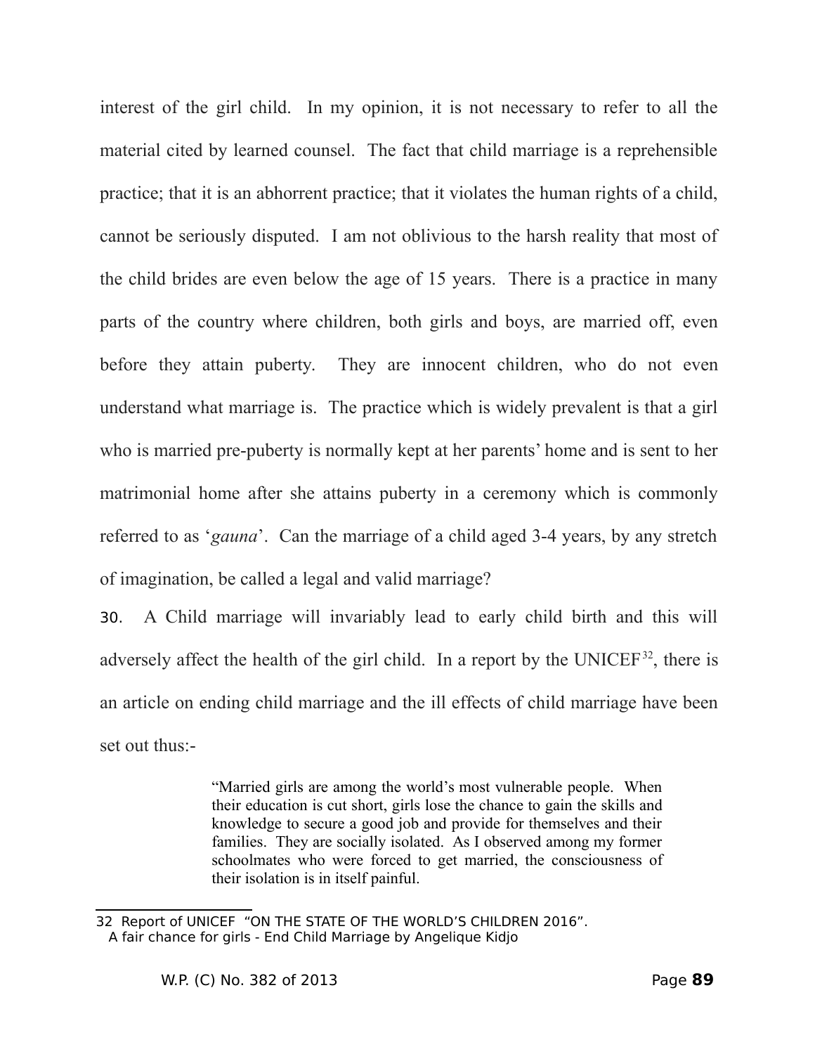interest of the girl child. In my opinion, it is not necessary to refer to all the material cited by learned counsel. The fact that child marriage is a reprehensible practice; that it is an abhorrent practice; that it violates the human rights of a child, cannot be seriously disputed. I am not oblivious to the harsh reality that most of the child brides are even below the age of 15 years. There is a practice in many parts of the country where children, both girls and boys, are married off, even before they attain puberty. They are innocent children, who do not even understand what marriage is. The practice which is widely prevalent is that a girl who is married pre-puberty is normally kept at her parents' home and is sent to her matrimonial home after she attains puberty in a ceremony which is commonly referred to as '*gauna*'. Can the marriage of a child aged 3-4 years, by any stretch of imagination, be called a legal and valid marriage?

30. A Child marriage will invariably lead to early child birth and this will adversely affect the health of the girl child. In a report by the UNICEF[32], there is an article on ending child marriage and the ill effects of child marriage have been set out thus:-

> "Married girls are among the world's most vulnerable people. When their education is cut short, girls lose the chance to gain the skills and knowledge to secure a good job and provide for themselves and their families. They are socially isolated. As I observed among my former schoolmates who were forced to get married, the consciousness of their isolation is in itself painful.

---

32 Report of UNICEF "ON THE STATE OF THE WORLD'S CHILDREN 2016".
A fair chance for girls - End Child Marriage by Angelique Kidjo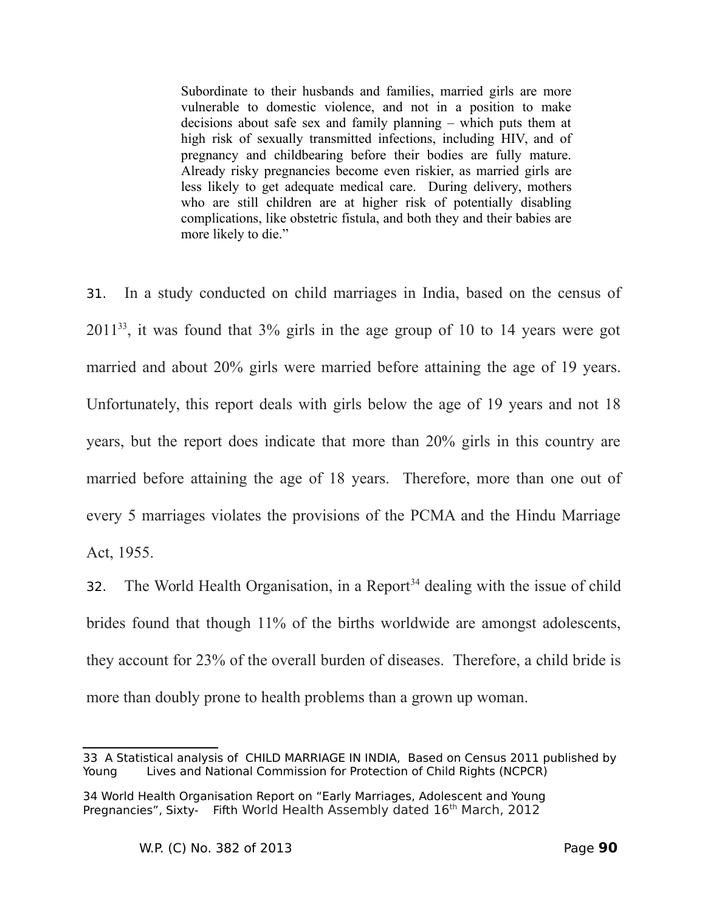> Subordinate to their husbands and families, married girls are more vulnerable to domestic violence, and not in a position to make decisions about safe sex and family planning – which puts them at high risk of sexually transmitted infections, including HIV, and of pregnancy and childbearing before their bodies are fully mature. Already risky pregnancies become even riskier, as married girls are less likely to get adequate medical care. During delivery, mothers who are still children are at higher risk of potentially disabling complications, like obstetric fistula, and both they and their babies are more likely to die."

31. In a study conducted on child marriages in India, based on the census of 2011[33], it was found that 3% girls in the age group of 10 to 14 years were got married and about 20% girls were married before attaining the age of 19 years. Unfortunately, this report deals with girls below the age of 19 years and not 18 years, but the report does indicate that more than 20% girls in this country are married before attaining the age of 18 years. Therefore, more than one out of every 5 marriages violates the provisions of the PCMA and the Hindu Marriage Act, 1955.

32. The World Health Organisation, in a Report[34] dealing with the issue of child brides found that though 11% of the births worldwide are amongst adolescents, they account for 23% of the overall burden of diseases. Therefore, a child bride is more than doubly prone to health problems than a grown up woman.

---

33 A Statistical analysis of CHILD MARRIAGE IN INDIA, Based on Census 2011 published by Young Lives and National Commission for Protection of Child Rights (NCPCR)

34 World Health Organisation Report on "Early Marriages, Adolescent and Young Pregnancies", Sixty- Fifth World Health Assembly dated 16th March, 2012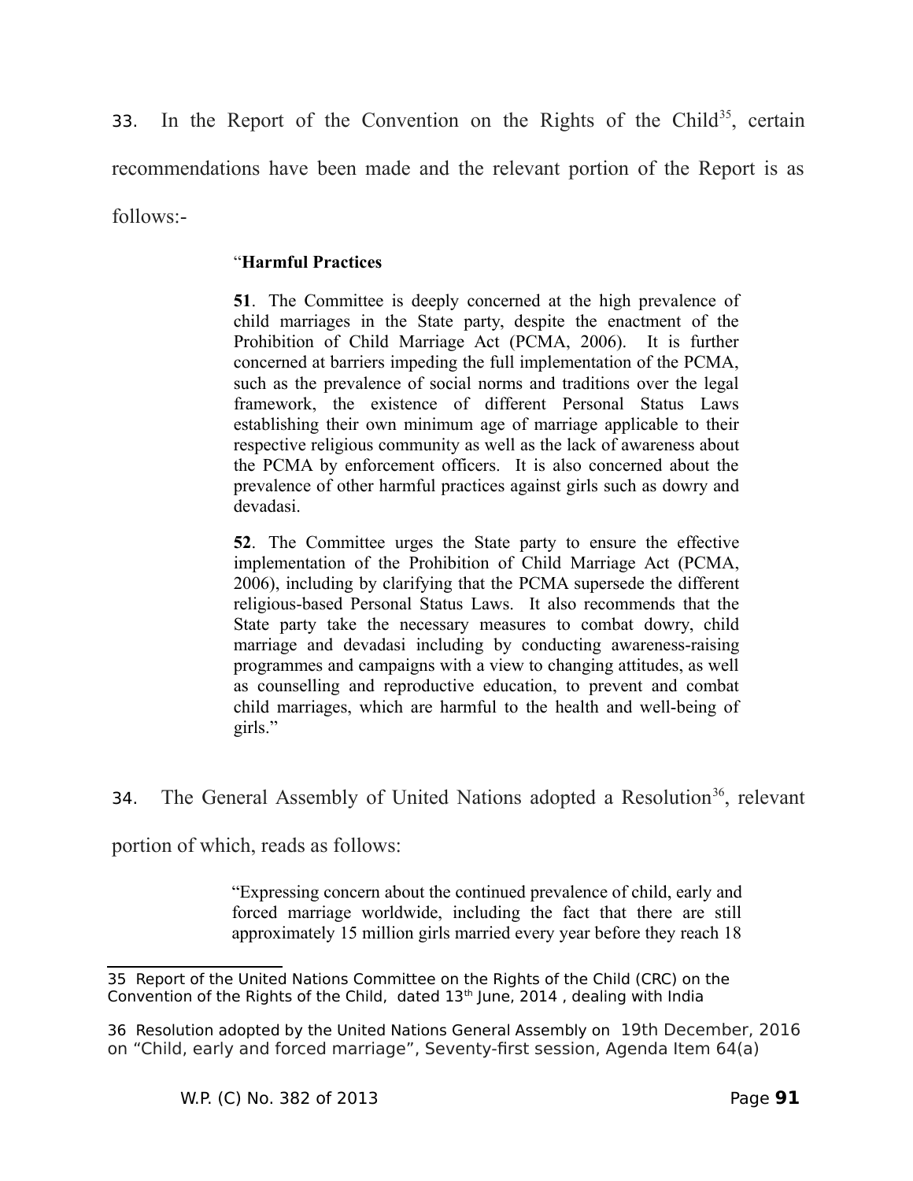33. In the Report of the Convention on the Rights of the Child[35], certain recommendations have been made and the relevant portion of the Report is as follows:-

> "**Harmful Practices**
>
> **51**. The Committee is deeply concerned at the high prevalence of child marriages in the State party, despite the enactment of the Prohibition of Child Marriage Act (PCMA, 2006). It is further concerned at barriers impeding the full implementation of the PCMA, such as the prevalence of social norms and traditions over the legal framework, the existence of different Personal Status Laws establishing their own minimum age of marriage applicable to their respective religious community as well as the lack of awareness about the PCMA by enforcement officers. It is also concerned about the prevalence of other harmful practices against girls such as dowry and devadasi.
>
> **52**. The Committee urges the State party to ensure the effective implementation of the Prohibition of Child Marriage Act (PCMA, 2006), including by clarifying that the PCMA supersede the different religious-based Personal Status Laws. It also recommends that the State party take the necessary measures to combat dowry, child marriage and devadasi including by conducting awareness-raising programmes and campaigns with a view to changing attitudes, as well as counselling and reproductive education, to prevent and combat child marriages, which are harmful to the health and well-being of girls."

34. The General Assembly of United Nations adopted a Resolution[36], relevant portion of which, reads as follows:

> "Expressing concern about the continued prevalence of child, early and forced marriage worldwide, including the fact that there are still approximately 15 million girls married every year before they reach 18

---

35 Report of the United Nations Committee on the Rights of the Child (CRC) on the Convention of the Rights of the Child, dated 13th June, 2014 , dealing with India

36 Resolution adopted by the United Nations General Assembly on 19th December, 2016 on "Child, early and forced marriage", Seventy-first session, Agenda Item 64(a)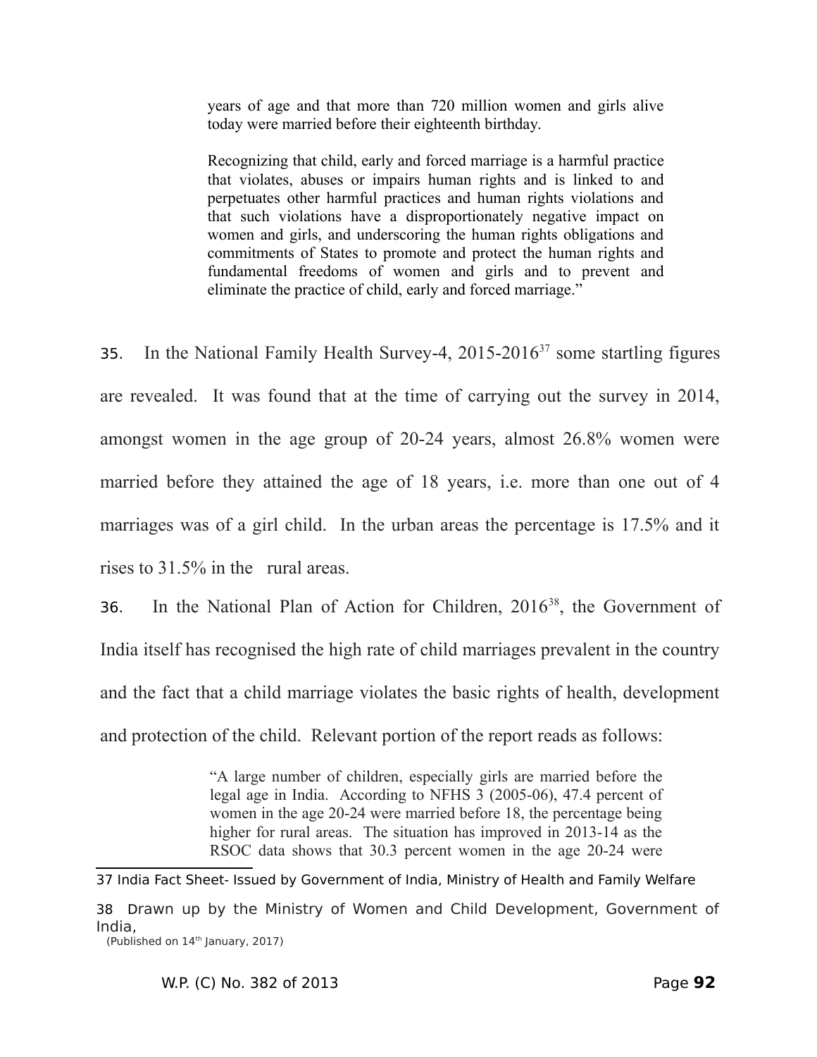> years of age and that more than 720 million women and girls alive today were married before their eighteenth birthday.
>
> Recognizing that child, early and forced marriage is a harmful practice that violates, abuses or impairs human rights and is linked to and perpetuates other harmful practices and human rights violations and that such violations have a disproportionately negative impact on women and girls, and underscoring the human rights obligations and commitments of States to promote and protect the human rights and fundamental freedoms of women and girls and to prevent and eliminate the practice of child, early and forced marriage."

35. In the National Family Health Survey-4, 2015-2016[37] some startling figures are revealed. It was found that at the time of carrying out the survey in 2014, amongst women in the age group of 20-24 years, almost 26.8% women were married before they attained the age of 18 years, i.e. more than one out of 4 marriages was of a girl child. In the urban areas the percentage is 17.5% and it rises to 31.5% in the rural areas.

36. In the National Plan of Action for Children, 2016[38], the Government of India itself has recognised the high rate of child marriages prevalent in the country and the fact that a child marriage violates the basic rights of health, development and protection of the child. Relevant portion of the report reads as follows:

> "A large number of children, especially girls are married before the legal age in India. According to NFHS 3 (2005-06), 47.4 percent of women in the age 20-24 were married before 18, the percentage being higher for rural areas. The situation has improved in 2013-14 as the RSOC data shows that 30.3 percent women in the age 20-24 were

---

37 India Fact Sheet- Issued by Government of India, Ministry of Health and Family Welfare

38 Drawn up by the Ministry of Women and Child Development, Government of India,
(Published on 14th January, 2017)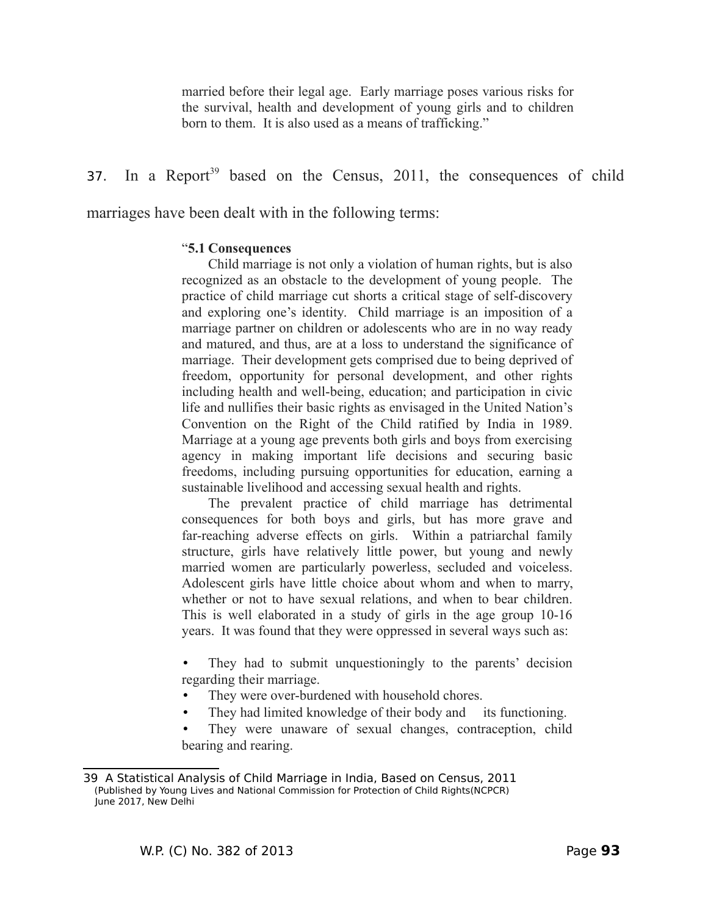> married before their legal age. Early marriage poses various risks for the survival, health and development of young girls and to children born to them. It is also used as a means of trafficking."

37. In a Report[39] based on the Census, 2011, the consequences of child marriages have been dealt with in the following terms:

> "**5.1 Consequences**
>
> Child marriage is not only a violation of human rights, but is also recognized as an obstacle to the development of young people. The practice of child marriage cut shorts a critical stage of self-discovery and exploring one's identity. Child marriage is an imposition of a marriage partner on children or adolescents who are in no way ready and matured, and thus, are at a loss to understand the significance of marriage. Their development gets comprised due to being deprived of freedom, opportunity for personal development, and other rights including health and well-being, education; and participation in civic life and nullifies their basic rights as envisaged in the United Nation's Convention on the Right of the Child ratified by India in 1989. Marriage at a young age prevents both girls and boys from exercising agency in making important life decisions and securing basic freedoms, including pursuing opportunities for education, earning a sustainable livelihood and accessing sexual health and rights.
>
> The prevalent practice of child marriage has detrimental consequences for both boys and girls, but has more grave and far-reaching adverse effects on girls. Within a patriarchal family structure, girls have relatively little power, but young and newly married women are particularly powerless, secluded and voiceless. Adolescent girls have little choice about whom and when to marry, whether or not to have sexual relations, and when to bear children. This is well elaborated in a study of girls in the age group 10-16 years. It was found that they were oppressed in several ways such as:
>
> - They had to submit unquestioningly to the parents' decision regarding their marriage.
> - They were over-burdened with household chores.
> - They had limited knowledge of their body and its functioning.
> - They were unaware of sexual changes, contraception, child bearing and rearing.

39 A Statistical Analysis of Child Marriage in India, Based on Census, 2011 (Published by Young Lives and National Commission for Protection of Child Rights(NCPCR) June 2017, New Delhi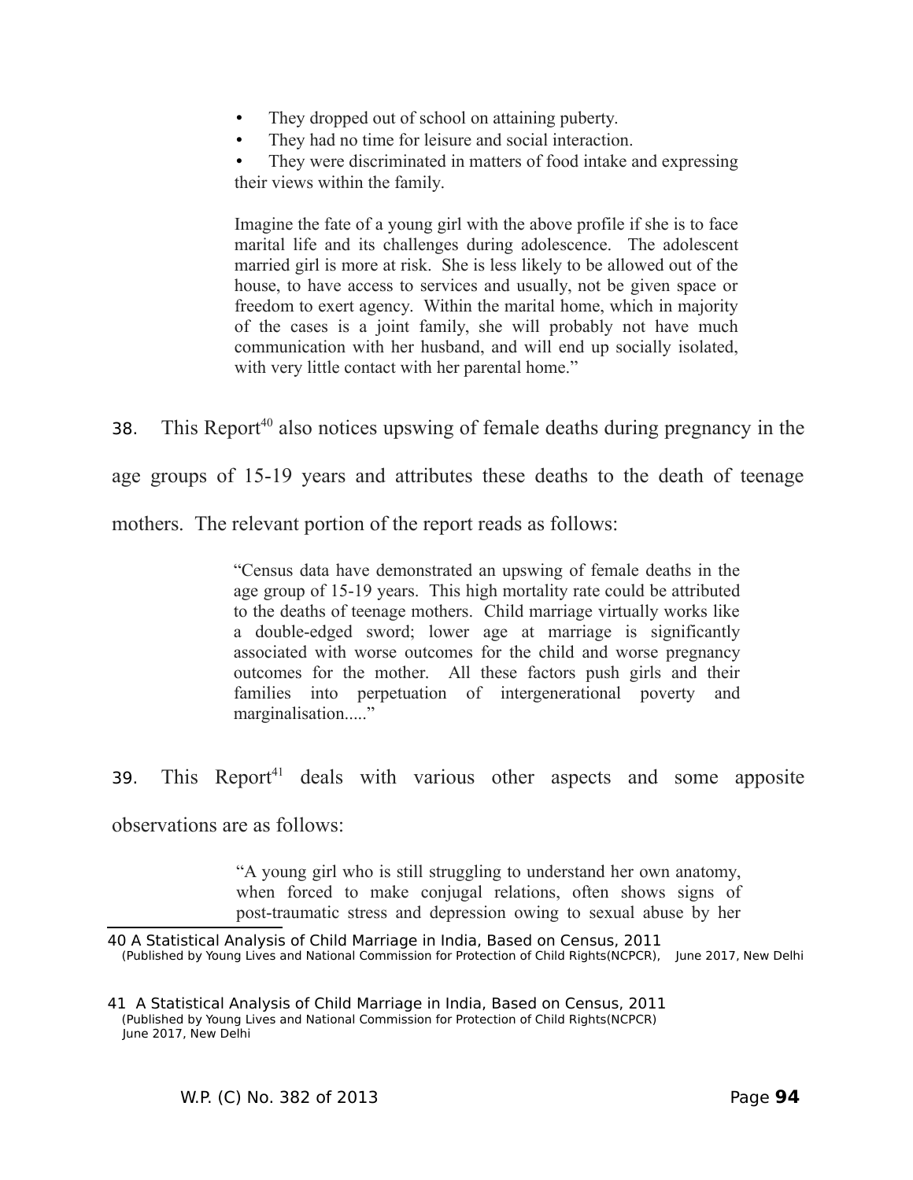- They dropped out of school on attaining puberty.
- They had no time for leisure and social interaction.
- They were discriminated in matters of food intake and expressing their views within the family.

> Imagine the fate of a young girl with the above profile if she is to face marital life and its challenges during adolescence. The adolescent married girl is more at risk. She is less likely to be allowed out of the house, to have access to services and usually, not be given space or freedom to exert agency. Within the marital home, which in majority of the cases is a joint family, she will probably not have much communication with her husband, and will end up socially isolated, with very little contact with her parental home."

38. This Report[40] also notices upswing of female deaths during pregnancy in the age groups of 15-19 years and attributes these deaths to the death of teenage mothers. The relevant portion of the report reads as follows:

> "Census data have demonstrated an upswing of female deaths in the age group of 15-19 years. This high mortality rate could be attributed to the deaths of teenage mothers. Child marriage virtually works like a double-edged sword; lower age at marriage is significantly associated with worse outcomes for the child and worse pregnancy outcomes for the mother. All these factors push girls and their families into perpetuation of intergenerational poverty and marginalisation....."

39. This Report[41] deals with various other aspects and some apposite observations are as follows:

> "A young girl who is still struggling to understand her own anatomy, when forced to make conjugal relations, often shows signs of post-traumatic stress and depression owing to sexual abuse by her

---

40 A Statistical Analysis of Child Marriage in India, Based on Census, 2011 (Published by Young Lives and National Commission for Protection of Child Rights(NCPCR), June 2017, New Delhi

41 A Statistical Analysis of Child Marriage in India, Based on Census, 2011 (Published by Young Lives and National Commission for Protection of Child Rights(NCPCR) June 2017, New Delhi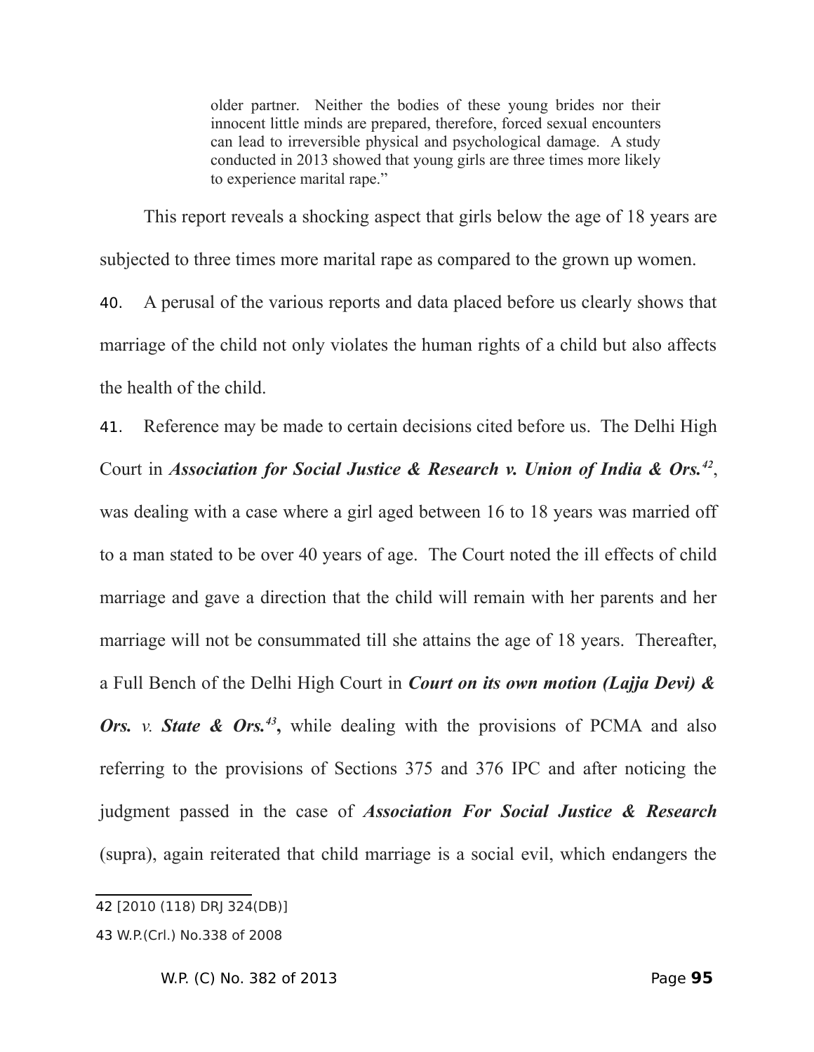> older partner. Neither the bodies of these young brides nor their innocent little minds are prepared, therefore, forced sexual encounters can lead to irreversible physical and psychological damage. A study conducted in 2013 showed that young girls are three times more likely to experience marital rape."

This report reveals a shocking aspect that girls below the age of 18 years are subjected to three times more marital rape as compared to the grown up women.

40. A perusal of the various reports and data placed before us clearly shows that marriage of the child not only violates the human rights of a child but also affects the health of the child.

41. Reference may be made to certain decisions cited before us. The Delhi High Court in ***Association for Social Justice & Research v. Union of India & Ors.***[42], was dealing with a case where a girl aged between 16 to 18 years was married off to a man stated to be over 40 years of age. The Court noted the ill effects of child marriage and gave a direction that the child will remain with her parents and her marriage will not be consummated till she attains the age of 18 years. Thereafter, a Full Bench of the Delhi High Court in ***Court on its own motion (Lajja Devi) & Ors.*** *v.* ***State & Ors.***[43], while dealing with the provisions of PCMA and also referring to the provisions of Sections 375 and 376 IPC and after noticing the judgment passed in the case of ***Association For Social Justice & Research*** (supra), again reiterated that child marriage is a social evil, which endangers the

---

42 [2010 (118) DRJ 324(DB)]

43 W.P.(Crl.) No.338 of 2008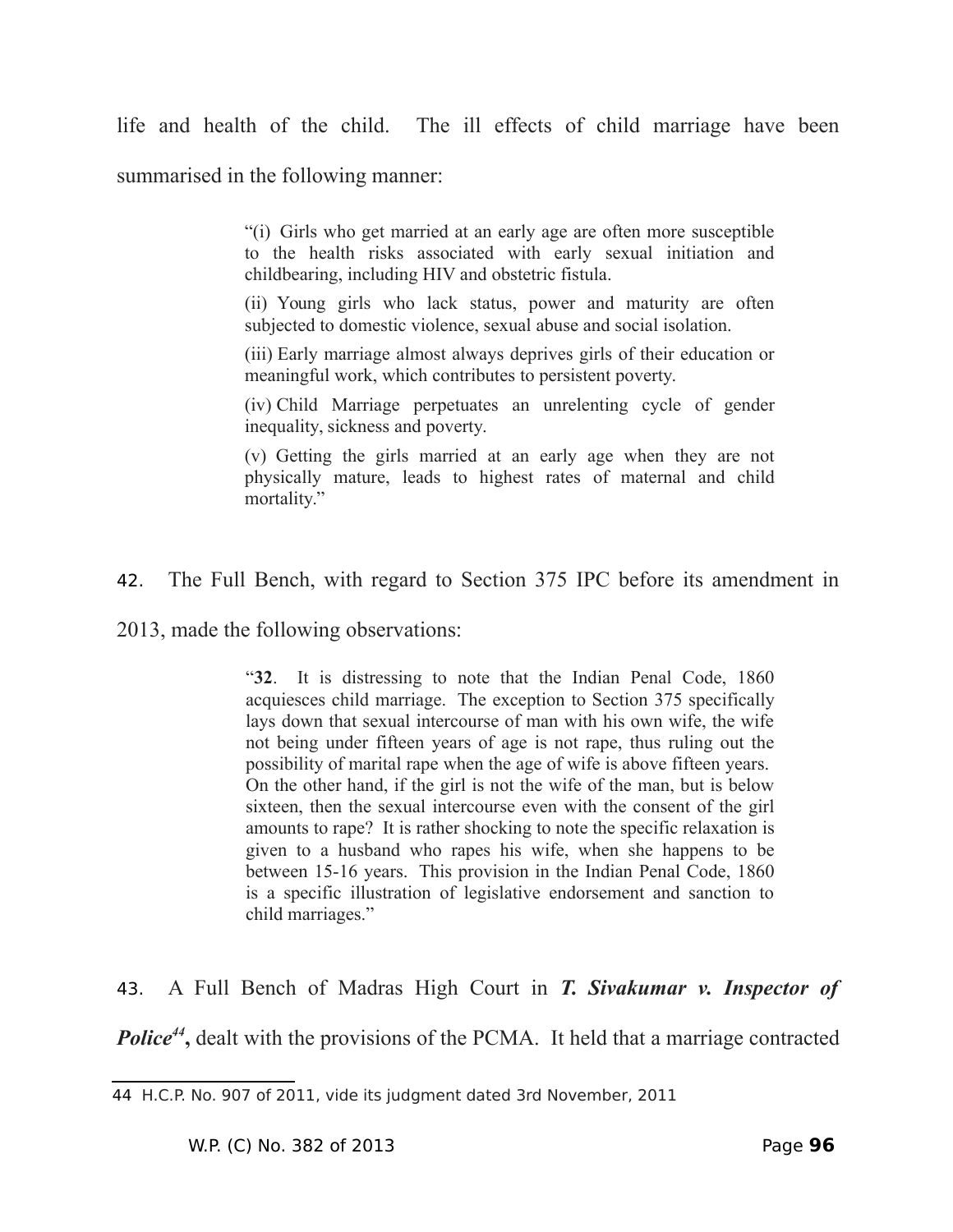life and health of the child. The ill effects of child marriage have been summarised in the following manner:

> "(i) Girls who get married at an early age are often more susceptible to the health risks associated with early sexual initiation and childbearing, including HIV and obstetric fistula.
>
> (ii) Young girls who lack status, power and maturity are often subjected to domestic violence, sexual abuse and social isolation.
>
> (iii) Early marriage almost always deprives girls of their education or meaningful work, which contributes to persistent poverty.
>
> (iv) Child Marriage perpetuates an unrelenting cycle of gender inequality, sickness and poverty.
>
> (v) Getting the girls married at an early age when they are not physically mature, leads to highest rates of maternal and child mortality."

42. The Full Bench, with regard to Section 375 IPC before its amendment in 2013, made the following observations:

> "**32**. It is distressing to note that the Indian Penal Code, 1860 acquiesces child marriage. The exception to Section 375 specifically lays down that sexual intercourse of man with his own wife, the wife not being under fifteen years of age is not rape, thus ruling out the possibility of marital rape when the age of wife is above fifteen years. On the other hand, if the girl is not the wife of the man, but is below sixteen, then the sexual intercourse even with the consent of the girl amounts to rape? It is rather shocking to note the specific relaxation is given to a husband who rapes his wife, when she happens to be between 15-16 years. This provision in the Indian Penal Code, 1860 is a specific illustration of legislative endorsement and sanction to child marriages."

43. A Full Bench of Madras High Court in ***T. Sivakumar v. Inspector of Police***[44]**,** dealt with the provisions of the PCMA. It held that a marriage contracted

---

44 H.C.P. No. 907 of 2011, vide its judgment dated 3rd November, 2011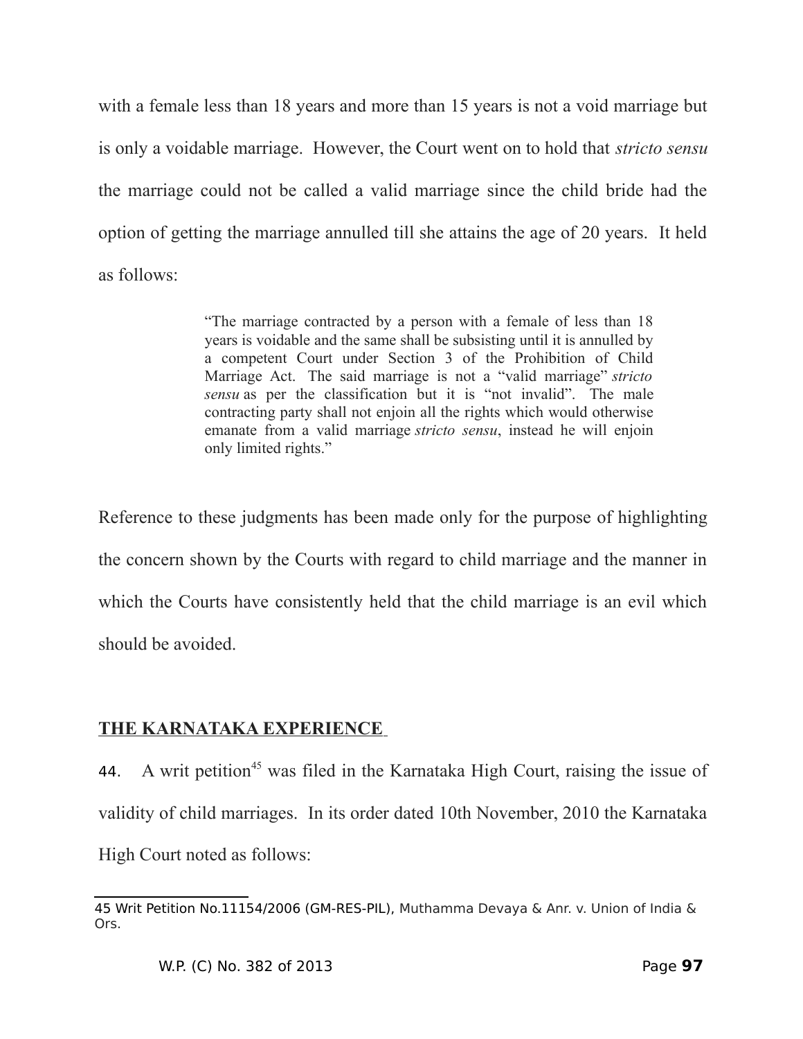with a female less than 18 years and more than 15 years is not a void marriage but is only a voidable marriage. However, the Court went on to hold that *stricto sensu* the marriage could not be called a valid marriage since the child bride had the option of getting the marriage annulled till she attains the age of 20 years. It held as follows:

> "The marriage contracted by a person with a female of less than 18 years is voidable and the same shall be subsisting until it is annulled by a competent Court under Section 3 of the Prohibition of Child Marriage Act. The said marriage is not a "valid marriage" *stricto sensu* as per the classification but it is "not invalid". The male contracting party shall not enjoin all the rights which would otherwise emanate from a valid marriage *stricto sensu*, instead he will enjoin only limited rights."

Reference to these judgments has been made only for the purpose of highlighting the concern shown by the Courts with regard to child marriage and the manner in which the Courts have consistently held that the child marriage is an evil which should be avoided.

**THE KARNATAKA EXPERIENCE**

44. A writ petition[45] was filed in the Karnataka High Court, raising the issue of validity of child marriages. In its order dated 10th November, 2010 the Karnataka High Court noted as follows:

---

45 Writ Petition No.11154/2006 (GM-RES-PIL), Muthamma Devaya & Anr. v. Union of India & Ors.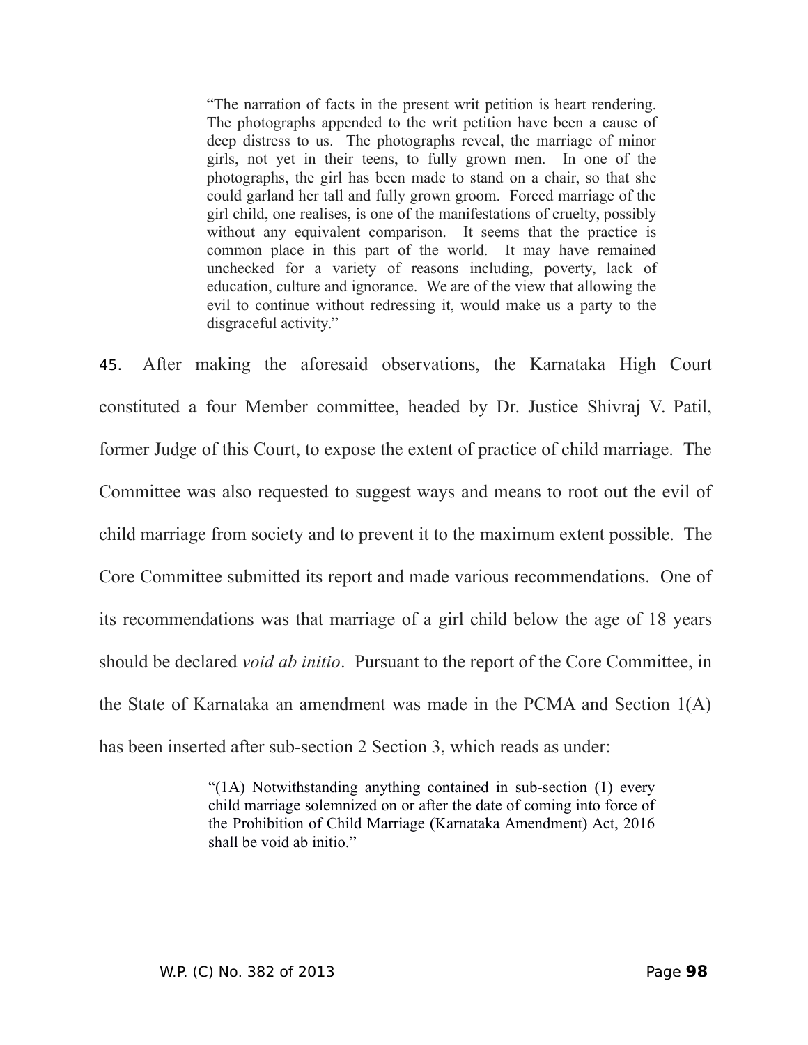> "The narration of facts in the present writ petition is heart rendering. The photographs appended to the writ petition have been a cause of deep distress to us. The photographs reveal, the marriage of minor girls, not yet in their teens, to fully grown men. In one of the photographs, the girl has been made to stand on a chair, so that she could garland her tall and fully grown groom. Forced marriage of the girl child, one realises, is one of the manifestations of cruelty, possibly without any equivalent comparison. It seems that the practice is common place in this part of the world. It may have remained unchecked for a variety of reasons including, poverty, lack of education, culture and ignorance. We are of the view that allowing the evil to continue without redressing it, would make us a party to the disgraceful activity."

45. After making the aforesaid observations, the Karnataka High Court constituted a four Member committee, headed by Dr. Justice Shivraj V. Patil, former Judge of this Court, to expose the extent of practice of child marriage. The Committee was also requested to suggest ways and means to root out the evil of child marriage from society and to prevent it to the maximum extent possible. The Core Committee submitted its report and made various recommendations. One of its recommendations was that marriage of a girl child below the age of 18 years should be declared *void ab initio*. Pursuant to the report of the Core Committee, in the State of Karnataka an amendment was made in the PCMA and Section 1(A) has been inserted after sub-section 2 Section 3, which reads as under:

> "(1A) Notwithstanding anything contained in sub-section (1) every child marriage solemnized on or after the date of coming into force of the Prohibition of Child Marriage (Karnataka Amendment) Act, 2016 shall be void ab initio."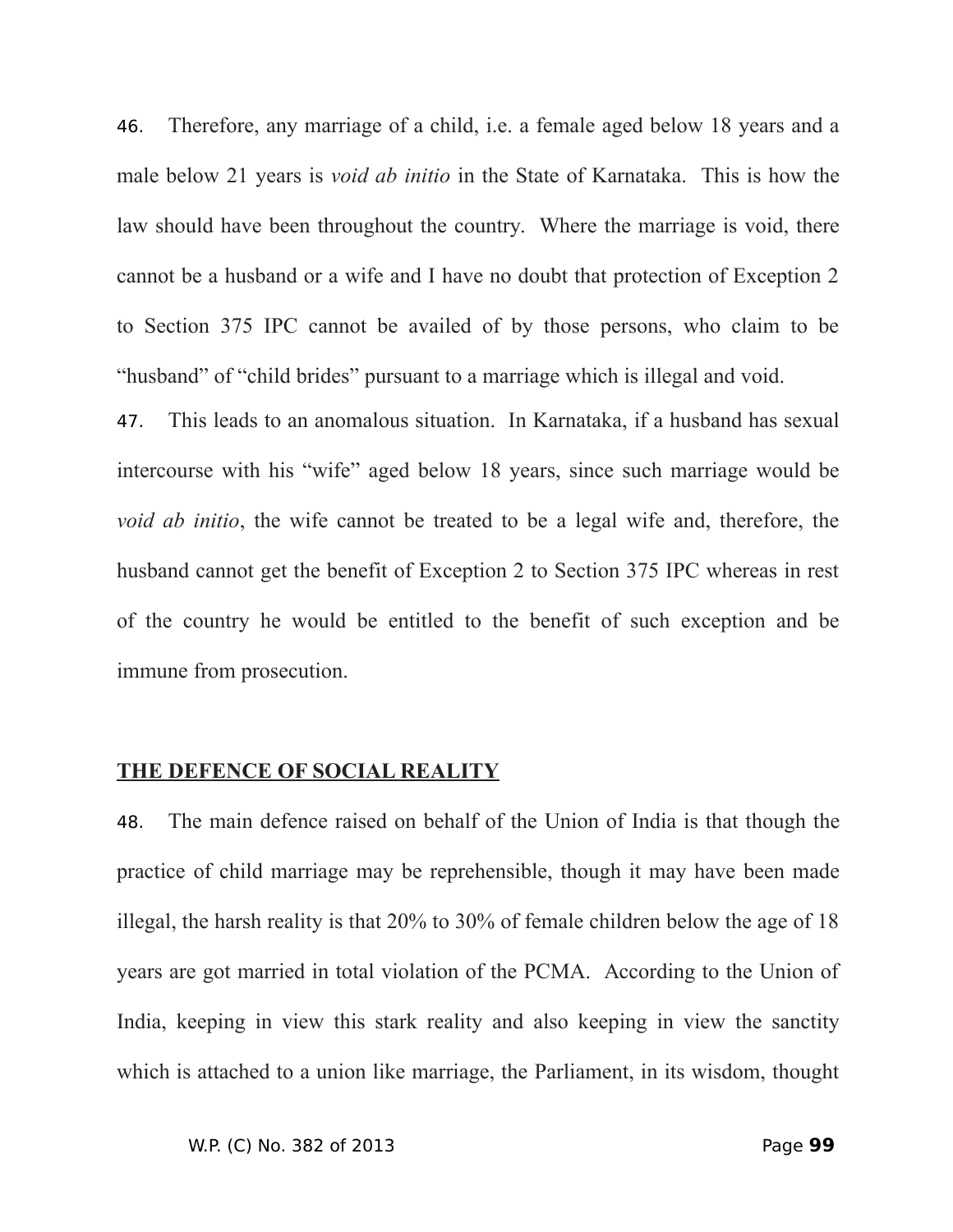46. Therefore, any marriage of a child, i.e. a female aged below 18 years and a male below 21 years is *void ab initio* in the State of Karnataka. This is how the law should have been throughout the country. Where the marriage is void, there cannot be a husband or a wife and I have no doubt that protection of Exception 2 to Section 375 IPC cannot be availed of by those persons, who claim to be "husband" of "child brides" pursuant to a marriage which is illegal and void.

47. This leads to an anomalous situation. In Karnataka, if a husband has sexual intercourse with his "wife" aged below 18 years, since such marriage would be *void ab initio*, the wife cannot be treated to be a legal wife and, therefore, the husband cannot get the benefit of Exception 2 to Section 375 IPC whereas in rest of the country he would be entitled to the benefit of such exception and be immune from prosecution.

**THE DEFENCE OF SOCIAL REALITY**

48. The main defence raised on behalf of the Union of India is that though the practice of child marriage may be reprehensible, though it may have been made illegal, the harsh reality is that 20% to 30% of female children below the age of 18 years are got married in total violation of the PCMA. According to the Union of India, keeping in view this stark reality and also keeping in view the sanctity which is attached to a union like marriage, the Parliament, in its wisdom, thought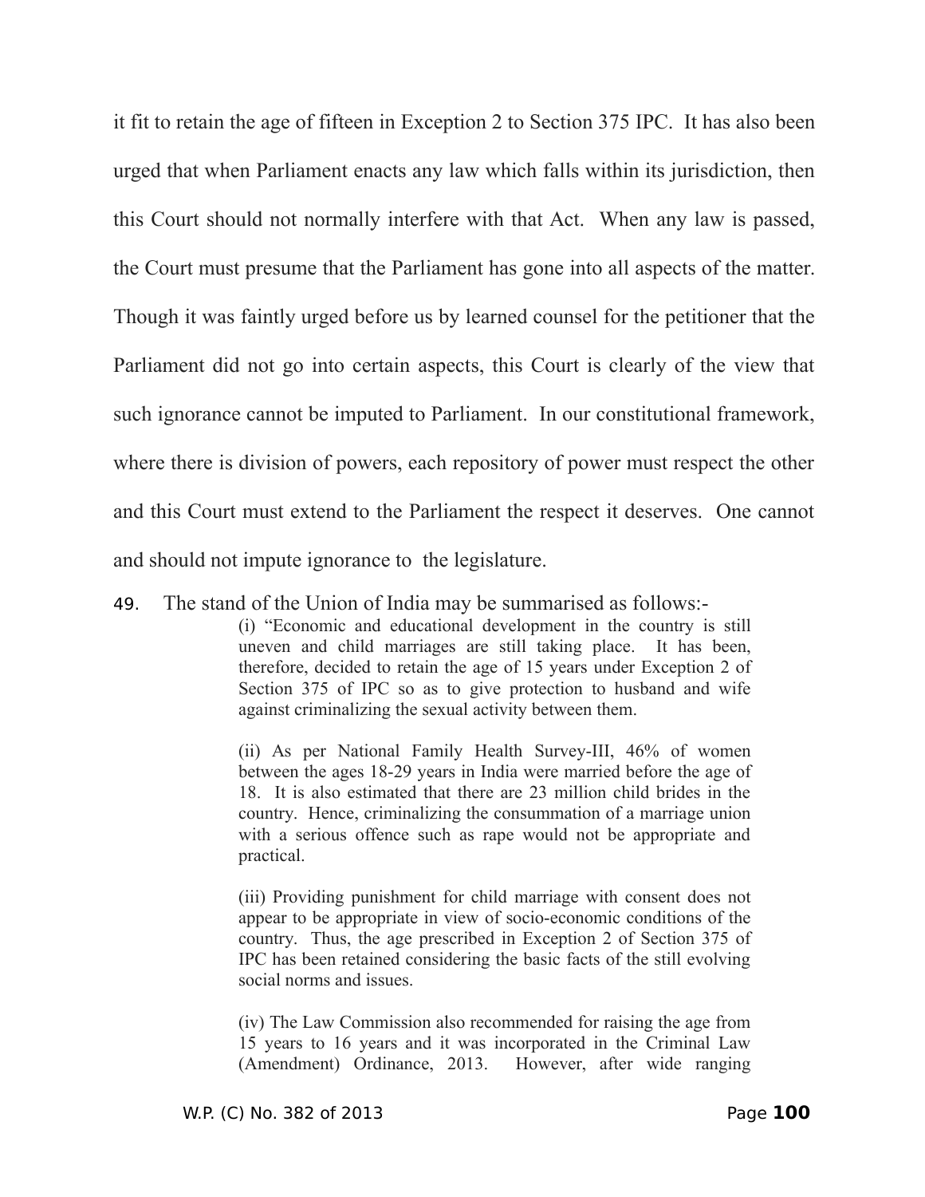it fit to retain the age of fifteen in Exception 2 to Section 375 IPC. It has also been urged that when Parliament enacts any law which falls within its jurisdiction, then this Court should not normally interfere with that Act. When any law is passed, the Court must presume that the Parliament has gone into all aspects of the matter. Though it was faintly urged before us by learned counsel for the petitioner that the Parliament did not go into certain aspects, this Court is clearly of the view that such ignorance cannot be imputed to Parliament. In our constitutional framework, where there is division of powers, each repository of power must respect the other and this Court must extend to the Parliament the respect it deserves. One cannot and should not impute ignorance to the legislature.

49. The stand of the Union of India may be summarised as follows:-

> (i) "Economic and educational development in the country is still uneven and child marriages are still taking place. It has been, therefore, decided to retain the age of 15 years under Exception 2 of Section 375 of IPC so as to give protection to husband and wife against criminalizing the sexual activity between them.
>
> (ii) As per National Family Health Survey-III, 46% of women between the ages 18-29 years in India were married before the age of 18. It is also estimated that there are 23 million child brides in the country. Hence, criminalizing the consummation of a marriage union with a serious offence such as rape would not be appropriate and practical.
>
> (iii) Providing punishment for child marriage with consent does not appear to be appropriate in view of socio-economic conditions of the country. Thus, the age prescribed in Exception 2 of Section 375 of IPC has been retained considering the basic facts of the still evolving social norms and issues.
>
> (iv) The Law Commission also recommended for raising the age from 15 years to 16 years and it was incorporated in the Criminal Law (Amendment) Ordinance, 2013. However, after wide ranging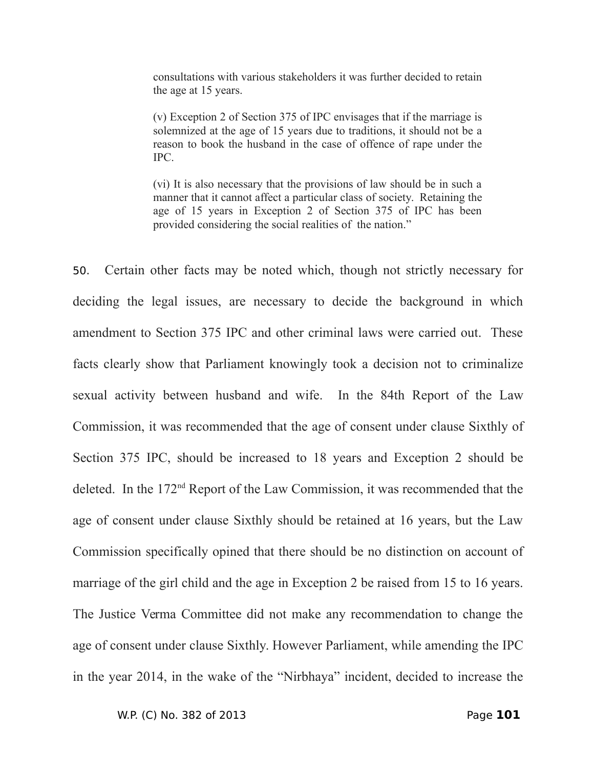> consultations with various stakeholders it was further decided to retain the age at 15 years.
>
> (v) Exception 2 of Section 375 of IPC envisages that if the marriage is solemnized at the age of 15 years due to traditions, it should not be a reason to book the husband in the case of offence of rape under the IPC.
>
> (vi) It is also necessary that the provisions of law should be in such a manner that it cannot affect a particular class of society. Retaining the age of 15 years in Exception 2 of Section 375 of IPC has been provided considering the social realities of the nation."

50. Certain other facts may be noted which, though not strictly necessary for deciding the legal issues, are necessary to decide the background in which amendment to Section 375 IPC and other criminal laws were carried out. These facts clearly show that Parliament knowingly took a decision not to criminalize sexual activity between husband and wife. In the 84th Report of the Law Commission, it was recommended that the age of consent under clause Sixthly of Section 375 IPC, should be increased to 18 years and Exception 2 should be deleted. In the 172nd Report of the Law Commission, it was recommended that the age of consent under clause Sixthly should be retained at 16 years, but the Law Commission specifically opined that there should be no distinction on account of marriage of the girl child and the age in Exception 2 be raised from 15 to 16 years. The Justice Verma Committee did not make any recommendation to change the age of consent under clause Sixthly. However Parliament, while amending the IPC in the year 2014, in the wake of the "Nirbhaya" incident, decided to increase the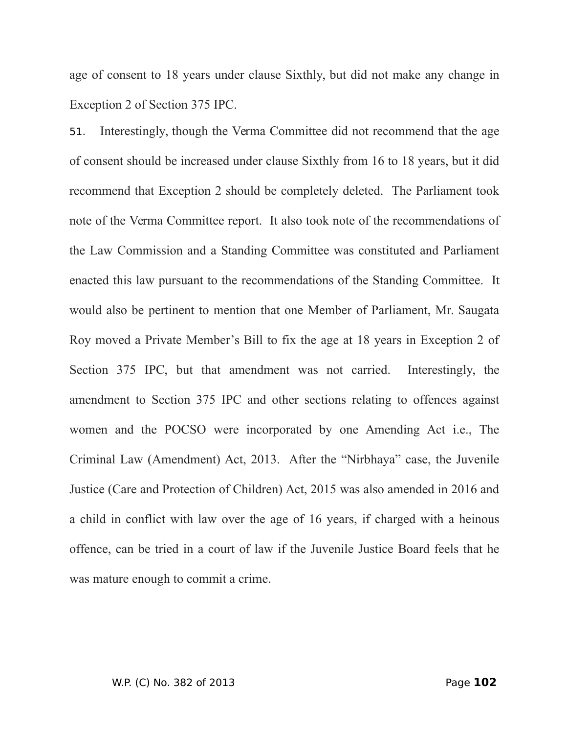age of consent to 18 years under clause Sixthly, but did not make any change in Exception 2 of Section 375 IPC.

51. Interestingly, though the Verma Committee did not recommend that the age of consent should be increased under clause Sixthly from 16 to 18 years, but it did recommend that Exception 2 should be completely deleted. The Parliament took note of the Verma Committee report. It also took note of the recommendations of the Law Commission and a Standing Committee was constituted and Parliament enacted this law pursuant to the recommendations of the Standing Committee. It would also be pertinent to mention that one Member of Parliament, Mr. Saugata Roy moved a Private Member's Bill to fix the age at 18 years in Exception 2 of Section 375 IPC, but that amendment was not carried. Interestingly, the amendment to Section 375 IPC and other sections relating to offences against women and the POCSO were incorporated by one Amending Act i.e., The Criminal Law (Amendment) Act, 2013. After the "Nirbhaya" case, the Juvenile Justice (Care and Protection of Children) Act, 2015 was also amended in 2016 and a child in conflict with law over the age of 16 years, if charged with a heinous offence, can be tried in a court of law if the Juvenile Justice Board feels that he was mature enough to commit a crime.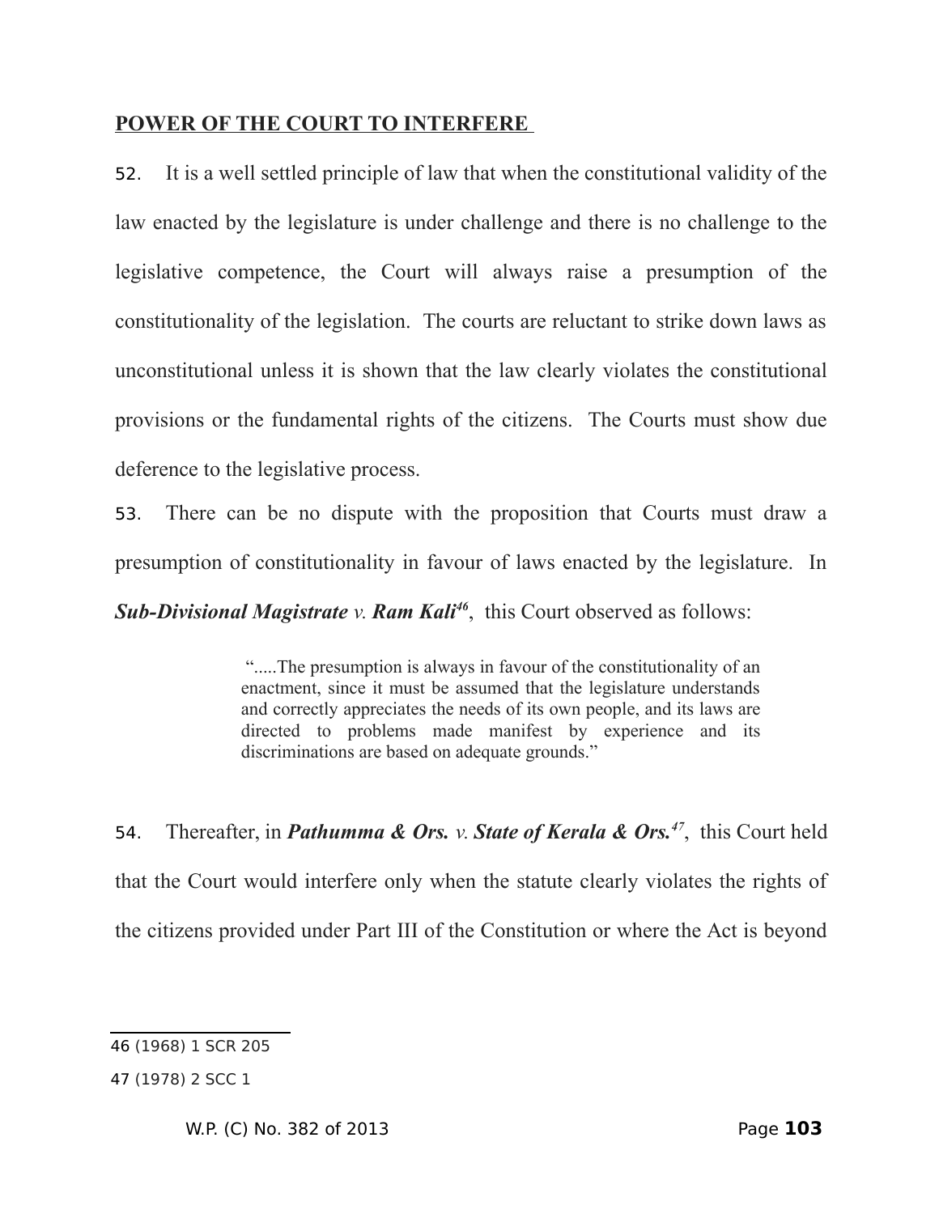**POWER OF THE COURT TO INTERFERE**

52. It is a well settled principle of law that when the constitutional validity of the law enacted by the legislature is under challenge and there is no challenge to the legislative competence, the Court will always raise a presumption of the constitutionality of the legislation. The courts are reluctant to strike down laws as unconstitutional unless it is shown that the law clearly violates the constitutional provisions or the fundamental rights of the citizens. The Courts must show due deference to the legislative process.

53. There can be no dispute with the proposition that Courts must draw a presumption of constitutionality in favour of laws enacted by the legislature. In ***Sub-Divisional Magistrate v. Ram Kali***[46], this Court observed as follows:

> ".....The presumption is always in favour of the constitutionality of an enactment, since it must be assumed that the legislature understands and correctly appreciates the needs of its own people, and its laws are directed to problems made manifest by experience and its discriminations are based on adequate grounds."

54. Thereafter, in ***Pathumma & Ors. v. State of Kerala & Ors.***[47], this Court held that the Court would interfere only when the statute clearly violates the rights of the citizens provided under Part III of the Constitution or where the Act is beyond

---

46 (1968) 1 SCR 205

47 (1978) 2 SCC 1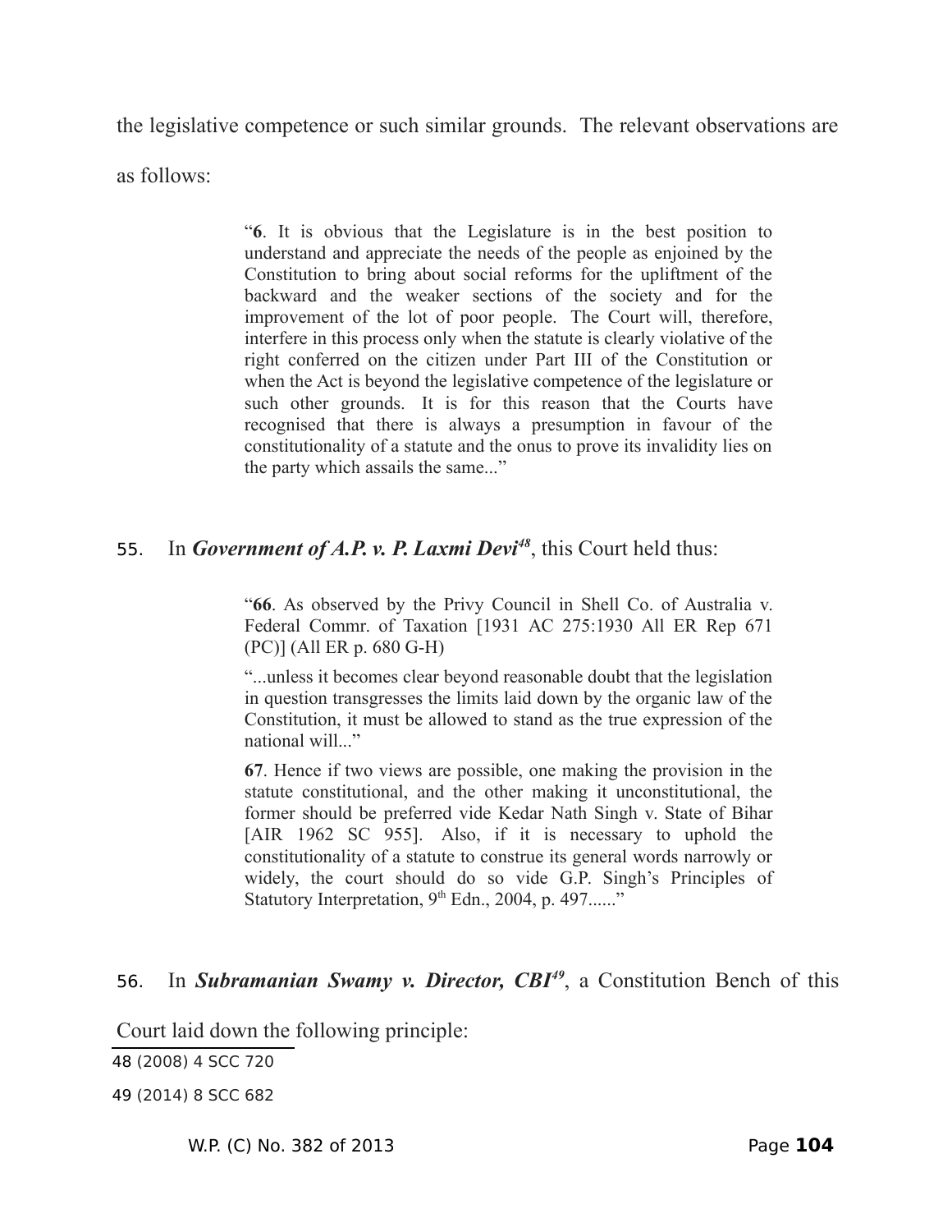the legislative competence or such similar grounds. The relevant observations are as follows:

> "**6**. It is obvious that the Legislature is in the best position to understand and appreciate the needs of the people as enjoined by the Constitution to bring about social reforms for the upliftment of the backward and the weaker sections of the society and for the improvement of the lot of poor people. The Court will, therefore, interfere in this process only when the statute is clearly violative of the right conferred on the citizen under Part III of the Constitution or when the Act is beyond the legislative competence of the legislature or such other grounds. It is for this reason that the Courts have recognised that there is always a presumption in favour of the constitutionality of a statute and the onus to prove its invalidity lies on the party which assails the same..."

55. In ***Government of A.P. v. P. Laxmi Devi***[48], this Court held thus:

> "**66**. As observed by the Privy Council in Shell Co. of Australia v. Federal Commr. of Taxation [1931 AC 275:1930 All ER Rep 671 (PC)] (All ER p. 680 G-H)
>
> "...unless it becomes clear beyond reasonable doubt that the legislation in question transgresses the limits laid down by the organic law of the Constitution, it must be allowed to stand as the true expression of the national will..."
>
> **67**. Hence if two views are possible, one making the provision in the statute constitutional, and the other making it unconstitutional, the former should be preferred vide Kedar Nath Singh v. State of Bihar [AIR 1962 SC 955]. Also, if it is necessary to uphold the constitutionality of a statute to construe its general words narrowly or widely, the court should do so vide G.P. Singh's Principles of Statutory Interpretation, 9th Edn., 2004, p. 497......"

56. In ***Subramanian Swamy v. Director, CBI***[49], a Constitution Bench of this Court laid down the following principle:

48 (2008) 4 SCC 720

49 (2014) 8 SCC 682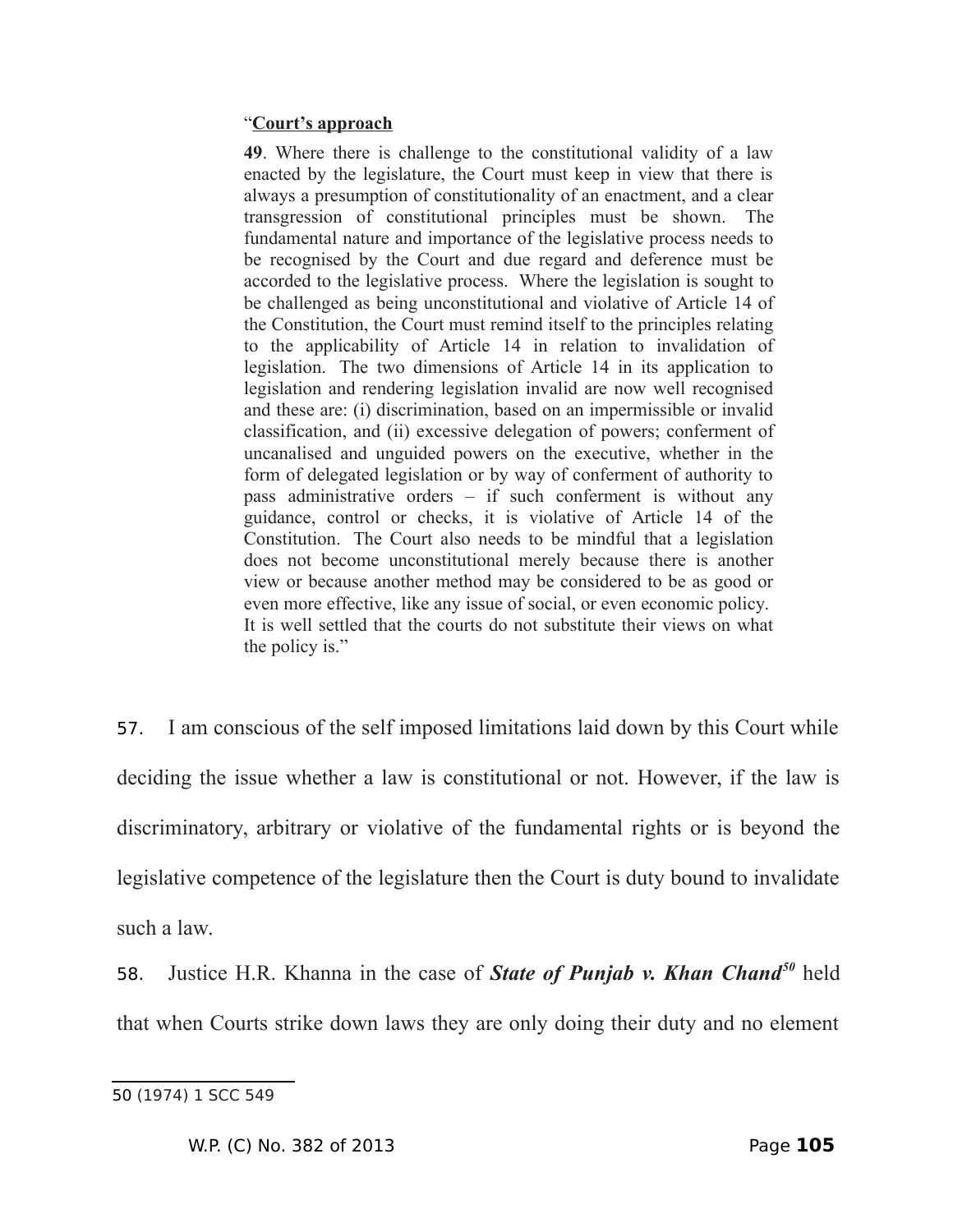> "**Court's approach**
>
> **49**. Where there is challenge to the constitutional validity of a law enacted by the legislature, the Court must keep in view that there is always a presumption of constitutionality of an enactment, and a clear transgression of constitutional principles must be shown. The fundamental nature and importance of the legislative process needs to be recognised by the Court and due regard and deference must be accorded to the legislative process. Where the legislation is sought to be challenged as being unconstitutional and violative of Article 14 of the Constitution, the Court must remind itself to the principles relating to the applicability of Article 14 in relation to invalidation of legislation. The two dimensions of Article 14 in its application to legislation and rendering legislation invalid are now well recognised and these are: (i) discrimination, based on an impermissible or invalid classification, and (ii) excessive delegation of powers; conferment of uncanalised and unguided powers on the executive, whether in the form of delegated legislation or by way of conferment of authority to pass administrative orders – if such conferment is without any guidance, control or checks, it is violative of Article 14 of the Constitution. The Court also needs to be mindful that a legislation does not become unconstitutional merely because there is another view or because another method may be considered to be as good or even more effective, like any issue of social, or even economic policy. It is well settled that the courts do not substitute their views on what the policy is."

57. I am conscious of the self imposed limitations laid down by this Court while deciding the issue whether a law is constitutional or not. However, if the law is discriminatory, arbitrary or violative of the fundamental rights or is beyond the legislative competence of the legislature then the Court is duty bound to invalidate such a law.

58. Justice H.R. Khanna in the case of ***State of Punjab v. Khan Chand***[50] held that when Courts strike down laws they are only doing their duty and no element

---

50 (1974) 1 SCC 549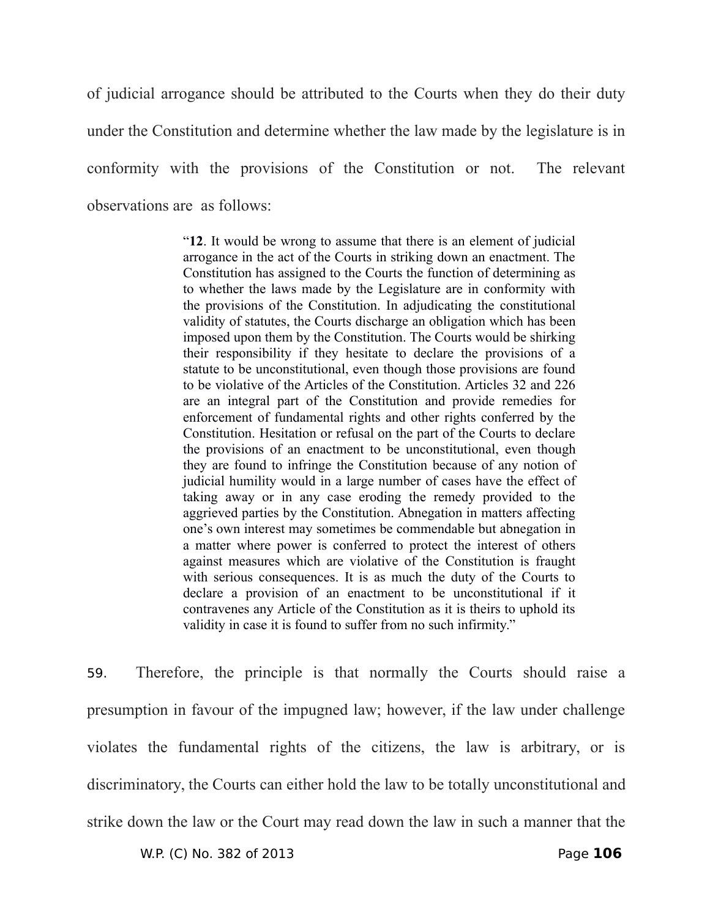of judicial arrogance should be attributed to the Courts when they do their duty under the Constitution and determine whether the law made by the legislature is in conformity with the provisions of the Constitution or not. The relevant observations are as follows:

> "**12**. It would be wrong to assume that there is an element of judicial arrogance in the act of the Courts in striking down an enactment. The Constitution has assigned to the Courts the function of determining as to whether the laws made by the Legislature are in conformity with the provisions of the Constitution. In adjudicating the constitutional validity of statutes, the Courts discharge an obligation which has been imposed upon them by the Constitution. The Courts would be shirking their responsibility if they hesitate to declare the provisions of a statute to be unconstitutional, even though those provisions are found to be violative of the Articles of the Constitution. Articles 32 and 226 are an integral part of the Constitution and provide remedies for enforcement of fundamental rights and other rights conferred by the Constitution. Hesitation or refusal on the part of the Courts to declare the provisions of an enactment to be unconstitutional, even though they are found to infringe the Constitution because of any notion of judicial humility would in a large number of cases have the effect of taking away or in any case eroding the remedy provided to the aggrieved parties by the Constitution. Abnegation in matters affecting one's own interest may sometimes be commendable but abnegation in a matter where power is conferred to protect the interest of others against measures which are violative of the Constitution is fraught with serious consequences. It is as much the duty of the Courts to declare a provision of an enactment to be unconstitutional if it contravenes any Article of the Constitution as it is theirs to uphold its validity in case it is found to suffer from no such infirmity."

59. Therefore, the principle is that normally the Courts should raise a presumption in favour of the impugned law; however, if the law under challenge violates the fundamental rights of the citizens, the law is arbitrary, or is discriminatory, the Courts can either hold the law to be totally unconstitutional and strike down the law or the Court may read down the law in such a manner that the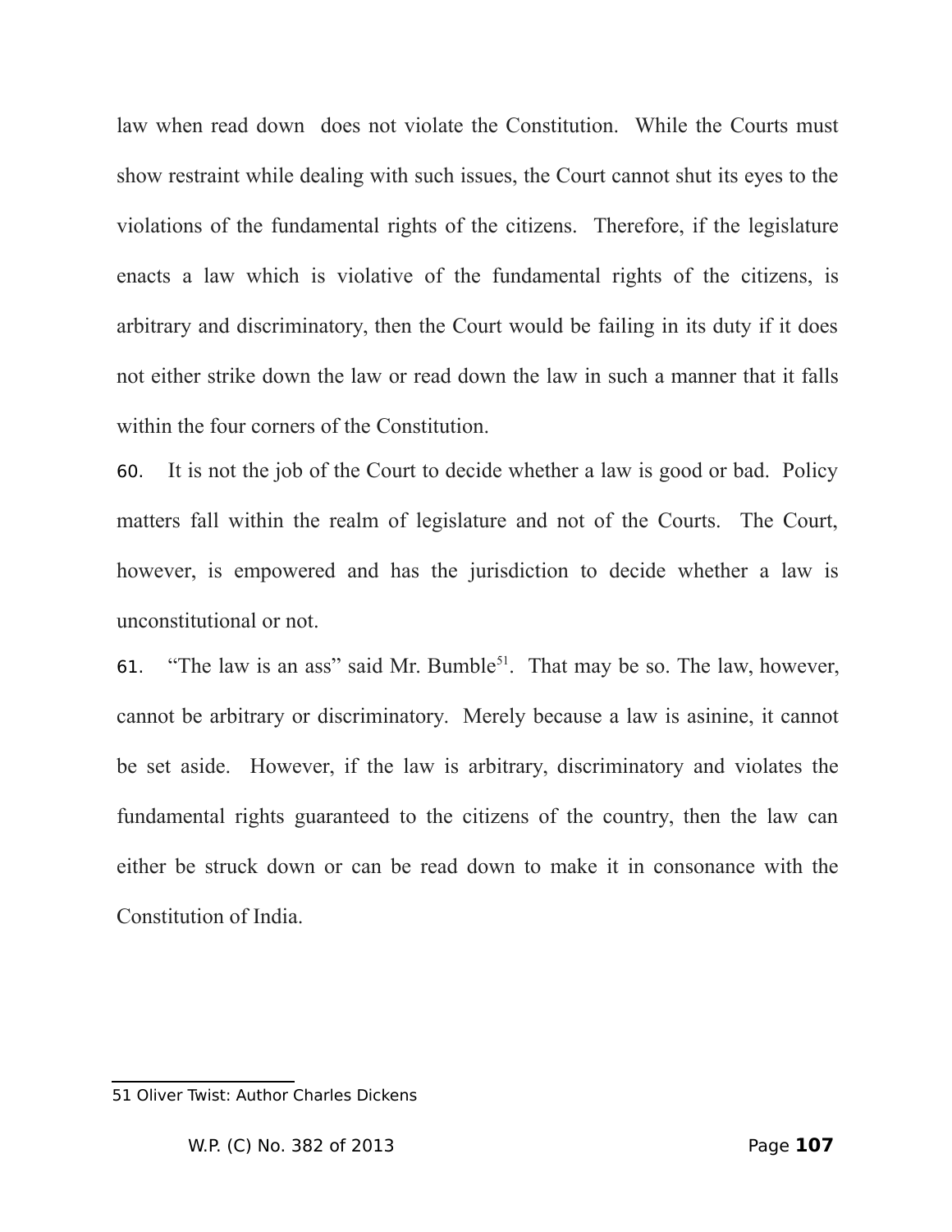law when read down does not violate the Constitution. While the Courts must show restraint while dealing with such issues, the Court cannot shut its eyes to the violations of the fundamental rights of the citizens. Therefore, if the legislature enacts a law which is violative of the fundamental rights of the citizens, is arbitrary and discriminatory, then the Court would be failing in its duty if it does not either strike down the law or read down the law in such a manner that it falls within the four corners of the Constitution.

60. It is not the job of the Court to decide whether a law is good or bad. Policy matters fall within the realm of legislature and not of the Courts. The Court, however, is empowered and has the jurisdiction to decide whether a law is unconstitutional or not.

61. "The law is an ass" said Mr. Bumble[51]. That may be so. The law, however, cannot be arbitrary or discriminatory. Merely because a law is asinine, it cannot be set aside. However, if the law is arbitrary, discriminatory and violates the fundamental rights guaranteed to the citizens of the country, then the law can either be struck down or can be read down to make it in consonance with the Constitution of India.

---

51 Oliver Twist: Author Charles Dickens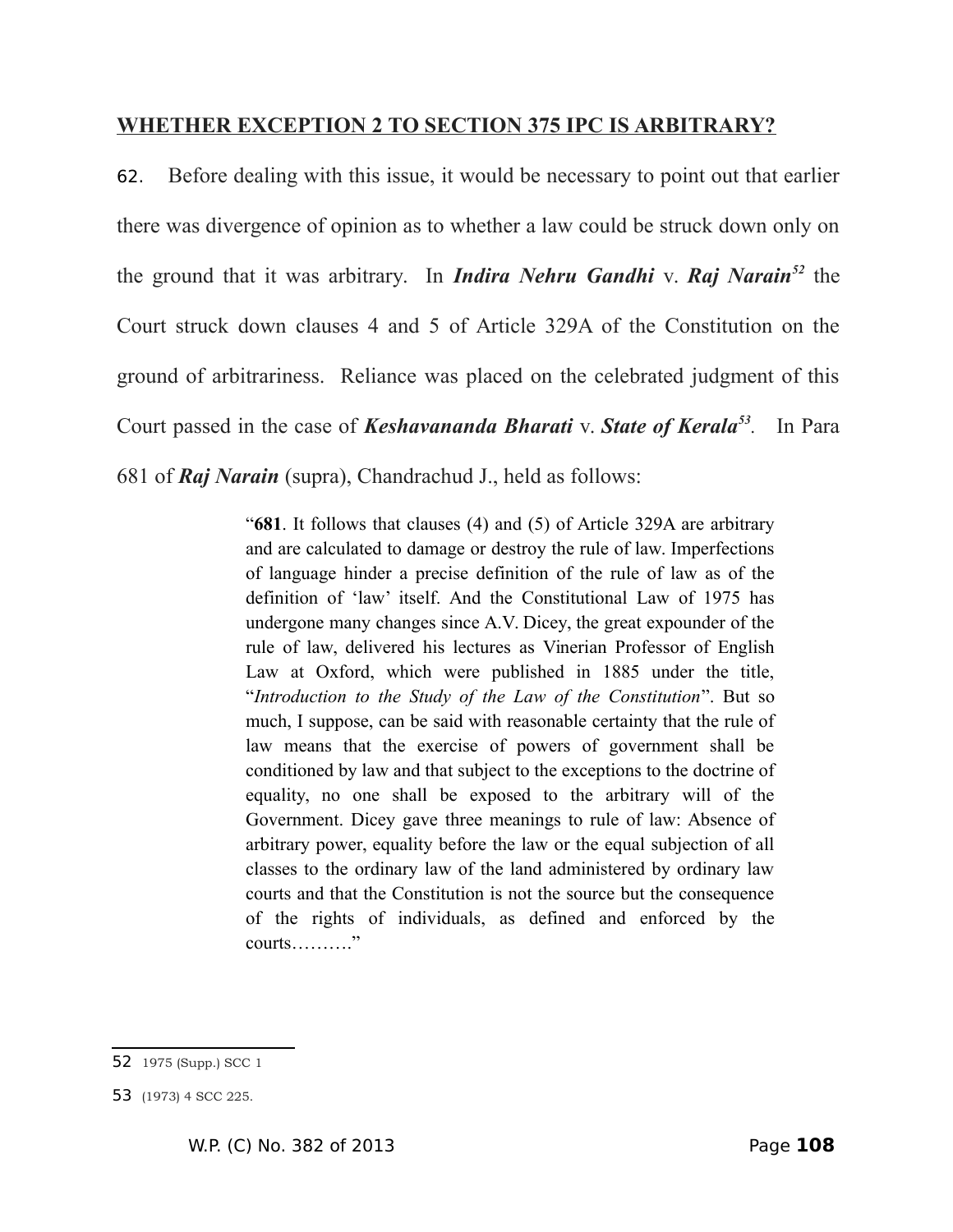## WHETHER EXCEPTION 2 TO SECTION 375 IPC IS ARBITRARY?

62. Before dealing with this issue, it would be necessary to point out that earlier there was divergence of opinion as to whether a law could be struck down only on the ground that it was arbitrary. In ***Indira Nehru Gandhi*** v. ***Raj Narain***[52] the Court struck down clauses 4 and 5 of Article 329A of the Constitution on the ground of arbitrariness. Reliance was placed on the celebrated judgment of this Court passed in the case of ***Keshavananda Bharati*** v. ***State of Kerala***[53]. In Para 681 of ***Raj Narain*** (supra), Chandrachud J., held as follows:

> "**681**. It follows that clauses (4) and (5) of Article 329A are arbitrary and are calculated to damage or destroy the rule of law. Imperfections of language hinder a precise definition of the rule of law as of the definition of 'law' itself. And the Constitutional Law of 1975 has undergone many changes since A.V. Dicey, the great expounder of the rule of law, delivered his lectures as Vinerian Professor of English Law at Oxford, which were published in 1885 under the title, "*Introduction to the Study of the Law of the Constitution*". But so much, I suppose, can be said with reasonable certainty that the rule of law means that the exercise of powers of government shall be conditioned by law and that subject to the exceptions to the doctrine of equality, no one shall be exposed to the arbitrary will of the Government. Dicey gave three meanings to rule of law: Absence of arbitrary power, equality before the law or the equal subjection of all classes to the ordinary law of the land administered by ordinary law courts and that the Constitution is not the source but the consequence of the rights of individuals, as defined and enforced by the courts………"

---

52 1975 (Supp.) SCC 1

53 (1973) 4 SCC 225.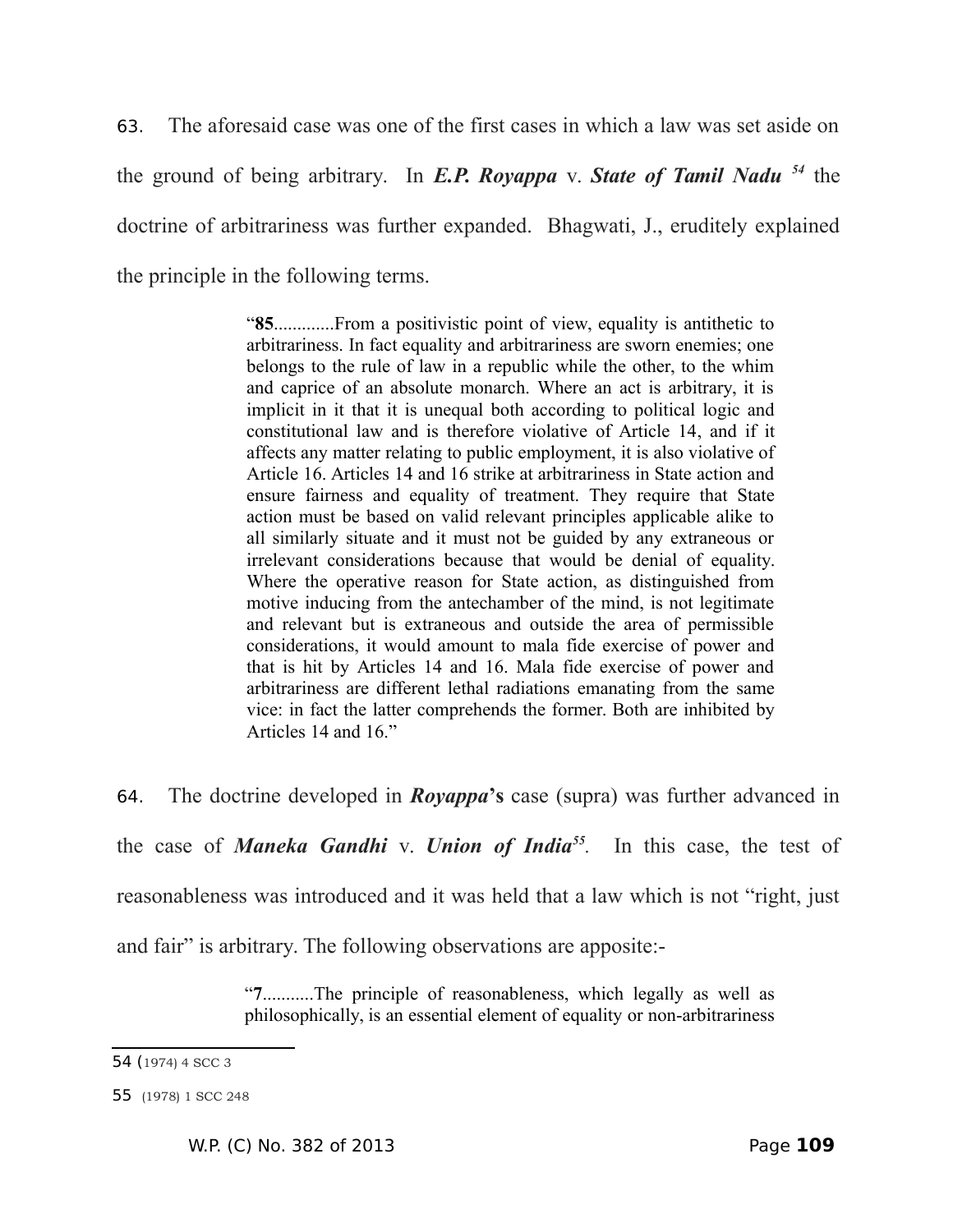63. The aforesaid case was one of the first cases in which a law was set aside on the ground of being arbitrary. In ***E.P. Royappa*** v. ***State of Tamil Nadu***[54] the doctrine of arbitrariness was further expanded. Bhagwati, J., eruditely explained the principle in the following terms.

> "**85**.............From a positivistic point of view, equality is antithetic to arbitrariness. In fact equality and arbitrariness are sworn enemies; one belongs to the rule of law in a republic while the other, to the whim and caprice of an absolute monarch. Where an act is arbitrary, it is implicit in it that it is unequal both according to political logic and constitutional law and is therefore violative of Article 14, and if it affects any matter relating to public employment, it is also violative of Article 16. Articles 14 and 16 strike at arbitrariness in State action and ensure fairness and equality of treatment. They require that State action must be based on valid relevant principles applicable alike to all similarly situate and it must not be guided by any extraneous or irrelevant considerations because that would be denial of equality. Where the operative reason for State action, as distinguished from motive inducing from the antechamber of the mind, is not legitimate and relevant but is extraneous and outside the area of permissible considerations, it would amount to mala fide exercise of power and that is hit by Articles 14 and 16. Mala fide exercise of power and arbitrariness are different lethal radiations emanating from the same vice: in fact the latter comprehends the former. Both are inhibited by Articles 14 and 16."

64. The doctrine developed in ***Royappa*'s** case (supra) was further advanced in the case of ***Maneka Gandhi*** v. ***Union of India***[55]. In this case, the test of reasonableness was introduced and it was held that a law which is not "right, just and fair" is arbitrary. The following observations are apposite:-

> "**7**...........The principle of reasonableness, which legally as well as philosophically, is an essential element of equality or non-arbitrariness

---

54 (1974) 4 SCC 3

55 (1978) 1 SCC 248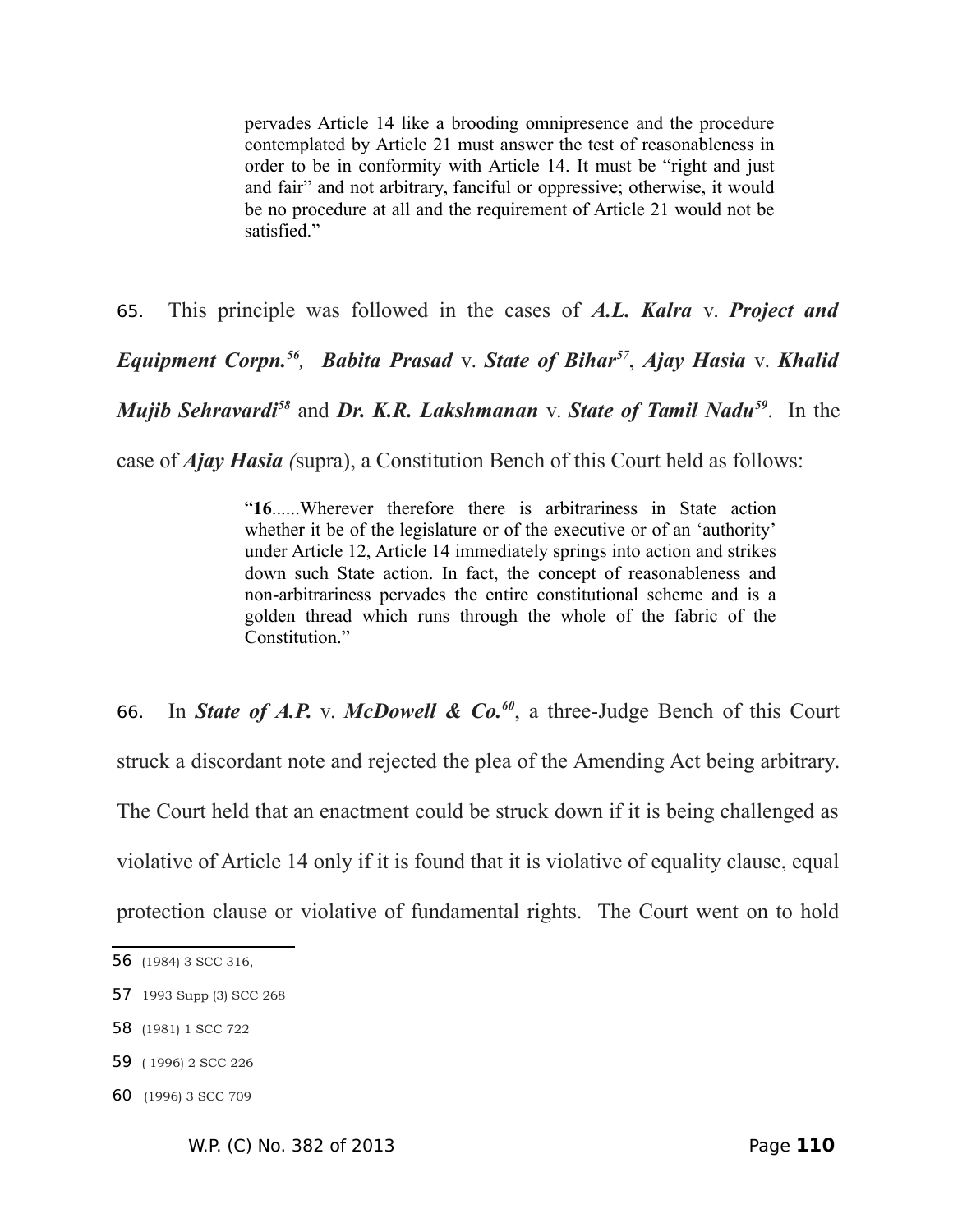> pervades Article 14 like a brooding omnipresence and the procedure contemplated by Article 21 must answer the test of reasonableness in order to be in conformity with Article 14. It must be "right and just and fair" and not arbitrary, fanciful or oppressive; otherwise, it would be no procedure at all and the requirement of Article 21 would not be satisfied."

65. This principle was followed in the cases of ***A.L. Kalra*** v. ***Project and Equipment Corpn.***[56], ***Babita Prasad*** v. ***State of Bihar***[57], ***Ajay Hasia*** v. ***Khalid Mujib Sehravardi***[58] and ***Dr. K.R. Lakshmanan*** v. ***State of Tamil Nadu***[59]. In the case of ***Ajay Hasia (***supra), a Constitution Bench of this Court held as follows:

> "**16**......Wherever therefore there is arbitrariness in State action whether it be of the legislature or of the executive or of an 'authority' under Article 12, Article 14 immediately springs into action and strikes down such State action. In fact, the concept of reasonableness and non-arbitrariness pervades the entire constitutional scheme and is a golden thread which runs through the whole of the fabric of the Constitution."

66. In ***State of A.P.*** v. ***McDowell & Co.***[60], a three-Judge Bench of this Court struck a discordant note and rejected the plea of the Amending Act being arbitrary. The Court held that an enactment could be struck down if it is being challenged as violative of Article 14 only if it is found that it is violative of equality clause, equal protection clause or violative of fundamental rights. The Court went on to hold

---

56 (1984) 3 SCC 316,

57 1993 Supp (3) SCC 268

58 (1981) 1 SCC 722

59 ( 1996) 2 SCC 226

60 (1996) 3 SCC 709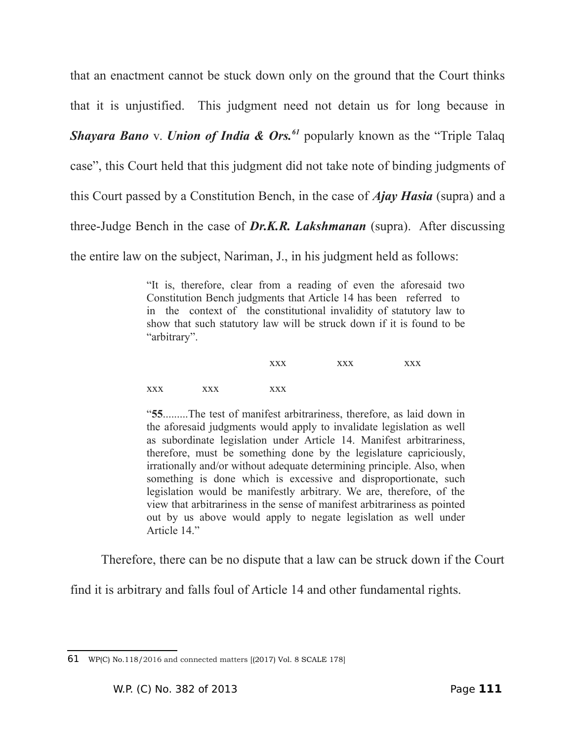that an enactment cannot be stuck down only on the ground that the Court thinks that it is unjustified. This judgment need not detain us for long because in ***Shayara Bano*** v. ***Union of India & Ors.***[61] popularly known as the "Triple Talaq case", this Court held that this judgment did not take note of binding judgments of this Court passed by a Constitution Bench, in the case of ***Ajay Hasia*** (supra) and a three-Judge Bench in the case of ***Dr.K.R. Lakshmanan*** (supra). After discussing the entire law on the subject, Nariman, J., in his judgment held as follows:

> "It is, therefore, clear from a reading of even the aforesaid two Constitution Bench judgments that Article 14 has been referred to in the context of the constitutional invalidity of statutory law to show that such statutory law will be struck down if it is found to be "arbitrary".
>
> xxx xxx xxx
>
> xxx xxx xxx
>
> "**55**.........The test of manifest arbitrariness, therefore, as laid down in the aforesaid judgments would apply to invalidate legislation as well as subordinate legislation under Article 14. Manifest arbitrariness, therefore, must be something done by the legislature capriciously, irrationally and/or without adequate determining principle. Also, when something is done which is excessive and disproportionate, such legislation would be manifestly arbitrary. We are, therefore, of the view that arbitrariness in the sense of manifest arbitrariness as pointed out by us above would apply to negate legislation as well under Article 14."

Therefore, there can be no dispute that a law can be struck down if the Court find it is arbitrary and falls foul of Article 14 and other fundamental rights.

---

[61] WP(C) No.118/2016 and connected matters [(2017) Vol. 8 SCALE 178]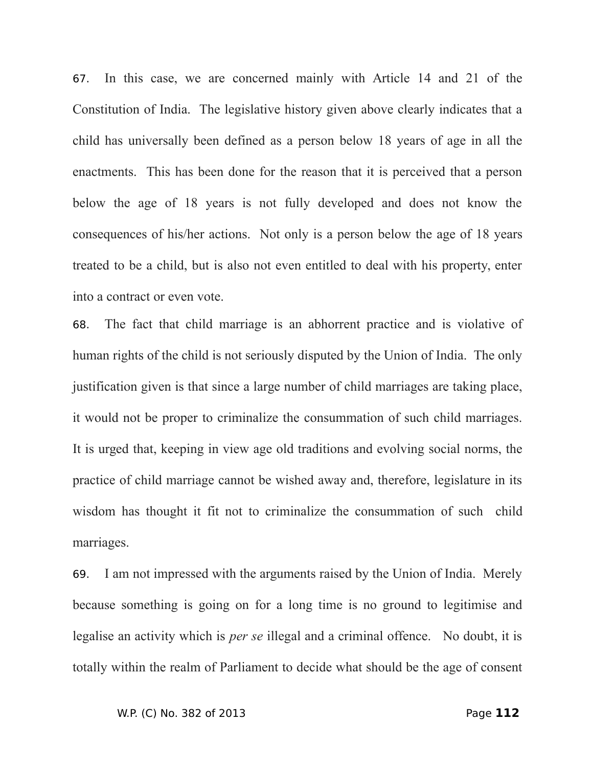67. In this case, we are concerned mainly with Article 14 and 21 of the Constitution of India. The legislative history given above clearly indicates that a child has universally been defined as a person below 18 years of age in all the enactments. This has been done for the reason that it is perceived that a person below the age of 18 years is not fully developed and does not know the consequences of his/her actions. Not only is a person below the age of 18 years treated to be a child, but is also not even entitled to deal with his property, enter into a contract or even vote.

68. The fact that child marriage is an abhorrent practice and is violative of human rights of the child is not seriously disputed by the Union of India. The only justification given is that since a large number of child marriages are taking place, it would not be proper to criminalize the consummation of such child marriages. It is urged that, keeping in view age old traditions and evolving social norms, the practice of child marriage cannot be wished away and, therefore, legislature in its wisdom has thought it fit not to criminalize the consummation of such child marriages.

69. I am not impressed with the arguments raised by the Union of India. Merely because something is going on for a long time is no ground to legitimise and legalise an activity which is *per se* illegal and a criminal offence. No doubt, it is totally within the realm of Parliament to decide what should be the age of consent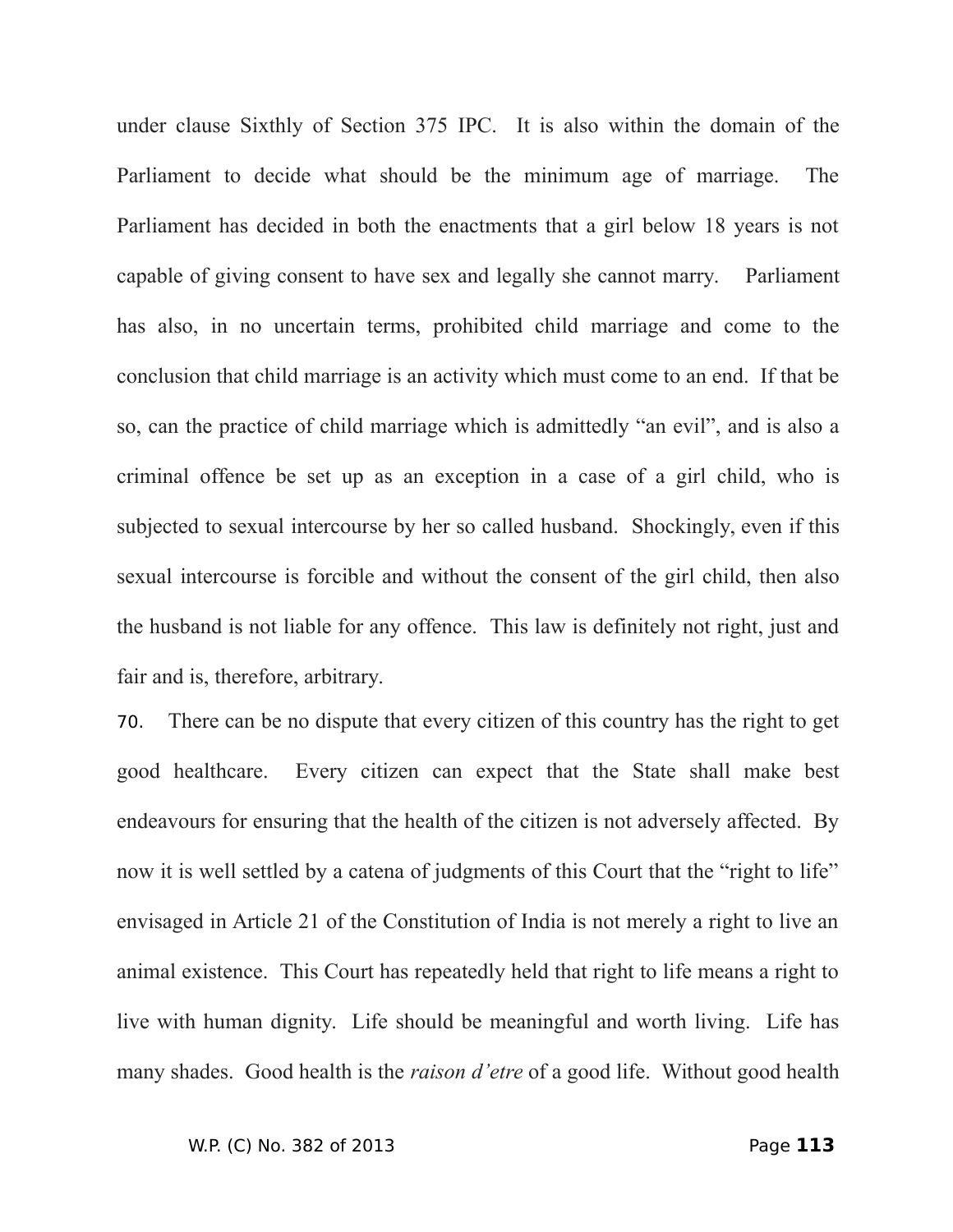under clause Sixthly of Section 375 IPC. It is also within the domain of the Parliament to decide what should be the minimum age of marriage. The Parliament has decided in both the enactments that a girl below 18 years is not capable of giving consent to have sex and legally she cannot marry. Parliament has also, in no uncertain terms, prohibited child marriage and come to the conclusion that child marriage is an activity which must come to an end. If that be so, can the practice of child marriage which is admittedly "an evil", and is also a criminal offence be set up as an exception in a case of a girl child, who is subjected to sexual intercourse by her so called husband. Shockingly, even if this sexual intercourse is forcible and without the consent of the girl child, then also the husband is not liable for any offence. This law is definitely not right, just and fair and is, therefore, arbitrary.

70. There can be no dispute that every citizen of this country has the right to get good healthcare. Every citizen can expect that the State shall make best endeavours for ensuring that the health of the citizen is not adversely affected. By now it is well settled by a catena of judgments of this Court that the "right to life" envisaged in Article 21 of the Constitution of India is not merely a right to live an animal existence. This Court has repeatedly held that right to life means a right to live with human dignity. Life should be meaningful and worth living. Life has many shades. Good health is the *raison d'etre* of a good life. Without good health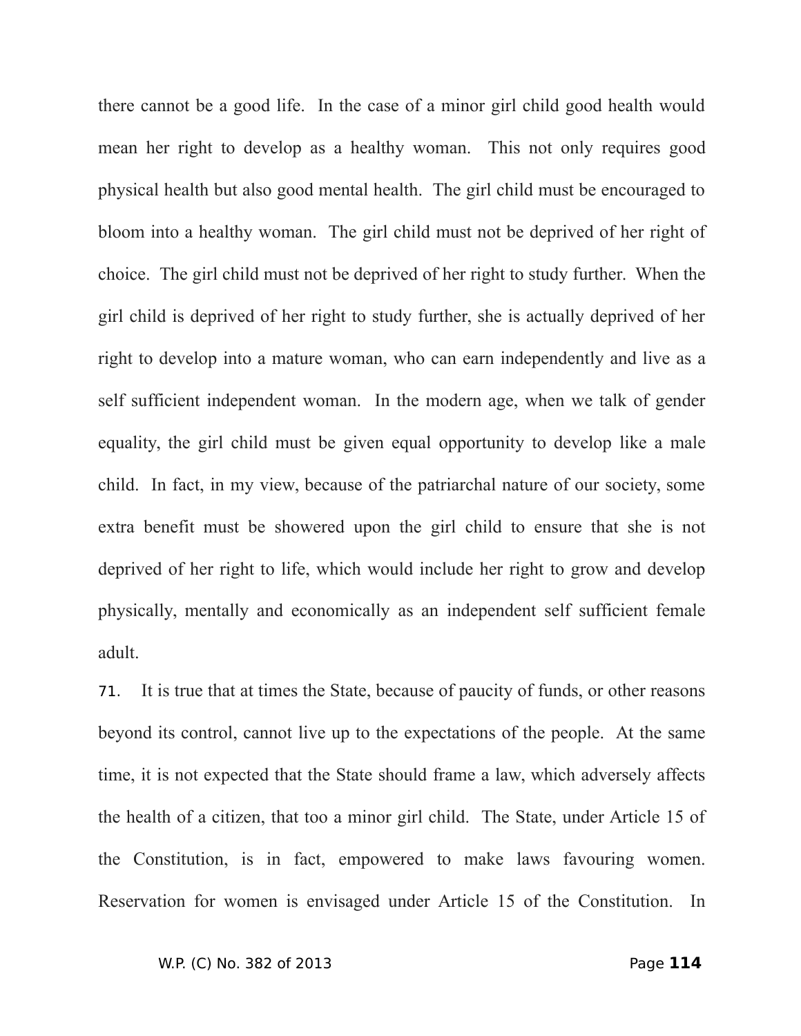there cannot be a good life. In the case of a minor girl child good health would mean her right to develop as a healthy woman. This not only requires good physical health but also good mental health. The girl child must be encouraged to bloom into a healthy woman. The girl child must not be deprived of her right of choice. The girl child must not be deprived of her right to study further. When the girl child is deprived of her right to study further, she is actually deprived of her right to develop into a mature woman, who can earn independently and live as a self sufficient independent woman. In the modern age, when we talk of gender equality, the girl child must be given equal opportunity to develop like a male child. In fact, in my view, because of the patriarchal nature of our society, some extra benefit must be showered upon the girl child to ensure that she is not deprived of her right to life, which would include her right to grow and develop physically, mentally and economically as an independent self sufficient female adult.

71. It is true that at times the State, because of paucity of funds, or other reasons beyond its control, cannot live up to the expectations of the people. At the same time, it is not expected that the State should frame a law, which adversely affects the health of a citizen, that too a minor girl child. The State, under Article 15 of the Constitution, is in fact, empowered to make laws favouring women. Reservation for women is envisaged under Article 15 of the Constitution. In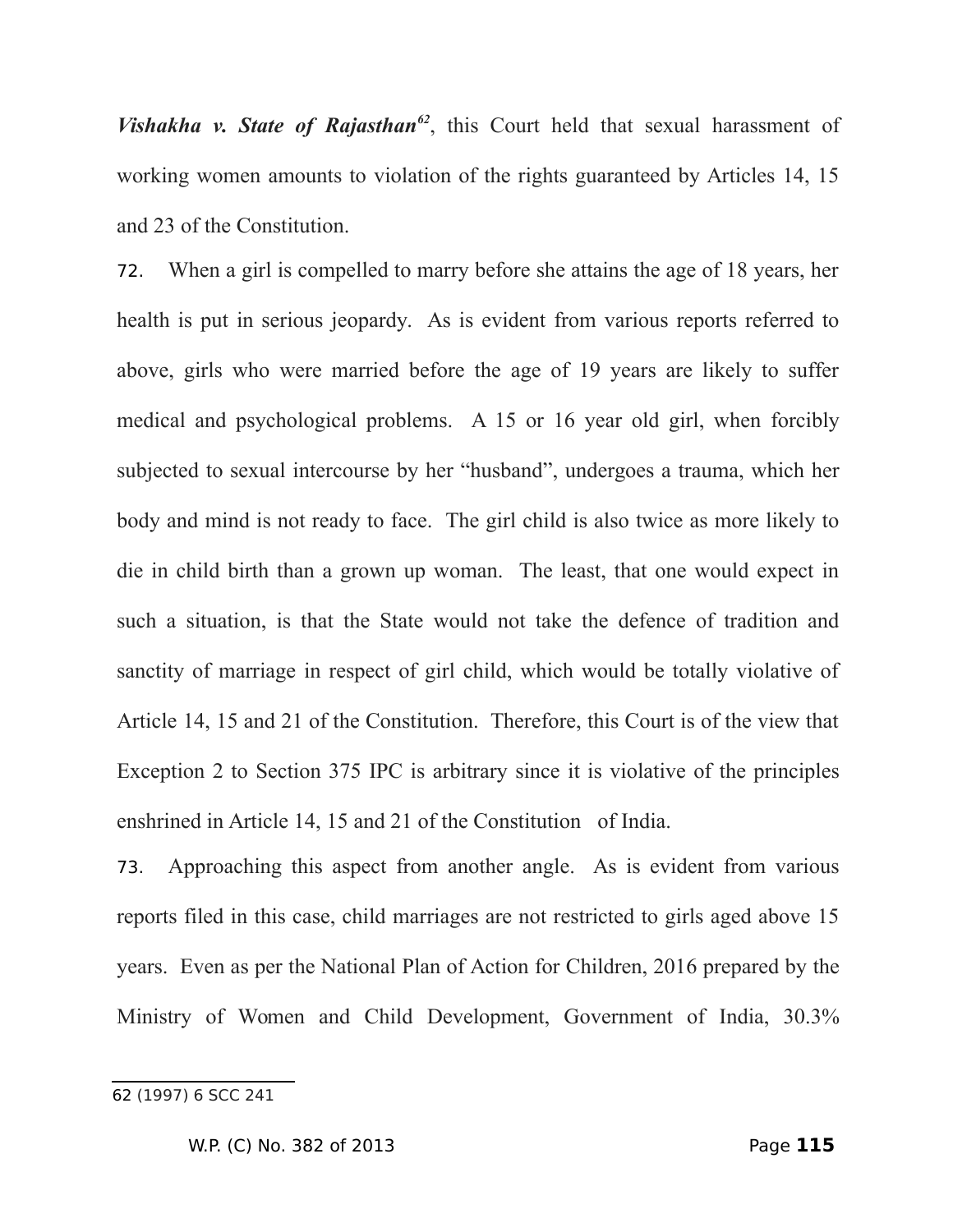***Vishakha v. State of Rajasthan***[62], this Court held that sexual harassment of working women amounts to violation of the rights guaranteed by Articles 14, 15 and 23 of the Constitution.

72. When a girl is compelled to marry before she attains the age of 18 years, her health is put in serious jeopardy. As is evident from various reports referred to above, girls who were married before the age of 19 years are likely to suffer medical and psychological problems. A 15 or 16 year old girl, when forcibly subjected to sexual intercourse by her "husband", undergoes a trauma, which her body and mind is not ready to face. The girl child is also twice as more likely to die in child birth than a grown up woman. The least, that one would expect in such a situation, is that the State would not take the defence of tradition and sanctity of marriage in respect of girl child, which would be totally violative of Article 14, 15 and 21 of the Constitution. Therefore, this Court is of the view that Exception 2 to Section 375 IPC is arbitrary since it is violative of the principles enshrined in Article 14, 15 and 21 of the Constitution of India.

73. Approaching this aspect from another angle. As is evident from various reports filed in this case, child marriages are not restricted to girls aged above 15 years. Even as per the National Plan of Action for Children, 2016 prepared by the Ministry of Women and Child Development, Government of India, 30.3%

---

62 (1997) 6 SCC 241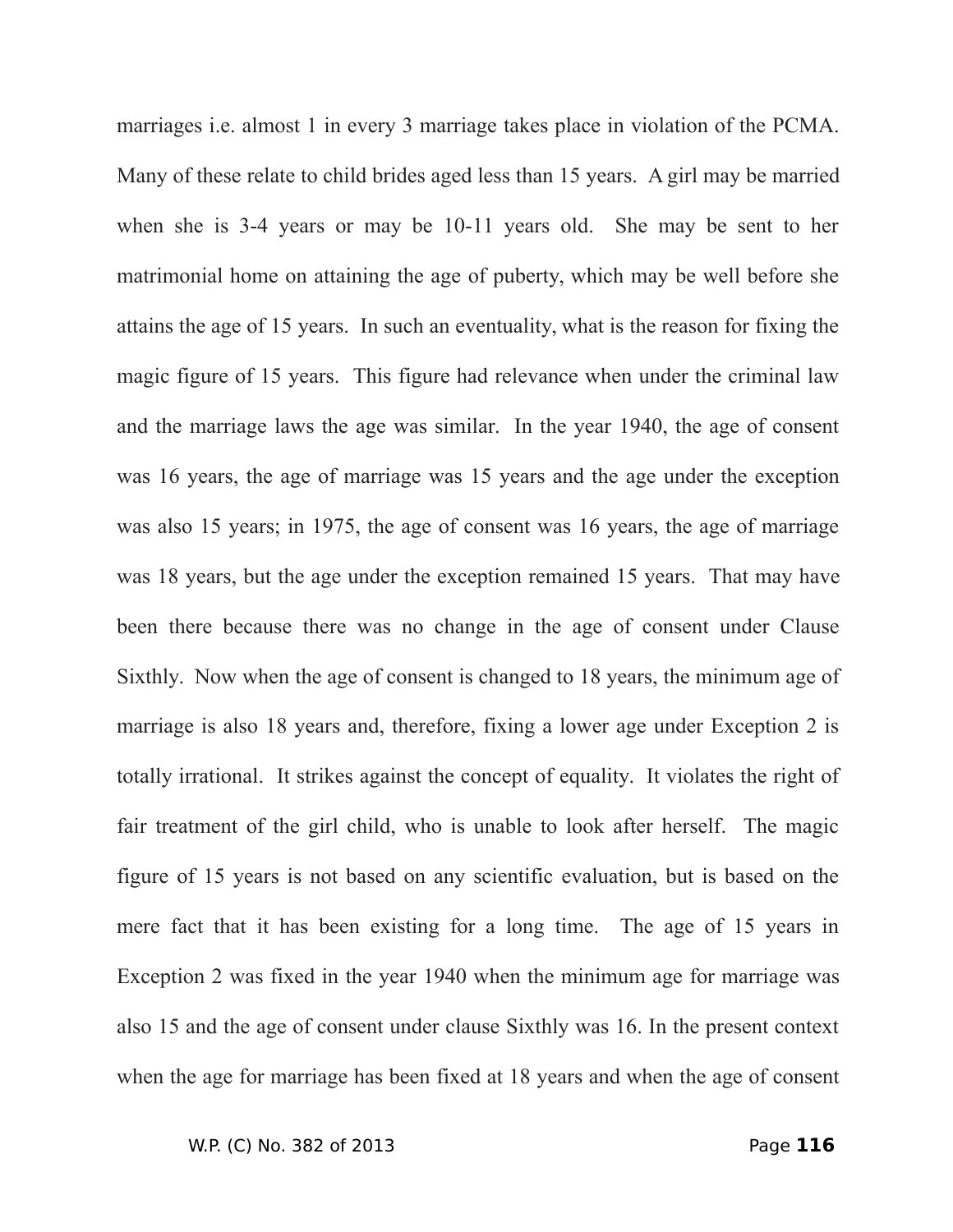marriages i.e. almost 1 in every 3 marriage takes place in violation of the PCMA. Many of these relate to child brides aged less than 15 years. A girl may be married when she is 3-4 years or may be 10-11 years old. She may be sent to her matrimonial home on attaining the age of puberty, which may be well before she attains the age of 15 years. In such an eventuality, what is the reason for fixing the magic figure of 15 years. This figure had relevance when under the criminal law and the marriage laws the age was similar. In the year 1940, the age of consent was 16 years, the age of marriage was 15 years and the age under the exception was also 15 years; in 1975, the age of consent was 16 years, the age of marriage was 18 years, but the age under the exception remained 15 years. That may have been there because there was no change in the age of consent under Clause Sixthly. Now when the age of consent is changed to 18 years, the minimum age of marriage is also 18 years and, therefore, fixing a lower age under Exception 2 is totally irrational. It strikes against the concept of equality. It violates the right of fair treatment of the girl child, who is unable to look after herself. The magic figure of 15 years is not based on any scientific evaluation, but is based on the mere fact that it has been existing for a long time. The age of 15 years in Exception 2 was fixed in the year 1940 when the minimum age for marriage was also 15 and the age of consent under clause Sixthly was 16. In the present context when the age for marriage has been fixed at 18 years and when the age of consent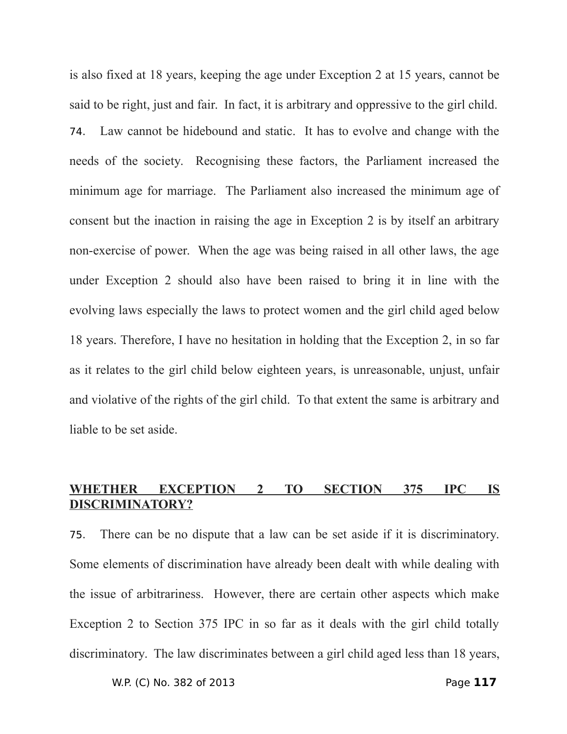is also fixed at 18 years, keeping the age under Exception 2 at 15 years, cannot be said to be right, just and fair. In fact, it is arbitrary and oppressive to the girl child.

74. Law cannot be hidebound and static. It has to evolve and change with the needs of the society. Recognising these factors, the Parliament increased the minimum age for marriage. The Parliament also increased the minimum age of consent but the inaction in raising the age in Exception 2 is by itself an arbitrary non-exercise of power. When the age was being raised in all other laws, the age under Exception 2 should also have been raised to bring it in line with the evolving laws especially the laws to protect women and the girl child aged below 18 years. Therefore, I have no hesitation in holding that the Exception 2, in so far as it relates to the girl child below eighteen years, is unreasonable, unjust, unfair and violative of the rights of the girl child. To that extent the same is arbitrary and liable to be set aside.

**<u>WHETHER EXCEPTION 2 TO SECTION 375 IPC IS DISCRIMINATORY?</u>**

75. There can be no dispute that a law can be set aside if it is discriminatory. Some elements of discrimination have already been dealt with while dealing with the issue of arbitrariness. However, there are certain other aspects which make Exception 2 to Section 375 IPC in so far as it deals with the girl child totally discriminatory. The law discriminates between a girl child aged less than 18 years,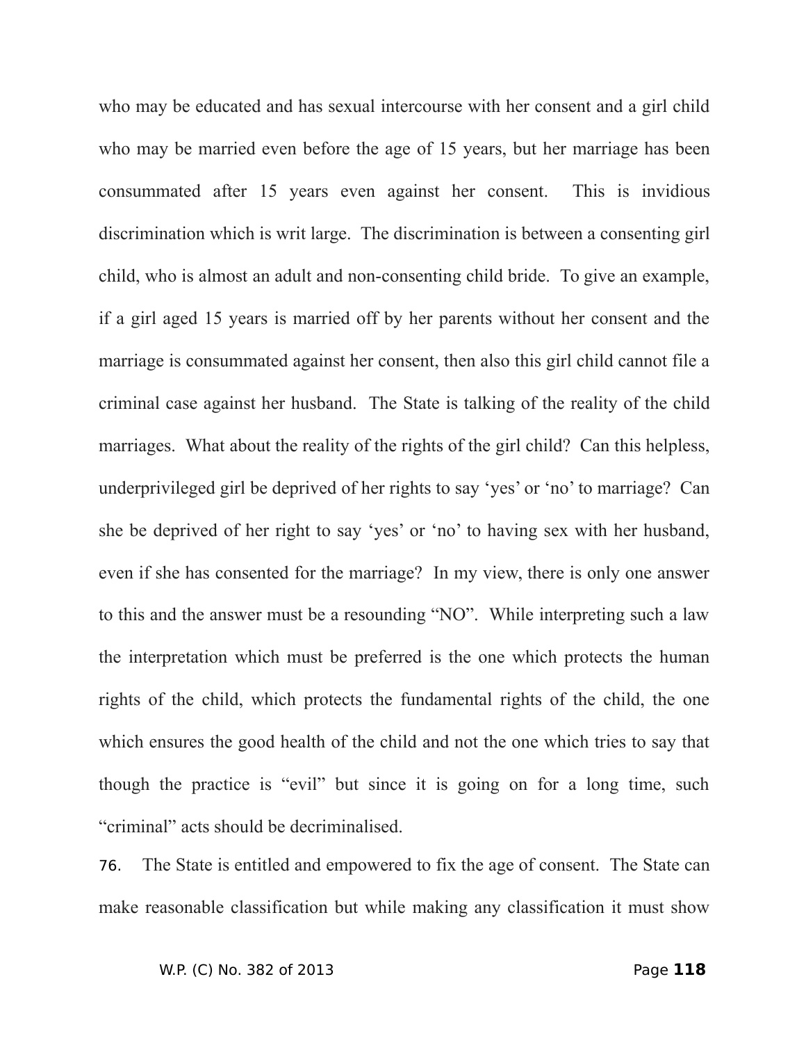who may be educated and has sexual intercourse with her consent and a girl child who may be married even before the age of 15 years, but her marriage has been consummated after 15 years even against her consent. This is invidious discrimination which is writ large. The discrimination is between a consenting girl child, who is almost an adult and non-consenting child bride. To give an example, if a girl aged 15 years is married off by her parents without her consent and the marriage is consummated against her consent, then also this girl child cannot file a criminal case against her husband. The State is talking of the reality of the child marriages. What about the reality of the rights of the girl child? Can this helpless, underprivileged girl be deprived of her rights to say 'yes' or 'no' to marriage? Can she be deprived of her right to say 'yes' or 'no' to having sex with her husband, even if she has consented for the marriage? In my view, there is only one answer to this and the answer must be a resounding "NO". While interpreting such a law the interpretation which must be preferred is the one which protects the human rights of the child, which protects the fundamental rights of the child, the one which ensures the good health of the child and not the one which tries to say that though the practice is "evil" but since it is going on for a long time, such "criminal" acts should be decriminalised.

76. The State is entitled and empowered to fix the age of consent. The State can make reasonable classification but while making any classification it must show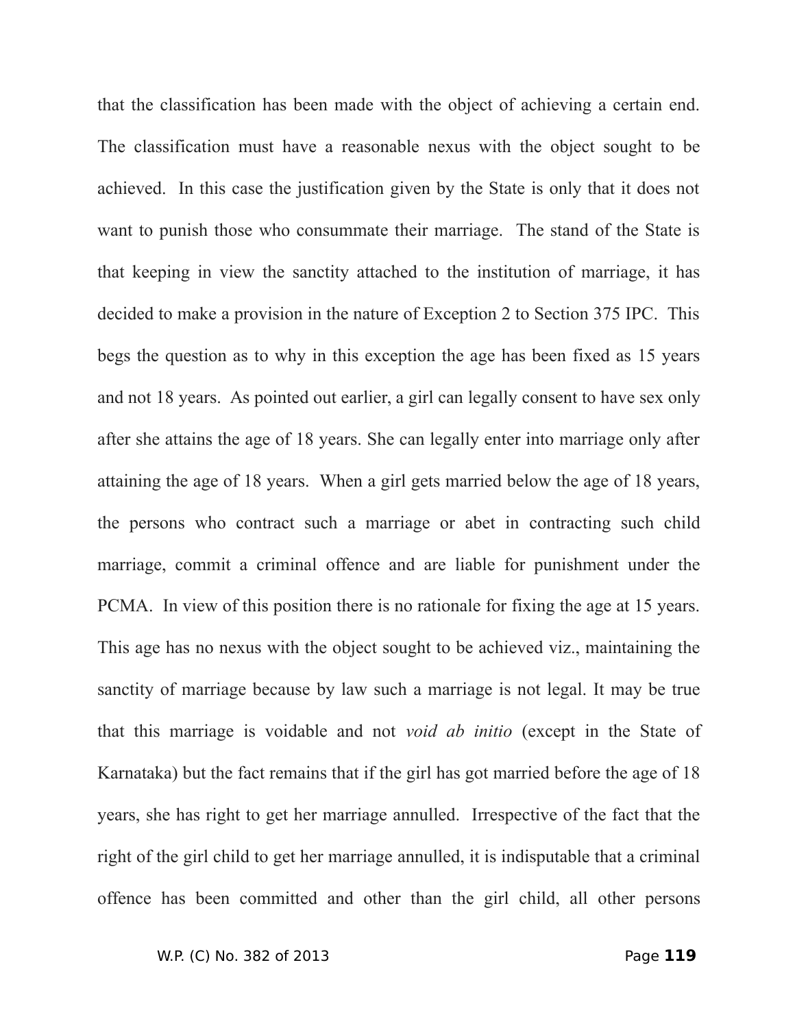that the classification has been made with the object of achieving a certain end. The classification must have a reasonable nexus with the object sought to be achieved. In this case the justification given by the State is only that it does not want to punish those who consummate their marriage. The stand of the State is that keeping in view the sanctity attached to the institution of marriage, it has decided to make a provision in the nature of Exception 2 to Section 375 IPC. This begs the question as to why in this exception the age has been fixed as 15 years and not 18 years. As pointed out earlier, a girl can legally consent to have sex only after she attains the age of 18 years. She can legally enter into marriage only after attaining the age of 18 years. When a girl gets married below the age of 18 years, the persons who contract such a marriage or abet in contracting such child marriage, commit a criminal offence and are liable for punishment under the PCMA. In view of this position there is no rationale for fixing the age at 15 years. This age has no nexus with the object sought to be achieved viz., maintaining the sanctity of marriage because by law such a marriage is not legal. It may be true that this marriage is voidable and not *void ab initio* (except in the State of Karnataka) but the fact remains that if the girl has got married before the age of 18 years, she has right to get her marriage annulled. Irrespective of the fact that the right of the girl child to get her marriage annulled, it is indisputable that a criminal offence has been committed and other than the girl child, all other persons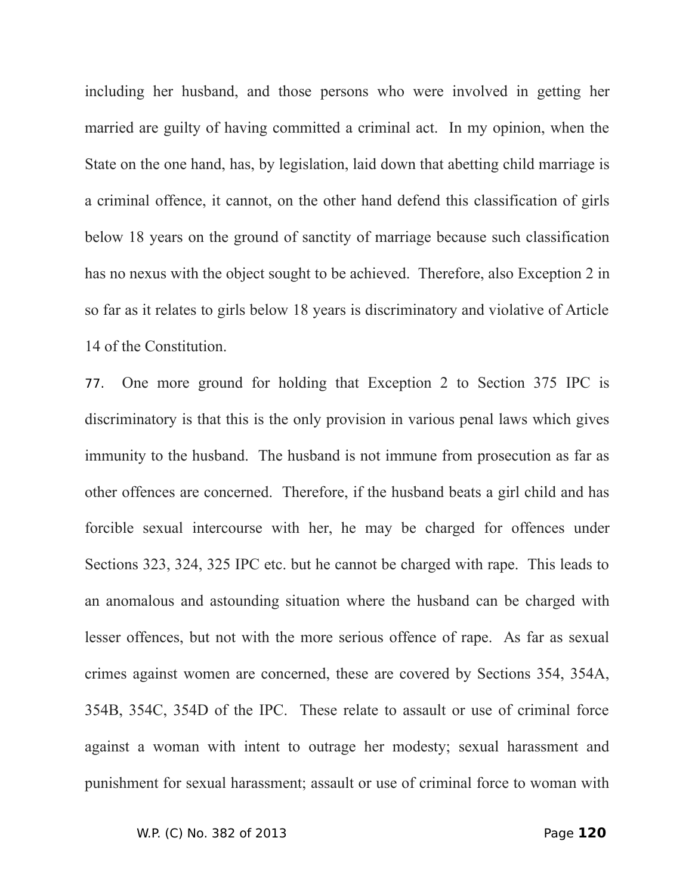including her husband, and those persons who were involved in getting her married are guilty of having committed a criminal act. In my opinion, when the State on the one hand, has, by legislation, laid down that abetting child marriage is a criminal offence, it cannot, on the other hand defend this classification of girls below 18 years on the ground of sanctity of marriage because such classification has no nexus with the object sought to be achieved. Therefore, also Exception 2 in so far as it relates to girls below 18 years is discriminatory and violative of Article 14 of the Constitution.

77. One more ground for holding that Exception 2 to Section 375 IPC is discriminatory is that this is the only provision in various penal laws which gives immunity to the husband. The husband is not immune from prosecution as far as other offences are concerned. Therefore, if the husband beats a girl child and has forcible sexual intercourse with her, he may be charged for offences under Sections 323, 324, 325 IPC etc. but he cannot be charged with rape. This leads to an anomalous and astounding situation where the husband can be charged with lesser offences, but not with the more serious offence of rape. As far as sexual crimes against women are concerned, these are covered by Sections 354, 354A, 354B, 354C, 354D of the IPC. These relate to assault or use of criminal force against a woman with intent to outrage her modesty; sexual harassment and punishment for sexual harassment; assault or use of criminal force to woman with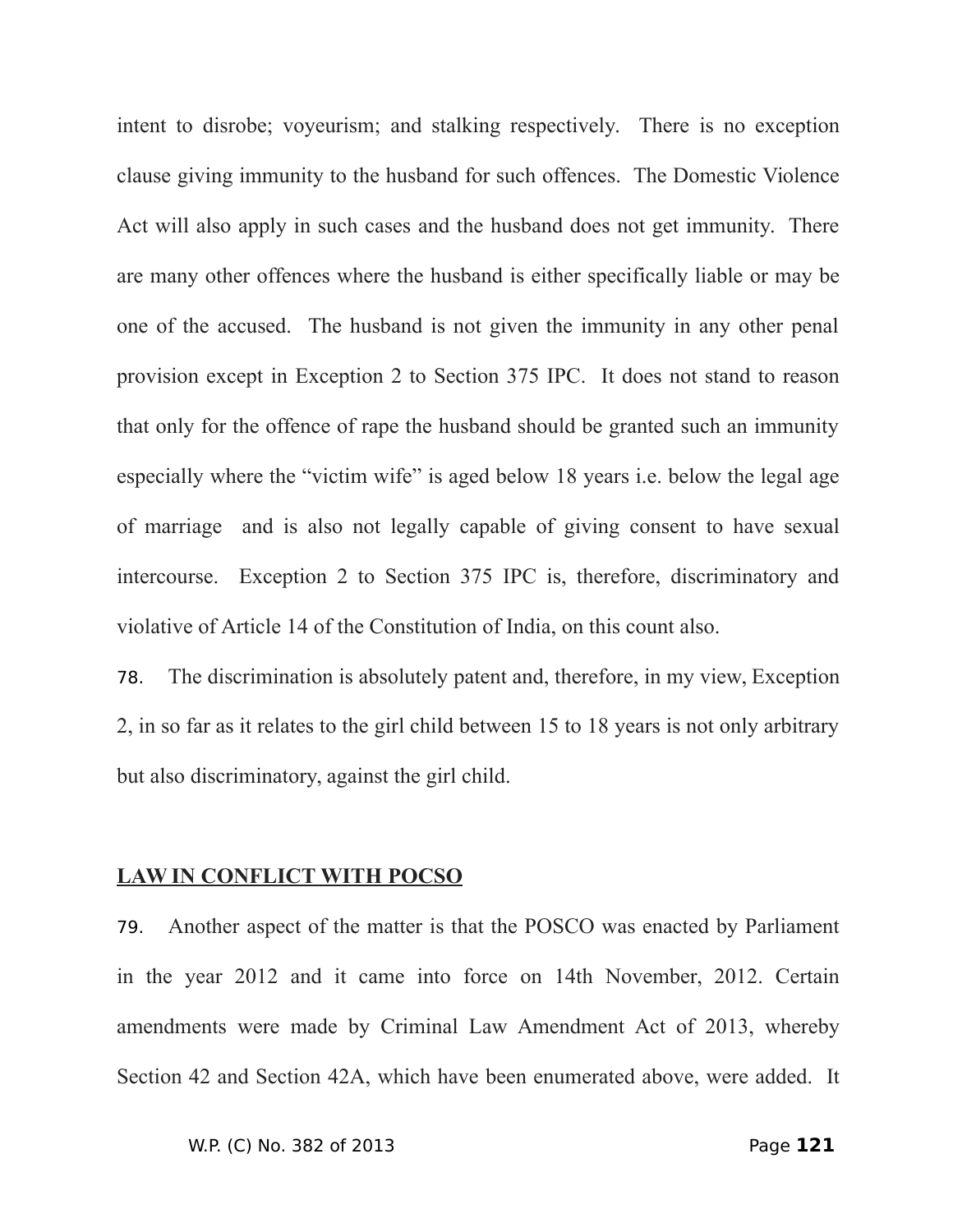intent to disrobe; voyeurism; and stalking respectively. There is no exception clause giving immunity to the husband for such offences. The Domestic Violence Act will also apply in such cases and the husband does not get immunity. There are many other offences where the husband is either specifically liable or may be one of the accused. The husband is not given the immunity in any other penal provision except in Exception 2 to Section 375 IPC. It does not stand to reason that only for the offence of rape the husband should be granted such an immunity especially where the "victim wife" is aged below 18 years i.e. below the legal age of marriage and is also not legally capable of giving consent to have sexual intercourse. Exception 2 to Section 375 IPC is, therefore, discriminatory and violative of Article 14 of the Constitution of India, on this count also.

78. The discrimination is absolutely patent and, therefore, in my view, Exception 2, in so far as it relates to the girl child between 15 to 18 years is not only arbitrary but also discriminatory, against the girl child.

**LAW IN CONFLICT WITH POCSO**

79. Another aspect of the matter is that the POSCO was enacted by Parliament in the year 2012 and it came into force on 14th November, 2012. Certain amendments were made by Criminal Law Amendment Act of 2013, whereby Section 42 and Section 42A, which have been enumerated above, were added. It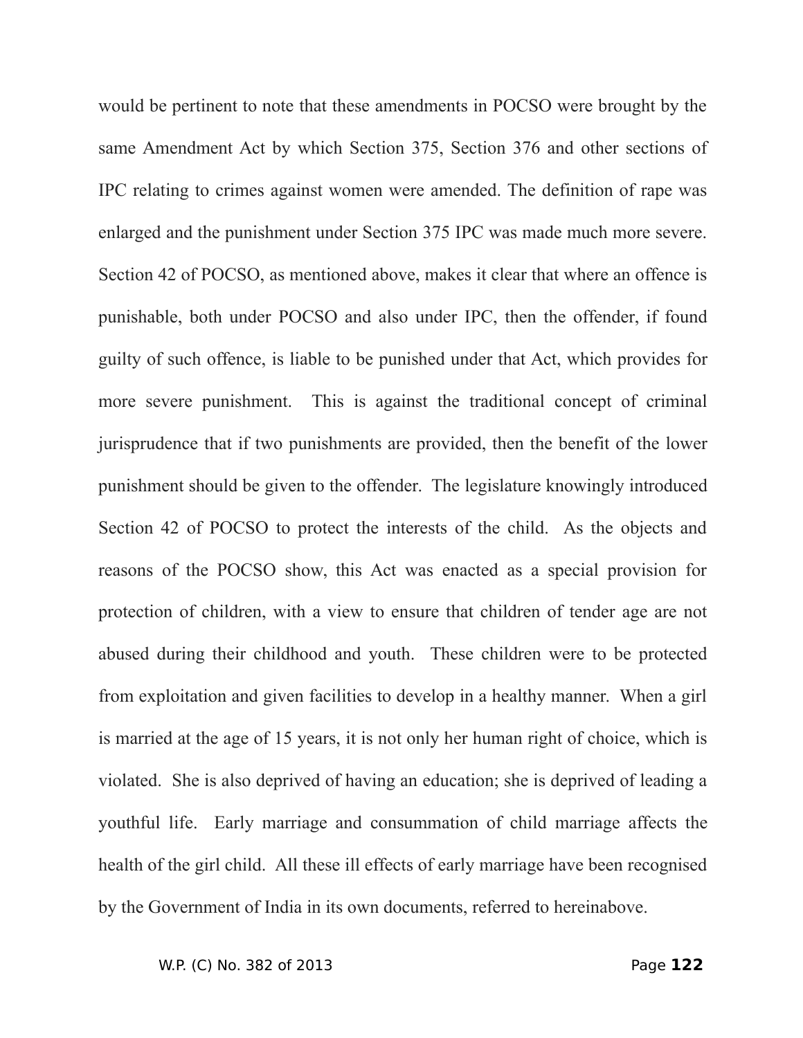would be pertinent to note that these amendments in POCSO were brought by the same Amendment Act by which Section 375, Section 376 and other sections of IPC relating to crimes against women were amended. The definition of rape was enlarged and the punishment under Section 375 IPC was made much more severe. Section 42 of POCSO, as mentioned above, makes it clear that where an offence is punishable, both under POCSO and also under IPC, then the offender, if found guilty of such offence, is liable to be punished under that Act, which provides for more severe punishment. This is against the traditional concept of criminal jurisprudence that if two punishments are provided, then the benefit of the lower punishment should be given to the offender. The legislature knowingly introduced Section 42 of POCSO to protect the interests of the child. As the objects and reasons of the POCSO show, this Act was enacted as a special provision for protection of children, with a view to ensure that children of tender age are not abused during their childhood and youth. These children were to be protected from exploitation and given facilities to develop in a healthy manner. When a girl is married at the age of 15 years, it is not only her human right of choice, which is violated. She is also deprived of having an education; she is deprived of leading a youthful life. Early marriage and consummation of child marriage affects the health of the girl child. All these ill effects of early marriage have been recognised by the Government of India in its own documents, referred to hereinabove.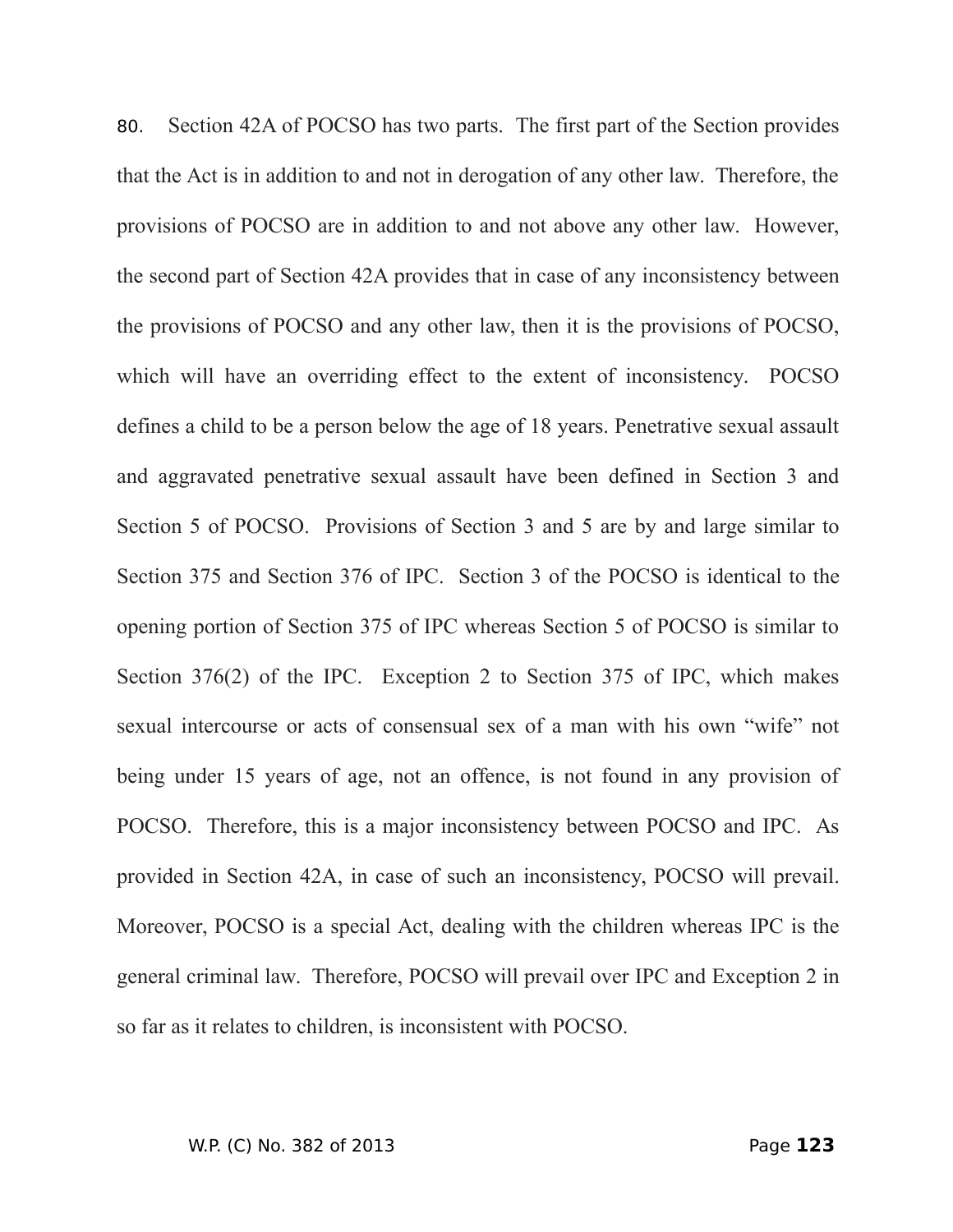80. Section 42A of POCSO has two parts. The first part of the Section provides that the Act is in addition to and not in derogation of any other law. Therefore, the provisions of POCSO are in addition to and not above any other law. However, the second part of Section 42A provides that in case of any inconsistency between the provisions of POCSO and any other law, then it is the provisions of POCSO, which will have an overriding effect to the extent of inconsistency. POCSO defines a child to be a person below the age of 18 years. Penetrative sexual assault and aggravated penetrative sexual assault have been defined in Section 3 and Section 5 of POCSO. Provisions of Section 3 and 5 are by and large similar to Section 375 and Section 376 of IPC. Section 3 of the POCSO is identical to the opening portion of Section 375 of IPC whereas Section 5 of POCSO is similar to Section 376(2) of the IPC. Exception 2 to Section 375 of IPC, which makes sexual intercourse or acts of consensual sex of a man with his own "wife" not being under 15 years of age, not an offence, is not found in any provision of POCSO. Therefore, this is a major inconsistency between POCSO and IPC. As provided in Section 42A, in case of such an inconsistency, POCSO will prevail. Moreover, POCSO is a special Act, dealing with the children whereas IPC is the general criminal law. Therefore, POCSO will prevail over IPC and Exception 2 in so far as it relates to children, is inconsistent with POCSO.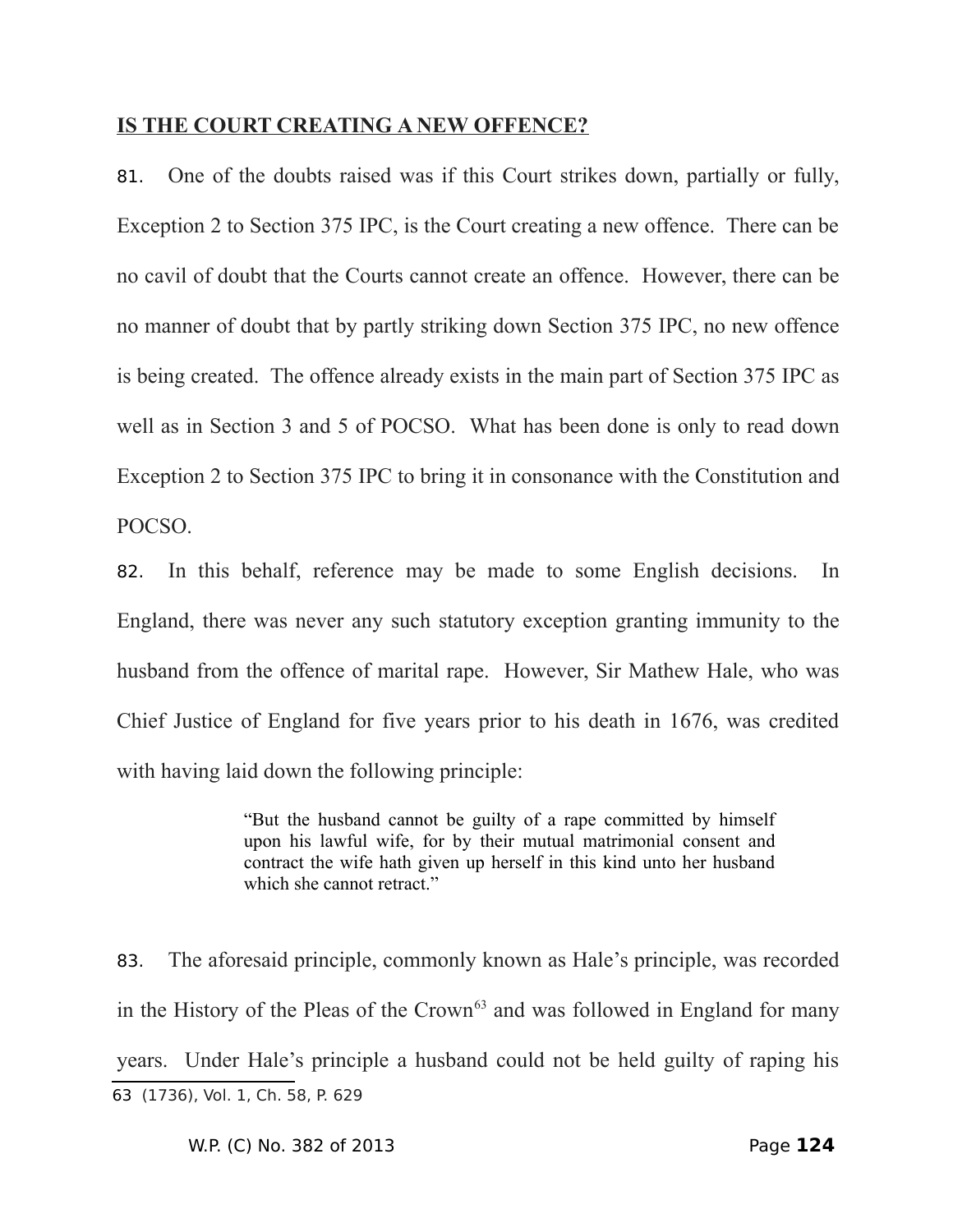## IS THE COURT CREATING A NEW OFFENCE?

81. One of the doubts raised was if this Court strikes down, partially or fully, Exception 2 to Section 375 IPC, is the Court creating a new offence. There can be no cavil of doubt that the Courts cannot create an offence. However, there can be no manner of doubt that by partly striking down Section 375 IPC, no new offence is being created. The offence already exists in the main part of Section 375 IPC as well as in Section 3 and 5 of POCSO. What has been done is only to read down Exception 2 to Section 375 IPC to bring it in consonance with the Constitution and POCSO.

82. In this behalf, reference may be made to some English decisions. In England, there was never any such statutory exception granting immunity to the husband from the offence of marital rape. However, Sir Mathew Hale, who was Chief Justice of England for five years prior to his death in 1676, was credited with having laid down the following principle:

> "But the husband cannot be guilty of a rape committed by himself upon his lawful wife, for by their mutual matrimonial consent and contract the wife hath given up herself in this kind unto her husband which she cannot retract."

83. The aforesaid principle, commonly known as Hale's principle, was recorded in the History of the Pleas of the Crown[63] and was followed in England for many years. Under Hale's principle a husband could not be held guilty of raping his

[63] (1736), Vol. 1, Ch. 58, P. 629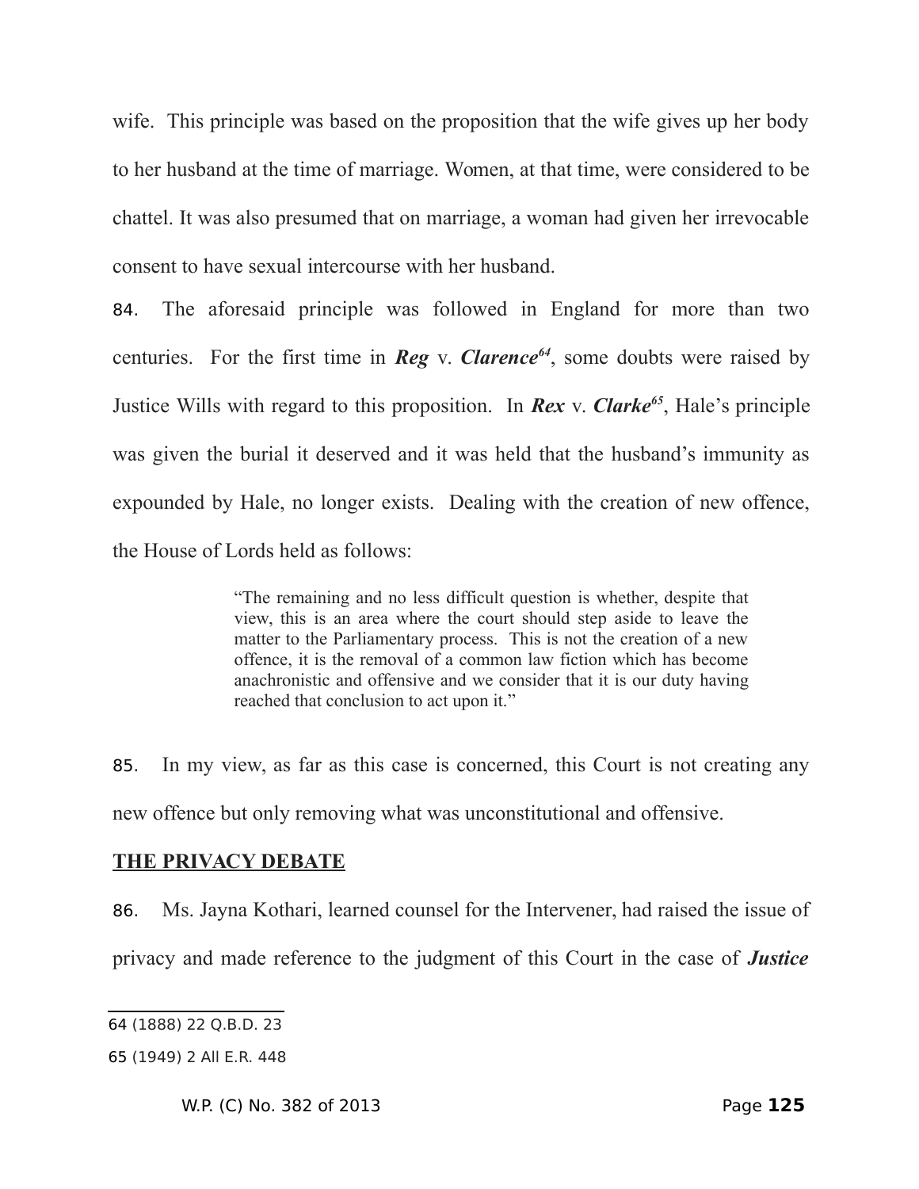wife. This principle was based on the proposition that the wife gives up her body to her husband at the time of marriage. Women, at that time, were considered to be chattel. It was also presumed that on marriage, a woman had given her irrevocable consent to have sexual intercourse with her husband.

84. The aforesaid principle was followed in England for more than two centuries. For the first time in ***Reg*** v. ***Clarence***[64], some doubts were raised by Justice Wills with regard to this proposition. In ***Rex*** v. ***Clarke***[65], Hale's principle was given the burial it deserved and it was held that the husband's immunity as expounded by Hale, no longer exists. Dealing with the creation of new offence, the House of Lords held as follows:

> "The remaining and no less difficult question is whether, despite that view, this is an area where the court should step aside to leave the matter to the Parliamentary process. This is not the creation of a new offence, it is the removal of a common law fiction which has become anachronistic and offensive and we consider that it is our duty having reached that conclusion to act upon it."

85. In my view, as far as this case is concerned, this Court is not creating any new offence but only removing what was unconstitutional and offensive.

**THE PRIVACY DEBATE**

86. Ms. Jayna Kothari, learned counsel for the Intervener, had raised the issue of privacy and made reference to the judgment of this Court in the case of ***Justice***

---

64 (1888) 22 Q.B.D. 23

65 (1949) 2 All E.R. 448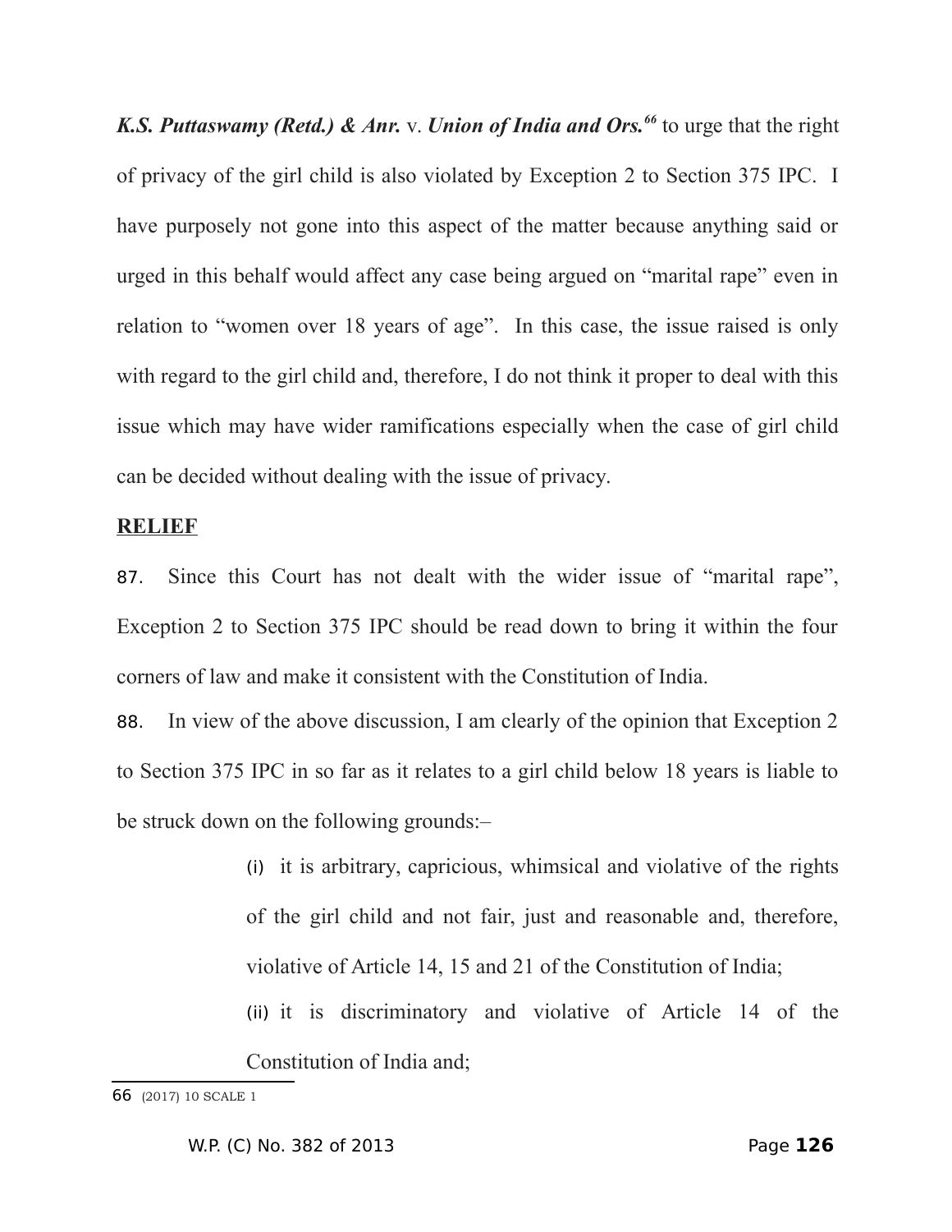***K.S. Puttaswamy (Retd.) & Anr.*** v. ***Union of India and Ors.***[66] to urge that the right of privacy of the girl child is also violated by Exception 2 to Section 375 IPC. I have purposely not gone into this aspect of the matter because anything said or urged in this behalf would affect any case being argued on "marital rape" even in relation to "women over 18 years of age". In this case, the issue raised is only with regard to the girl child and, therefore, I do not think it proper to deal with this issue which may have wider ramifications especially when the case of girl child can be decided without dealing with the issue of privacy.

**RELIEF**

87. Since this Court has not dealt with the wider issue of "marital rape", Exception 2 to Section 375 IPC should be read down to bring it within the four corners of law and make it consistent with the Constitution of India.

88. In view of the above discussion, I am clearly of the opinion that Exception 2 to Section 375 IPC in so far as it relates to a girl child below 18 years is liable to be struck down on the following grounds:–

> (i) it is arbitrary, capricious, whimsical and violative of the rights of the girl child and not fair, just and reasonable and, therefore, violative of Article 14, 15 and 21 of the Constitution of India;
>
> (ii) it is discriminatory and violative of Article 14 of the Constitution of India and;

---

[66] (2017) 10 SCALE 1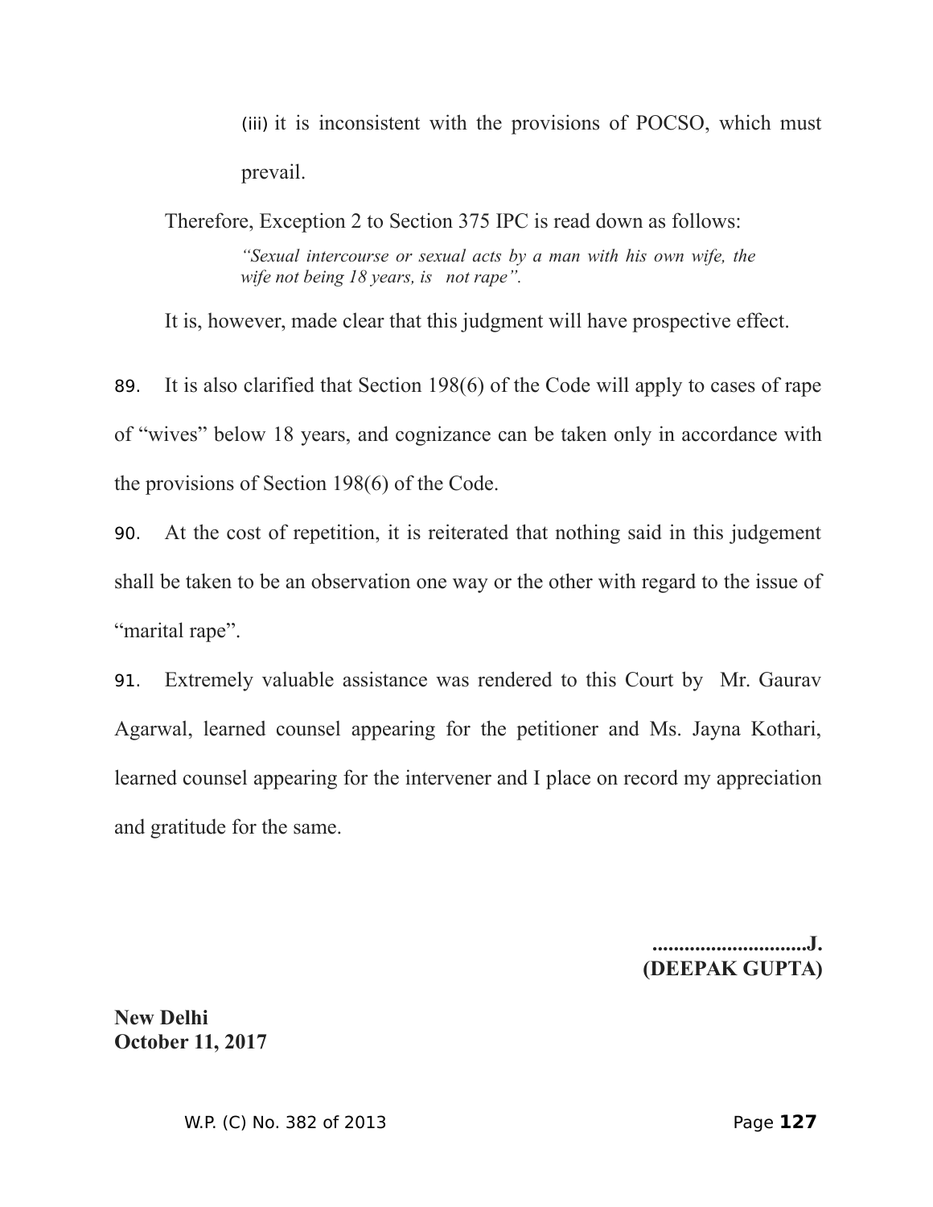(iii) it is inconsistent with the provisions of POCSO, which must prevail.

Therefore, Exception 2 to Section 375 IPC is read down as follows:

> *"Sexual intercourse or sexual acts by a man with his own wife, the wife not being 18 years, is not rape".*

It is, however, made clear that this judgment will have prospective effect.

89. It is also clarified that Section 198(6) of the Code will apply to cases of rape of "wives" below 18 years, and cognizance can be taken only in accordance with the provisions of Section 198(6) of the Code.

90. At the cost of repetition, it is reiterated that nothing said in this judgement shall be taken to be an observation one way or the other with regard to the issue of "marital rape".

91. Extremely valuable assistance was rendered to this Court by Mr. Gaurav Agarwal, learned counsel appearing for the petitioner and Ms. Jayna Kothari, learned counsel appearing for the intervener and I place on record my appreciation and gratitude for the same.

**..............................J.**
**(DEEPAK GUPTA)**

**New Delhi**
**October 11, 2017**